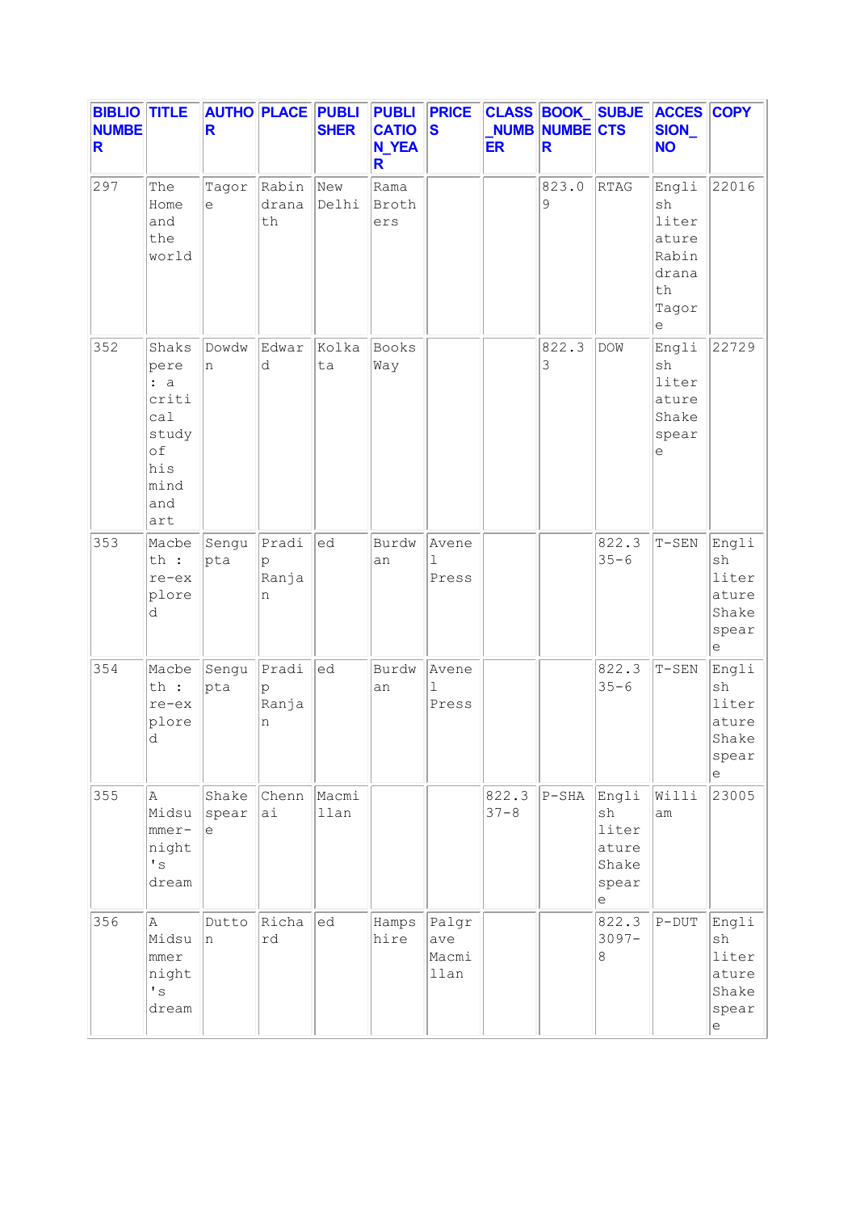| BIBLIO NUMBER | TITLE | AUTHOR | PLACE | PUBLISHER | PUBLICATION_YEAR | PRICES | CLASS_NUMBER | BOOK_NUMBER | SUBJECTS | ACCESSION_NO | COPY |
|---|---|---|---|---|---|---|---|---|---|---|---|
| 297 | The Home and the world | Tagore | Rabindranath | New Delhi | Rama Brothers | | | 823.09 | RTAG | English literature Rabindranath Tagore | 22016 |
| 352 | Shakspere : a critical study of his mind and art | Dowdwn | Edward | Kolkata | Books Way | | | 822.33 | DOW | English literature Shakespeare | 22729 |
| 353 | Macbeth : re-explored | Sengupta | Pradip Ranjan | ed | Burdwan | Avenel Press | | | 822.335-6 | T-SEN | English literature Shakespeare |
| 354 | Macbeth : re-explored | Sengupta | Pradip Ranjan | ed | Burdwan | Avenel Press | | | 822.335-6 | T-SEN | English literature Shakespeare |
| 355 | A Midsummer-night's dream | Shakespeare | Chennai | Macmillan | | | 822.337-8 | P-SHA | English literature Shakespeare | William | 23005 |
| 356 | A Midsummer night's dream | Dutton | Richard | ed | Hampshire | Palgrave Macmillan | | | 822.33097-8 | P-DUT | English literature Shakespeare |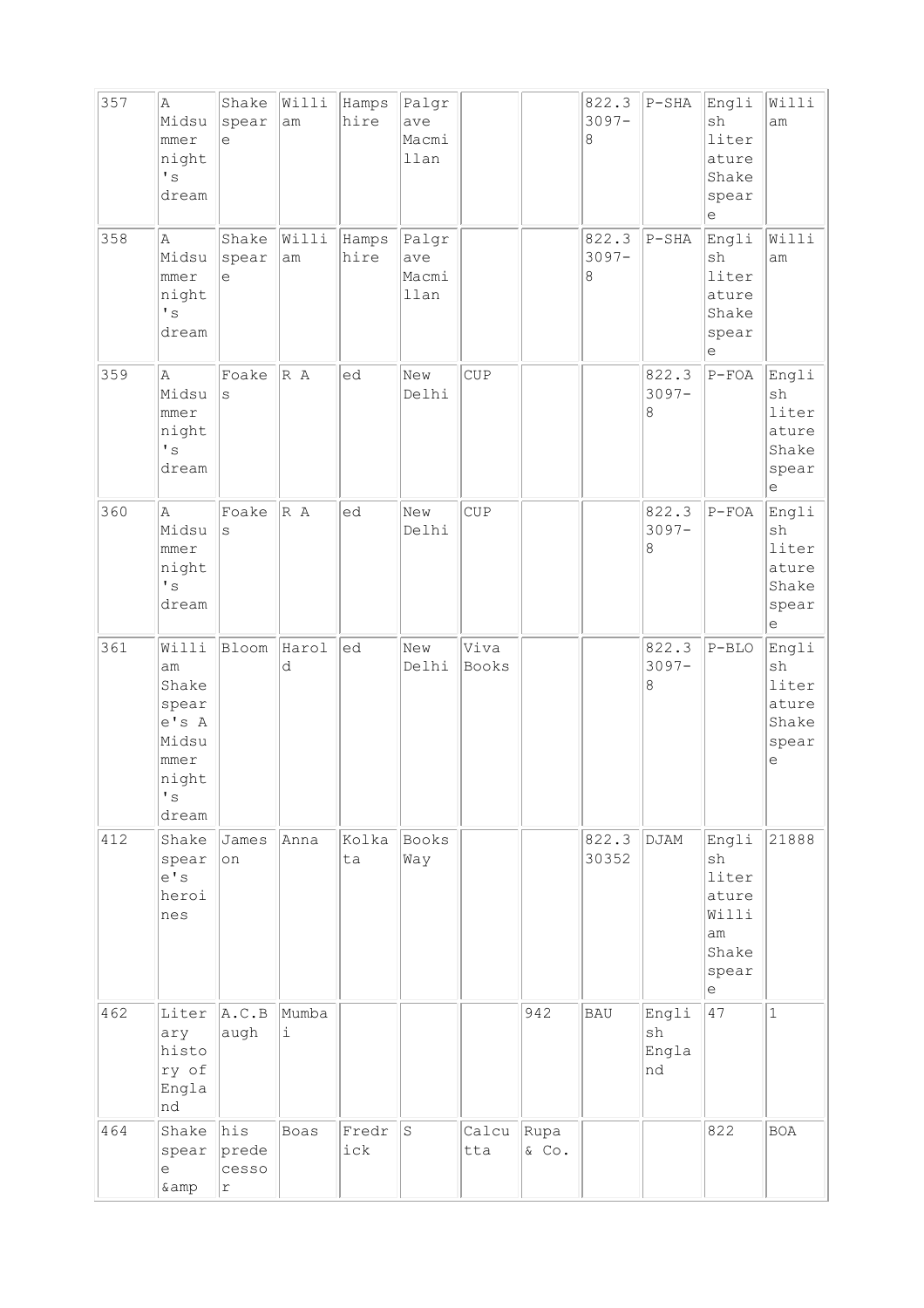| 357 | A Midsummer night's dream | Shakespeare | William | Hampshire | Palgrave Macmillan | | | 822.33097-8 | P-SHA | English literature Shakespeare | William |
|---|---|---|---|---|---|---|---|---|---|---|---|
| 358 | A Midsummer night's dream | Shakespeare | William | Hampshire | Palgrave Macmillan | | | 822.33097-8 | P-SHA | English literature Shakespeare | William |
| 359 | A Midsummer night's dream | Foakes | R A | ed | New Delhi | CUP | | | 822.33097-8 | P-FOA | English literature Shakespeare |
| 360 | A Midsummer night's dream | Foakes | R A | ed | New Delhi | CUP | | | 822.33097-8 | P-FOA | English literature Shakespeare |
| 361 | William Shakespeare's A Midsummer night's dream | Bloom | Harold | ed | New Delhi | Viva Books | | | 822.33097-8 | P-BLO | English literature Shakespeare |
| 412 | Shakespeare's heroines | Jameson | Anna | Kolkata | Books Way | | | 822.330352 | DJAM | English literature William Shakespeare | 21888 |
| 462 | Literary history of England | A.C.Baugh | Mumbai | | | | 942 | BAU | English England | 47 | 1 |
| 464 | Shakespeare &amp | his predecessor | Boas | Fredrick | S | Calcutta | Rupa & Co. | | | 822 | BOA |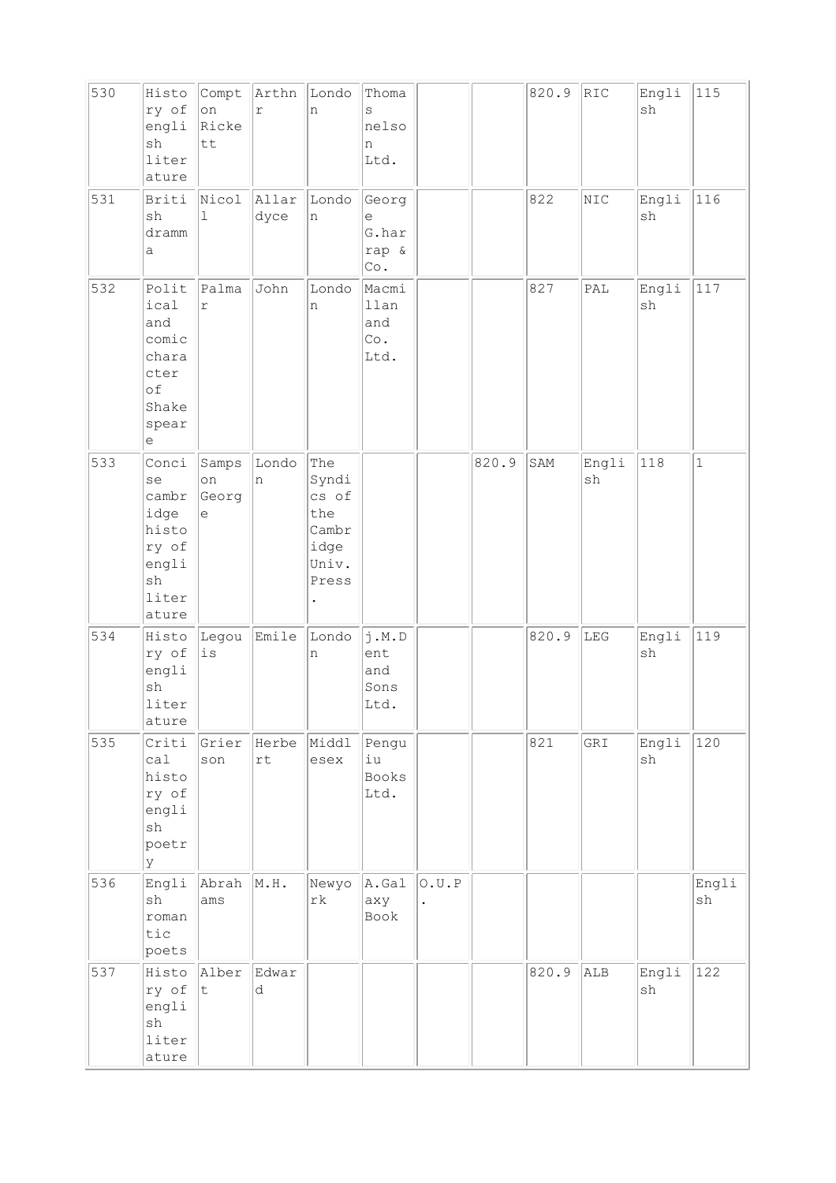| 530 | History of english literature | Compton Rickett | Arthnr | London | Thomas nelson Ltd. | | | 820.9 | RIC | English | 115 |
|---|---|---|---|---|---|---|---|---|---|---|---|
| 531 | British dramma | Nicoll | Allardyce | London | George G.harrap & Co. | | | 822 | NIC | English | 116 |
| 532 | Political and comic character of Shakespeare | Palmar | John | London | Macmillan and Co. Ltd. | | | 827 | PAL | English | 117 |
| 533 | Concise cambridge history of english literature | Sampson George | London | The Syndics of the Cambridge Univ. Press. | | | 820.9 | SAM | English | 118 | 1 |
| 534 | History of english literature | Legouis | Emile | London | j.M.Dent and Sons Ltd. | | | 820.9 | LEG | English | 119 |
| 535 | Critical history of english poetry | Grierson | Herbert | Middlesex | Penguiu Books Ltd. | | | 821 | GRI | English | 120 |
| 536 | English romantic poets | Abrahams | M.H. | Newyork | A.Galaxy Book | O.U.P. | | | | | English |
| 537 | History of english literature | Albert | Edward | | | | | 820.9 | ALB | English | 122 |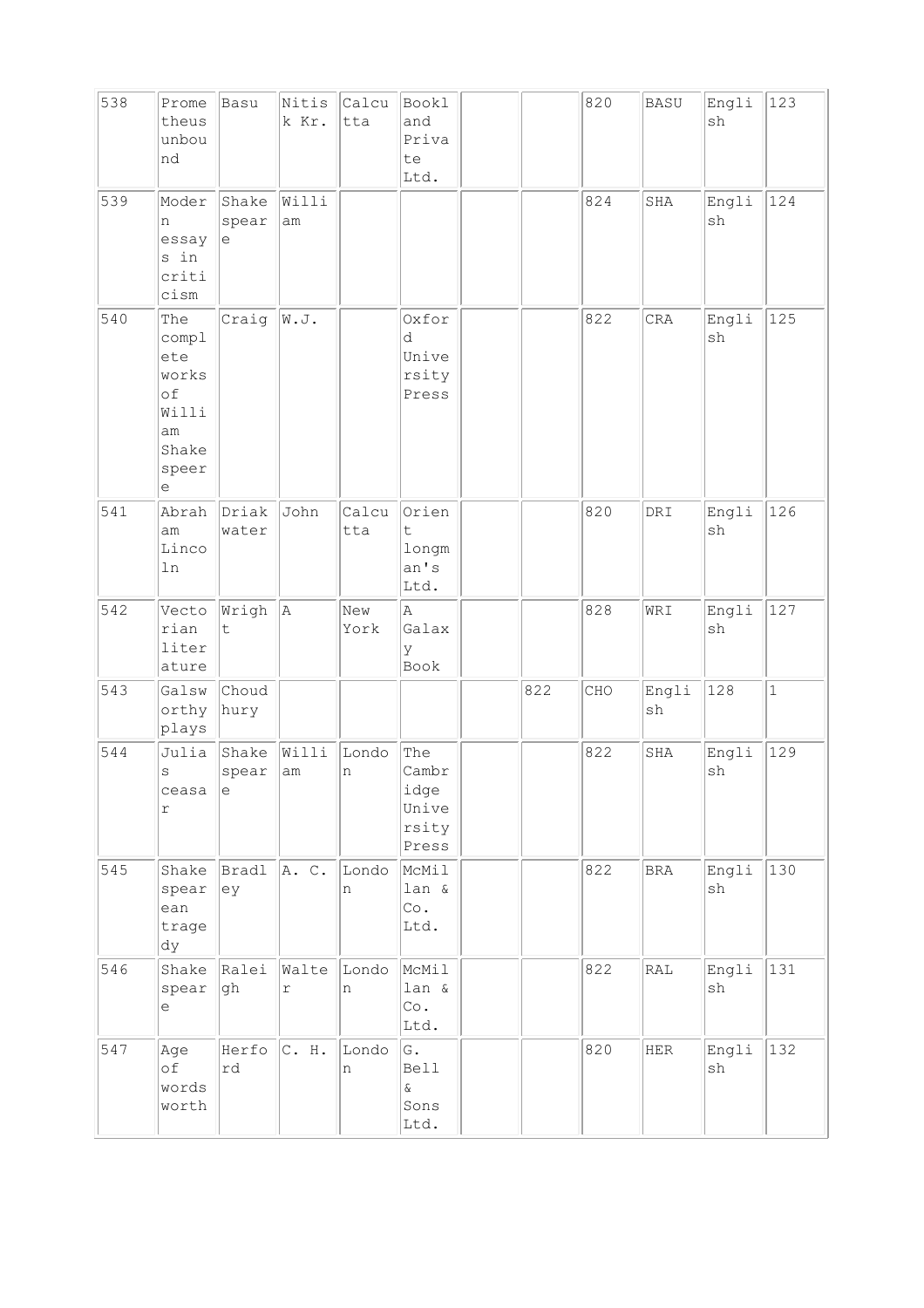| 538 | Prometheus unbound | Basu | Nitisk Kr. | Calcutta | Bookland Private Ltd. | | | 820 | BASU | English | 123 |
|---|---|---|---|---|---|---|---|---|---|---|---|
| 539 | Modern essays in criticism | Shakespeare | William | | | | | 824 | SHA | English | 124 |
| 540 | The complete works of William Shakespeare | Craig | W.J. | | Oxford University Press | | | 822 | CRA | English | 125 |
| 541 | Abraham Lincoln | Driakwater | John | Calcutta | Orient longman's Ltd. | | | 820 | DRI | English | 126 |
| 542 | Vectorian literature | Wright | A | New York | A Galaxy Book | | | 828 | WRI | English | 127 |
| 543 | Galsworthy plays | Choudhury | | | | | 822 | CHO | English | 128 | 1 |
| 544 | Julias ceasar | Shakespeare | William | London | The Cambridge University Press | | | 822 | SHA | English | 129 |
| 545 | Shakespearean tragedy | Bradley | A. C. | London | McMillan & Co. Ltd. | | | 822 | BRA | English | 130 |
| 546 | Shakespeare | Raleigh | Walter | London | McMillan & Co. Ltd. | | | 822 | RAL | English | 131 |
| 547 | Age of wordsworth | Herford | C. H. | London | G. Bell & Sons Ltd. | | | 820 | HER | English | 132 |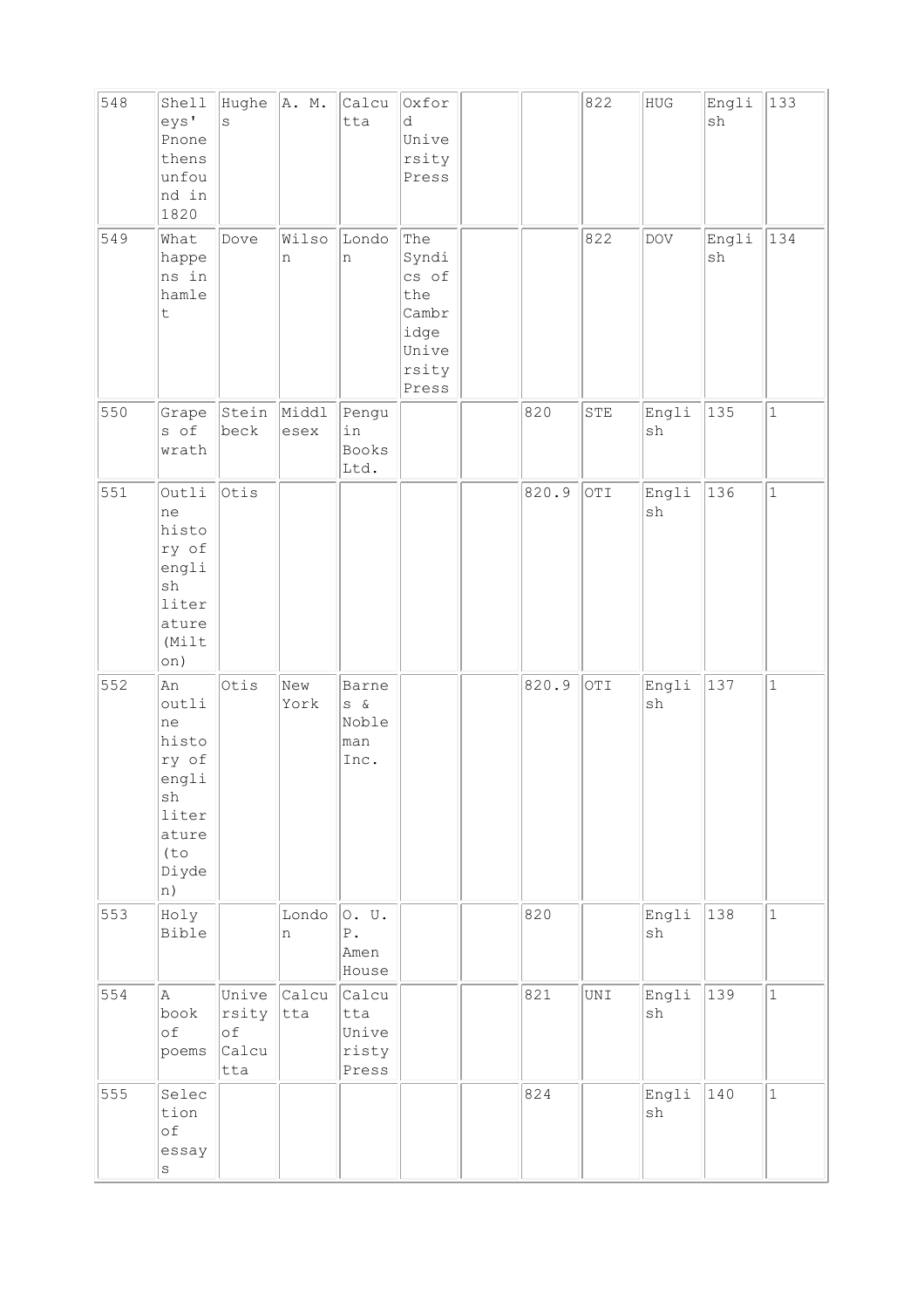| | | | | | | | | | | | |
|---|---|---|---|---|---|---|---|---|---|---|---|
| 548 | Shelleys' Pnonethens unfound in 1820 | Hughes | A. M. | Calcutta | Oxford University Press | | | 822 | HUG | English | 133 |
| 549 | What happens in hamlet | Dove | Wilson | London | The Syndics of the Cambridge University Press | | | 822 | DOV | English | 134 |
| 550 | Grapes of wrath | Steinbeck | Middlesex | Penguin Books Ltd. | | | 820 | STE | English | 135 | 1 |
| 551 | Outline history of english literature (Milton) | Otis | | | | | 820.9 | OTI | English | 136 | 1 |
| 552 | An outline history of english literature (to Diyden) | Otis | New York | Barnes & Nobleman Inc. | | | 820.9 | OTI | English | 137 | 1 |
| 553 | Holy Bible | | London | O. U. P. Amen House | | | 820 | | English | 138 | 1 |
| 554 | A book of poems | University of Calcutta | Calcutta | Calcutta Universty Press | | | 821 | UNI | English | 139 | 1 |
| 555 | Selection of essays | | | | | | 824 | | English | 140 | 1 |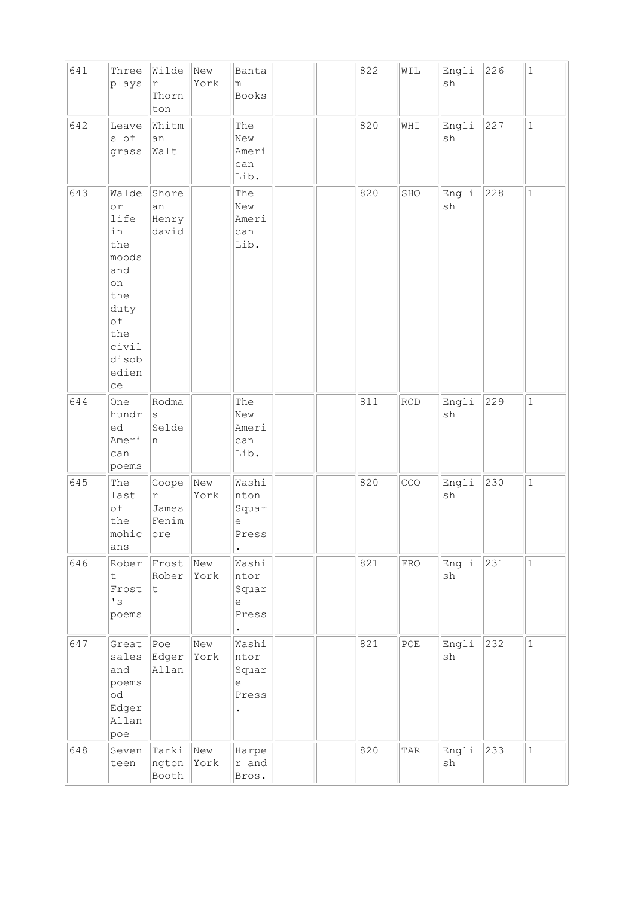| 641 | Three plays | Wilder Thornton | New York | Bantam Books | | | 822 | WIL | English | 226 | 1 |
|---|---|---|---|---|---|---|---|---|---|---|---|
| 642 | Leaves of grass | Whitman Walt | | The New American Lib. | | | 820 | WHI | English | 227 | 1 |
| 643 | Walde or life in the moods and on the duty of the civil disobedience | Shorean Henry david | | The New American Lib. | | | 820 | SHO | English | 228 | 1 |
| 644 | One hundred American poems | Rodmas Selden | | The New American Lib. | | | 811 | ROD | English | 229 | 1 |
| 645 | The last of the mohicans | Cooper James Fenimore | New York | Washinton Square Press. | | | 820 | COO | English | 230 | 1 |
| 646 | Robert Frost's poems | Frost Robert | New York | Washintor Square Press. | | | 821 | FRO | English | 231 | 1 |
| 647 | Great sales and poems od Edger Allan poe | Poe Edger Allan | New York | Washintor Square Press. | | | 821 | POE | English | 232 | 1 |
| 648 | Seventeen | Tarkington Booth | New York | Harper and Bros. | | | 820 | TAR | English | 233 | 1 |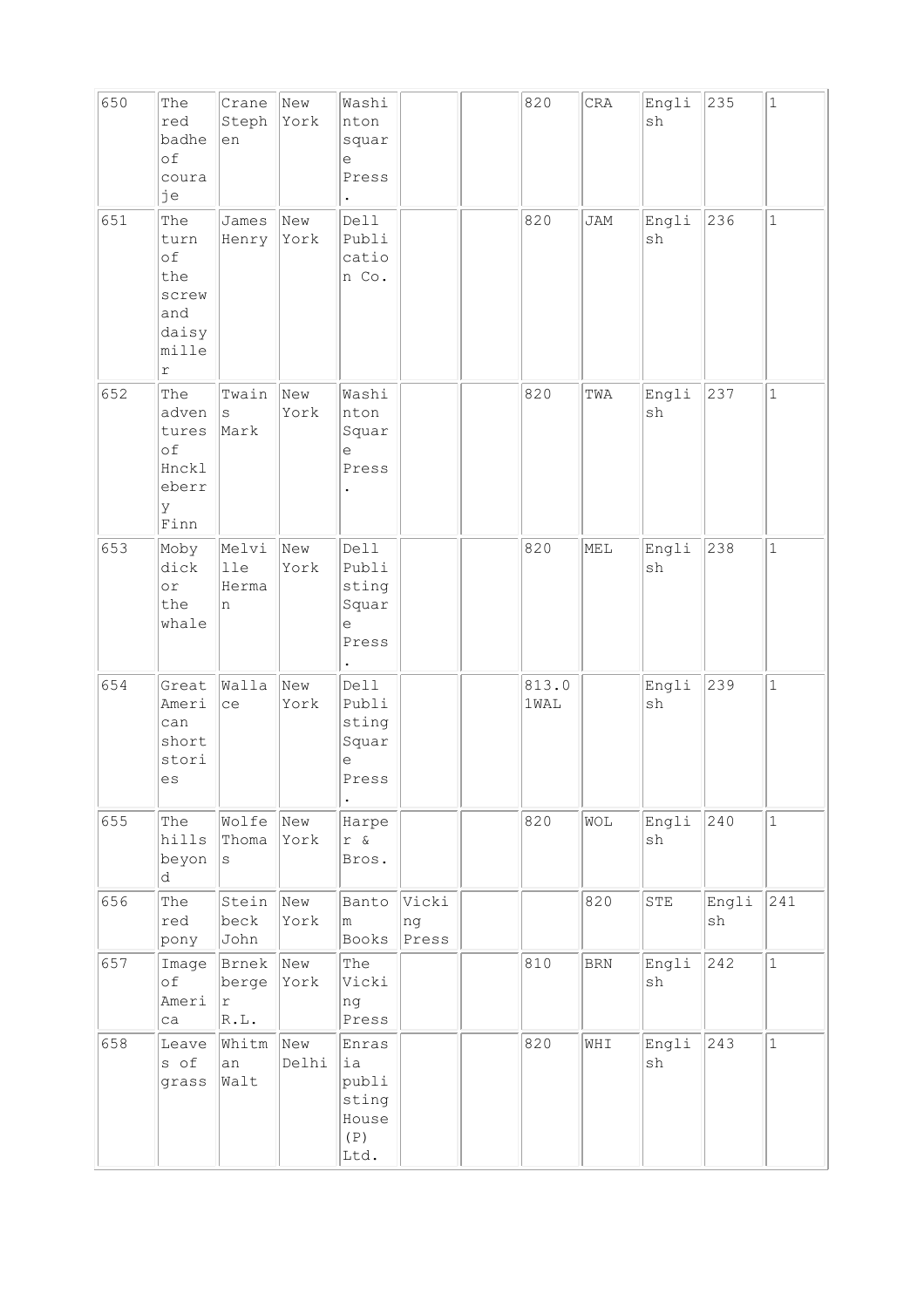| 650 | The red badhe of couraje | Crane Stephen | New York | Washinton square Press. | | | 820 | CRA | English | 235 | 1 |
|---|---|---|---|---|---|---|---|---|---|---|---|
| 651 | The turn of the screw and daisy miller | James Henry | New York | Dell Publication Co. | | | 820 | JAM | English | 236 | 1 |
| 652 | The adventures of Hnckleberry Finn | Twains Mark | New York | Washinton Square Press. | | | 820 | TWA | English | 237 | 1 |
| 653 | Moby dick or the whale | Melville Herman | New York | Dell Publisting Square Press. | | | 820 | MEL | English | 238 | 1 |
| 654 | Great American short stories | Wallace | New York | Dell Publisting Square Press. | | | 813.01WAL | | English | 239 | 1 |
| 655 | The hills beyond | Wolfe Thomas | New York | Harper & Bros. | | | 820 | WOL | English | 240 | 1 |
| 656 | The red pony | Steinbeck John | New York | Bantom Books | Vicking Press | | | 820 | STE | English | 241 |
| 657 | Image of America | Brnekberger R.L. | New York | The Vicking Press | | | 810 | BRN | English | 242 | 1 |
| 658 | Leaves of grass | Whitman Walt | New Delhi | Enrasia publisting House (P) Ltd. | | | 820 | WHI | English | 243 | 1 |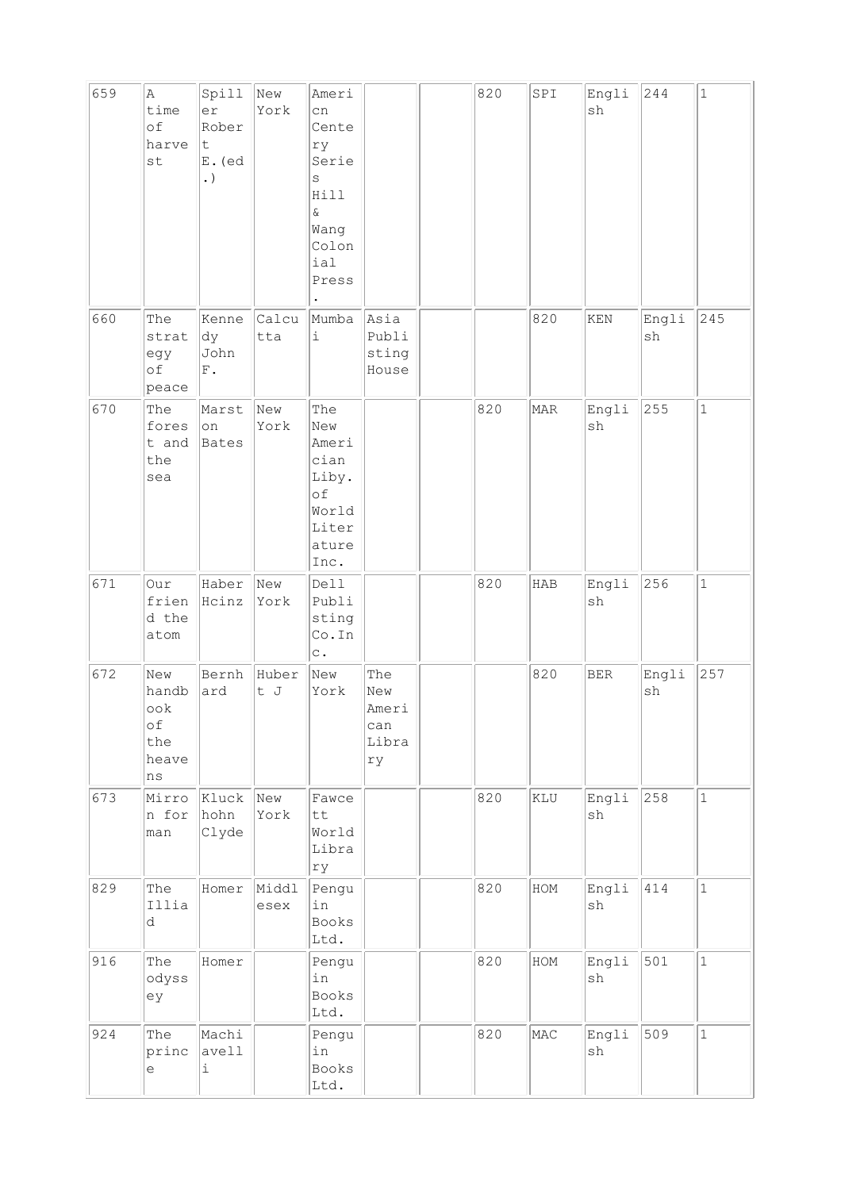| | | | | | | | | | | | |
|---|---|---|---|---|---|---|---|---|---|---|---|
| 659 | A time of harvest | Spiller Robert E.(ed.) | New York | Americn Century Series Hill & Wang Colonial Press. | | | 820 | SPI | English | 244 | 1 |
| 660 | The strategy of peace | Kennedy John F. | Calcutta | Mumbai | Asia Publisting House | | | 820 | KEN | English | 245 |
| 670 | The forest and the sea | Marston Bates | New York | The New Americian Liby. of World Literature Inc. | | | 820 | MAR | English | 255 | 1 |
| 671 | Our friend the atom | Haber Hcinz | New York | Dell Publisting Co.Inc. | | | 820 | HAB | English | 256 | 1 |
| 672 | New handbook of the heavens | Bernhard | Hubert J | New York | The New American Library | | | 820 | BER | English | 257 |
| 673 | Mirron for man | Kluckhohn Clyde | New York | Fawcett World Library | | | 820 | KLU | English | 258 | 1 |
| 829 | The Illiad | Homer | Middlesex | Penguin Books Ltd. | | | 820 | HOM | English | 414 | 1 |
| 916 | The odyssey | Homer | | Penguin Books Ltd. | | | 820 | HOM | English | 501 | 1 |
| 924 | The prince | Machiavelli | | Penguin Books Ltd. | | | 820 | MAC | English | 509 | 1 |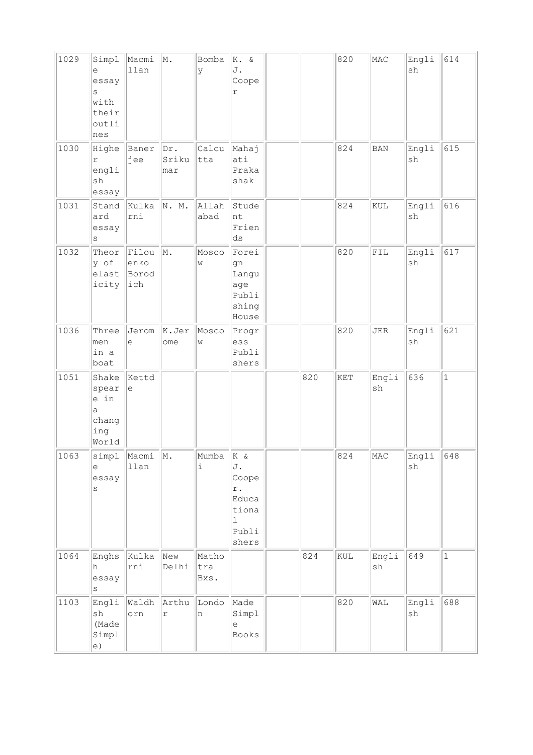| 1029 | Simple essays with their outlines | Macmillan | M. | Bombay | K. & J. Cooper | | | 820 | MAC | English | 614 | |
|---|---|---|---|---|---|---|---|---|---|---|---|---|
| 1030 | Higher english essay | Banerjee | Dr. Srikumar | Calcutta | Mahajati Prakashak | | | 824 | BAN | English | 615 | |
| 1031 | Standard essays | Kulkarni | N. M. | Allahabad | Student Friends | | | 824 | KUL | English | 616 | |
| 1032 | Theory of elasticity | Filouenko Borodich | M. | Moscow | Foreign Language Publishing House | | | 820 | FIL | English | 617 | |
| 1036 | Three men in a boat | Jerome | K.Jerome | Moscow | Progress Publishers | | | 820 | JER | English | 621 | |
| 1051 | Shakespeare in a changing World | Kettde | | | | | 820 | KET | English | 636 | 1 | |
| 1063 | simple essays | Macmillan | M. | Mumbai | K & J. Cooper. Educational Publishers | | | 824 | MAC | English | 648 | |
| 1064 | Enghsh essays | Kulkarni | New Delhi | Mathotra Bxs. | | | 824 | KUL | English | 649 | 1 | |
| 1103 | English (Made Simple) | Waldhorn | Arthur | London | Made Simple Books | | | 820 | WAL | English | 688 | |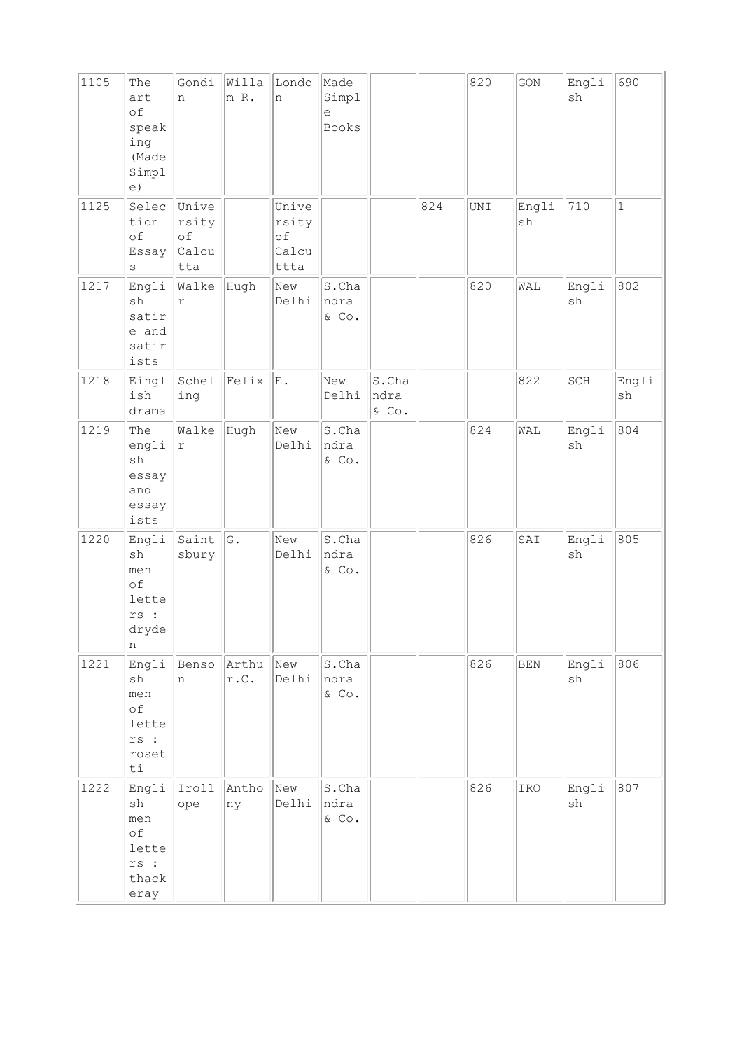| 1105 | The art of speaking (Made Simple) | Gondin | William R. | London | Made Simple Books | | | 820 | GON | English | 690 |
|---|---|---|---|---|---|---|---|---|---|---|---|
| 1125 | Selection of Essays | University of Calcutta | | University of Calcuttta | | | 824 | UNI | English | 710 | 1 |
| 1217 | English satire and satirists | Walker | Hugh | New Delhi | S.Chandra & Co. | | | 820 | WAL | English | 802 |
| 1218 | Einglish drama | Schelling | Felix | E. | New Delhi | S.Chandra & Co. | | | 822 | SCH | English |
| 1219 | The english essay and essayists | Walker | Hugh | New Delhi | S.Chandra & Co. | | | 824 | WAL | English | 804 |
| 1220 | English men of letters : dryden | Saintsbury | G. | New Delhi | S.Chandra & Co. | | | 826 | SAI | English | 805 |
| 1221 | English men of letters : rosetti | Benson | Arthur.C. | New Delhi | S.Chandra & Co. | | | 826 | BEN | English | 806 |
| 1222 | English men of letters : thackeray | Irollope | Anthony | New Delhi | S.Chandra & Co. | | | 826 | IRO | English | 807 |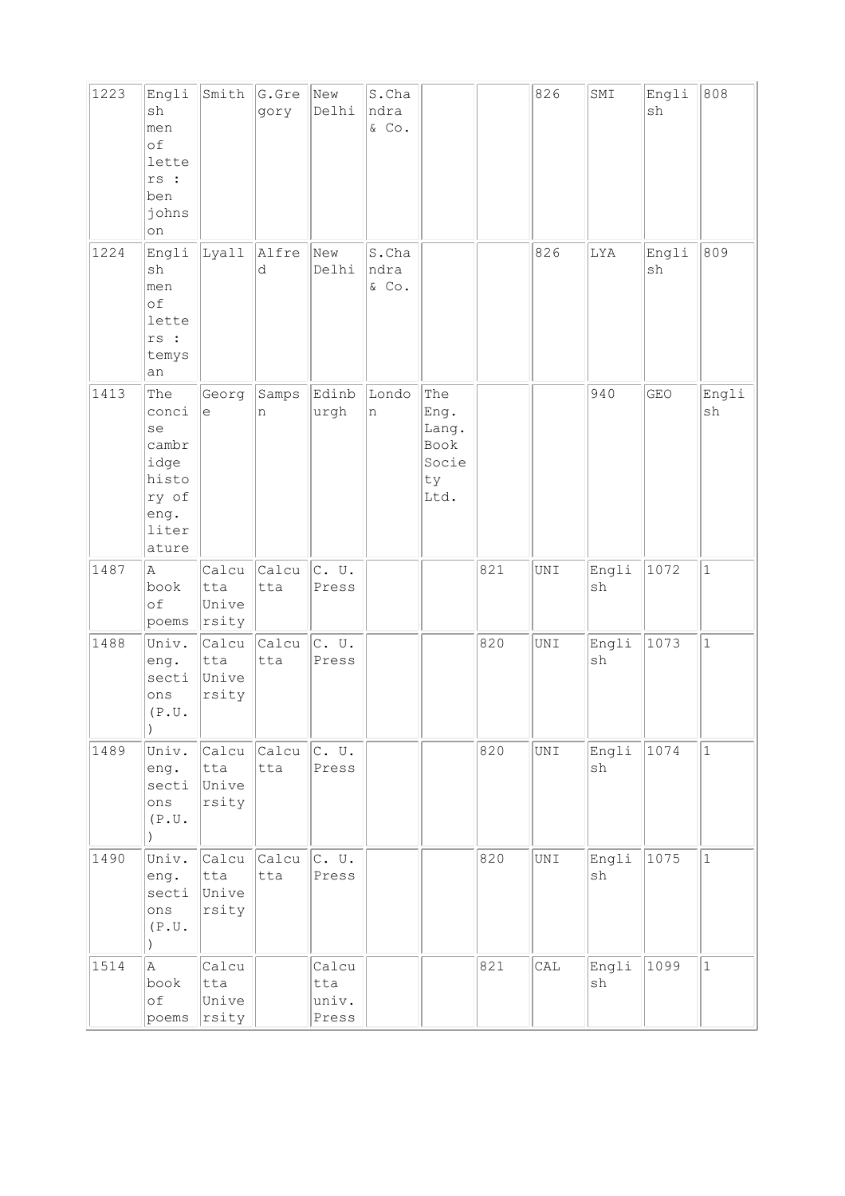| 1223 | English men of letters : ben johnson | Smith | G.Gregory | New Delhi | S.Chandra & Co. | | | 826 | SMI | English | 808 |
|---|---|---|---|---|---|---|---|---|---|---|---|
| 1224 | English men of letters : temysan | Lyall | Alfred | New Delhi | S.Chandra & Co. | | | 826 | LYA | English | 809 |
| 1413 | The concise cambridge history of eng. literature | George | Sampsn | Edinburgh | London | The Eng. Lang. Book Society Ltd. | | | 940 | GEO | English |
| 1487 | A book of poems | Calcutta University | Calcutta | C. U. Press | | | 821 | UNI | English | 1072 | 1 |
| 1488 | Univ. eng. sections (P.U. ) | Calcutta University | Calcutta | C. U. Press | | | 820 | UNI | English | 1073 | 1 |
| 1489 | Univ. eng. sections (P.U. ) | Calcutta University | Calcutta | C. U. Press | | | 820 | UNI | English | 1074 | 1 |
| 1490 | Univ. eng. sections (P.U. ) | Calcutta University | Calcutta | C. U. Press | | | 820 | UNI | English | 1075 | 1 |
| 1514 | A book of poems | Calcutta University | | Calcutta univ. Press | | | 821 | CAL | English | 1099 | 1 |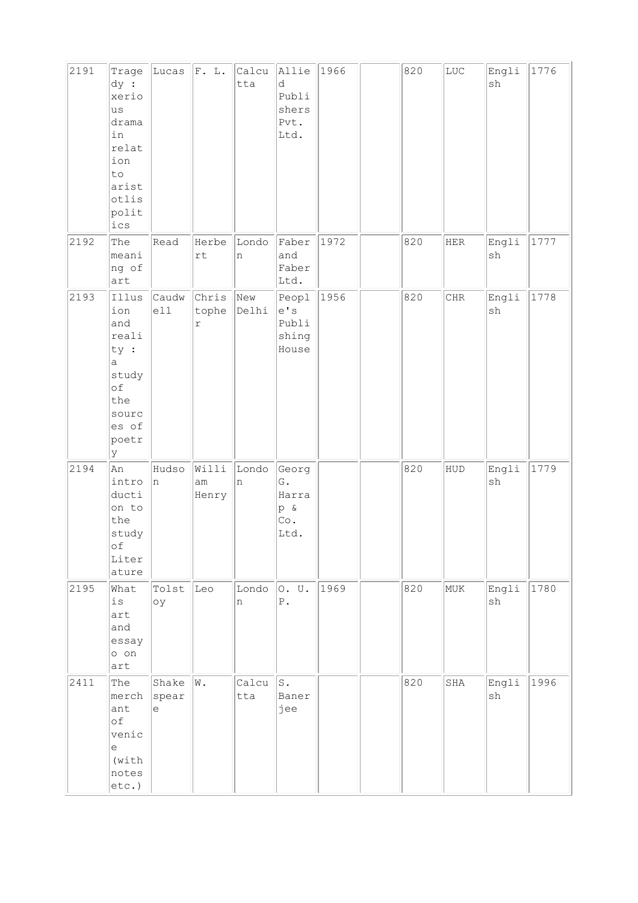| 2191 | Tragedy : xerious drama in relation to aristotlis politics | Lucas | F. L. | Calcutta | Allied Publishers Pvt. Ltd. | 1966 | | 820 | LUC | English | 1776 |
|---|---|---|---|---|---|---|---|---|---|---|---|
| 2192 | The meaning of art | Read | Herbert | London | Faber and Faber Ltd. | 1972 | | 820 | HER | English | 1777 |
| 2193 | Illusion and reality : a study of the sources of poetry | Caudwell | Christopher | New Delhi | People's Publishing House | 1956 | | 820 | CHR | English | 1778 |
| 2194 | An introduction to the study of Literature | Hudson | William Henry | London | George G. Harrap & Co. Ltd. | | | 820 | HUD | English | 1779 |
| 2195 | What is art and essayo on art | Tolstoy | Leo | London | O. U. P. | 1969 | | 820 | MUK | English | 1780 |
| 2411 | The merchant of venice (with notes etc.) | Shakespeare | W. | Calcutta | S. Banerjee | | | 820 | SHA | English | 1996 |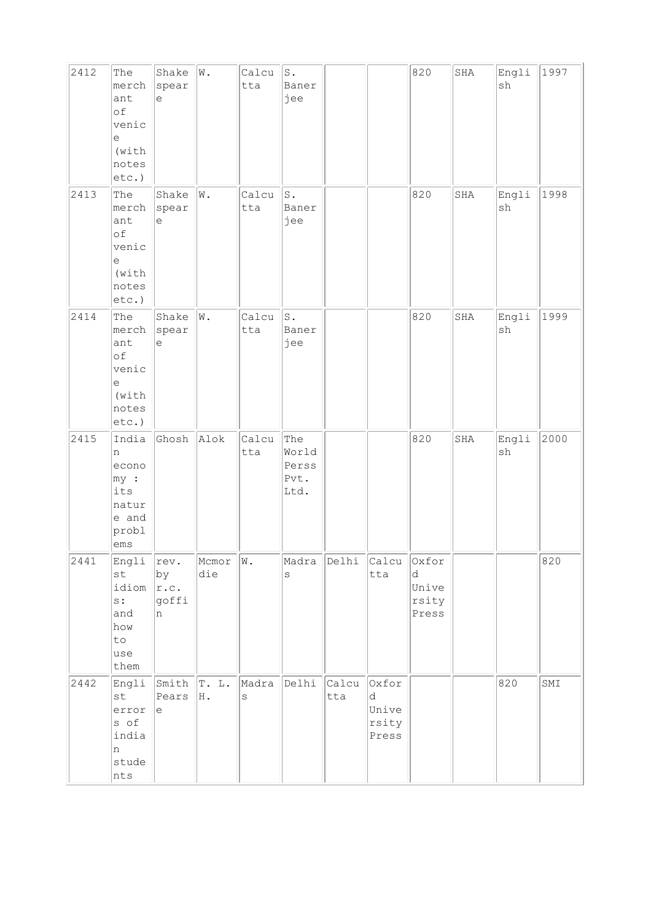| 2412 | The merchant of venice (with notes etc.) | Shakespeare | W. | Calcutta | S. Banerjee | | | 820 | SHA | English | 1997 |
|---|---|---|---|---|---|---|---|---|---|---|---|
| 2413 | The merchant of venice (with notes etc.) | Shakespeare | W. | Calcutta | S. Banerjee | | | 820 | SHA | English | 1998 |
| 2414 | The merchant of venice (with notes etc.) | Shakespeare | W. | Calcutta | S. Banerjee | | | 820 | SHA | English | 1999 |
| 2415 | Indian economy : its nature and problems | Ghosh | Alok | Calcutta | The World Perss Pvt. Ltd. | | | 820 | SHA | English | 2000 |
| 2441 | Englist idioms: and how to use them | rev. by r.c. goffin | Mcmordie | W. | Madras | Delhi | Calcutta | Oxford University Press | | | 820 |
| 2442 | Englist errors of indian students | Smith Pearse | T. L. H. | Madras | Delhi | Calcutta | Oxford University Press | | | 820 | SMI |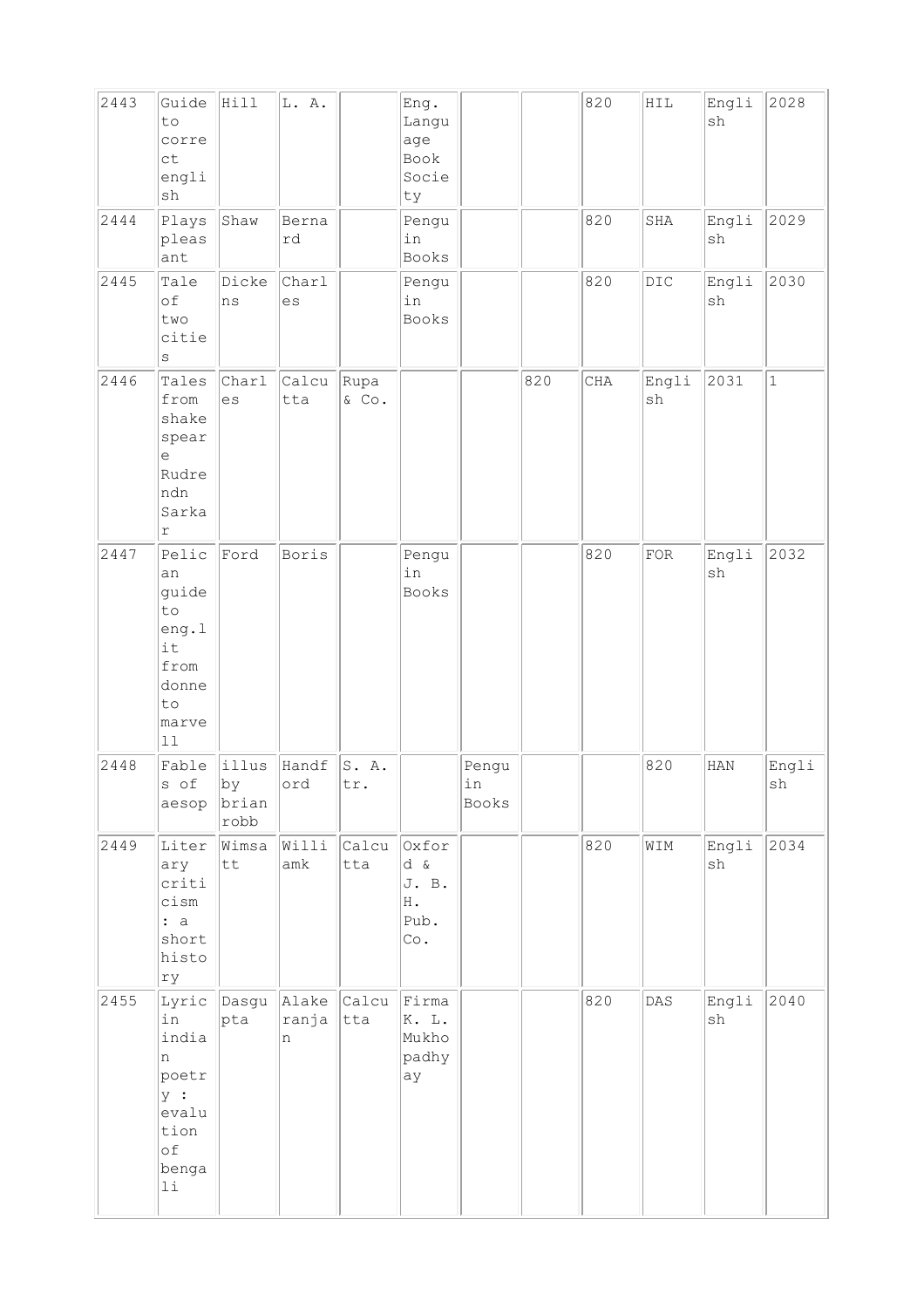| | | | | | | | | | | | |
|---|---|---|---|---|---|---|---|---|---|---|---|
| 2443 | Guide to correct english | Hill | L. A. | | Eng. Language Book Society | | | 820 | HIL | English | 2028 |
| 2444 | Plays pleasant | Shaw | Bernard | | Penguin Books | | | 820 | SHA | English | 2029 |
| 2445 | Tale of two cities | Dickens | Charles | | Penguin Books | | | 820 | DIC | English | 2030 |
| 2446 | Tales from shakespeare Rudrendn Sarkar | Charles | Calcutta | Rupa & Co. | | | 820 | CHA | English | 2031 | 1 |
| 2447 | Pelican guide to eng.lit from donne to marvell | Ford | Boris | | Penguin Books | | | 820 | FOR | English | 2032 |
| 2448 | Fables of aesop | illus by brian robb | Handford | S. A. tr. | | Penguin Books | | | 820 | HAN | English |
| 2449 | Literary criticism : a short history | Wimsatt | Williamk | Calcutta | Oxford & J. B. H. Pub. Co. | | | 820 | WIM | English | 2034 |
| 2455 | Lyric in indian poetry : evalution of bengali | Dasgupta | Alakeranjan | Calcutta | Firma K. L. Mukhopadhyay | | | 820 | DAS | English | 2040 |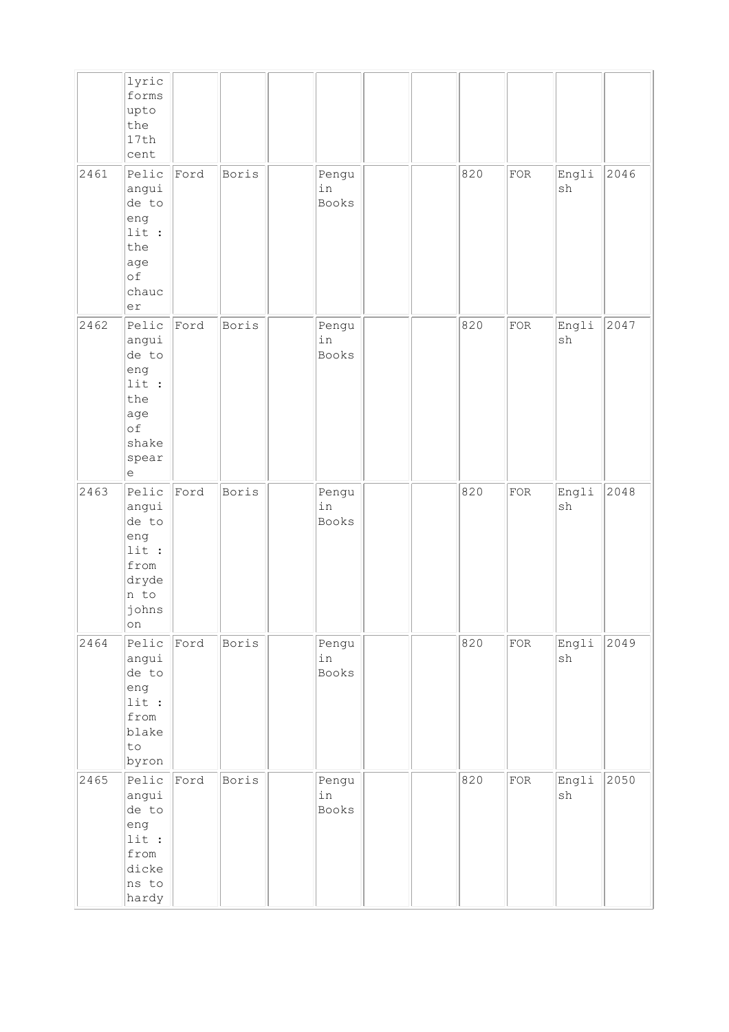| | | | | | | | | | | | |
|---|---|---|---|---|---|---|---|---|---|---|---|
| | lyric forms upto the 17th cent | | | | | | | | | | |
| 2461 | Pelicanguide to eng lit : the age of chaucer | Ford | Boris | | Penguin Books | | | 820 | FOR | English | 2046 |
| 2462 | Pelicanguide to eng lit : the age of shakespeare | Ford | Boris | | Penguin Books | | | 820 | FOR | English | 2047 |
| 2463 | Pelicanguide to eng lit : from dryden to johnson | Ford | Boris | | Penguin Books | | | 820 | FOR | English | 2048 |
| 2464 | Pelicanguide to eng lit : from blake to byron | Ford | Boris | | Penguin Books | | | 820 | FOR | English | 2049 |
| 2465 | Pelicanguide to eng lit : from dickens to hardy | Ford | Boris | | Penguin Books | | | 820 | FOR | English | 2050 |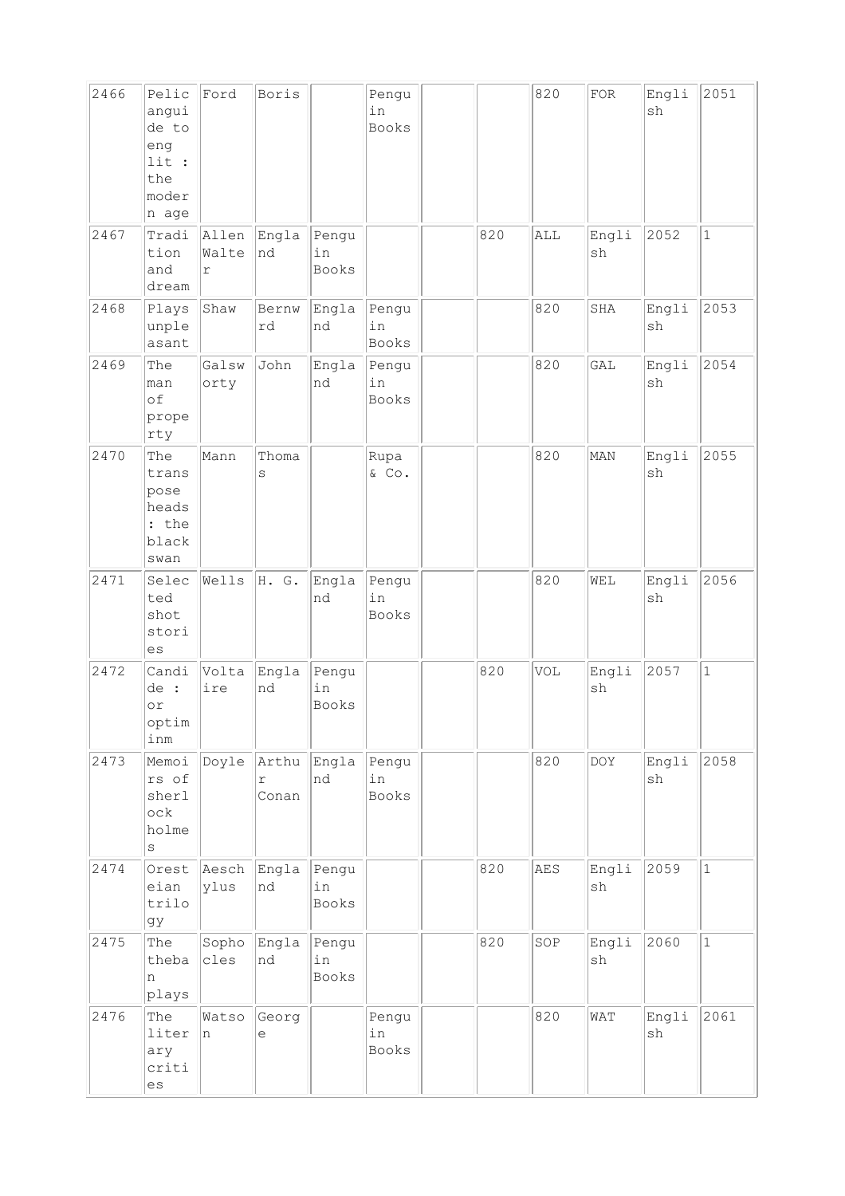| | | | | | | | | | | | |
|---|---|---|---|---|---|---|---|---|---|---|---|
| 2466 | Pelic anguide to eng lit : the modern age | Ford | Boris | | Penguin Books | | | 820 | FOR | English | 2051 |
| 2467 | Tradition and dream | Allen Walter | England | Penguin Books | | | 820 | ALL | English | 2052 | 1 |
| 2468 | Plays unpleasant | Shaw | Bernwrd | England | Penguin Books | | | 820 | SHA | English | 2053 |
| 2469 | The man of property | Galsworty | John | England | Penguin Books | | | 820 | GAL | English | 2054 |
| 2470 | The transpose heads : the black swan | Mann | Thomas | | Rupa & Co. | | | 820 | MAN | English | 2055 |
| 2471 | Selected shot stories | Wells | H. G. | England | Penguin Books | | | 820 | WEL | English | 2056 |
| 2472 | Candide : or optiminm | Voltaire | England | Penguin Books | | | 820 | VOL | English | 2057 | 1 |
| 2473 | Memoirs of sherlock holmes | Doyle | Arthur Conan | England | Penguin Books | | | 820 | DOY | English | 2058 |
| 2474 | Oresteian trilogy | Aeschylus | England | Penguin Books | | | 820 | AES | English | 2059 | 1 |
| 2475 | The theban plays | Sophocles | England | Penguin Books | | | 820 | SOP | English | 2060 | 1 |
| 2476 | The literary crities | Watson | George | | Penguin Books | | | 820 | WAT | English | 2061 |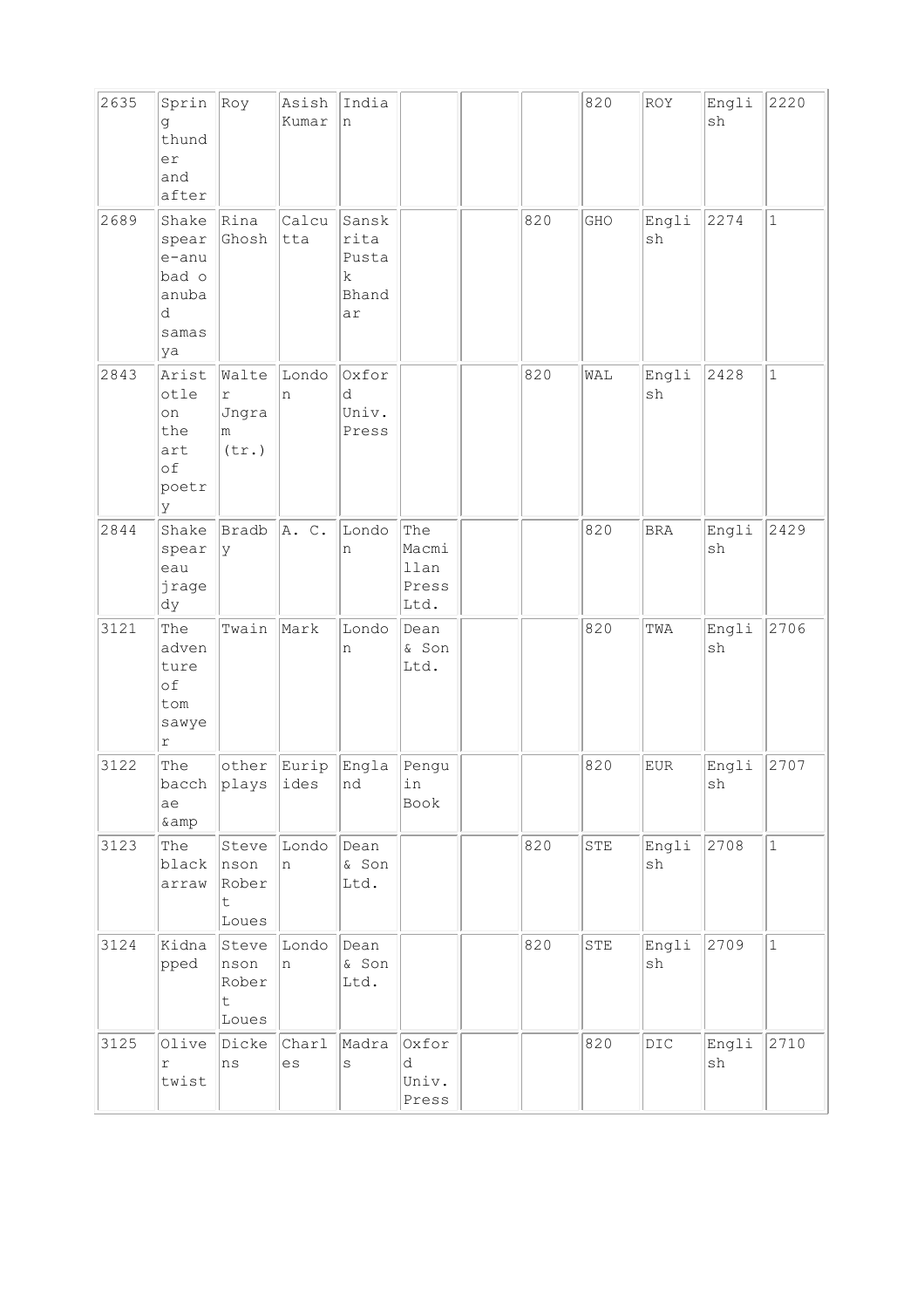| 2635 | Spring thunder and after | Roy | Asish Kumar | Indian | | | | 820 | ROY | English | 2220 |
|---|---|---|---|---|---|---|---|---|---|---|---|
| 2689 | Shakespeare-anubad o anubad samasya | Rina Ghosh | Calcutta | Sanskrita Pustak Bhandar | | | 820 | GHO | English | 2274 | 1 |
| 2843 | Aristotle on the art of poetry | Walter Jngram (tr.) | London | Oxford Univ. Press | | | 820 | WAL | English | 2428 | 1 |
| 2844 | Shakespeareau jragedy | Bradby | A. C. | London | The Macmillan Press Ltd. | | | 820 | BRA | English | 2429 |
| 3121 | The adventure of tom sawyer | Twain | Mark | London | Dean & Son Ltd. | | | 820 | TWA | English | 2706 |
| 3122 | The bacchae &amp | other plays | Euripides | England | Penguin Book | | | 820 | EUR | English | 2707 |
| 3123 | The black arraw | Stevenson Robert Loues | London | Dean & Son Ltd. | | | 820 | STE | English | 2708 | 1 |
| 3124 | Kidnapped | Stevenson Robert Loues | London | Dean & Son Ltd. | | | 820 | STE | English | 2709 | 1 |
| 3125 | Oliver twist | Dickens | Charles | Madras | Oxford Univ. Press | | | 820 | DIC | English | 2710 |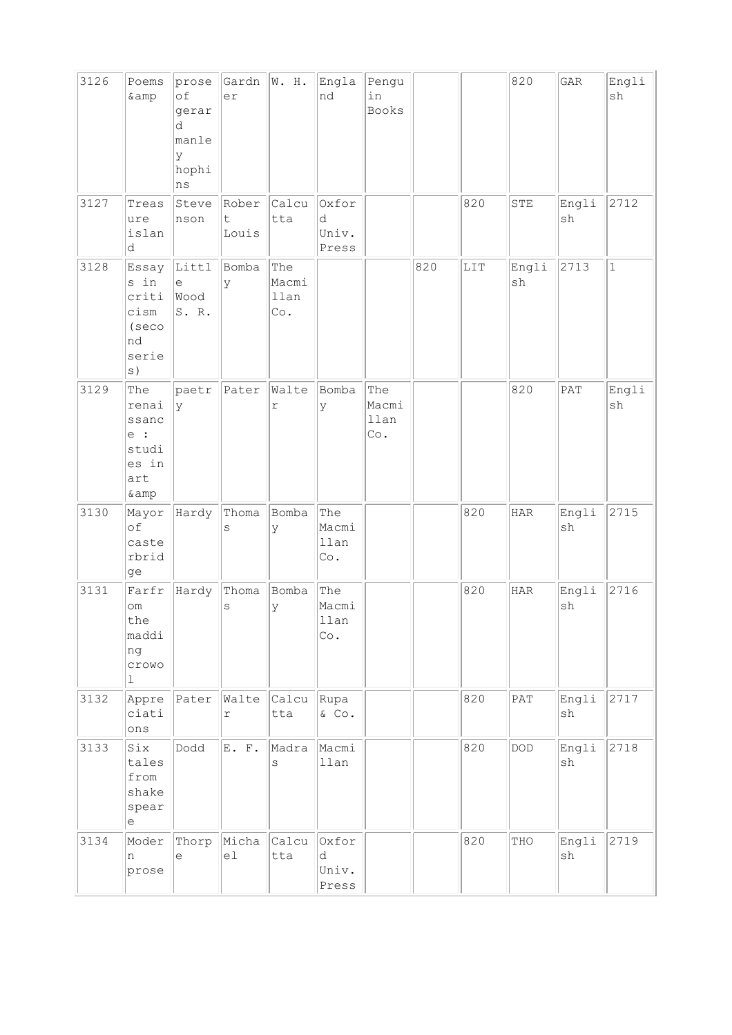| 3126 | Poems &amp | prose of gerard manley hophins | Gardner | W. H. | England | Penguin Books | | | 820 | GAR | English |
|---|---|---|---|---|---|---|---|---|---|---|---|
| 3127 | Treasure island | Stevenson | Robert Louis | Calcutta | Oxford Univ. Press | | | 820 | STE | English | 2712 |
| 3128 | Essays in criticism (second series) | Little Wood S. R. | Bombay | The Macmillan Co. | | | 820 | LIT | English | 2713 | 1 |
| 3129 | The renaissance : studies in art &amp | paetry | Pater | Walter | Bombay | The Macmillan Co. | | | 820 | PAT | English |
| 3130 | Mayor of casterbridge | Hardy | Thomas | Bombay | The Macmillan Co. | | | 820 | HAR | English | 2715 |
| 3131 | Farfrom the madding crowol | Hardy | Thomas | Bombay | The Macmillan Co. | | | 820 | HAR | English | 2716 |
| 3132 | Appreciations | Pater | Walter | Calcutta | Rupa & Co. | | | 820 | PAT | English | 2717 |
| 3133 | Six tales from shakespeare | Dodd | E. F. | Madras | Macmillan | | | 820 | DOD | English | 2718 |
| 3134 | Modern prose | Thorpe | Michael | Calcutta | Oxford Univ. Press | | | 820 | THO | English | 2719 |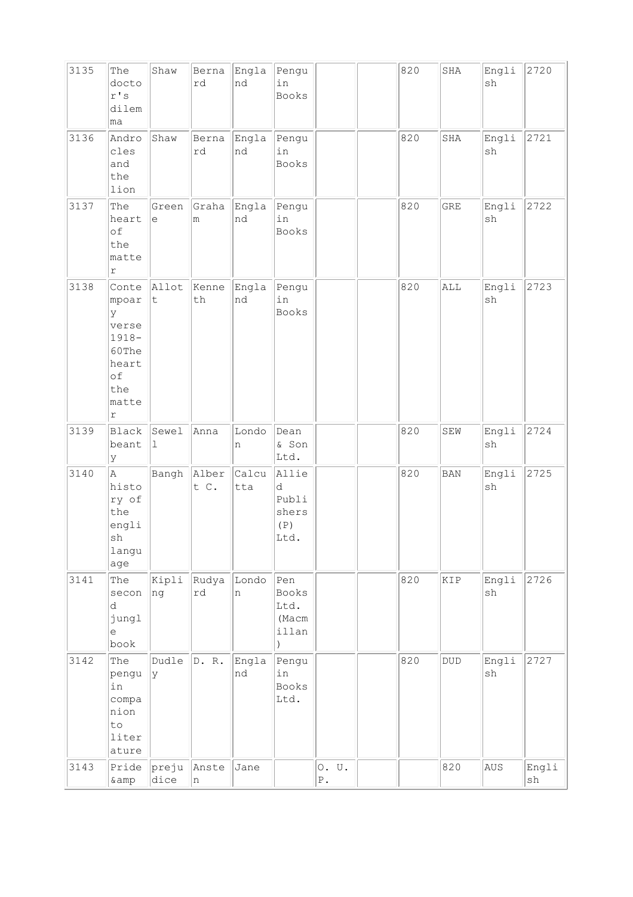| 3135 | The doctor's dilemma | Shaw | Bernard | England | Penguin Books | | | 820 | SHA | English | 2720 |
|---|---|---|---|---|---|---|---|---|---|---|---|
| 3136 | Androcles and the lion | Shaw | Bernard | England | Penguin Books | | | 820 | SHA | English | 2721 |
| 3137 | The heart of the matter | Greene | Graham | England | Penguin Books | | | 820 | GRE | English | 2722 |
| 3138 | Contempoary verse 1918-60The heart of the matter | Allott | Kenneth | England | Penguin Books | | | 820 | ALL | English | 2723 |
| 3139 | Black beanty | Sewell | Anna | London | Dean & Son Ltd. | | | 820 | SEW | English | 2724 |
| 3140 | A history of the english language | Bangh | Albert C. | Calcutta | Allied Publishers (P) Ltd. | | | 820 | BAN | English | 2725 |
| 3141 | The second jungle book | Kipling | Rudyard | London | Pen Books Ltd. (Macmillan) | | | 820 | KIP | English | 2726 |
| 3142 | The penguin companion to literature | Dudley | D. R. | England | Penguin Books Ltd. | | | 820 | DUD | English | 2727 |
| 3143 | Pride &amp | prejudice | Ansten | Jane | | O. U. P. | | | 820 | AUS | English |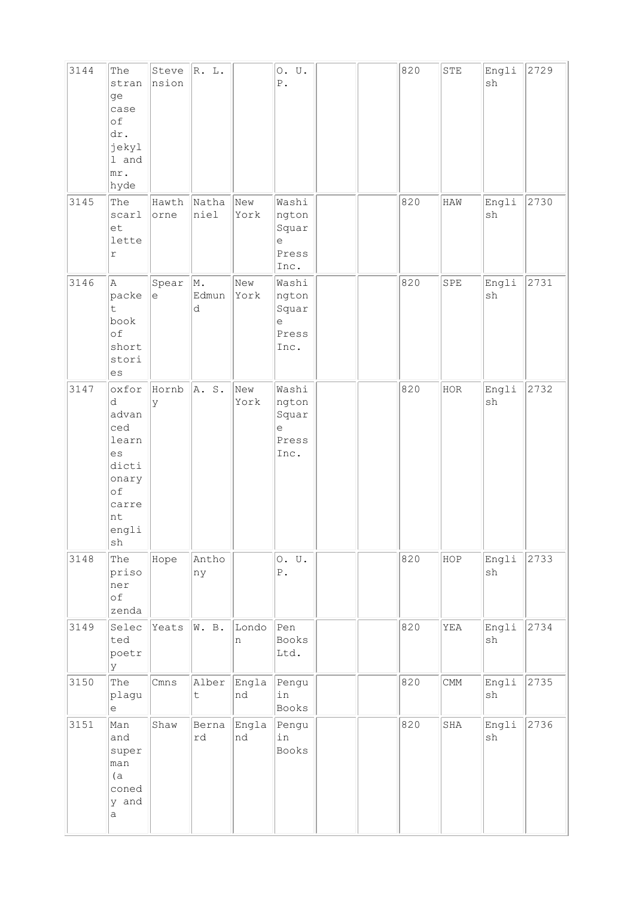| 3144 | The strange case of dr. jekyll and mr. hyde | Stevension | R. L. | | O. U. P. | | | 820 | STE | English | 2729 |
|---|---|---|---|---|---|---|---|---|---|---|---|
| 3145 | The scarlet letter | Hawthorne | Nathaniel | New York | Washington Square Press Inc. | | | 820 | HAW | English | 2730 |
| 3146 | A packet book of short stories | Speare | M. Edmund | New York | Washington Square Press Inc. | | | 820 | SPE | English | 2731 |
| 3147 | oxford advanced learnes dictionary of carrent english | Hornby | A. S. | New York | Washington Square Press Inc. | | | 820 | HOR | English | 2732 |
| 3148 | The prisoner of zenda | Hope | Anthony | | O. U. P. | | | 820 | HOP | English | 2733 |
| 3149 | Selected poetry | Yeats | W. B. | London | Pen Books Ltd. | | | 820 | YEA | English | 2734 |
| 3150 | The plague | Cmns | Albert | England | Penguin Books | | | 820 | CMM | English | 2735 |
| 3151 | Man and superman (a conedy and a | Shaw | Bernard | England | Penguin Books | | | 820 | SHA | English | 2736 |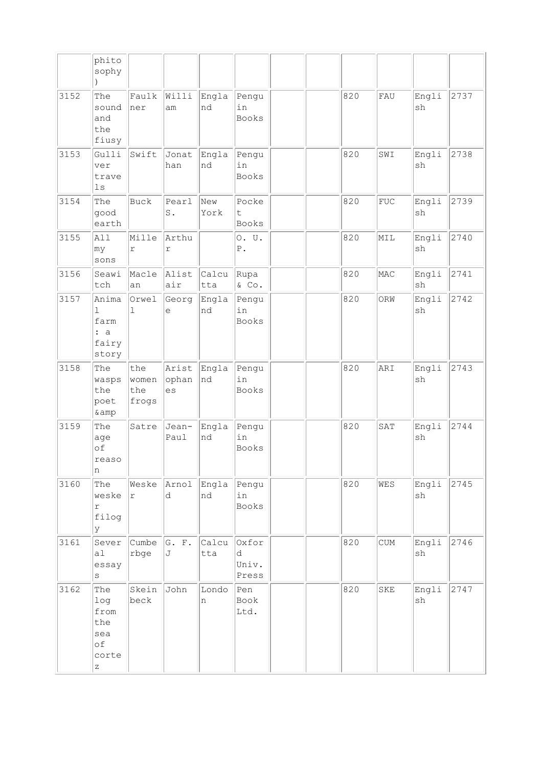| | phitosophy) | | | | | | | | | | |
|---|---|---|---|---|---|---|---|---|---|---|---|
| 3152 | The sound and the fiusy | Faulkner | William | England | Penguin Books | | | 820 | FAU | English | 2737 |
| 3153 | Gulliver travels | Swift | Jonathan | England | Penguin Books | | | 820 | SWI | English | 2738 |
| 3154 | The good earth | Buck | Pearl S. | New York | Pocket Books | | | 820 | FUC | English | 2739 |
| 3155 | All my sons | Miller | Arthur | | O. U. P. | | | 820 | MIL | English | 2740 |
| 3156 | Seawitch | Maclean | Alistair | Calcutta | Rupa & Co. | | | 820 | MAC | English | 2741 |
| 3157 | Animal farm : a fairy story | Orwell | George | England | Penguin Books | | | 820 | ORW | English | 2742 |
| 3158 | The wasps the poet &amp | the women the frogs | Aristophanes | England | Penguin Books | | | 820 | ARI | English | 2743 |
| 3159 | The age of reason | Satre | Jean-Paul | England | Penguin Books | | | 820 | SAT | English | 2744 |
| 3160 | The wesker filogy | Wesker | Arnold | England | Penguin Books | | | 820 | WES | English | 2745 |
| 3161 | Several essays | Cumberbge | G. F. J | Calcutta | Oxford Univ. Press | | | 820 | CUM | English | 2746 |
| 3162 | The log from the sea of cortez | Skeinbeck | John | London | Pen Book Ltd. | | | 820 | SKE | English | 2747 |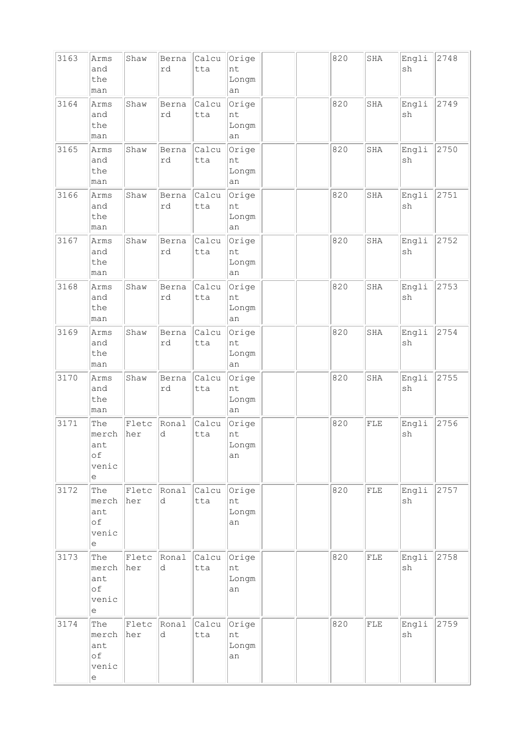| 3163 | Arms and the man | Shaw | Bernard | Calcutta | Origent Longman | | | 820 | SHA | English | 2748 |
|---|---|---|---|---|---|---|---|---|---|---|---|
| 3164 | Arms and the man | Shaw | Bernard | Calcutta | Origent Longman | | | 820 | SHA | English | 2749 |
| 3165 | Arms and the man | Shaw | Bernard | Calcutta | Origent Longman | | | 820 | SHA | English | 2750 |
| 3166 | Arms and the man | Shaw | Bernard | Calcutta | Origent Longman | | | 820 | SHA | English | 2751 |
| 3167 | Arms and the man | Shaw | Bernard | Calcutta | Origent Longman | | | 820 | SHA | English | 2752 |
| 3168 | Arms and the man | Shaw | Bernard | Calcutta | Origent Longman | | | 820 | SHA | English | 2753 |
| 3169 | Arms and the man | Shaw | Bernard | Calcutta | Origent Longman | | | 820 | SHA | English | 2754 |
| 3170 | Arms and the man | Shaw | Bernard | Calcutta | Origent Longman | | | 820 | SHA | English | 2755 |
| 3171 | The merchant of venice | Fletcher | Ronald | Calcutta | Origent Longman | | | 820 | FLE | English | 2756 |
| 3172 | The merchant of venice | Fletcher | Ronald | Calcutta | Origent Longman | | | 820 | FLE | English | 2757 |
| 3173 | The merchant of venice | Fletcher | Ronald | Calcutta | Origent Longman | | | 820 | FLE | English | 2758 |
| 3174 | The merchant of venice | Fletcher | Ronald | Calcutta | Origent Longman | | | 820 | FLE | English | 2759 |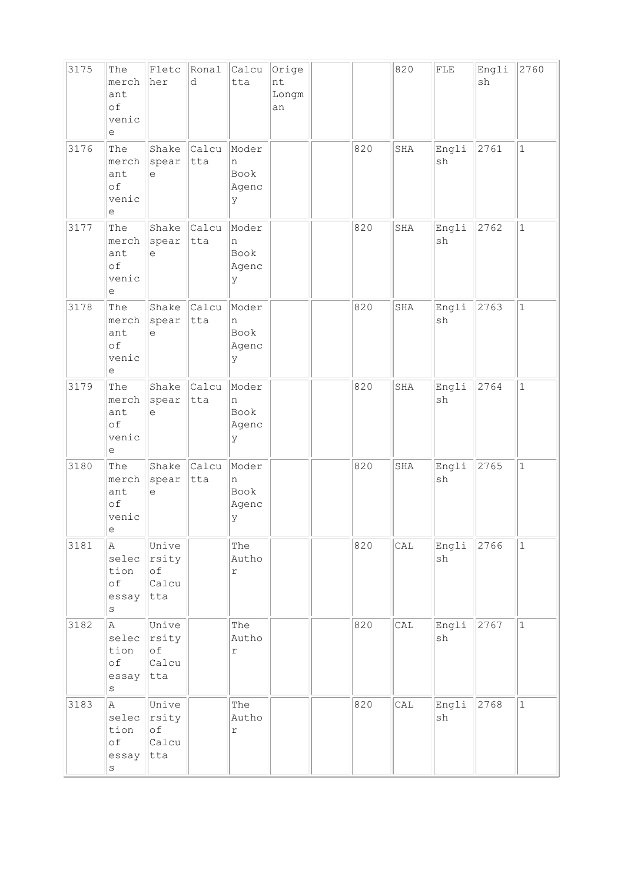| 3175 | The merchant of venice | Fletcher | Ronald | Calcutta | Origent Longman | | | 820 | FLE | English | 2760 |
|---|---|---|---|---|---|---|---|---|---|---|---|
| 3176 | The merchant of venice | Shakespeare | Calcutta | Modern Book Agency | | | 820 | SHA | English | 2761 | 1 |
| 3177 | The merchant of venice | Shakespeare | Calcutta | Modern Book Agency | | | 820 | SHA | English | 2762 | 1 |
| 3178 | The merchant of venice | Shakespeare | Calcutta | Modern Book Agency | | | 820 | SHA | English | 2763 | 1 |
| 3179 | The merchant of venice | Shakespeare | Calcutta | Modern Book Agency | | | 820 | SHA | English | 2764 | 1 |
| 3180 | The merchant of venice | Shakespeare | Calcutta | Modern Book Agency | | | 820 | SHA | English | 2765 | 1 |
| 3181 | A selection of essays | University of Calcutta | | The Author | | | 820 | CAL | English | 2766 | 1 |
| 3182 | A selection of essays | University of Calcutta | | The Author | | | 820 | CAL | English | 2767 | 1 |
| 3183 | A selection of essays | University of Calcutta | | The Author | | | 820 | CAL | English | 2768 | 1 |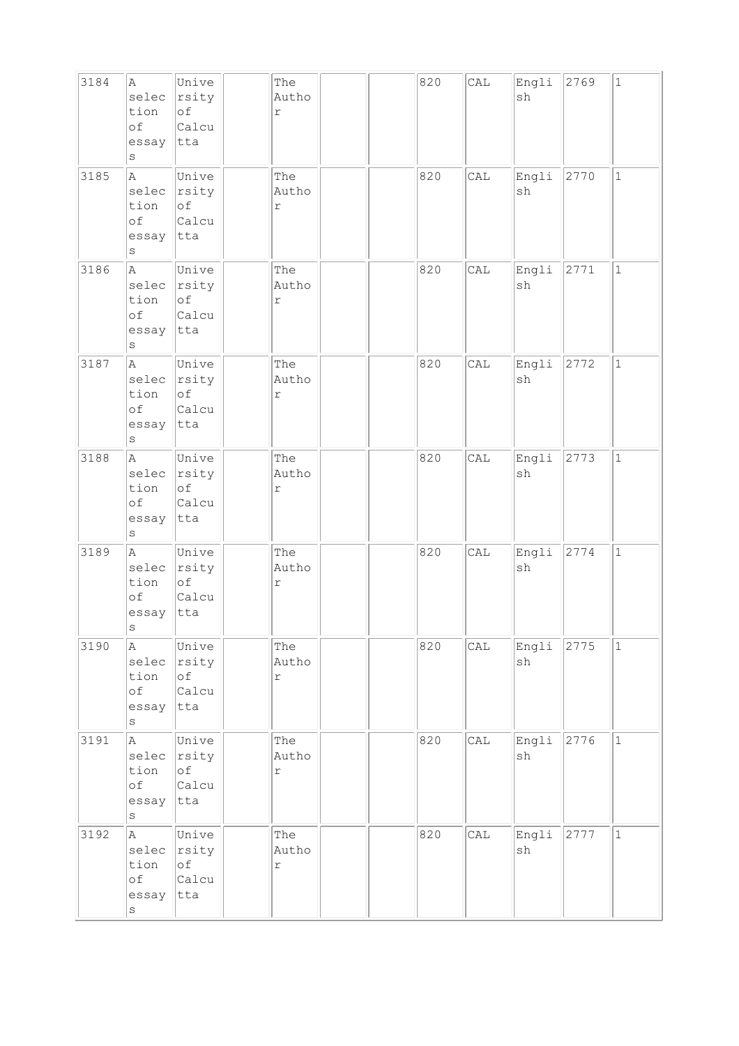| 3184 | A selection of essays | University of Calcutta | | The Author | | | 820 | CAL | English | 2769 | 1 |
|---|---|---|---|---|---|---|---|---|---|---|---|
| 3185 | A selection of essays | University of Calcutta | | The Author | | | 820 | CAL | English | 2770 | 1 |
| 3186 | A selection of essays | University of Calcutta | | The Author | | | 820 | CAL | English | 2771 | 1 |
| 3187 | A selection of essays | University of Calcutta | | The Author | | | 820 | CAL | English | 2772 | 1 |
| 3188 | A selection of essays | University of Calcutta | | The Author | | | 820 | CAL | English | 2773 | 1 |
| 3189 | A selection of essays | University of Calcutta | | The Author | | | 820 | CAL | English | 2774 | 1 |
| 3190 | A selection of essays | University of Calcutta | | The Author | | | 820 | CAL | English | 2775 | 1 |
| 3191 | A selection of essays | University of Calcutta | | The Author | | | 820 | CAL | English | 2776 | 1 |
| 3192 | A selection of essays | University of Calcutta | | The Author | | | 820 | CAL | English | 2777 | 1 |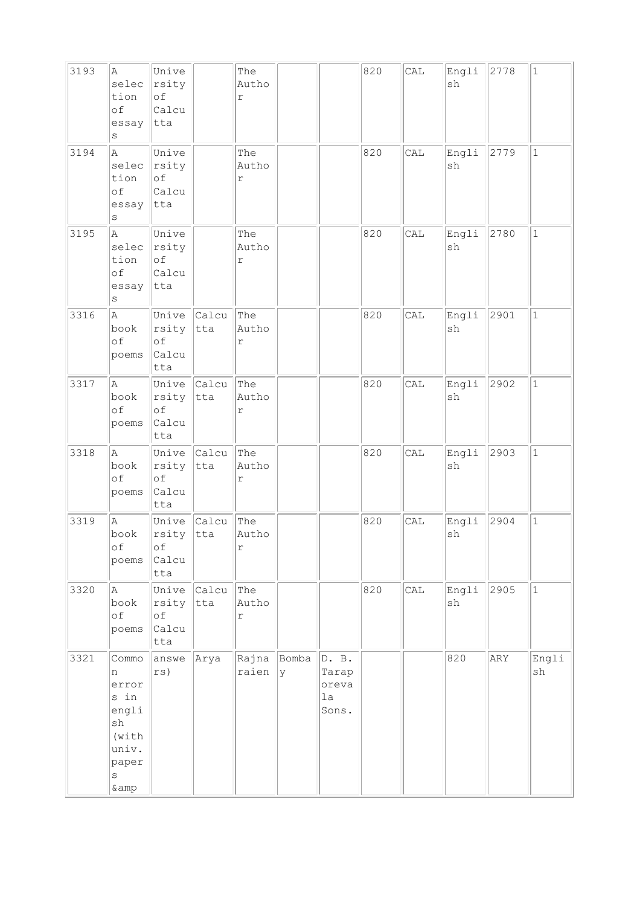| | | | | | | | | | | | |
|---|---|---|---|---|---|---|---|---|---|---|---|
| 3193 | A selection of essays | University of Calcutta | | The Author | | | 820 | CAL | English | 2778 | 1 |
| 3194 | A selection of essays | University of Calcutta | | The Author | | | 820 | CAL | English | 2779 | 1 |
| 3195 | A selection of essays | University of Calcutta | | The Author | | | 820 | CAL | English | 2780 | 1 |
| 3316 | A book of poems | University of Calcutta | Calcutta | The Author | | | 820 | CAL | English | 2901 | 1 |
| 3317 | A book of poems | University of Calcutta | Calcutta | The Author | | | 820 | CAL | English | 2902 | 1 |
| 3318 | A book of poems | University of Calcutta | Calcutta | The Author | | | 820 | CAL | English | 2903 | 1 |
| 3319 | A book of poems | University of Calcutta | Calcutta | The Author | | | 820 | CAL | English | 2904 | 1 |
| 3320 | A book of poems | University of Calcutta | Calcutta | The Author | | | 820 | CAL | English | 2905 | 1 |
| 3321 | Common errors in english (with univ. papers &amp | answers) | Arya | Rajnaraien | Bombay | D. B. Taraporevala Sons. | | | 820 | ARY | English |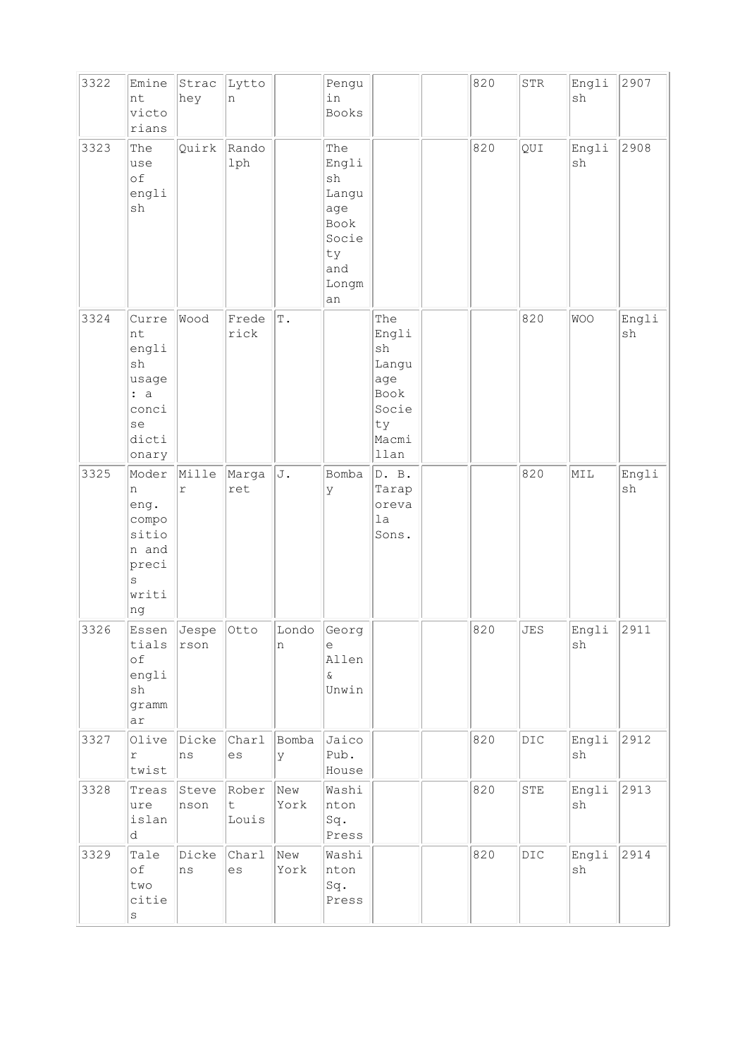| | | | | | | | | | | | |
|---|---|---|---|---|---|---|---|---|---|---|---|
| 3322 | Eminent victorians | Strachey | Lytton | | Penguin Books | | | 820 | STR | English | 2907 |
| 3323 | The use of english | Quirk | Randolph | | The English Language Book Society and Longman | | | 820 | QUI | English | 2908 |
| 3324 | Current english usage : a concise dictionary | Wood | Frederick | T. | | The English Language Book Society Macmillan | | | 820 | WOO | English |
| 3325 | Modern eng. composition and precis writing | Miller | Margaret | J. | Bombay | D. B. Taraporevala Sons. | | | 820 | MIL | English |
| 3326 | Essentials of english grammar | Jesperson | Otto | London | George Allen & Unwin | | | 820 | JES | English | 2911 |
| 3327 | Oliver twist | Dickens | Charles | Bombay | Jaico Pub. House | | | 820 | DIC | English | 2912 |
| 3328 | Treasure island | Stevenson | Robert Louis | New York | Washinton Sq. Press | | | 820 | STE | English | 2913 |
| 3329 | Tale of two cities | Dickens | Charles | New York | Washinton Sq. Press | | | 820 | DIC | English | 2914 |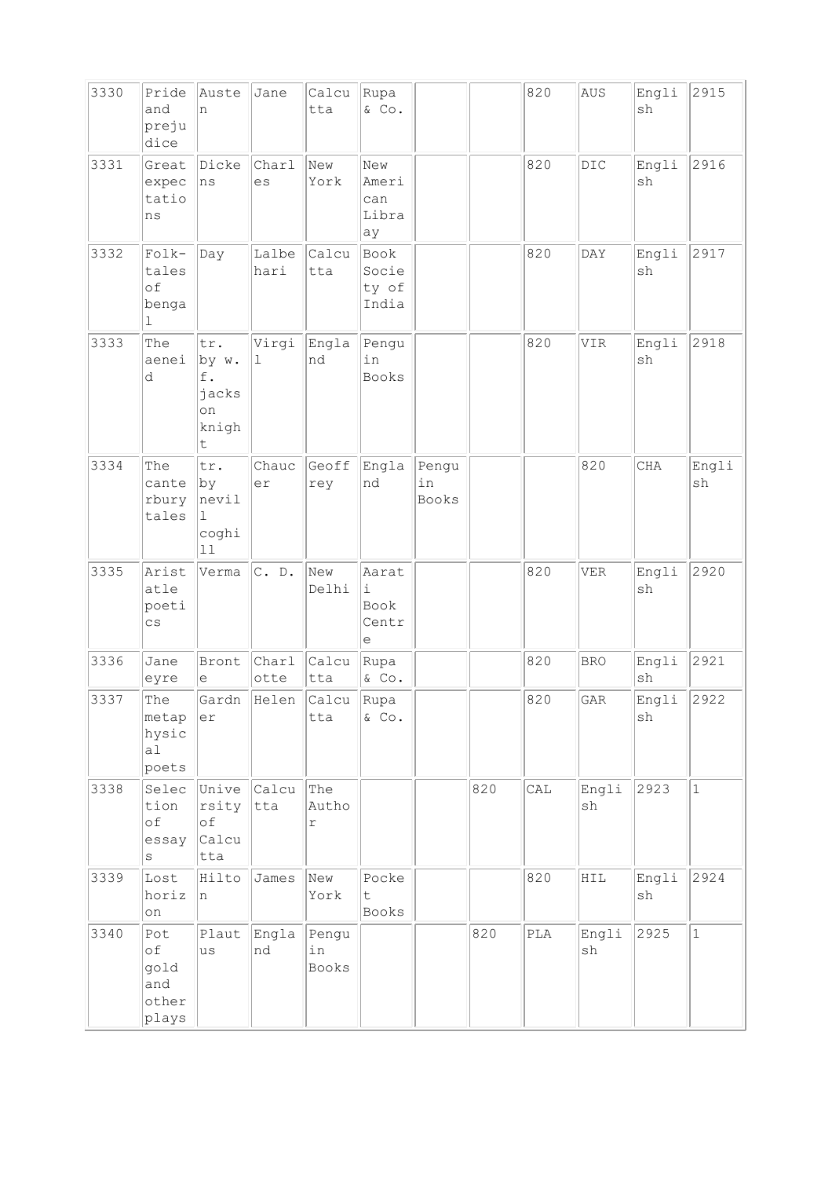| | | | | | | | | | | | |
|---|---|---|---|---|---|---|---|---|---|---|---|
| 3330 | Pride and prejudice | Austen | Jane | Calcutta | Rupa & Co. | | | 820 | AUS | English | 2915 |
| 3331 | Great expectations | Dickens | Charles | New York | New American Libraay | | | 820 | DIC | English | 2916 |
| 3332 | Folk-tales of bengal | Day | Lalbehari | Calcutta | Book Society of India | | | 820 | DAY | English | 2917 |
| 3333 | The aeneid | tr. by w. f. jackson knight | Virgil | England | Penguin Books | | | 820 | VIR | English | 2918 |
| 3334 | The canterbury tales | tr. by nevill coghill | Chaucer | Geoffrey | England | Penguin Books | | | 820 | CHA | English |
| 3335 | Aristatle poetics | Verma | C. D. | New Delhi | Aarati Book Centre | | | 820 | VER | English | 2920 |
| 3336 | Jane eyre | Bronte | Charlotte | Calcutta | Rupa & Co. | | | 820 | BRO | English | 2921 |
| 3337 | The metaphysical poets | Gardner | Helen | Calcutta | Rupa & Co. | | | 820 | GAR | English | 2922 |
| 3338 | Selection of essays | University of Calcutta | Calcutta | The Author | | | 820 | CAL | English | 2923 | 1 |
| 3339 | Lost horizon | Hilton | James | New York | Pocket Books | | | 820 | HIL | English | 2924 |
| 3340 | Pot of gold and other plays | Plautus | England | Penguin Books | | | 820 | PLA | English | 2925 | 1 |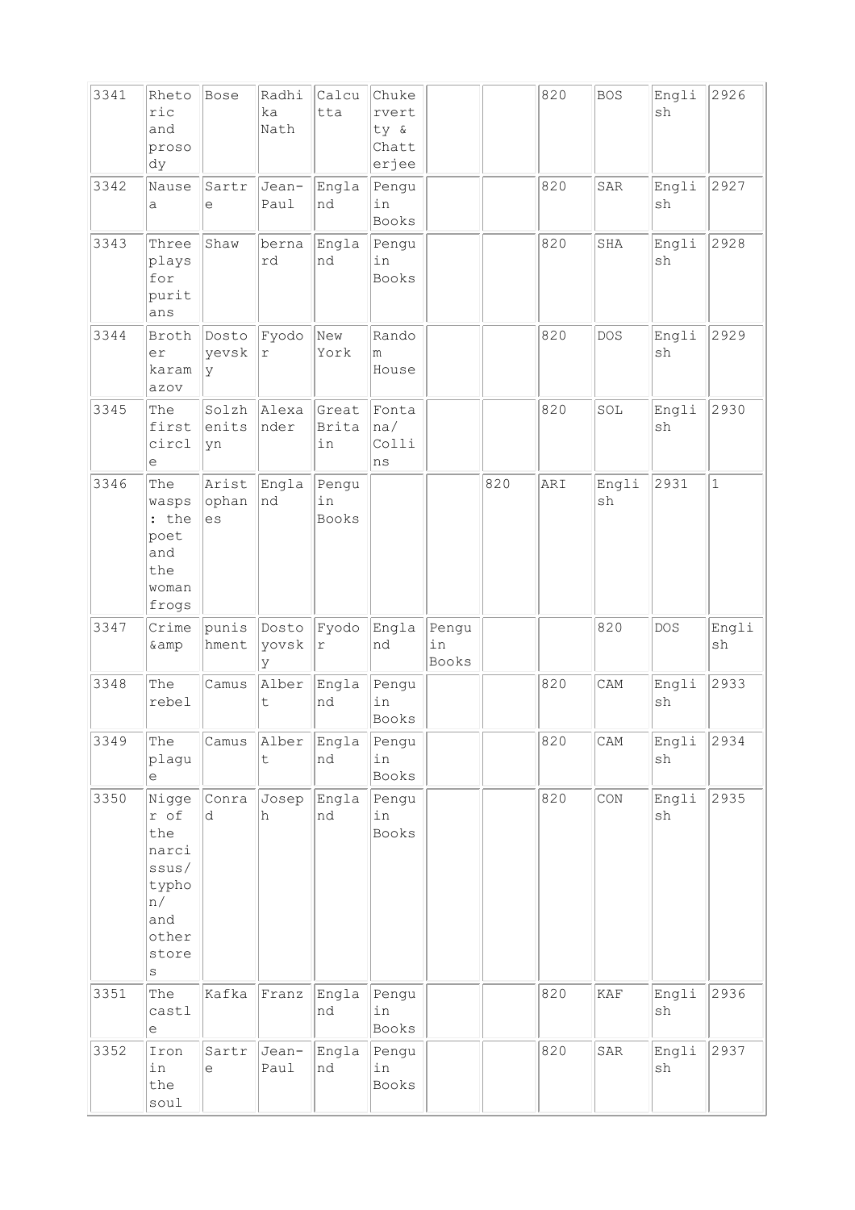| 3341 | Rhetoric and prosody | Bose | Radhika Nath | Calcutta | Chukervertty & Chatterjee | | | 820 | BOS | English | 2926 |
|---|---|---|---|---|---|---|---|---|---|---|---|
| 3342 | Nausea | Sartre | Jean-Paul | England | Penguin Books | | | 820 | SAR | English | 2927 |
| 3343 | Three plays for puritans | Shaw | bernard | England | Penguin Books | | | 820 | SHA | English | 2928 |
| 3344 | Brother karamazov | Dostoyevsky | Fyodor | New York | Random House | | | 820 | DOS | English | 2929 |
| 3345 | The first circle | Solzhenitsyn | Alexander | Great Britain | Fontana/ Collins | | | 820 | SOL | English | 2930 |
| 3346 | The wasps : the poet and the woman frogs | Aristophanes | England | Penguin Books | | | 820 | ARI | English | 2931 | 1 |
| 3347 | Crime &amp | punishment | Dostoyovsky | Fyodor | England | Penguin Books | | | 820 | DOS | English |
| 3348 | The rebel | Camus | Albert | England | Penguin Books | | | 820 | CAM | English | 2933 |
| 3349 | The plague | Camus | Albert | England | Penguin Books | | | 820 | CAM | English | 2934 |
| 3350 | Nigger of the narcissus/ typhon/ and other stores | Conrad | Joseph | England | Penguin Books | | | 820 | CON | English | 2935 |
| 3351 | The castle | Kafka | Franz | England | Penguin Books | | | 820 | KAF | English | 2936 |
| 3352 | Iron in the soul | Sartre | Jean-Paul | England | Penguin Books | | | 820 | SAR | English | 2937 |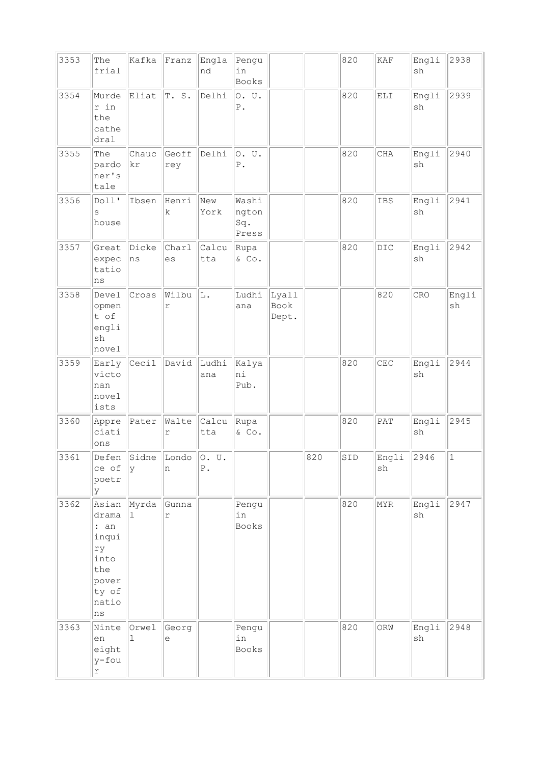| 3353 | The frial | Kafka | Franz | England | Penguin Books | | | 820 | KAF | English | 2938 |
|---|---|---|---|---|---|---|---|---|---|---|---|
| 3354 | Murder in the cathedral | Eliat | T. S. | Delhi | O. U. P. | | | 820 | ELI | English | 2939 |
| 3355 | The pardoner's tale | Chauckr | Geoffrey | Delhi | O. U. P. | | | 820 | CHA | English | 2940 |
| 3356 | Doll's house | Ibsen | Henrik | New York | Washington Sq. Press | | | 820 | IBS | English | 2941 |
| 3357 | Great expectations | Dickens | Charles | Calcutta | Rupa & Co. | | | 820 | DIC | English | 2942 |
| 3358 | Development of english novel | Cross | Wilbur | L. | Ludhiana | Lyall Book Dept. | | | 820 | CRO | English |
| 3359 | Early victonan novelists | Cecil | David | Ludhiana | Kalyani Pub. | | | 820 | CEC | English | 2944 |
| 3360 | Appreciations | Pater | Walter | Calcutta | Rupa & Co. | | | 820 | PAT | English | 2945 |
| 3361 | Defence of poetry | Sidney | London | O. U. P. | | | 820 | SID | English | 2946 | 1 |
| 3362 | Asian drama : an inquiry into the poverty of nations | Myrdal | Gunnar | | Penguin Books | | | 820 | MYR | English | 2947 |
| 3363 | Ninteen eighty-four | Orwell | George | | Penguin Books | | | 820 | ORW | English | 2948 |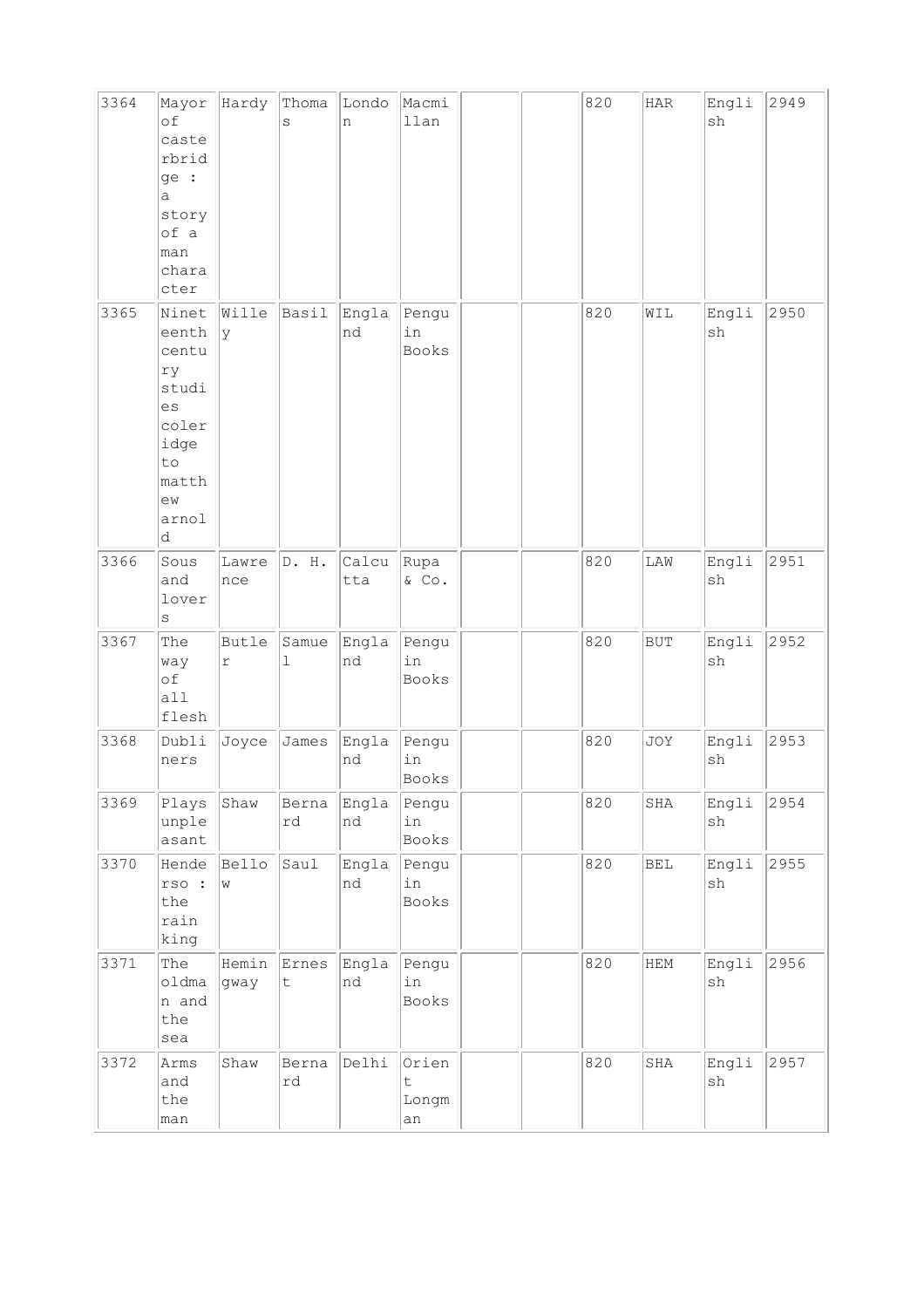| 3364 | Mayor of casterbridge : a story of a man character | Hardy | Thomas | London | Macmillan | | | 820 | HAR | English | 2949 |
|---|---|---|---|---|---|---|---|---|---|---|---|
| 3365 | Nineteenth century studies coleridge to matthew arnold | Willey | Basil | England | Penguin Books | | | 820 | WIL | English | 2950 |
| 3366 | Sous and lovers | Lawrence | D. H. | Calcutta | Rupa & Co. | | | 820 | LAW | English | 2951 |
| 3367 | The way of all flesh | Butler | Samuel | England | Penguin Books | | | 820 | BUT | English | 2952 |
| 3368 | Dubliners | Joyce | James | England | Penguin Books | | | 820 | JOY | English | 2953 |
| 3369 | Plays unpleasant | Shaw | Bernard | England | Penguin Books | | | 820 | SHA | English | 2954 |
| 3370 | Hendersо : the rain king | Bellow | Saul | England | Penguin Books | | | 820 | BEL | English | 2955 |
| 3371 | The oldman and the sea | Hemingway | Ernest | England | Penguin Books | | | 820 | HEM | English | 2956 |
| 3372 | Arms and the man | Shaw | Bernard | Delhi | Orient Longman | | | 820 | SHA | English | 2957 |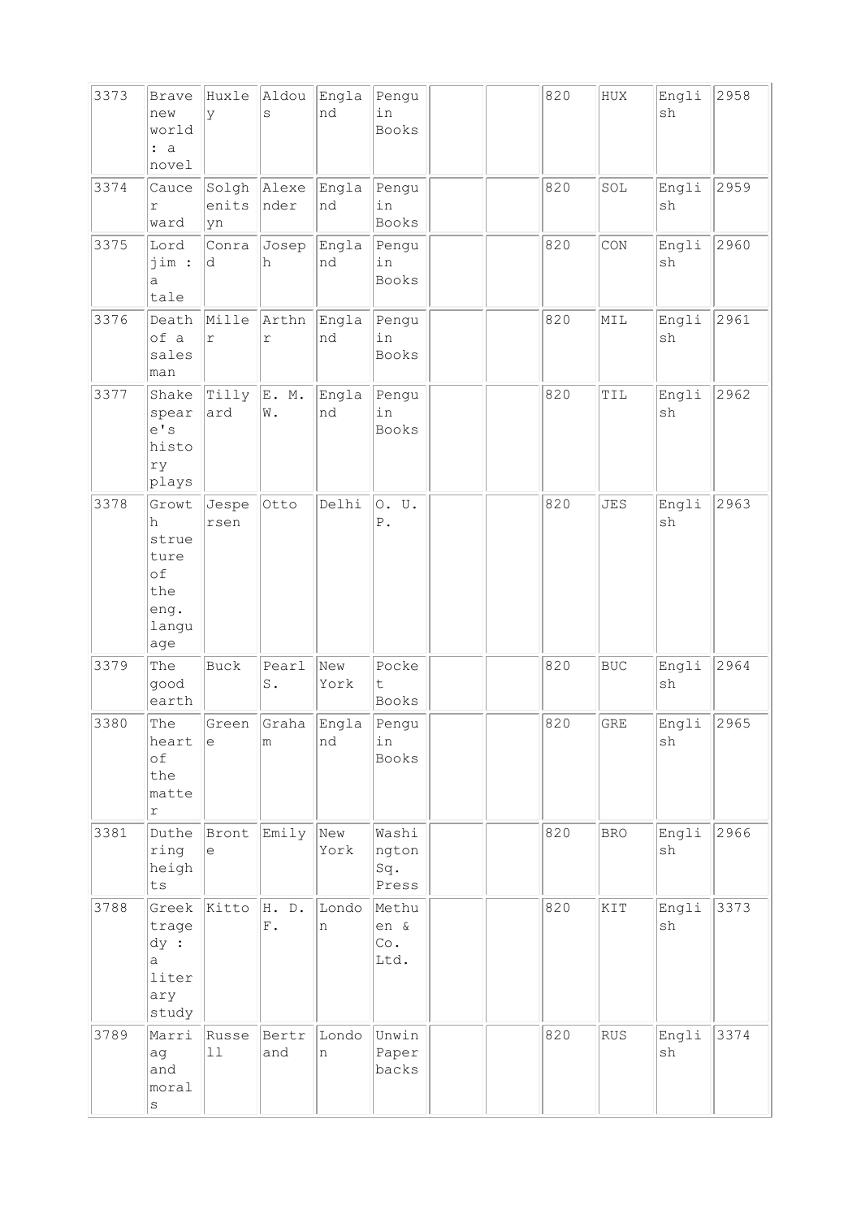| 3373 | Brave new world : a novel | Huxley | Aldous | England | Penguin Books | | | 820 | HUX | English | 2958 |
|---|---|---|---|---|---|---|---|---|---|---|---|
| 3374 | Caucer ward | Solghenitsyn | Alexender | England | Penguin Books | | | 820 | SOL | English | 2959 |
| 3375 | Lord jim : a tale | Conrad | Joseph | England | Penguin Books | | | 820 | CON | English | 2960 |
| 3376 | Death of a sales man | Miller | Arthnr | England | Penguin Books | | | 820 | MIL | English | 2961 |
| 3377 | Shakespeare's history plays | Tillyard | E. M. W. | England | Penguin Books | | | 820 | TIL | English | 2962 |
| 3378 | Growth struecture of the eng. language | Jespersen | Otto | Delhi | O. U. P. | | | 820 | JES | English | 2963 |
| 3379 | The good earth | Buck | Pearl S. | New York | Pocket Books | | | 820 | BUC | English | 2964 |
| 3380 | The heart of the matter | Greene | Graham | England | Penguin Books | | | 820 | GRE | English | 2965 |
| 3381 | Duthering heights | Bronte | Emily | New York | Washington Sq. Press | | | 820 | BRO | English | 2966 |
| 3788 | Greek tragedy : a literary study | Kitto | H. D. F. | London | Methuen & Co. Ltd. | | | 820 | KIT | English | 3373 |
| 3789 | Marriag and morals | Russell | Bertrand | London | Unwin Paperbacks | | | 820 | RUS | English | 3374 |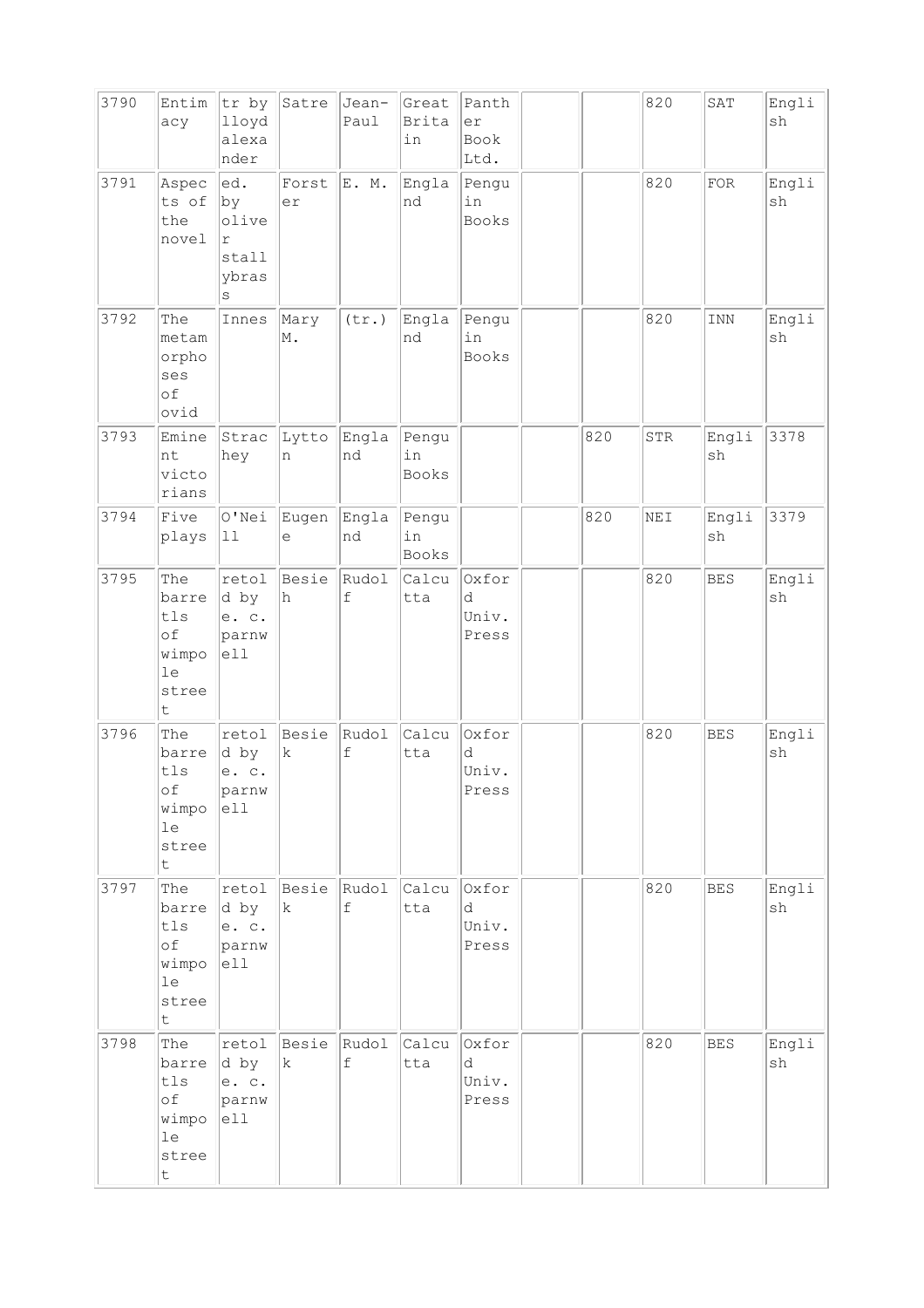| 3790 | Entimacy | tr by lloyd alexander | Satre | Jean-Paul | Great Britain | Panther Book Ltd. | | | 820 | SAT | English |
|---|---|---|---|---|---|---|---|---|---|---|---|
| 3791 | Aspects of the novel | ed. by oliver stallybrass | Forster | E. M. | England | Penguin Books | | | 820 | FOR | English |
| 3792 | The metamorphoses of ovid | Innes | Mary M. | (tr.) | England | Penguin Books | | | 820 | INN | English |
| 3793 | Eminent victorians | Strachey | Lytton | England | Penguin Books | | | 820 | STR | English | 3378 |
| 3794 | Five plays | O'Neill | Eugene | England | Penguin Books | | | 820 | NEI | English | 3379 |
| 3795 | The barretls of wimpole street | retold by e. c. parnwell | Besieh | Rudolf | Calcutta | Oxford Univ. Press | | | 820 | BES | English |
| 3796 | The barretls of wimpole street | retold by e. c. parnwell | Besiek | Rudolf | Calcutta | Oxford Univ. Press | | | 820 | BES | English |
| 3797 | The barretls of wimpole street | retold by e. c. parnwell | Besiek | Rudolf | Calcutta | Oxford Univ. Press | | | 820 | BES | English |
| 3798 | The barretls of wimpole street | retold by e. c. parnwell | Besiek | Rudolf | Calcutta | Oxford Univ. Press | | | 820 | BES | English |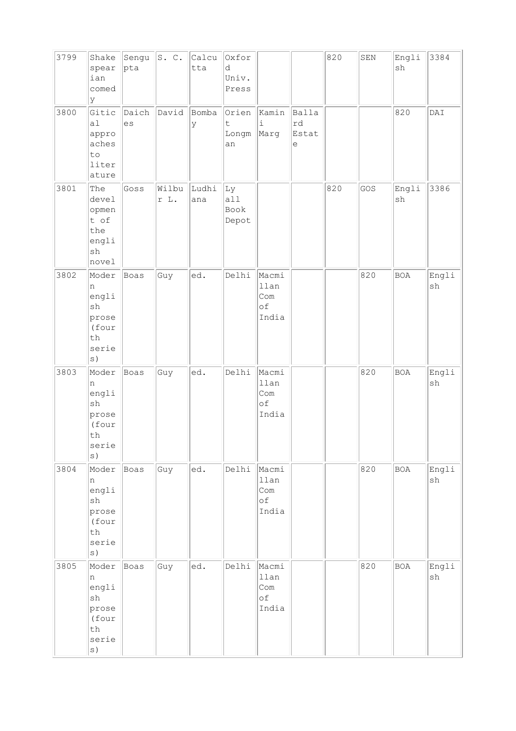| 3799 | Shakespearian comedy | Sengupta | S. C. | Calcutta | Oxford Univ. Press | | | 820 | SEN | English | 3384 |
|---|---|---|---|---|---|---|---|---|---|---|---|
| 3800 | Gitical approaches to literature | Daiches | David | Bombay | Orient Longman | Kamini Marg | Ballard Estate | | | 820 | DAI |
| 3801 | The development of the english novel | Goss | Wilbur L. | Ludhiana | Lyall Book Depot | | | 820 | GOS | English | 3386 |
| 3802 | Modern english prose (fourth series) | Boas | Guy | ed. | Delhi | Macmillan Com of India | | | 820 | BOA | English |
| 3803 | Modern english prose (fourth series) | Boas | Guy | ed. | Delhi | Macmillan Com of India | | | 820 | BOA | English |
| 3804 | Modern english prose (fourth series) | Boas | Guy | ed. | Delhi | Macmillan Com of India | | | 820 | BOA | English |
| 3805 | Modern english prose (fourth series) | Boas | Guy | ed. | Delhi | Macmillan Com of India | | | 820 | BOA | English |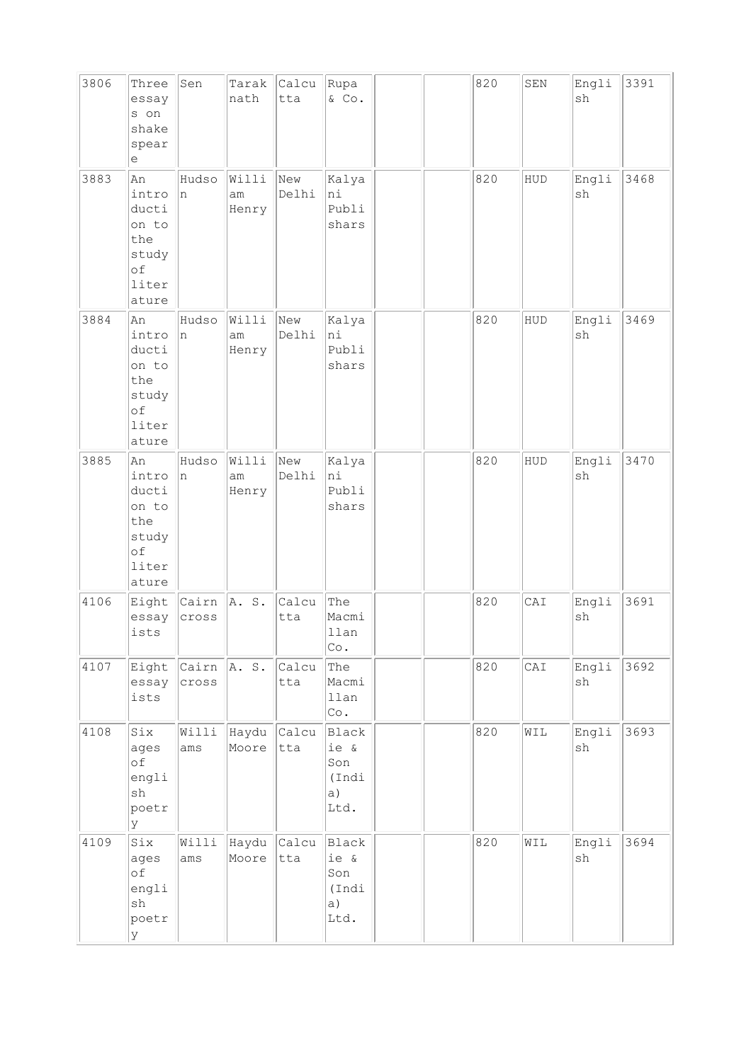| 3806 | Three essays on shakespeare | Sen | Taraknath | Calcutta | Rupa & Co. | | | 820 | SEN | English | 3391 |
|---|---|---|---|---|---|---|---|---|---|---|---|
| 3883 | An introduction to the study of literature | Hudson | William Henry | New Delhi | Kalyani Publishars | | | 820 | HUD | English | 3468 |
| 3884 | An introduction to the study of literature | Hudson | William Henry | New Delhi | Kalyani Publishars | | | 820 | HUD | English | 3469 |
| 3885 | An introduction to the study of literature | Hudson | William Henry | New Delhi | Kalyani Publishars | | | 820 | HUD | English | 3470 |
| 4106 | Eight essayists | Cairncross | A. S. | Calcutta | The Macmillan Co. | | | 820 | CAI | English | 3691 |
| 4107 | Eight essayists | Cairncross | A. S. | Calcutta | The Macmillan Co. | | | 820 | CAI | English | 3692 |
| 4108 | Six ages of english poetry | Williams | Haydu Moore | Calcutta | Blackie & Son (India) Ltd. | | | 820 | WIL | English | 3693 |
| 4109 | Six ages of english poetry | Williams | Haydu Moore | Calcutta | Blackie & Son (India) Ltd. | | | 820 | WIL | English | 3694 |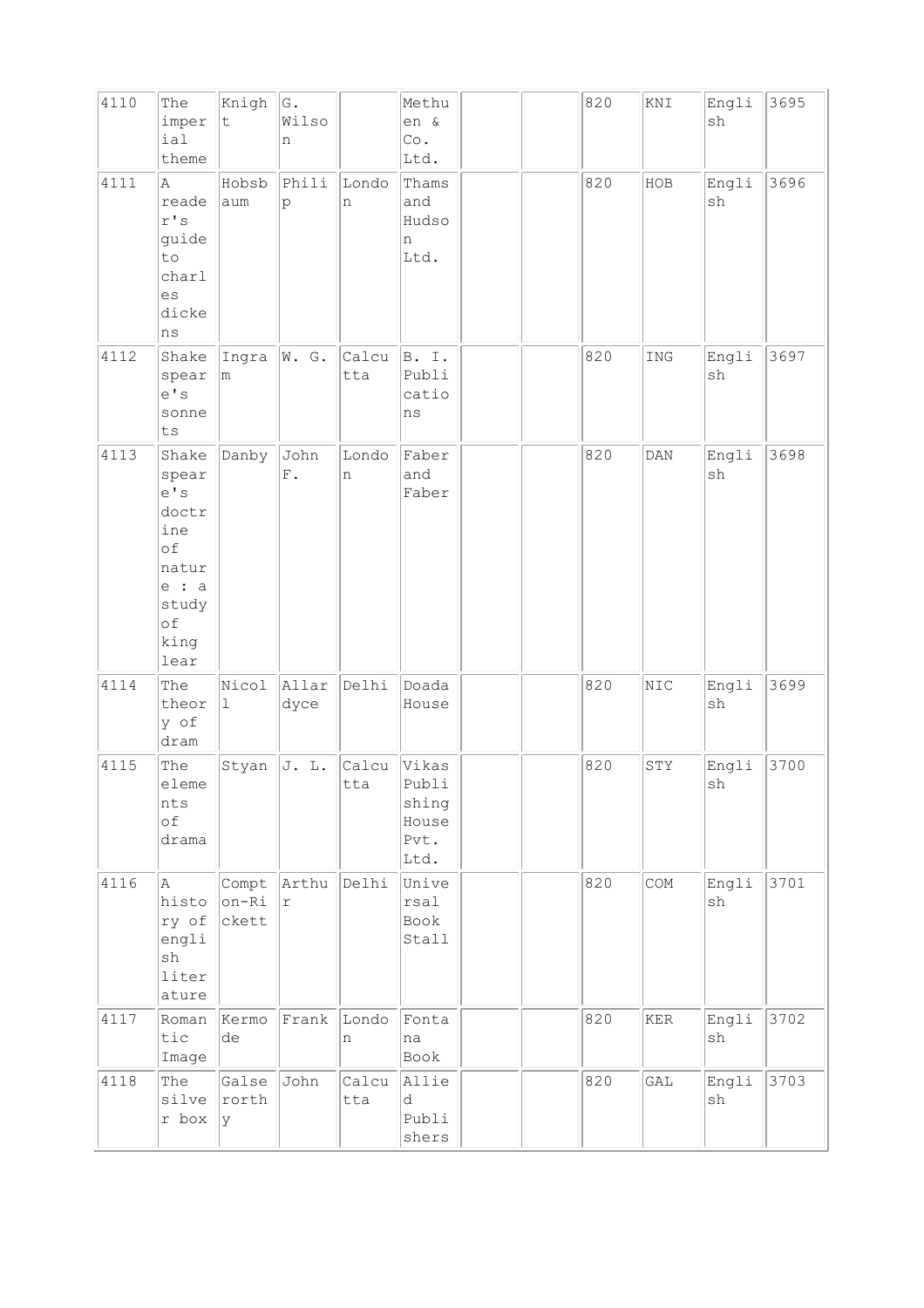| 4110 | The imperial theme | Knight | G. Wilson | | Methuen & Co. Ltd. | | | 820 | KNI | English | 3695 |
|---|---|---|---|---|---|---|---|---|---|---|---|
| 4111 | A reader's guide to charles dickens | Hobsbaum | Philip | London | Thams and Hudson Ltd. | | | 820 | HOB | English | 3696 |
| 4112 | Shakespeare's sonnets | Ingram | W. G. | Calcutta | B. I. Publications | | | 820 | ING | English | 3697 |
| 4113 | Shakespeare's doctrine of nature : a study of king lear | Danby | John F. | London | Faber and Faber | | | 820 | DAN | English | 3698 |
| 4114 | The theory of dram | Nicoll | Allardyce | Delhi | Doada House | | | 820 | NIC | English | 3699 |
| 4115 | The elements of drama | Styan | J. L. | Calcutta | Vikas Publishing House Pvt. Ltd. | | | 820 | STY | English | 3700 |
| 4116 | A history of english literature | Compton-Rickett | Arthur | Delhi | Universal Book Stall | | | 820 | COM | English | 3701 |
| 4117 | Romantic Image | Kermode | Frank | London | Fontana Book | | | 820 | KER | English | 3702 |
| 4118 | The silver box | Galserorthy | John | Calcutta | Allied Publishers | | | 820 | GAL | English | 3703 |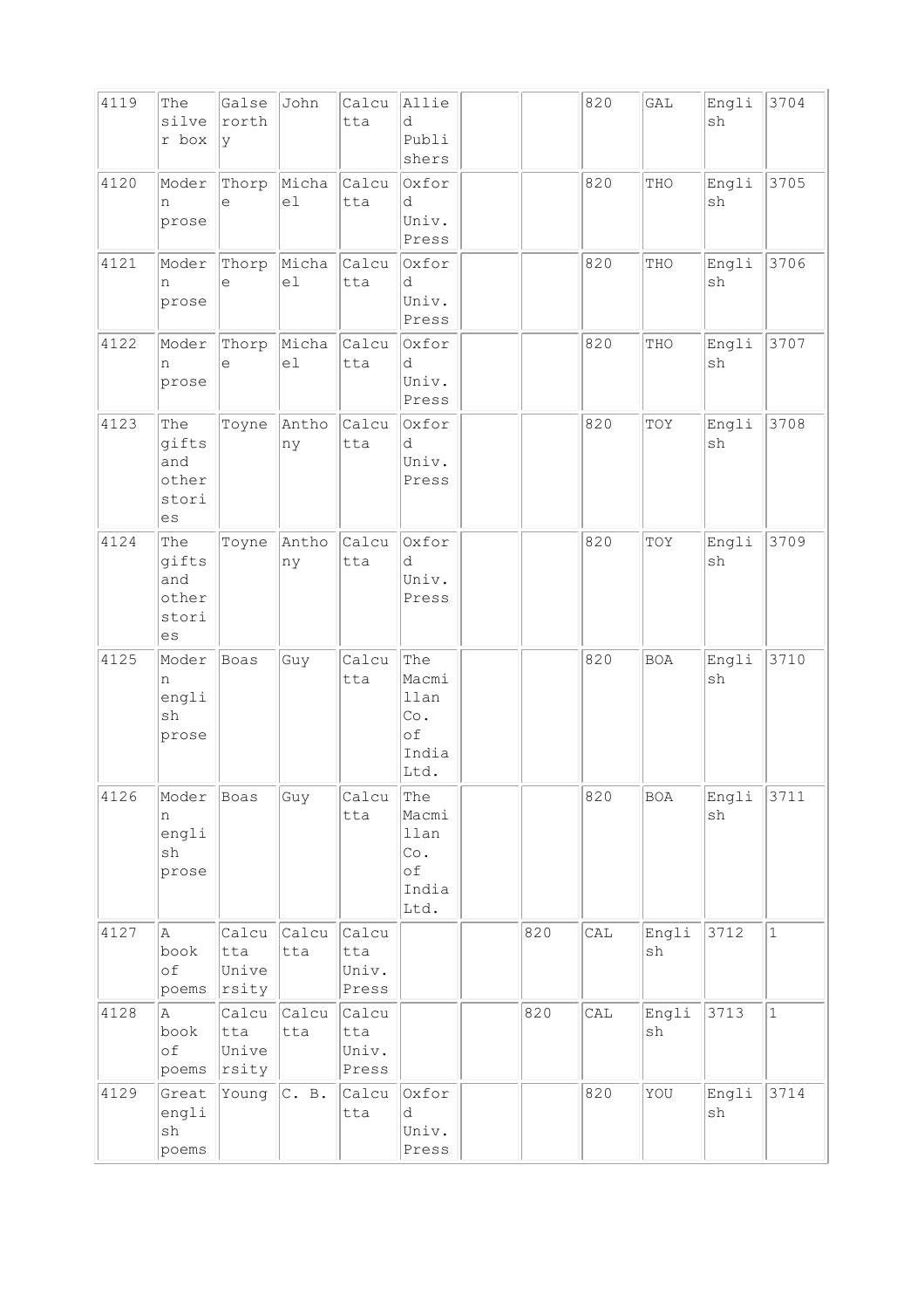| 4119 | The silver box | Galsworthy | John | Calcutta | Allied Publishers | | | 820 | GAL | English | 3704 |
|---|---|---|---|---|---|---|---|---|---|---|---|
| 4120 | Modern prose | Thorpe | Michael | Calcutta | Oxford Univ. Press | | | 820 | THO | English | 3705 |
| 4121 | Modern prose | Thorpe | Michael | Calcutta | Oxford Univ. Press | | | 820 | THO | English | 3706 |
| 4122 | Modern prose | Thorpe | Michael | Calcutta | Oxford Univ. Press | | | 820 | THO | English | 3707 |
| 4123 | The gifts and other stories | Toyne | Anthony | Calcutta | Oxford Univ. Press | | | 820 | TOY | English | 3708 |
| 4124 | The gifts and other stories | Toyne | Anthony | Calcutta | Oxford Univ. Press | | | 820 | TOY | English | 3709 |
| 4125 | Modern english prose | Boas | Guy | Calcutta | The Macmillan Co. of India Ltd. | | | 820 | BOA | English | 3710 |
| 4126 | Modern english prose | Boas | Guy | Calcutta | The Macmillan Co. of India Ltd. | | | 820 | BOA | English | 3711 |
| 4127 | A book of poems | Calcutta University | Calcutta | Calcutta Univ. Press | | | 820 | CAL | English | 3712 | 1 |
| 4128 | A book of poems | Calcutta University | Calcutta | Calcutta Univ. Press | | | 820 | CAL | English | 3713 | 1 |
| 4129 | Great english poems | Young | C. B. | Calcutta | Oxford Univ. Press | | | 820 | YOU | English | 3714 |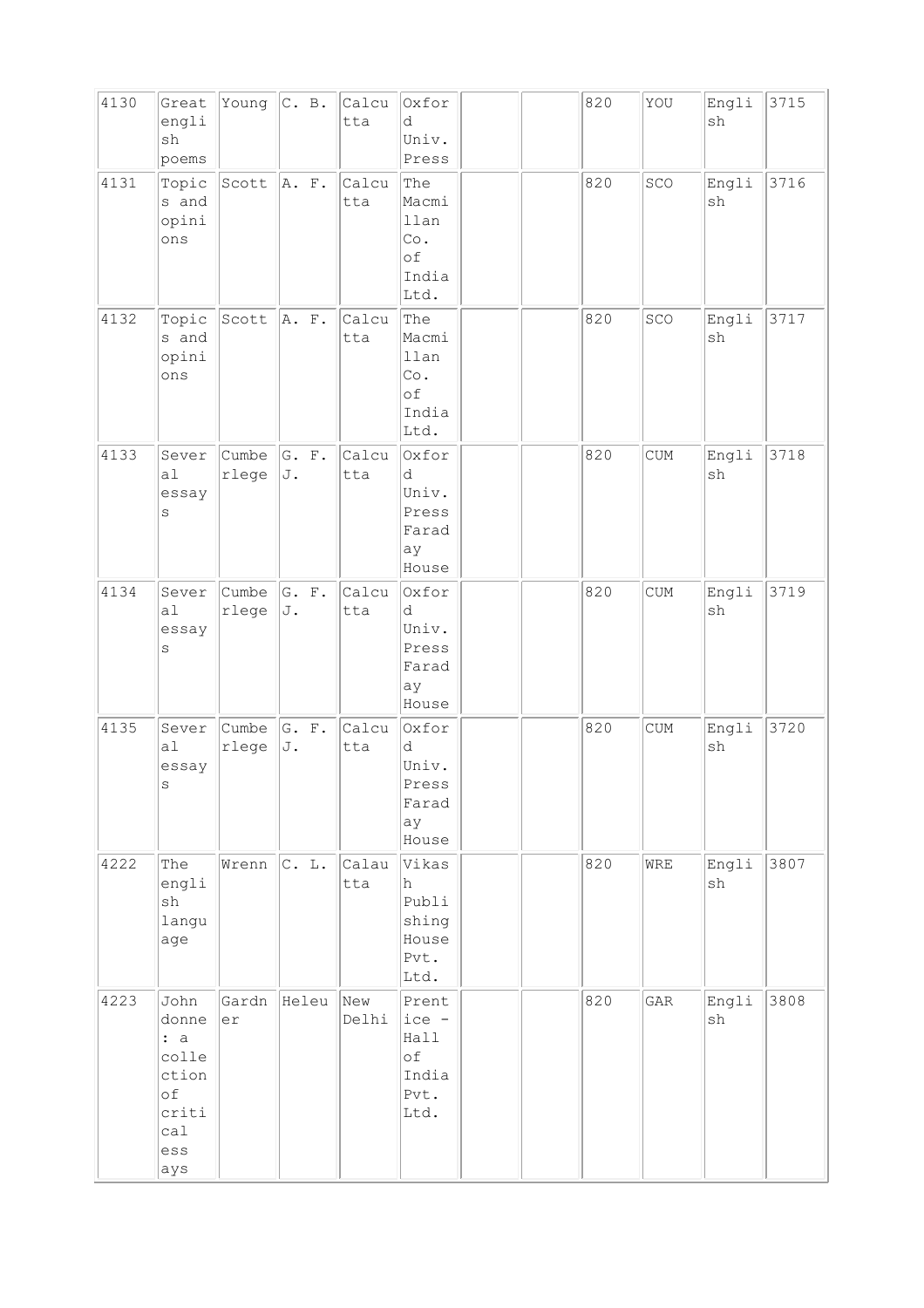| 4130 | Great english poems | Young | C. B. | Calcutta | Oxford Univ. Press | | | 820 | YOU | English | 3715 |
|---|---|---|---|---|---|---|---|---|---|---|---|
| 4131 | Topics and opinions | Scott | A. F. | Calcutta | The Macmillan Co. of India Ltd. | | | 820 | SCO | English | 3716 |
| 4132 | Topics and opinions | Scott | A. F. | Calcutta | The Macmillan Co. of India Ltd. | | | 820 | SCO | English | 3717 |
| 4133 | Several essays | Cumberlege | G. F. J. | Calcutta | Oxford Univ. Press Faraday House | | | 820 | CUM | English | 3718 |
| 4134 | Several essays | Cumberlege | G. F. J. | Calcutta | Oxford Univ. Press Faraday House | | | 820 | CUM | English | 3719 |
| 4135 | Several essays | Cumberlege | G. F. J. | Calcutta | Oxford Univ. Press Faraday House | | | 820 | CUM | English | 3720 |
| 4222 | The english language | Wrenn | C. L. | Calautta | Vikash Publishing House Pvt. Ltd. | | | 820 | WRE | English | 3807 |
| 4223 | John donne : a collection of critical essays | Gardner | Heleu | New Delhi | Prentice - Hall of India Pvt. Ltd. | | | 820 | GAR | English | 3808 |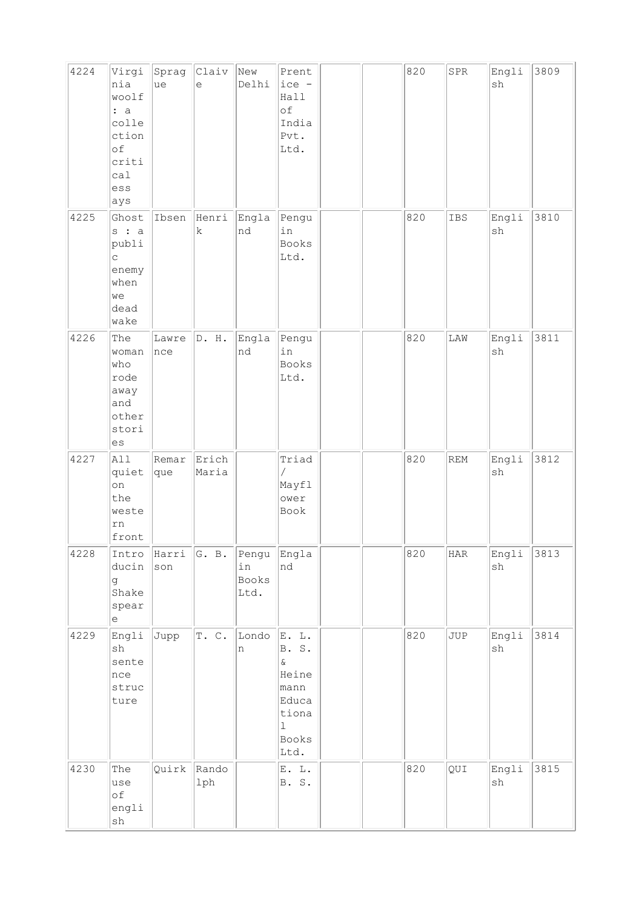| 4224 | Virginia woolf : a collection of critical essays | Sprague | Claive | New Delhi | Prentice - Hall of India Pvt. Ltd. | | | 820 | SPR | English | 3809 |
|---|---|---|---|---|---|---|---|---|---|---|---|
| 4225 | Ghosts : a public enemy when we dead wake | Ibsen | Henrik | England | Penguin Books Ltd. | | | 820 | IBS | English | 3810 |
| 4226 | The woman who rode away and other stories | Lawrence | D. H. | England | Penguin Books Ltd. | | | 820 | LAW | English | 3811 |
| 4227 | All quiet on the western front | Remarque | Erich Maria | | Triad / Mayflower Book | | | 820 | REM | English | 3812 |
| 4228 | Introducing Shakespeare | Harrison | G. B. | Penguin Books Ltd. | England | | | 820 | HAR | English | 3813 |
| 4229 | English sentence structure | Jupp | T. C. | London | E. L. B. S. & Heinemann Educational Books Ltd. | | | 820 | JUP | English | 3814 |
| 4230 | The use of english | Quirk | Randolph | | E. L. B. S. | | | 820 | QUI | English | 3815 |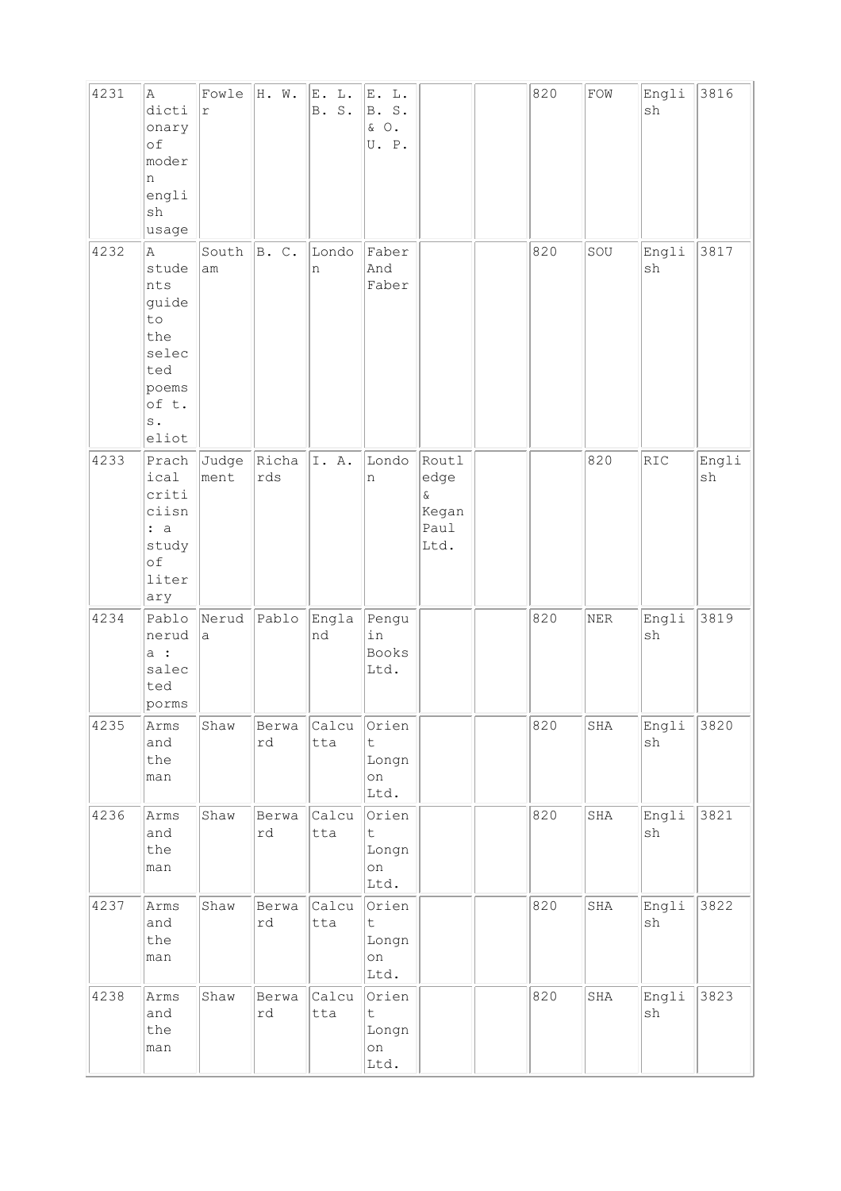| | | | | | | | | | | | |
|---|---|---|---|---|---|---|---|---|---|---|---|
| 4231 | A dictionary of modern english usage | Fowler | H. W. | E. L. B. S. | E. L. B. S. & O. U. P. | | | 820 | FOW | English | 3816 |
| 4232 | A students guide to the selected poems of t. s. eliot | Southam | B. C. | London | Faber And Faber | | | 820 | SOU | English | 3817 |
| 4233 | Prachical critiicsn : a study of literary | Judgement | Richards | I. A. | London | Routledge & Kegan Paul Ltd. | | | 820 | RIC | English |
| 4234 | Pablo neruda : salected porms | Neruda | Pablo | England | Penguin Books Ltd. | | | 820 | NER | English | 3819 |
| 4235 | Arms and the man | Shaw | Berward | Calcutta | Orient Longnon Ltd. | | | 820 | SHA | English | 3820 |
| 4236 | Arms and the man | Shaw | Berward | Calcutta | Orient Longnon Ltd. | | | 820 | SHA | English | 3821 |
| 4237 | Arms and the man | Shaw | Berward | Calcutta | Orient Longnon Ltd. | | | 820 | SHA | English | 3822 |
| 4238 | Arms and the man | Shaw | Berward | Calcutta | Orient Longnon Ltd. | | | 820 | SHA | English | 3823 |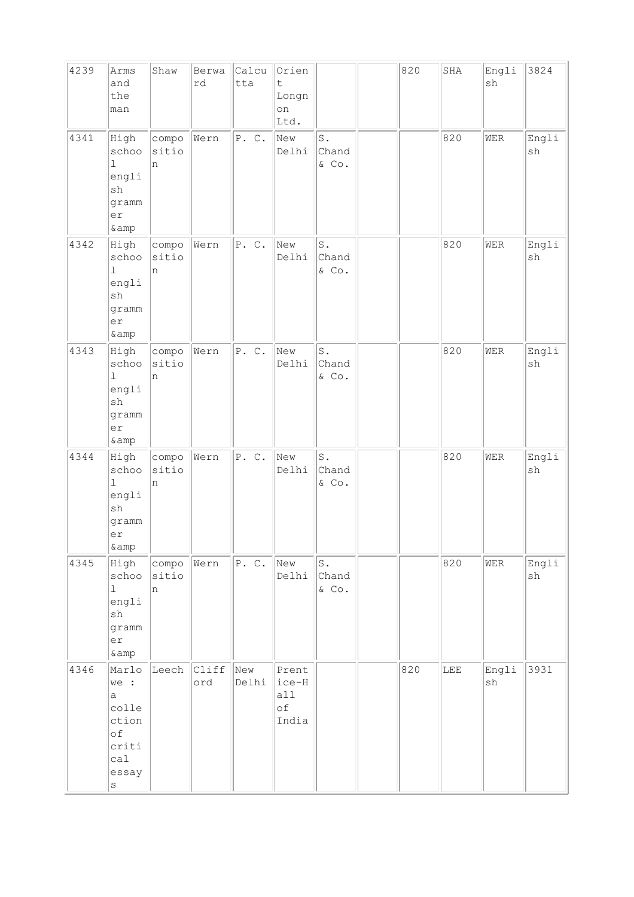| | | | | | | | | | | | |
|---|---|---|---|---|---|---|---|---|---|---|---|
| 4239 | Arms and the man | Shaw | Berward | Calcutta | Orient Longnon Ltd. | | | 820 | SHA | English | 3824 |
| 4341 | High school english grammer &amp | composition | Wern | P. C. | New Delhi | S. Chand & Co. | | 820 | WER | | English |
| 4342 | High school english grammer &amp | composition | Wern | P. C. | New Delhi | S. Chand & Co. | | 820 | WER | | English |
| 4343 | High school english grammer &amp | composition | Wern | P. C. | New Delhi | S. Chand & Co. | | 820 | WER | | English |
| 4344 | High school english grammer &amp | composition | Wern | P. C. | New Delhi | S. Chand & Co. | | 820 | WER | | English |
| 4345 | High school english grammer &amp | composition | Wern | P. C. | New Delhi | S. Chand & Co. | | 820 | WER | | English |
| 4346 | Marlowe : a collection of critical essays | Leech | Clifford | New Delhi | Prentice-Hall of India | | | 820 | LEE | English | 3931 |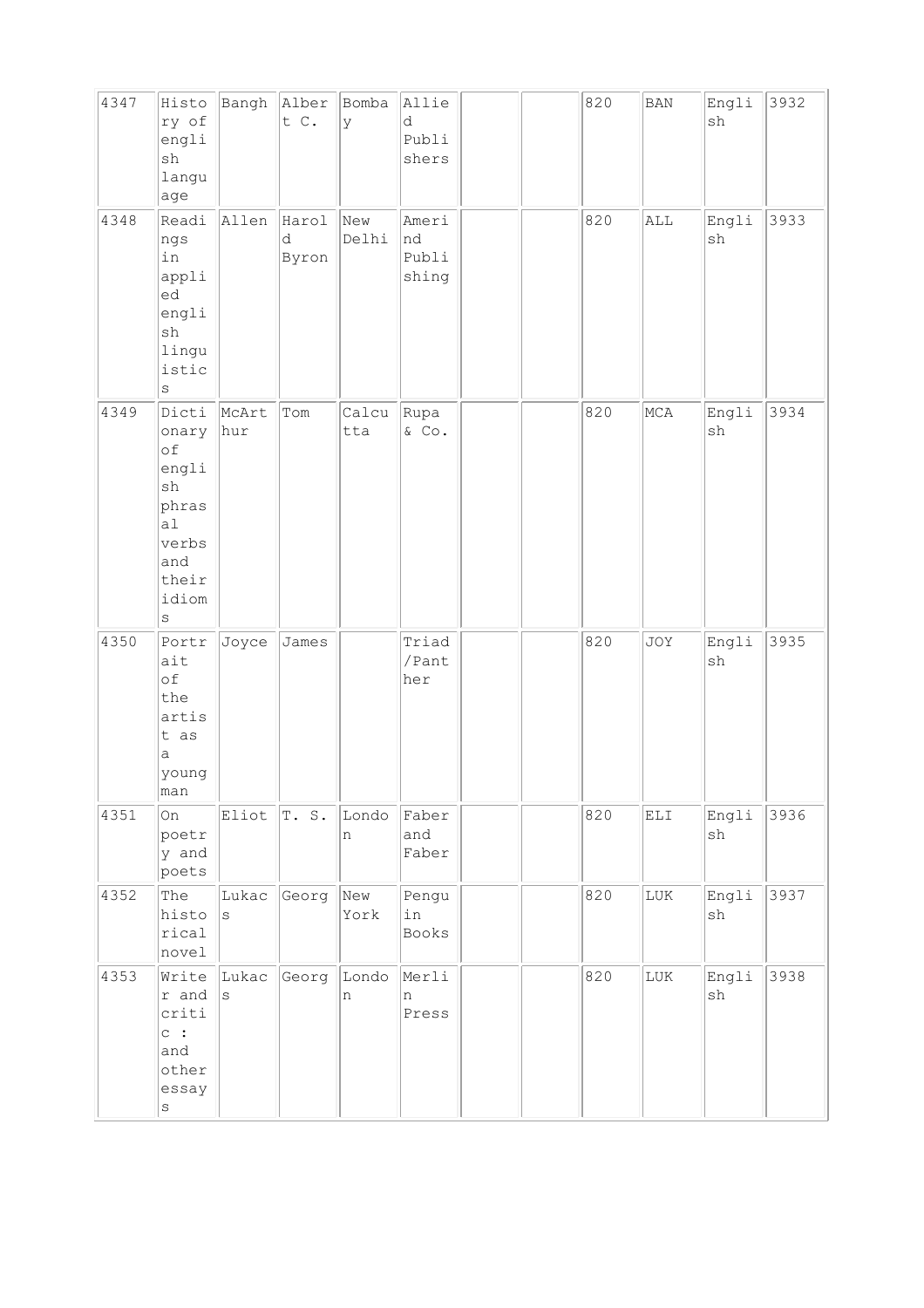| 4347 | History of english language | Bangh | Albert C. | Bombay | Allied Publishers | | | 820 | BAN | English | 3932 |
|---|---|---|---|---|---|---|---|---|---|---|---|
| 4348 | Readings in applied english linguistics | Allen | Harold Byron | New Delhi | Amerind Publishing | | | 820 | ALL | English | 3933 |
| 4349 | Dictionary of english phrasal verbs and their idioms | McArthur | Tom | Calcutta | Rupa & Co. | | | 820 | MCA | English | 3934 |
| 4350 | Portrait of the artist as a young man | Joyce | James | | Triad /Panther | | | 820 | JOY | English | 3935 |
| 4351 | On poetry and poets | Eliot | T. S. | London | Faber and Faber | | | 820 | ELI | English | 3936 |
| 4352 | The historical novel | Lukacs | Georg | New York | Penguin Books | | | 820 | LUK | English | 3937 |
| 4353 | Writer and critic : and other essays | Lukacs | Georg | London | Merlin Press | | | 820 | LUK | English | 3938 |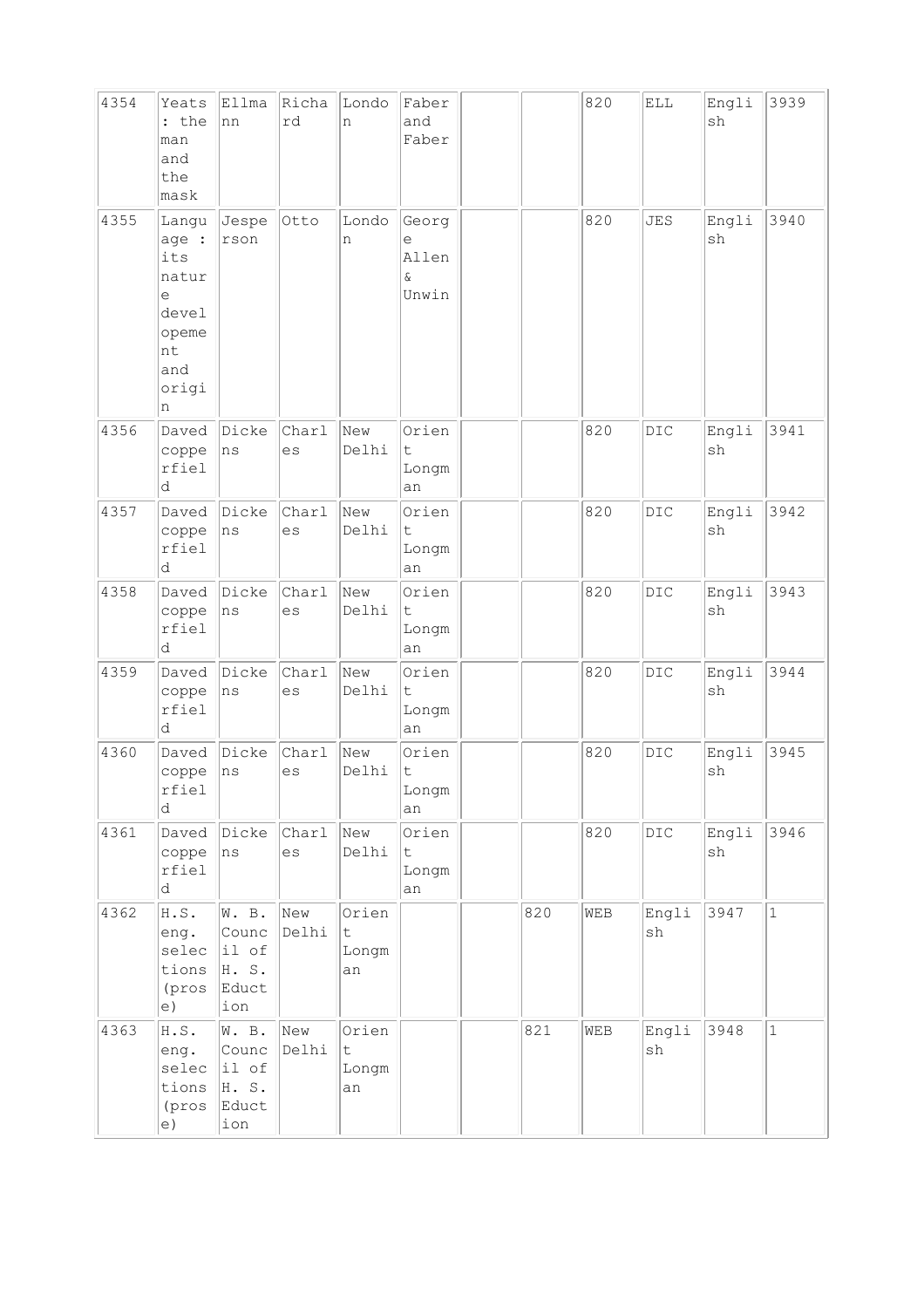| | | | | | | | | | | | |
|---|---|---|---|---|---|---|---|---|---|---|---|
| 4354 | Yeats : the man and the mask | Ellmann | Richard | London | Faber and Faber | | | 820 | ELL | English | 3939 |
| 4355 | Language : its nature development and origin | Jesperson | Otto | London | George Allen & Unwin | | | 820 | JES | English | 3940 |
| 4356 | Daved copperfield | Dickens | Charles | New Delhi | Orient Longman | | | 820 | DIC | English | 3941 |
| 4357 | Daved copperfield | Dickens | Charles | New Delhi | Orient Longman | | | 820 | DIC | English | 3942 |
| 4358 | Daved copperfield | Dickens | Charles | New Delhi | Orient Longman | | | 820 | DIC | English | 3943 |
| 4359 | Daved copperfield | Dickens | Charles | New Delhi | Orient Longman | | | 820 | DIC | English | 3944 |
| 4360 | Daved copperfield | Dickens | Charles | New Delhi | Orient Longman | | | 820 | DIC | English | 3945 |
| 4361 | Daved copperfield | Dickens | Charles | New Delhi | Orient Longman | | | 820 | DIC | English | 3946 |
| 4362 | H.S. eng. selections (prose) | W. B. Council of H. S. Eduction | New Delhi | Orient Longman | | | 820 | WEB | English | 3947 | 1 |
| 4363 | H.S. eng. selections (prose) | W. B. Council of H. S. Eduction | New Delhi | Orient Longman | | | 821 | WEB | English | 3948 | 1 |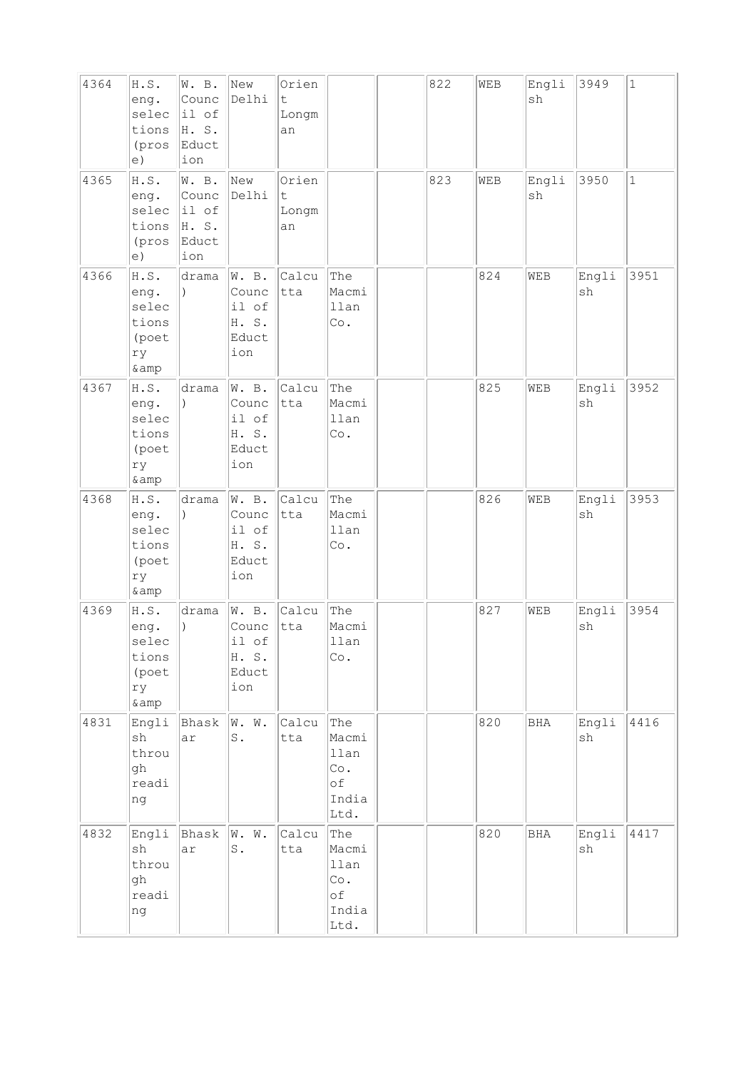| 4364 | H.S. eng. selections (prose) | W. B. Council of H. S. Eduction | New Delhi | Orient Longman | | | 822 | WEB | English | 3949 | 1 |
|---|---|---|---|---|---|---|---|---|---|---|---|
| 4365 | H.S. eng. selections (prose) | W. B. Council of H. S. Eduction | New Delhi | Orient Longman | | | 823 | WEB | English | 3950 | 1 |
| 4366 | H.S. eng. selections (poetry &amp | drama ) | W. B. Council of H. S. Eduction | Calcutta | The Macmillan Co. | | | 824 | WEB | English | 3951 |
| 4367 | H.S. eng. selections (poetry &amp | drama ) | W. B. Council of H. S. Eduction | Calcutta | The Macmillan Co. | | | 825 | WEB | English | 3952 |
| 4368 | H.S. eng. selections (poetry &amp | drama ) | W. B. Council of H. S. Eduction | Calcutta | The Macmillan Co. | | | 826 | WEB | English | 3953 |
| 4369 | H.S. eng. selections (poetry &amp | drama ) | W. B. Council of H. S. Eduction | Calcutta | The Macmillan Co. | | | 827 | WEB | English | 3954 |
| 4831 | English through reading | Bhaskar | W. W. S. | Calcutta | The Macmillan Co. of India Ltd. | | | 820 | BHA | English | 4416 |
| 4832 | English through reading | Bhaskar | W. W. S. | Calcutta | The Macmillan Co. of India Ltd. | | | 820 | BHA | English | 4417 |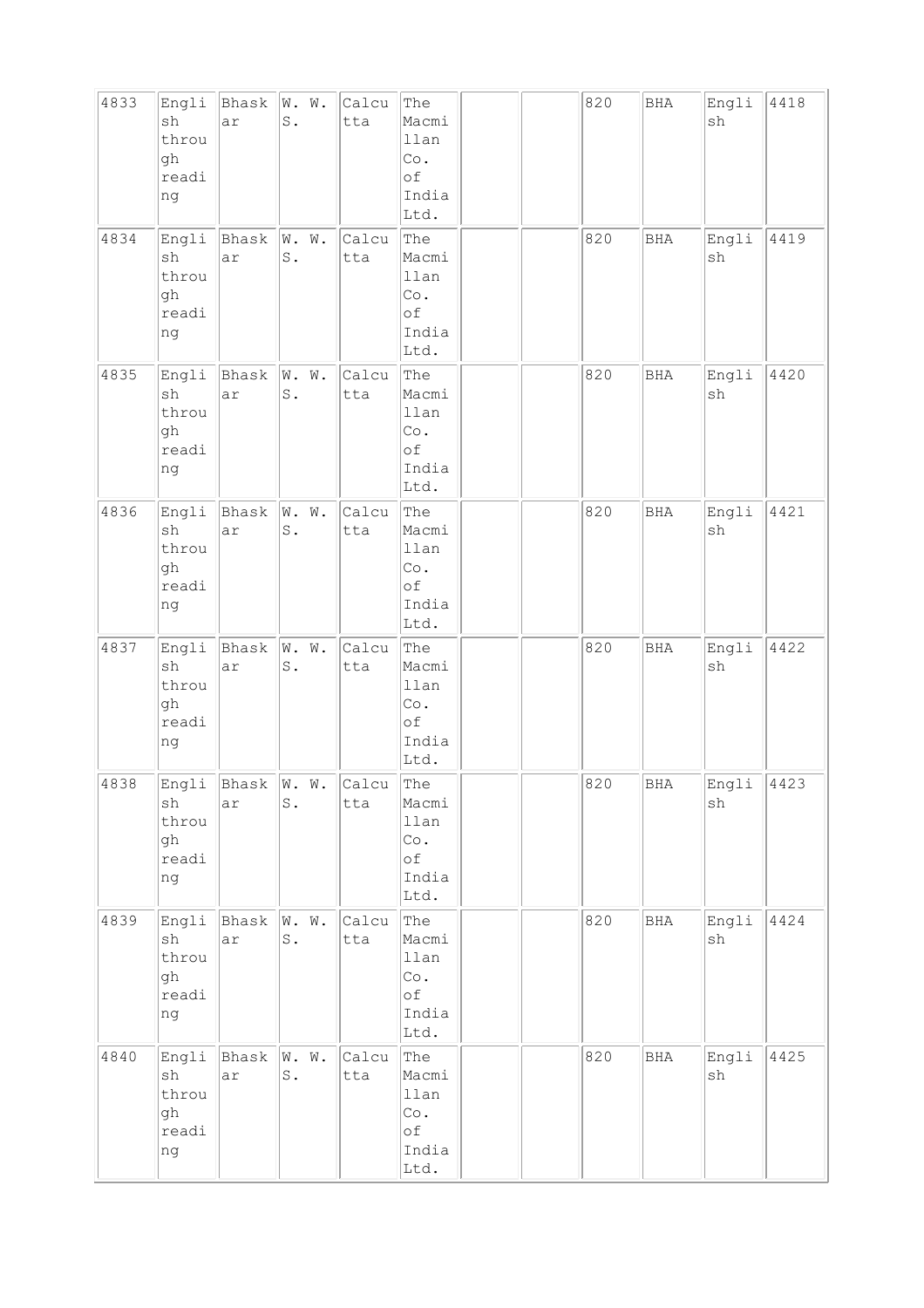| 4833 | English through reading | Bhaskar | W. W. S. | Calcutta | The Macmillan Co. of India Ltd. | | | 820 | BHA | English | 4418 |
|---|---|---|---|---|---|---|---|---|---|---|---|
| 4834 | English through reading | Bhaskar | W. W. S. | Calcutta | The Macmillan Co. of India Ltd. | | | 820 | BHA | English | 4419 |
| 4835 | English through reading | Bhaskar | W. W. S. | Calcutta | The Macmillan Co. of India Ltd. | | | 820 | BHA | English | 4420 |
| 4836 | English through reading | Bhaskar | W. W. S. | Calcutta | The Macmillan Co. of India Ltd. | | | 820 | BHA | English | 4421 |
| 4837 | English through reading | Bhaskar | W. W. S. | Calcutta | The Macmillan Co. of India Ltd. | | | 820 | BHA | English | 4422 |
| 4838 | English through reading | Bhaskar | W. W. S. | Calcutta | The Macmillan Co. of India Ltd. | | | 820 | BHA | English | 4423 |
| 4839 | English through reading | Bhaskar | W. W. S. | Calcutta | The Macmillan Co. of India Ltd. | | | 820 | BHA | English | 4424 |
| 4840 | English through reading | Bhaskar | W. W. S. | Calcutta | The Macmillan Co. of India Ltd. | | | 820 | BHA | English | 4425 |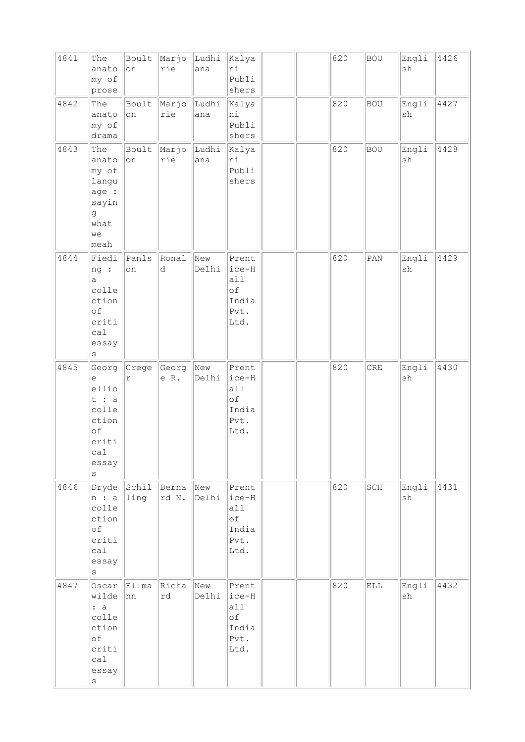| 4841 | The anatomy of prose | Boulton | Marjorie | Ludhiana | Kalyani Publishers | | | 820 | BOU | English | 4426 |
|---|---|---|---|---|---|---|---|---|---|---|---|
| 4842 | The anatomy of drama | Boulton | Marjorie | Ludhiana | Kalyani Publishers | | | 820 | BOU | English | 4427 |
| 4843 | The anatomy of language : saying what we meah | Boulton | Marjorie | Ludhiana | Kalyani Publishers | | | 820 | BOU | English | 4428 |
| 4844 | Fieding : a collection of critical essays | Panlson | Ronald | New Delhi | Prentice-Hall of India Pvt. Ltd. | | | 820 | PAN | English | 4429 |
| 4845 | George elliot : a collection of critical essays | Creger | George R. | New Delhi | Prentice-Hall of India Pvt. Ltd. | | | 820 | CRE | English | 4430 |
| 4846 | Dryden : a collection of critical essays | Schilling | Bernard N. | New Delhi | Prentice-Hall of India Pvt. Ltd. | | | 820 | SCH | English | 4431 |
| 4847 | Oscar wilde : a collection of critical essays | Ellmann | Richard | New Delhi | Prentice-Hall of India Pvt. Ltd. | | | 820 | ELL | English | 4432 |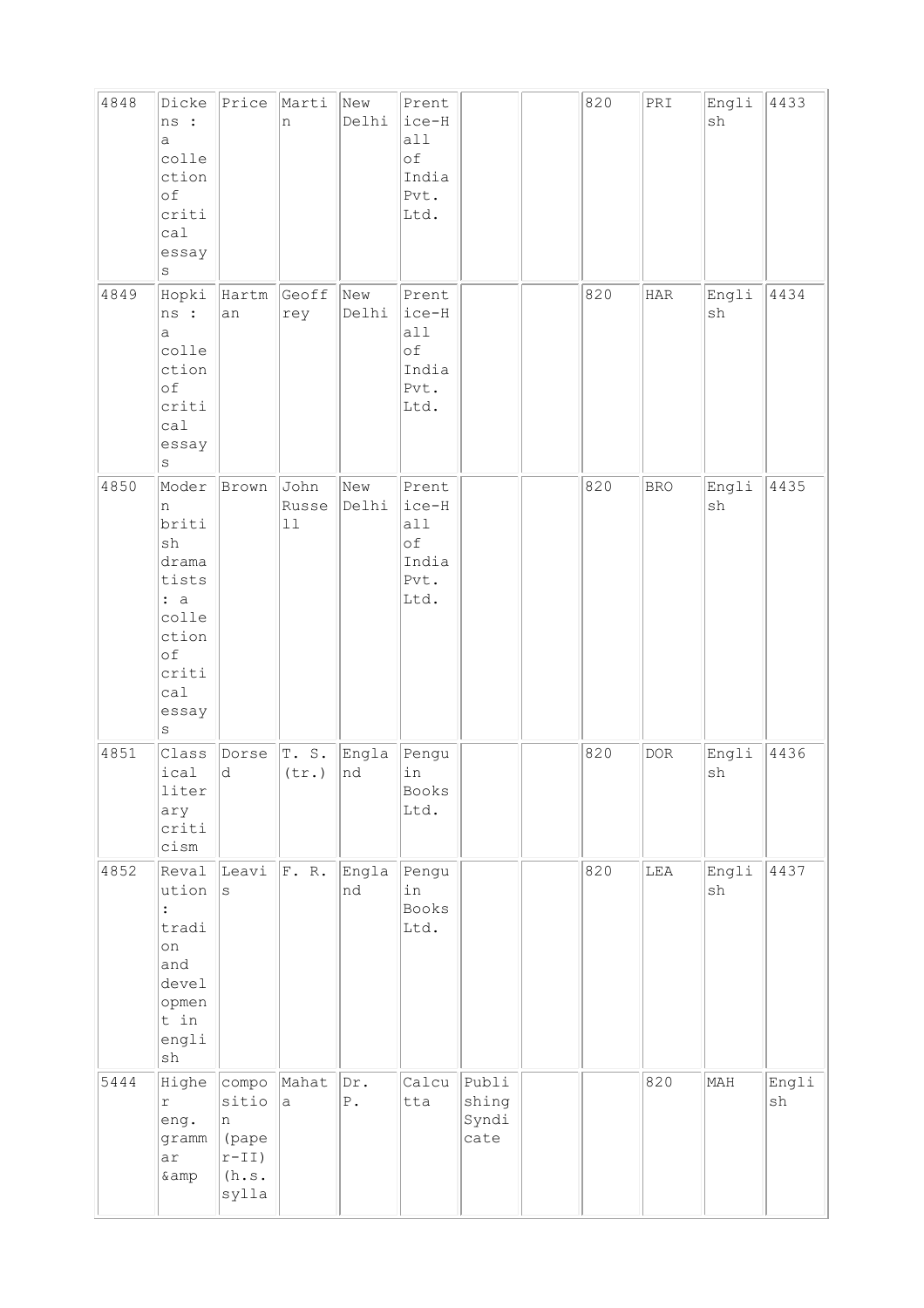| | | | | | | | | | | | |
|---|---|---|---|---|---|---|---|---|---|---|---|
| 4848 | Dickens : a collection of critical essays | Price | Martin | New Delhi | Prentice-Hall of India Pvt. Ltd. | | | 820 | PRI | English | 4433 |
| 4849 | Hopkins : a collection of critical essays | Hartman | Geoffrey | New Delhi | Prentice-Hall of India Pvt. Ltd. | | | 820 | HAR | English | 4434 |
| 4850 | Modern british dramatists : a collection of critical essays | Brown | John Russell | New Delhi | Prentice-Hall of India Pvt. Ltd. | | | 820 | BRO | English | 4435 |
| 4851 | Classical literary criticism | Dorsed | T. S. (tr.) | England | Penguin Books Ltd. | | | 820 | DOR | English | 4436 |
| 4852 | Revalution : tradion and development in english | Leavis | F. R. | England | Penguin Books Ltd. | | | 820 | LEA | English | 4437 |
| 5444 | Higher eng. grammar &amp | composition (paper-II) (h.s. sylla | Mahata | Dr. P. | Calcutta | Publishing Syndicate | | | 820 | MAH | English | |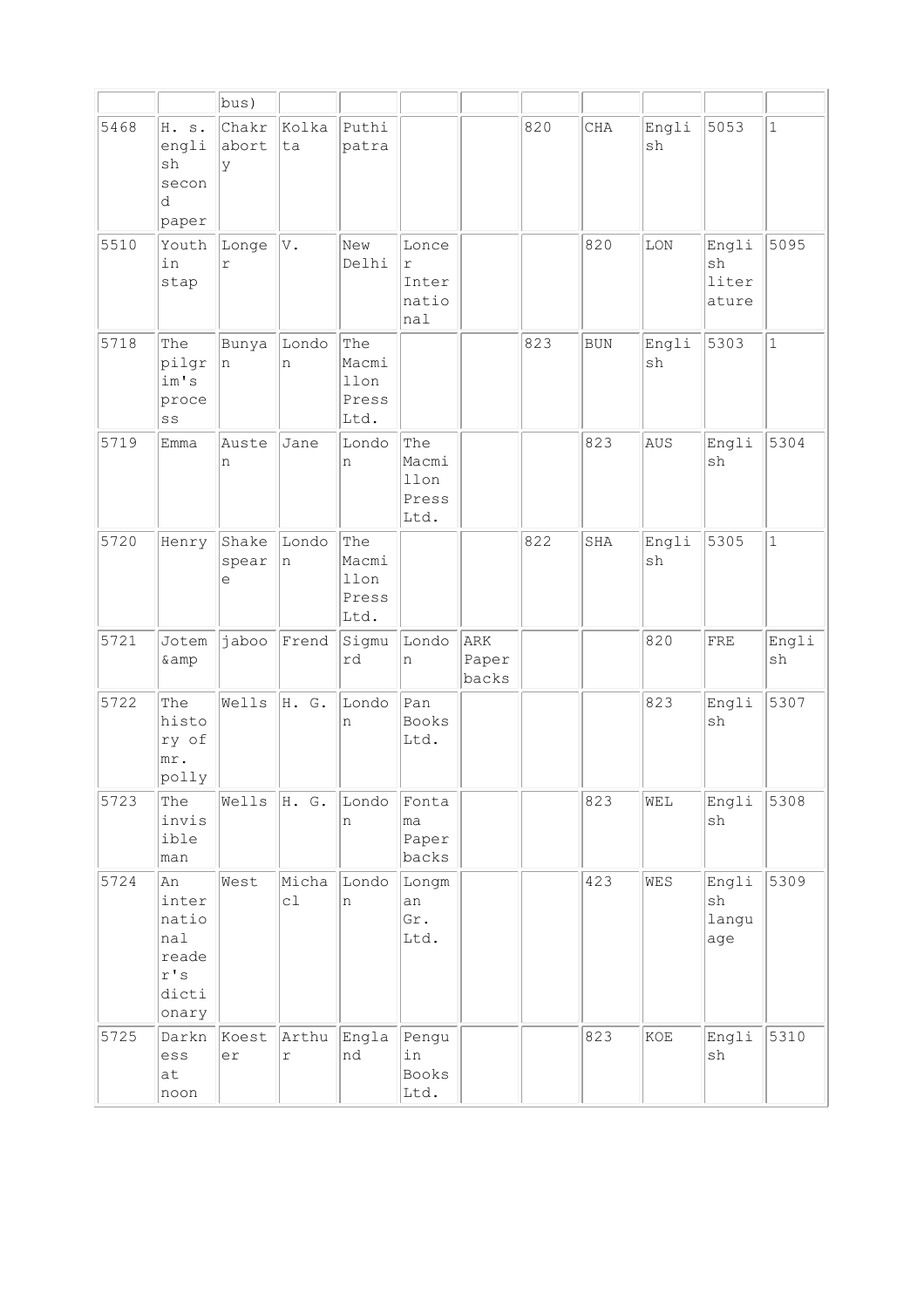|  |  | bus) |  |  |  |  |  |  |  |  |  |
|---|---|---|---|---|---|---|---|---|---|---|---|
| 5468 | H. s. english second paper | Chakraborty | Kolkata | Puthipatra |  |  | 820 | CHA | English | 5053 | 1 |
| 5510 | Youth in stap | Longer | V. | New Delhi | Loncer International |  |  | 820 | LON | English literature | 5095 |
| 5718 | The pilgrim's process | Bunyan | London | The Macmillon Press Ltd. |  |  | 823 | BUN | English | 5303 | 1 |
| 5719 | Emma | Austen | Jane | London | The Macmillon Press Ltd. |  |  | 823 | AUS | English | 5304 |
| 5720 | Henry | Shakespeare | London | The Macmillon Press Ltd. |  |  | 822 | SHA | English | 5305 | 1 |
| 5721 | Jotem &amp | jaboo | Frend | Sigmurd | London | ARK Paper backs |  |  | 820 | FRE | English |
| 5722 | The history of mr. polly | Wells | H. G. | London | Pan Books Ltd. |  |  | 823 | English | 5307 |  |
| 5723 | The invisible man | Wells | H. G. | London | Fontama Paper backs |  |  | 823 | WEL | English | 5308 |
| 5724 | An international reader's dictionary | West | Michacl | London | Longman Gr. Ltd. |  |  | 423 | WES | English language | 5309 |
| 5725 | Darkness at noon | Koester | Arthur | England | Penguin Books Ltd. |  |  | 823 | KOE | English | 5310 |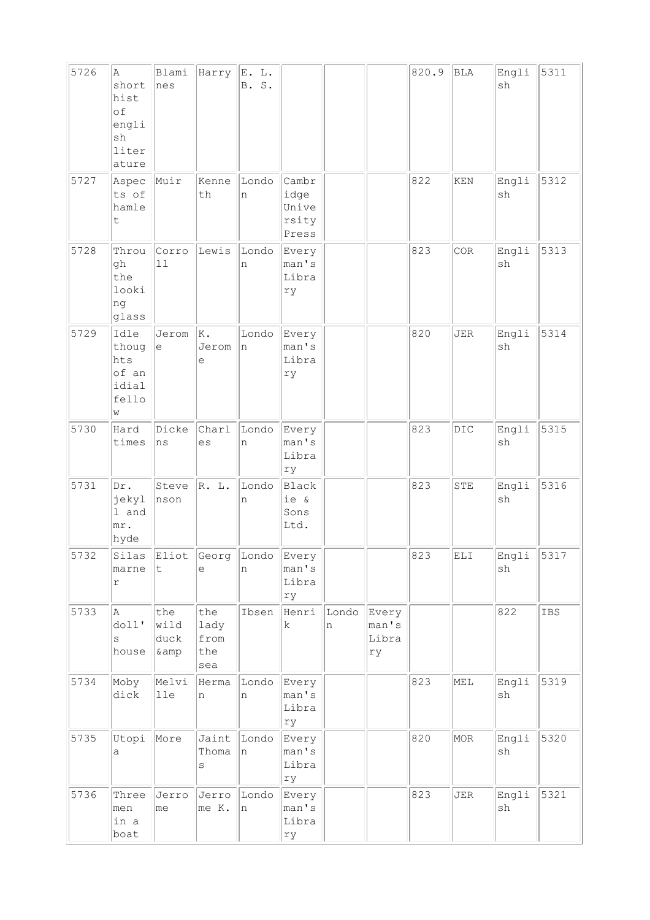| 5726 | A short hist of english literature | Blaminnes | Harry | E. L. B. S. | | | | 820.9 | BLA | English | 5311 |
|---|---|---|---|---|---|---|---|---|---|---|---|
| 5727 | Aspects of hamlet | Muir | Kenneth | London | Cambridge University Press | | | 822 | KEN | English | 5312 |
| 5728 | Through the looking glass | Corroll | Lewis | London | Every man's Library | | | 823 | COR | English | 5313 |
| 5729 | Idle thoughts of an idial fellow | Jerome | K. Jerome | London | Every man's Library | | | 820 | JER | English | 5314 |
| 5730 | Hard times | Dickens | Charles | London | Every man's Library | | | 823 | DIC | English | 5315 |
| 5731 | Dr. jekyll and mr. hyde | Stevenson | R. L. | London | Blackie & Sons Ltd. | | | 823 | STE | English | 5316 |
| 5732 | Silas marner | Eliott | George | London | Every man's Library | | | 823 | ELI | English | 5317 |
| 5733 | A doll's house | the wild duck &amp | the lady from the sea | Ibsen | Henrik | London | Every man's Library | | | 822 | IBS |
| 5734 | Moby dick | Melville | Herman | London | Every man's Library | | | 823 | MEL | English | 5319 |
| 5735 | Utopia | More | Jaint Thomas | London | Every man's Library | | | 820 | MOR | English | 5320 |
| 5736 | Three men in a boat | Jerrome | Jerrome K. | London | Every man's Library | | | 823 | JER | English | 5321 |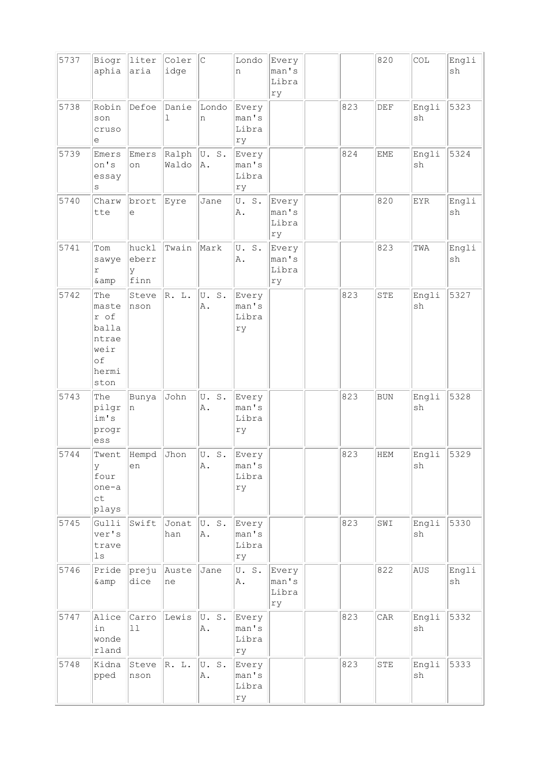| | | | | | | | | | | | |
|---|---|---|---|---|---|---|---|---|---|---|---|
| 5737 | Biographia | literaria | Coleridge | C | London | Everyman's Library | | | 820 | COL | English |
| 5738 | Robinson cruso e | Defoe | Daniel | London | Everyman's Library | | | 823 | DEF | English | 5323 |
| 5739 | Emerson's essays | Emerson | Ralph Waldo | U. S. A. | Everyman's Library | | | 824 | EME | English | 5324 |
| 5740 | Charwtte | brorte | Eyre | Jane | U. S. A. | Everyman's Library | | | 820 | EYR | English |
| 5741 | Tom sawyer &amp | huckleberry finn | Twain | Mark | U. S. A. | Everyman's Library | | | 823 | TWA | English |
| 5742 | The master of ballantraeweir of hermiston | Stevenson | R. L. | U. S. A. | Everyman's Library | | | 823 | STE | English | 5327 |
| 5743 | The pilgrim's progress | Bunyan | John | U. S. A. | Everyman's Library | | | 823 | BUN | English | 5328 |
| 5744 | Twenty four one-act plays | Hempden | Jhon | U. S. A. | Everyman's Library | | | 823 | HEM | English | 5329 |
| 5745 | Gulliver's travels | Swift | Jonathan | U. S. A. | Everyman's Library | | | 823 | SWI | English | 5330 |
| 5746 | Pride &amp | prejudice | Austene | Jane | U. S. A. | Everyman's Library | | | 822 | AUS | English |
| 5747 | Alice in wonderland | Carroll | Lewis | U. S. A. | Everyman's Library | | | 823 | CAR | English | 5332 |
| 5748 | Kidnapped | Stevenson | R. L. | U. S. A. | Everyman's Library | | | 823 | STE | English | 5333 |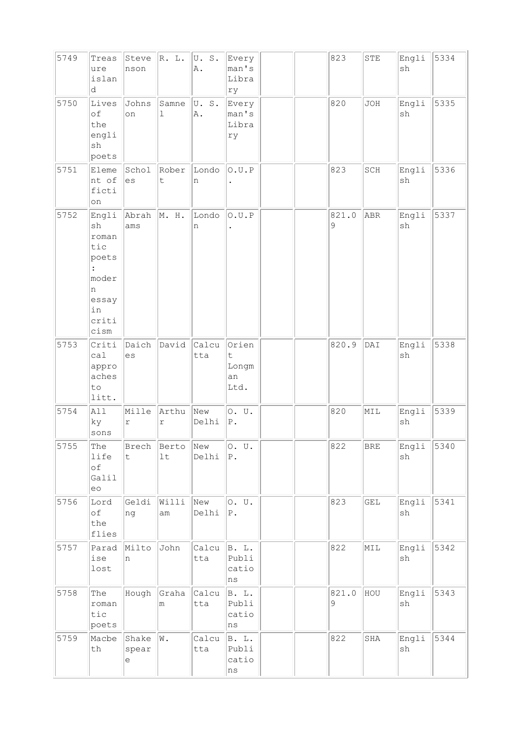| 5749 | Treasure island | Stevenson | R. L. | U. S. A. | Everyman's Library | | | 823 | STE | English | 5334 |
|---|---|---|---|---|---|---|---|---|---|---|---|
| 5750 | Lives of the english poets | Johnson | Samnel | U. S. A. | Everyman's Library | | | 820 | JOH | English | 5335 |
| 5751 | Element of fiction | Scholes | Robert | London | O.U.P. | | | 823 | SCH | English | 5336 |
| 5752 | English romantic poets : modern essay in criticism | Abrahams | M. H. | London | O.U.P. | | | 821.09 | ABR | English | 5337 |
| 5753 | Critical approaches to litt. | Daiches | David | Calcutta | Orient Longman Ltd. | | | 820.9 | DAI | English | 5338 |
| 5754 | All ky sons | Miller | Arthur | New Delhi | O. U. P. | | | 820 | MIL | English | 5339 |
| 5755 | The life of Galileo | Brecht | Bertolt | New Delhi | O. U. P. | | | 822 | BRE | English | 5340 |
| 5756 | Lord of the flies | Gelding | William | New Delhi | O. U. P. | | | 823 | GEL | English | 5341 |
| 5757 | Paradise lost | Milton | John | Calcutta | B. L. Publications | | | 822 | MIL | English | 5342 |
| 5758 | The romantic poets | Hough | Graham | Calcutta | B. L. Publications | | | 821.09 | HOU | English | 5343 |
| 5759 | Macbeth | Shakespeare | W. | Calcutta | B. L. Publications | | | 822 | SHA | English | 5344 |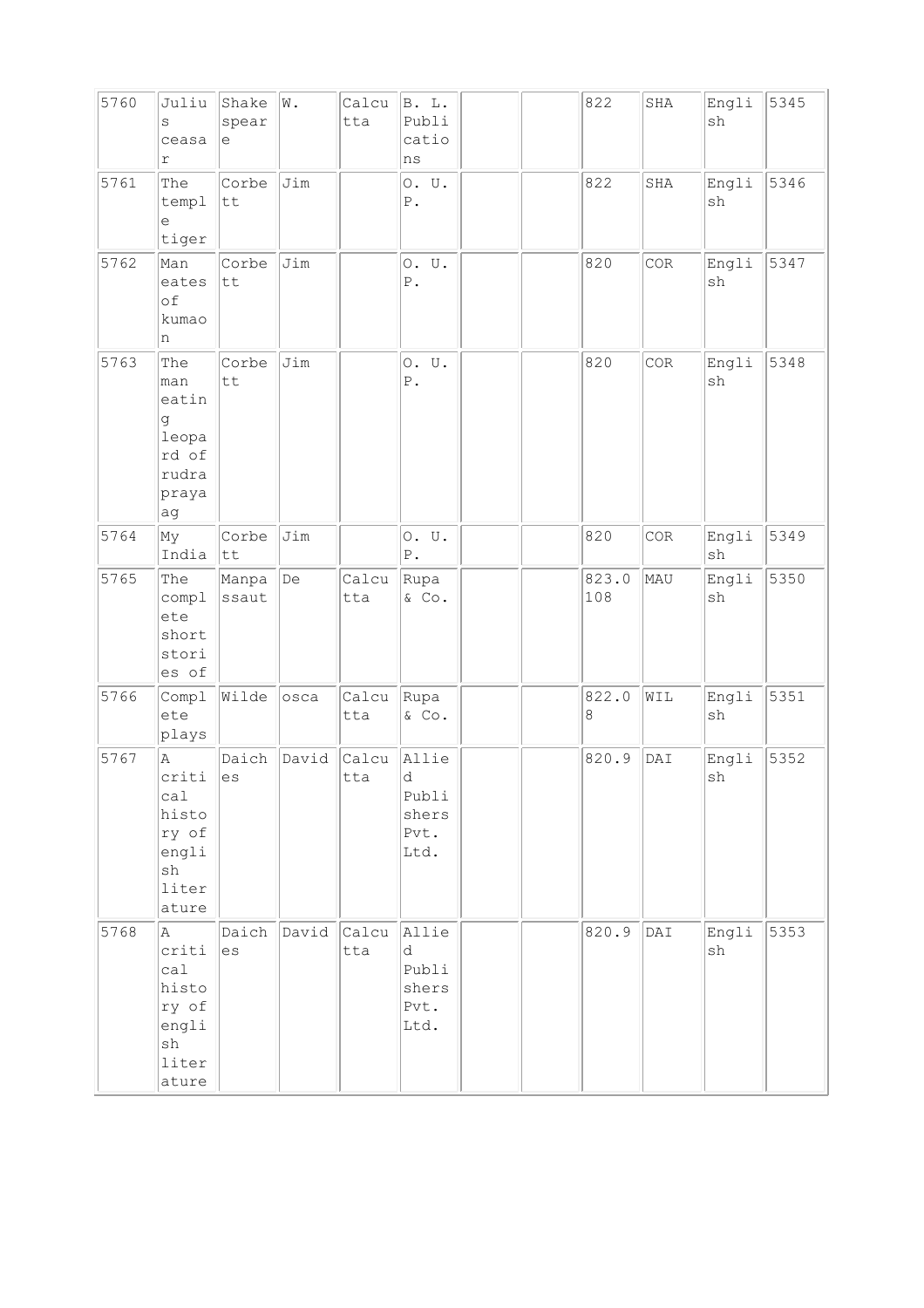| 5760 | Julius ceasar | Shakespeare | W. | Calcutta | B. L. Publications | | | 822 | SHA | English | 5345 |
|---|---|---|---|---|---|---|---|---|---|---|---|
| 5761 | The temple tiger | Corbett | Jim | | O. U. P. | | | 822 | SHA | English | 5346 |
| 5762 | Man eates of kumaon | Corbett | Jim | | O. U. P. | | | 820 | COR | English | 5347 |
| 5763 | The man eating leopard of rudrapraag | Corbett | Jim | | O. U. P. | | | 820 | COR | English | 5348 |
| 5764 | My India | Corbett | Jim | | O. U. P. | | | 820 | COR | English | 5349 |
| 5765 | The complete short stories of | Manpassaut | De | Calcutta | Rupa & Co. | | | 823.0108 | MAU | English | 5350 |
| 5766 | Complete plays | Wilde | osca | Calcutta | Rupa & Co. | | | 822.08 | WIL | English | 5351 |
| 5767 | A critical history of english literature | Daiches | David | Calcutta | Allied Publishers Pvt. Ltd. | | | 820.9 | DAI | English | 5352 |
| 5768 | A critical history of english literature | Daiches | David | Calcutta | Allied Publishers Pvt. Ltd. | | | 820.9 | DAI | English | 5353 |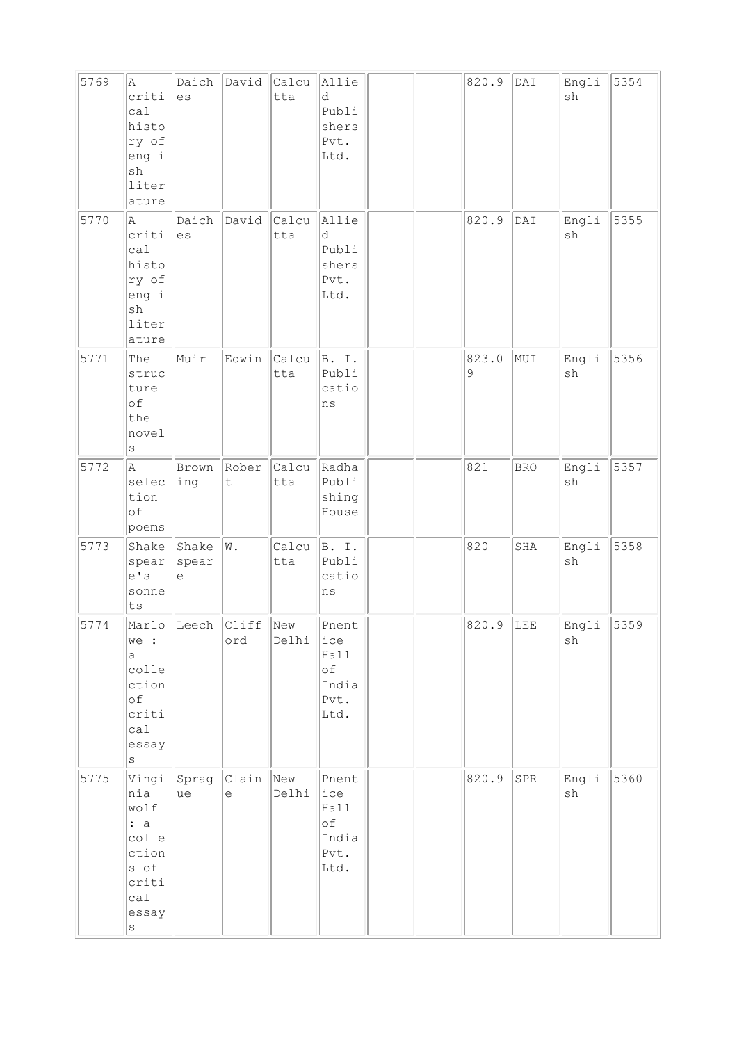| 5769 | A critical history of english literature | Daiches | David | Calcutta | Allied Publishers Pvt. Ltd. | | | 820.9 | DAI | English | 5354 |
|---|---|---|---|---|---|---|---|---|---|---|---|
| 5770 | A critical history of english literature | Daiches | David | Calcutta | Allied Publishers Pvt. Ltd. | | | 820.9 | DAI | English | 5355 |
| 5771 | The structure of the novels | Muir | Edwin | Calcutta | B. I. Publications | | | 823.09 | MUI | English | 5356 |
| 5772 | A selection of poems | Browning | Robert | Calcutta | Radha Publishing House | | | 821 | BRO | English | 5357 |
| 5773 | Shakespeare's sonnets | Shakespeare | W. | Calcutta | B. I. Publications | | | 820 | SHA | English | 5358 |
| 5774 | Marlowe : a collection of critical essays | Leech | Clifford | New Delhi | Pnentice Hall of India Pvt. Ltd. | | | 820.9 | LEE | English | 5359 |
| 5775 | Vinginia wolf : a collections of critical essays | Sprague | Claine | New Delhi | Pnentice Hall of India Pvt. Ltd. | | | 820.9 | SPR | English | 5360 |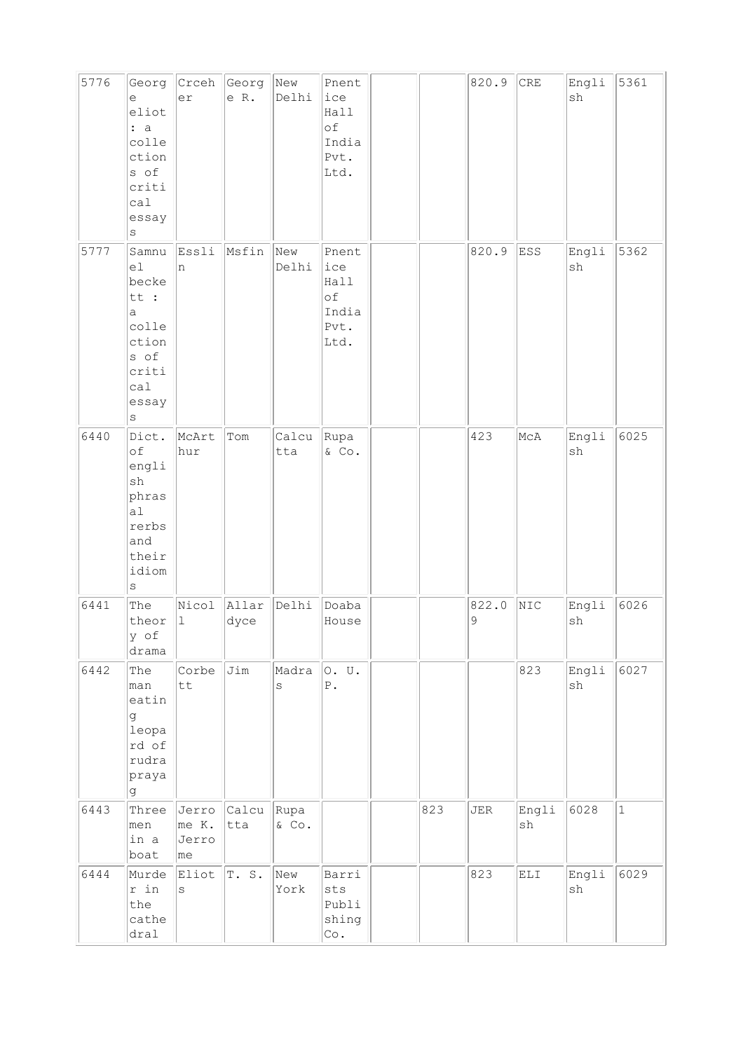| | | | | | | | | | | | |
|---|---|---|---|---|---|---|---|---|---|---|---|
| 5776 | George eliot : a collections of critical essays | Crceher | George R. | New Delhi | Pnentice Hall of India Pvt. Ltd. | | | 820.9 | CRE | English | 5361 |
| 5777 | Samnuel beckett : a collections of critical essays | Esslin | Msfin | New Delhi | Pnentice Hall of India Pvt. Ltd. | | | 820.9 | ESS | English | 5362 |
| 6440 | Dict. of english phrasal rerbs and their idioms | McArthur | Tom | Calcutta | Rupa & Co. | | | 423 | McA | English | 6025 |
| 6441 | The theory of drama | Nicoll | Allardyce | Delhi | Doaba House | | | 822.09 | NIC | English | 6026 |
| 6442 | The man eating leopard of rudraprayag | Corbett | Jim | Madras | O. U. P. | | | | 823 | English | 6027 |
| 6443 | Three men in a boat | Jerrome K. Jerrome | Calcutta | Rupa & Co. | | | 823 | JER | English | 6028 | 1 |
| 6444 | Murder in the cathedral | Eliots | T. S. | New York | Barrists Publishing Co. | | | 823 | ELI | English | 6029 |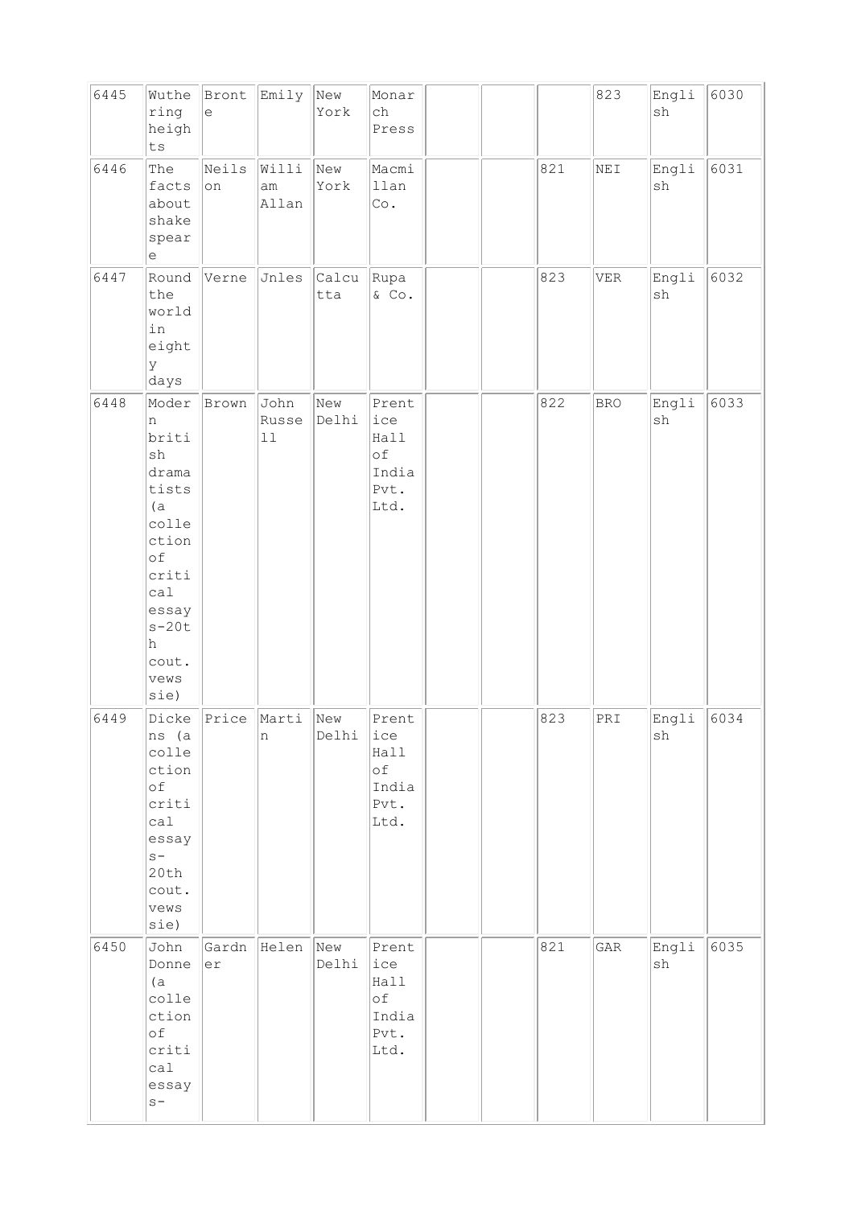| | | | | | | | | | | | |
|---|---|---|---|---|---|---|---|---|---|---|---|
| 6445 | Wuthering heights | Bronte | Emily | New York | Monarch Press | | | | 823 | English | 6030 |
| 6446 | The facts about shakespeare | Neilson | William Allan | New York | Macmillan Co. | | | 821 | NEI | English | 6031 |
| 6447 | Round the world in eighty days | Verne | Jnles | Calcutta | Rupa & Co. | | | 823 | VER | English | 6032 |
| 6448 | Modern british dramatists (a collection of critical essays-20th cout. vewssie) | Brown | John Russell | New Delhi | Prentice Hall of India Pvt. Ltd. | | | 822 | BRO | English | 6033 |
| 6449 | Dickens (a collection of critical essays-20th cout. vewssie) | Price | Martin | New Delhi | Prentice Hall of India Pvt. Ltd. | | | 823 | PRI | English | 6034 |
| 6450 | John Donne (a collection of critical essays- | Gardner | Helen | New Delhi | Prentice Hall of India Pvt. Ltd. | | | 821 | GAR | English | 6035 |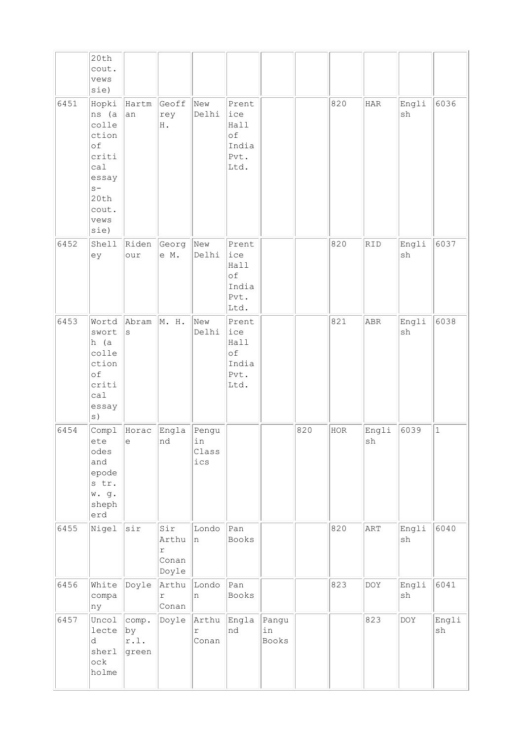| | 20th cout. vews sie) | | | | | | | | | | |
|---|---|---|---|---|---|---|---|---|---|---|---|
| 6451 | Hopkins (a collection of critical essays- 20th cout. vews sie) | Hartman | Geoffrey H. | New Delhi | Prentice Hall of India Pvt. Ltd. | | | 820 | HAR | English | 6036 |
| 6452 | Shelley | Ridenour | George M. | New Delhi | Prentice Hall of India Pvt. Ltd. | | | 820 | RID | English | 6037 |
| 6453 | Wortdsworth (a collection of critical essays) | Abrams | M. H. | New Delhi | Prentice Hall of India Pvt. Ltd. | | | 821 | ABR | English | 6038 |
| 6454 | Complete odes and epodes tr. w. g. shepherd | Horace | England | Penguin Classics | | | 820 | HOR | English | 6039 | 1 |
| 6455 | Nigel | sir | Sir Arthur Conan Doyle | London | Pan Books | | | 820 | ART | English | 6040 |
| 6456 | White company | Doyle | Arthur Conan | London | Pan Books | | | 823 | DOY | English | 6041 |
| 6457 | Uncollected sherlock holme | comp. by r.l. green | Doyle | Arthur Conan | England | Panguin Books | | | 823 | DOY | English |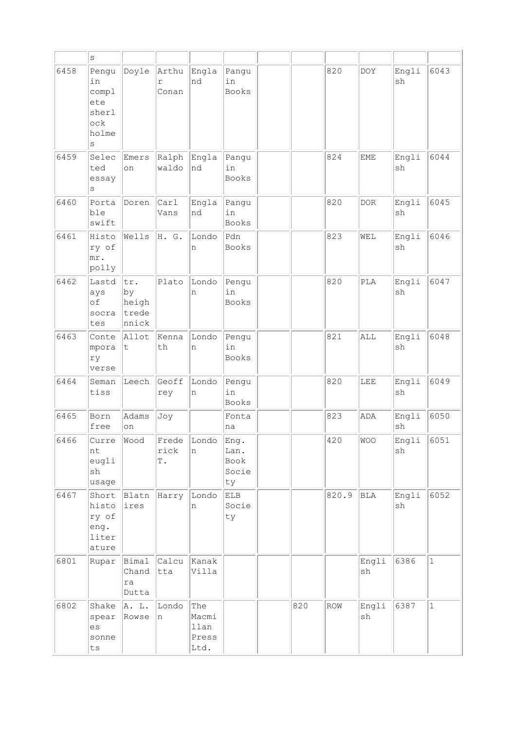| | s | | | | | | | | | | |
|---|---|---|---|---|---|---|---|---|---|---|---|
| 6458 | Penguin complete sherlock holmes | Doyle | Arthur Conan | England | Panguin Books | | | 820 | DOY | English | 6043 |
| 6459 | Selected essays | Emerson | Ralph waldo | England | Panguin Books | | | 824 | EME | English | 6044 |
| 6460 | Portable swift | Doren | Carl Vans | England | Panguin Books | | | 820 | DOR | English | 6045 |
| 6461 | History of mr. polly | Wells | H. G. | London | Pdn Books | | | 823 | WEL | English | 6046 |
| 6462 | Lastdays of socrates | tr. by heigh tredennick | Plato | London | Penguin Books | | | 820 | PLA | English | 6047 |
| 6463 | Contemporary verse | Allott | Kennath | London | Penguin Books | | | 821 | ALL | English | 6048 |
| 6464 | Semantiss | Leech | Geoffrey | London | Penguin Books | | | 820 | LEE | English | 6049 |
| 6465 | Born free | Adamson | Joy | | Fontana | | | 823 | ADA | English | 6050 |
| 6466 | Current eugligh usage | Wood | Frederick T. | London | Eng. Lan. Book Society | | | 420 | WOO | English | 6051 |
| 6467 | Short history of eng. literature | Blatnires | Harry | London | ELB Society | | | 820.9 | BLA | English | 6052 |
| 6801 | Rupar | Bimal Chandra Dutta | Calcutta | Kanak Villa | | | | | English | 6386 | 1 |
| 6802 | Shakespeares sonnets | A. L. Rowse | London | The Macmillan Press Ltd. | | | 820 | ROW | English | 6387 | 1 |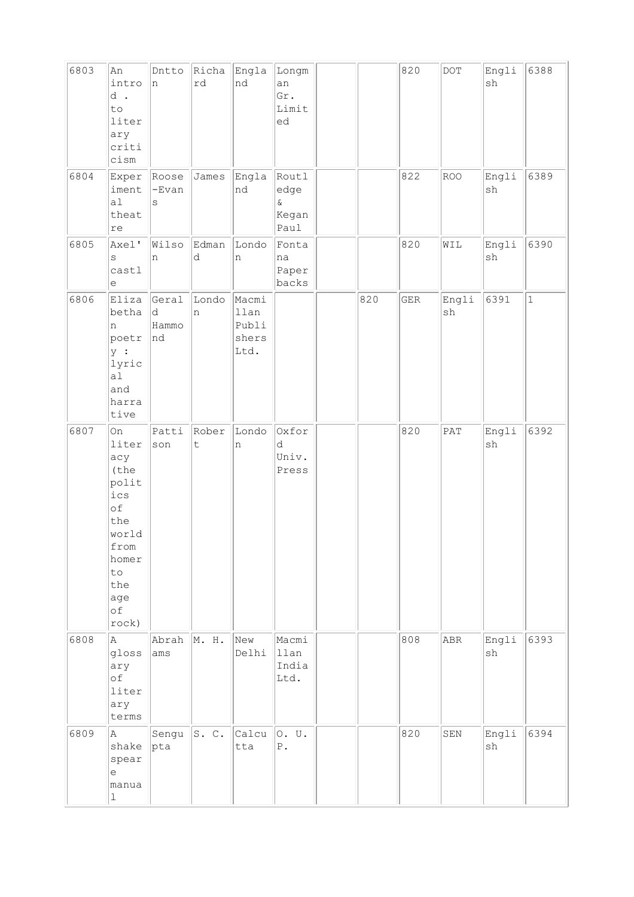| 6803 | An intro d . to literary criticism | Dntton | Richard | England | Longman Gr. Limited | | | 820 | DOT | English | 6388 |
|---|---|---|---|---|---|---|---|---|---|---|---|
| 6804 | Experimental theatre | Roose-Evans | James | England | Routledge & Kegan Paul | | | 822 | ROO | English | 6389 |
| 6805 | Axel's castle | Wilson | Edmand | London | Fontana Paper backs | | | 820 | WIL | English | 6390 |
| 6806 | Elizabethan poetry : lyrical and harrative | Gerald Hammond | London | Macmillan Publishers Ltd. | | | 820 | GER | English | 6391 | 1 |
| 6807 | On literacy (the politics of the world from homer to the age of rock) | Pattison | Robert | London | Oxford Univ. Press | | | 820 | PAT | English | 6392 |
| 6808 | A glossary of literary terms | Abrahams | M. H. | New Delhi | Macmillan India Ltd. | | | 808 | ABR | English | 6393 |
| 6809 | A shakespeare manual | Sengupta | S. C. | Calcutta | O. U. P. | | | 820 | SEN | English | 6394 |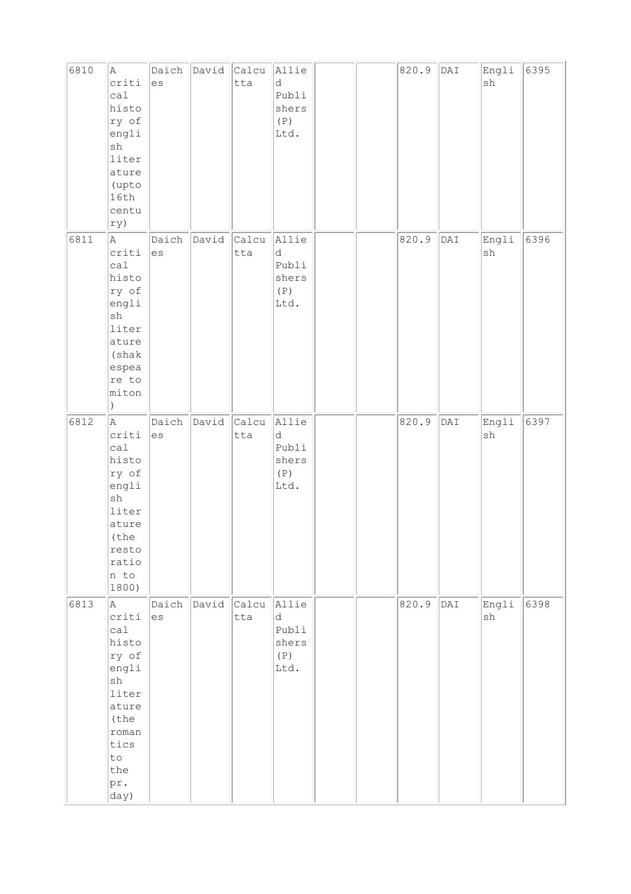| 6810 | A critical history of english literature (upto 16th century) | Daiches | David | Calcutta | Allied Publishers (P) Ltd. | | | 820.9 | DAI | English | 6395 |
|---|---|---|---|---|---|---|---|---|---|---|---|
| 6811 | A critical history of english literature (shakespeare to miton ) | Daiches | David | Calcutta | Allied Publishers (P) Ltd. | | | 820.9 | DAI | English | 6396 |
| 6812 | A critical history of english literature (the restoration to 1800) | Daiches | David | Calcutta | Allied Publishers (P) Ltd. | | | 820.9 | DAI | English | 6397 |
| 6813 | A critical history of english literature (the romantics to the pr. day) | Daiches | David | Calcutta | Allied Publishers (P) Ltd. | | | 820.9 | DAI | English | 6398 |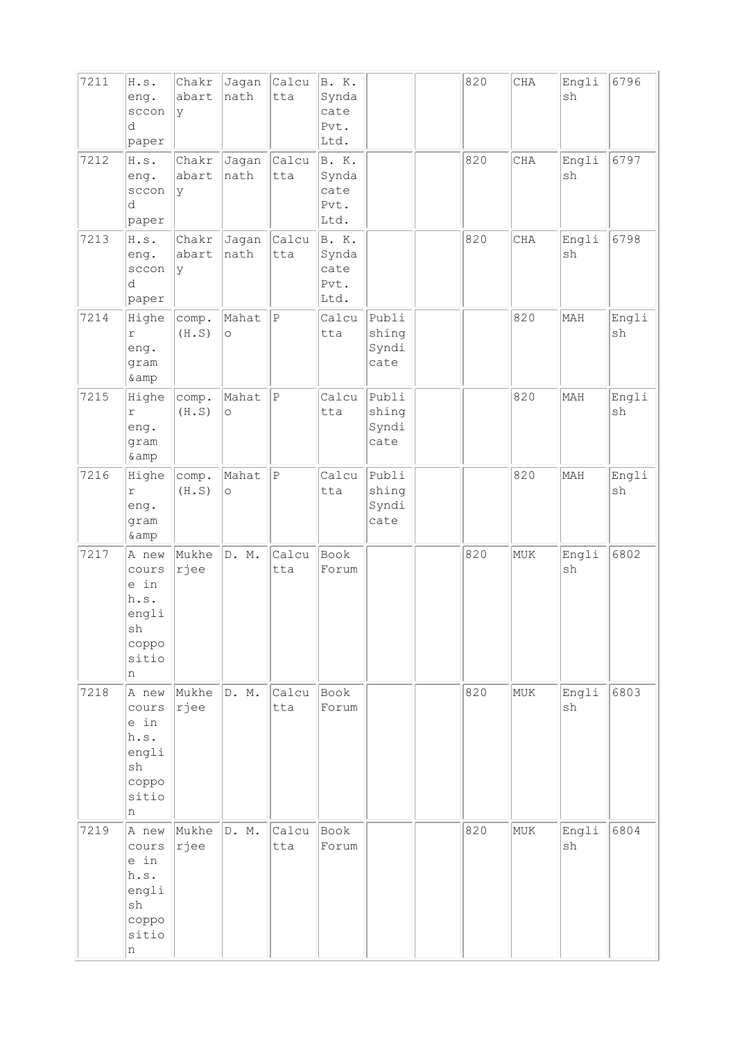| | | | | | | | | | | | |
|---|---|---|---|---|---|---|---|---|---|---|---|
| 7211 | H.s. eng. sccond paper | Chakrabarty | Jagannath | Calcutta | B. K. Syndacate Pvt. Ltd. | | | 820 | CHA | English | 6796 |
| 7212 | H.s. eng. sccond paper | Chakrabarty | Jagannath | Calcutta | B. K. Syndacate Pvt. Ltd. | | | 820 | CHA | English | 6797 |
| 7213 | H.s. eng. sccond paper | Chakrabarty | Jagannath | Calcutta | B. K. Syndacate Pvt. Ltd. | | | 820 | CHA | English | 6798 |
| 7214 | Higher eng. gram &amp | comp. (H.S) | Mahato | P | Calcutta | Publishing Syndicate | | | 820 | MAH | English |
| 7215 | Higher eng. gram &amp | comp. (H.S) | Mahato | P | Calcutta | Publishing Syndicate | | | 820 | MAH | English |
| 7216 | Higher eng. gram &amp | comp. (H.S) | Mahato | P | Calcutta | Publishing Syndicate | | | 820 | MAH | English |
| 7217 | A new course in h.s. english coppo sition | Mukherjee | D. M. | Calcutta | Book Forum | | | 820 | MUK | English | 6802 |
| 7218 | A new course in h.s. english coppo sition | Mukherjee | D. M. | Calcutta | Book Forum | | | 820 | MUK | English | 6803 |
| 7219 | A new course in h.s. english coppo sition | Mukherjee | D. M. | Calcutta | Book Forum | | | 820 | MUK | English | 6804 |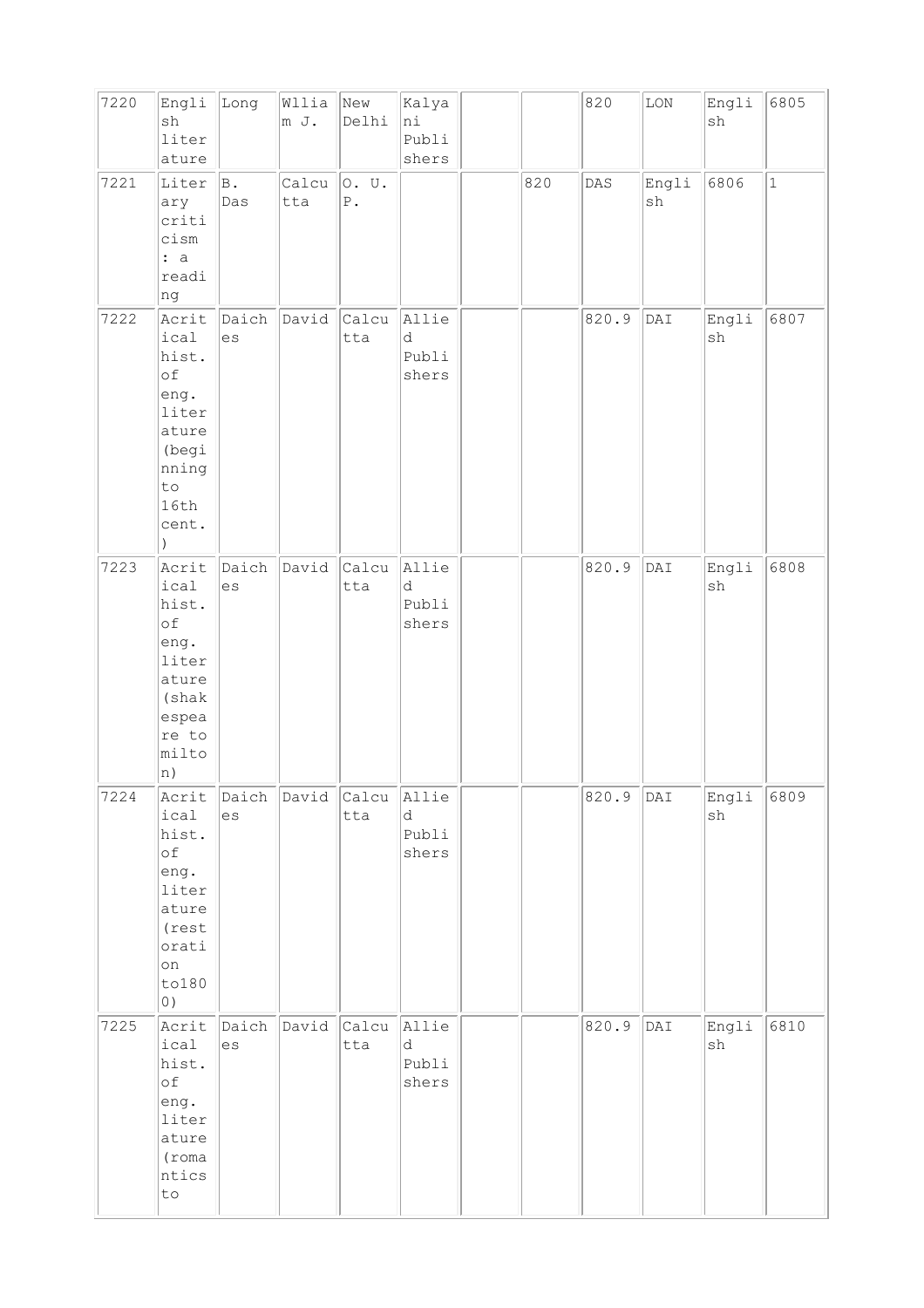| 7220 | English literature | Long | Wllia m J. | New Delhi | Kalyani Publishers | | | 820 | LON | English | 6805 |
|---|---|---|---|---|---|---|---|---|---|---|---|
| 7221 | Literary criticism : a reading | B. Das | Calcutta | O. U. P. | | | 820 | DAS | English | 6806 | 1 |
| 7222 | Acritical hist. of eng. literature (beginning to 16th cent. ) | Daiches | David | Calcutta | Allied Publishers | | | 820.9 | DAI | English | 6807 |
| 7223 | Acritical hist. of eng. literature (shakespeare to milton) | Daiches | David | Calcutta | Allied Publishers | | | 820.9 | DAI | English | 6808 |
| 7224 | Acritical hist. of eng. literature (restoration to1800) | Daiches | David | Calcutta | Allied Publishers | | | 820.9 | DAI | English | 6809 |
| 7225 | Acritical hist. of eng. literature (romantics to | Daiches | David | Calcutta | Allied Publishers | | | 820.9 | DAI | English | 6810 |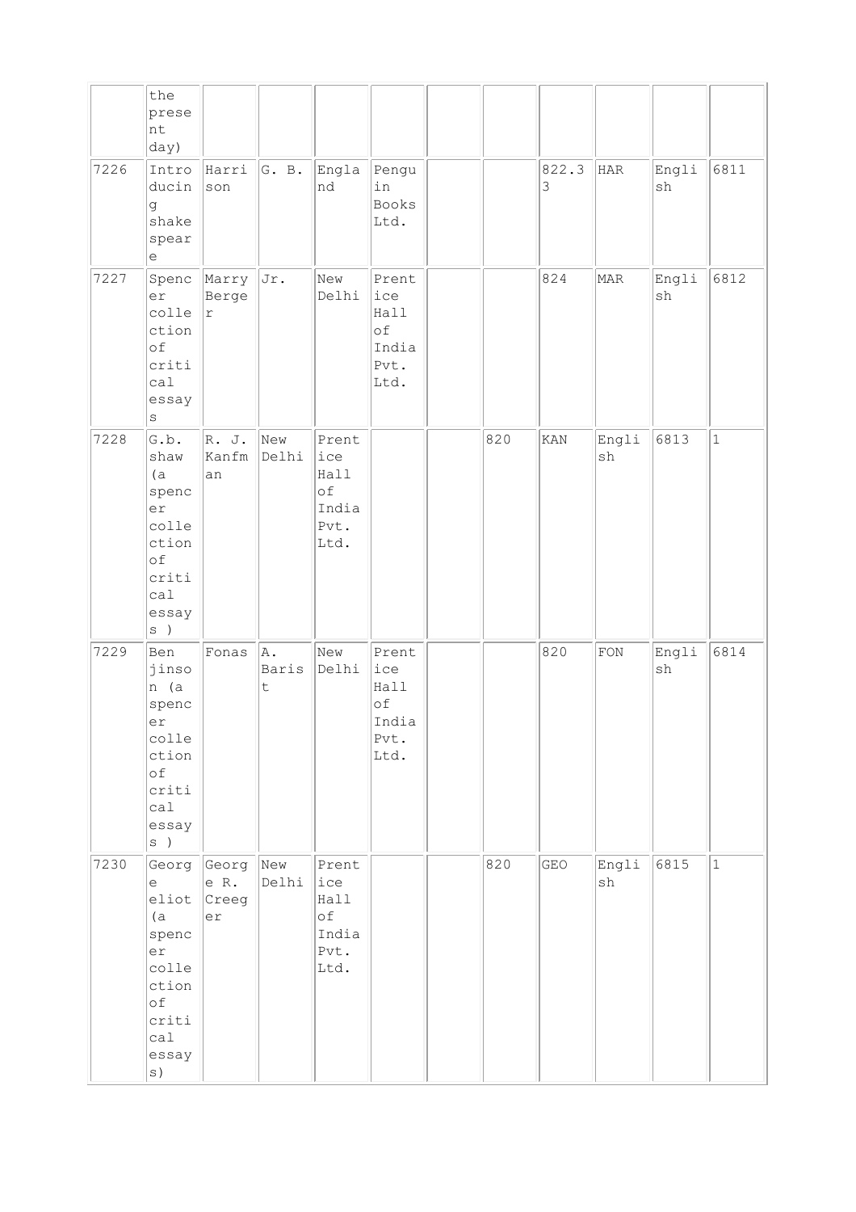|  | the present day) |  |  |  |  |  |  |  |  |  |  |
|---|---|---|---|---|---|---|---|---|---|---|---|
| 7226 | Introducing shakespeare | Harrison | G. B. | England | Penguin Books Ltd. |  |  | 822.33 | HAR | English | 6811 |
| 7227 | Spencer collection of critical essays | Marry Berger | Jr. | New Delhi | Prentice Hall of India Pvt. Ltd. |  |  | 824 | MAR | English | 6812 |
| 7228 | G.b. shaw (a spencer collection of critical essays ) | R. J. Kanfman | New Delhi | Prentice Hall of India Pvt. Ltd. |  |  | 820 | KAN | English | 6813 | 1 |
| 7229 | Ben jinson (a spencer collection of critical essays ) | Fonas | A. Barist | New Delhi | Prentice Hall of India Pvt. Ltd. |  |  | 820 | FON | English | 6814 |
| 7230 | George eliot (a spencer collection of critical essays) | George R. Creeger | New Delhi | Prentice Hall of India Pvt. Ltd. |  |  | 820 | GEO | English | 6815 | 1 |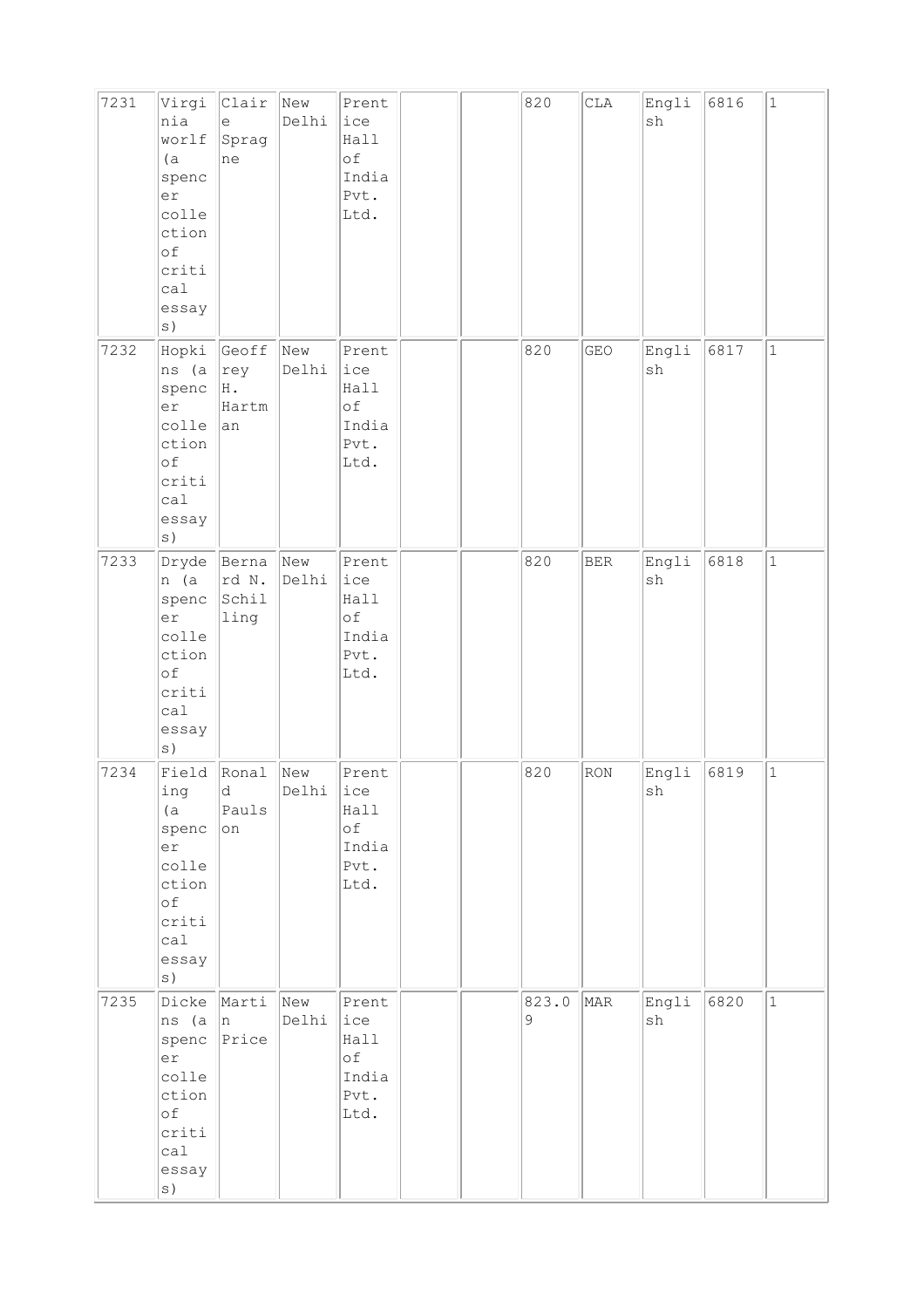| 7231 | Virginia worlf (a spencer collection of critical essays) | Claire Spragne | New Delhi | Prentice Hall of India Pvt. Ltd. | | | 820 | CLA | English | 6816 | 1 |
|---|---|---|---|---|---|---|---|---|---|---|---|
| 7232 | Hopkins (a spencer collection of critical essays) | Geoffrey H. Hartman | New Delhi | Prentice Hall of India Pvt. Ltd. | | | 820 | GEO | English | 6817 | 1 |
| 7233 | Dryden (a spencer collection of critical essays) | Bernard N. Schilling | New Delhi | Prentice Hall of India Pvt. Ltd. | | | 820 | BER | English | 6818 | 1 |
| 7234 | Fielding (a spencer collection of critical essays) | Ronald Paulson | New Delhi | Prentice Hall of India Pvt. Ltd. | | | 820 | RON | English | 6819 | 1 |
| 7235 | Dickens (a spencer collection of critical essays) | Martin Price | New Delhi | Prentice Hall of India Pvt. Ltd. | | | 823.09 | MAR | English | 6820 | 1 |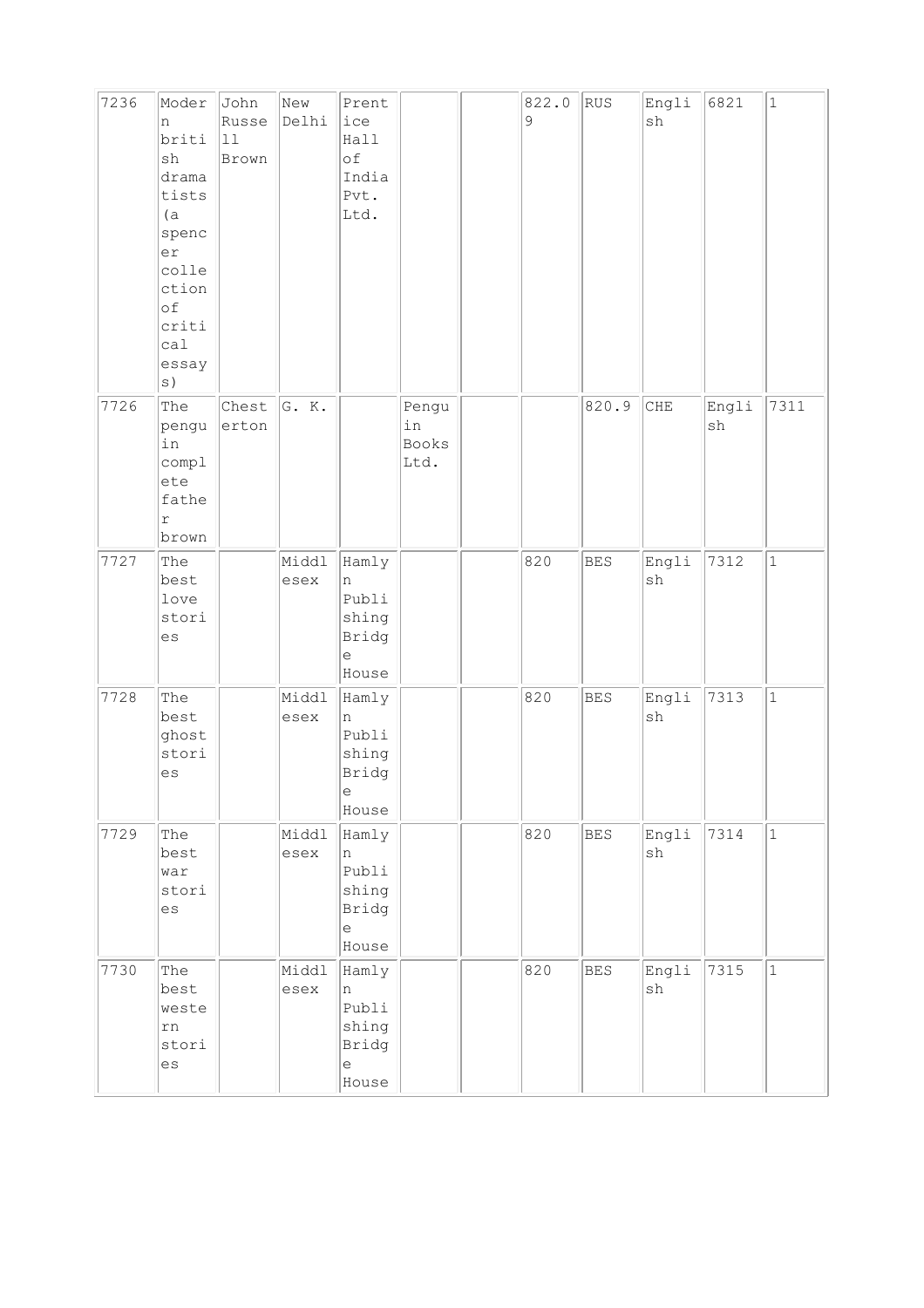| | | | | | | | | | | | |
|---|---|---|---|---|---|---|---|---|---|---|---|
| 7236 | Modern british dramatists (a spencer collection of critical essays) | John Russell Brown | New Delhi | Prentice Hall of India Pvt. Ltd. | | | 822.09 | RUS | English | 6821 | 1 |
| 7726 | The penguin complete father brown | Chesterton | G. K. | | Penguin Books Ltd. | | | 820.9 | CHE | English | 7311 |
| 7727 | The best love stories | | Middlesex | Hamlyn Publishing Bridge House | | | 820 | BES | English | 7312 | 1 |
| 7728 | The best ghost stories | | Middlesex | Hamlyn Publishing Bridge House | | | 820 | BES | English | 7313 | 1 |
| 7729 | The best war stories | | Middlesex | Hamlyn Publishing Bridge House | | | 820 | BES | English | 7314 | 1 |
| 7730 | The best western stories | | Middlesex | Hamlyn Publishing Bridge House | | | 820 | BES | English | 7315 | 1 |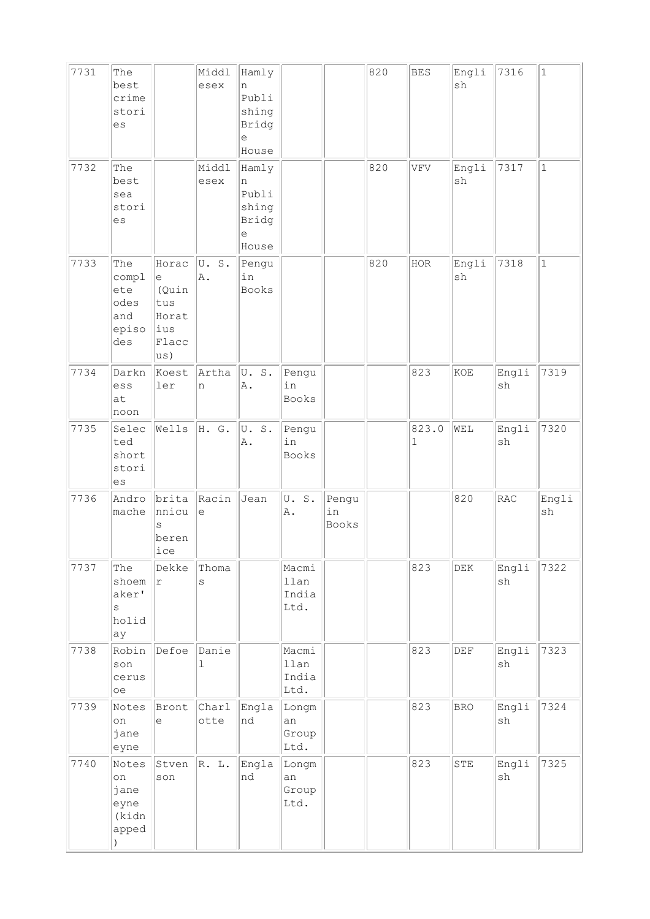| 7731 | The best crime stories | | Middlesex | Hamlyn Publishing Bridge House | | | 820 | BES | English | 7316 | 1 |
|---|---|---|---|---|---|---|---|---|---|---|---|
| 7732 | The best sea stories | | Middlesex | Hamlyn Publishing Bridge House | | | 820 | VFV | English | 7317 | 1 |
| 7733 | The complete odes and episodes | Horace (Quintus Horatius Flaccus) | U. S. A. | Penguin Books | | | 820 | HOR | English | 7318 | 1 |
| 7734 | Darkness at noon | Koestler | Arthan | U. S. A. | Penguin Books | | | 823 | KOE | English | 7319 |
| 7735 | Selected short stories | Wells | H. G. | U. S. A. | Penguin Books | | | 823.01 | WEL | English | 7320 |
| 7736 | Andromache | britannicus berenice | Racine | Jean | U. S. A. | Penguin Books | | | 820 | RAC | English |
| 7737 | The shoemaker's holiday | Dekker | Thomas | | Macmillan India Ltd. | | | 823 | DEK | English | 7322 |
| 7738 | Robinson cerusoe | Defoe | Daniel | | Macmillan India Ltd. | | | 823 | DEF | English | 7323 |
| 7739 | Notes on jane eyne | Bronte | Charlotte | England | Longman Group Ltd. | | | 823 | BRO | English | 7324 |
| 7740 | Notes on jane eyne (kidnapped) | Stvenson | R. L. | England | Longman Group Ltd. | | | 823 | STE | English | 7325 |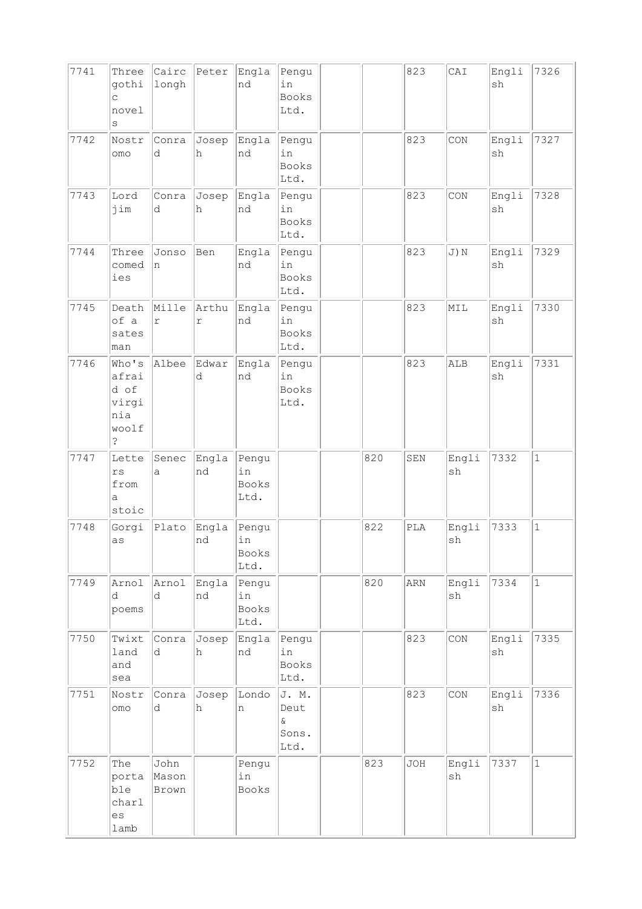| 7741 | Three gothic novels | Cairclongh | Peter | England | Penguin Books Ltd. | | | 823 | CAI | English | 7326 |
|---|---|---|---|---|---|---|---|---|---|---|---|
| 7742 | Nostromo | Conrad | Joseph | England | Penguin Books Ltd. | | | 823 | CON | English | 7327 |
| 7743 | Lord jim | Conrad | Joseph | England | Penguin Books Ltd. | | | 823 | CON | English | 7328 |
| 7744 | Three comedies | Jonson | Ben | England | Penguin Books Ltd. | | | 823 | J)N | English | 7329 |
| 7745 | Death of a sates man | Miller | Arthur | England | Penguin Books Ltd. | | | 823 | MIL | English | 7330 |
| 7746 | Who's afraid of virginia woolf ? | Albee | Edward | England | Penguin Books Ltd. | | | 823 | ALB | English | 7331 |
| 7747 | Letters from a stoic | Seneca | England | Penguin Books Ltd. | | | 820 | SEN | English | 7332 | 1 |
| 7748 | Gorgias | Plato | England | Penguin Books Ltd. | | | 822 | PLA | English | 7333 | 1 |
| 7749 | Arnold poems | Arnold | England | Penguin Books Ltd. | | | 820 | ARN | English | 7334 | 1 |
| 7750 | Twixt land and sea | Conrad | Joseph | England | Penguin Books Ltd. | | | 823 | CON | English | 7335 |
| 7751 | Nostromo | Conrad | Joseph | London | J. M. Deut & Sons. Ltd. | | | 823 | CON | English | 7336 |
| 7752 | The portable charles lamb | John Mason Brown | | Penguin Books | | | 823 | JOH | English | 7337 | 1 |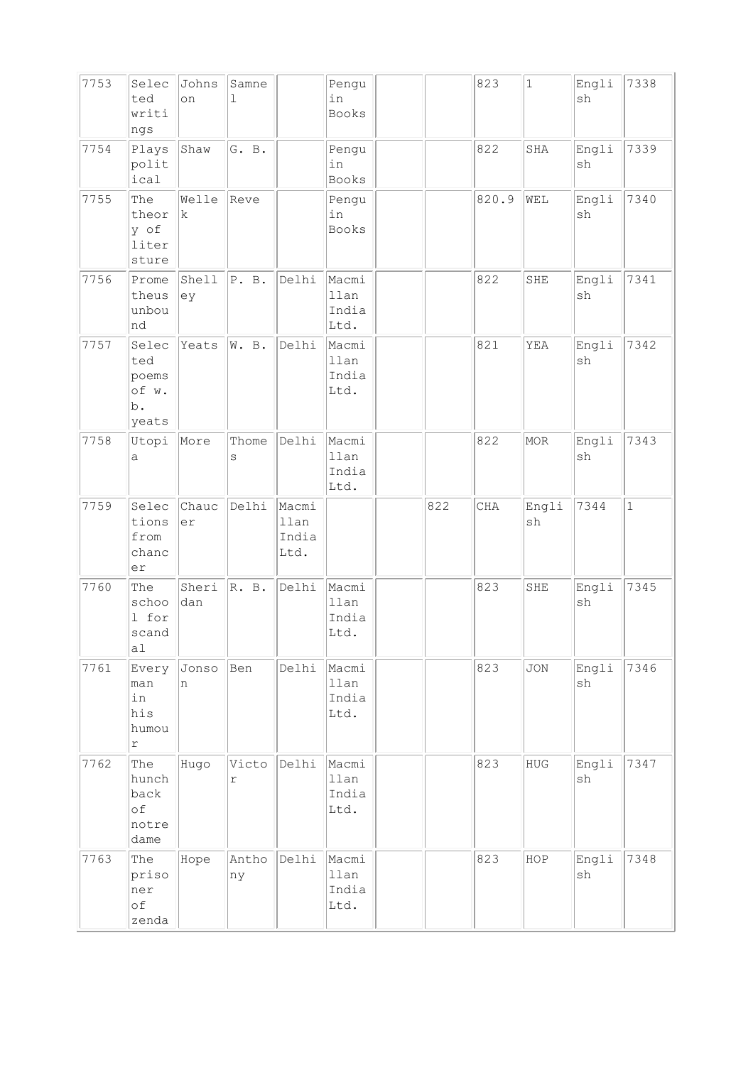| 7753 | Selected writings | Johnson | Samnel | | Penguin Books | | | 823 | 1 | English | 7338 |
|---|---|---|---|---|---|---|---|---|---|---|---|
| 7754 | Plays political | Shaw | G. B. | | Penguin Books | | | 822 | SHA | English | 7339 |
| 7755 | The theory of litersture | Wellek | Revel | | Penguin Books | | | 820.9 | WEL | English | 7340 |
| 7756 | Prometheus unbound | Shelley | P. B. | Delhi | Macmillan India Ltd. | | | 822 | SHE | English | 7341 |
| 7757 | Selected poems of w. b. yeats | Yeats | W. B. | Delhi | Macmillan India Ltd. | | | 821 | YEA | English | 7342 |
| 7758 | Utopia | More | Thomes | Delhi | Macmillan India Ltd. | | | 822 | MOR | English | 7343 |
| 7759 | Selections from chancer | Chaucer | Delhi | Macmillan India Ltd. | | | 822 | CHA | English | 7344 | 1 |
| 7760 | The school for scandal | Sheridan | R. B. | Delhi | Macmillan India Ltd. | | | 823 | SHE | English | 7345 |
| 7761 | Every man in his humour | Jonson | Ben | Delhi | Macmillan India Ltd. | | | 823 | JON | English | 7346 |
| 7762 | The hunchback of notre dame | Hugo | Victor | Delhi | Macmillan India Ltd. | | | 823 | HUG | English | 7347 |
| 7763 | The prisoner of zenda | Hope | Anthony | Delhi | Macmillan India Ltd. | | | 823 | HOP | English | 7348 |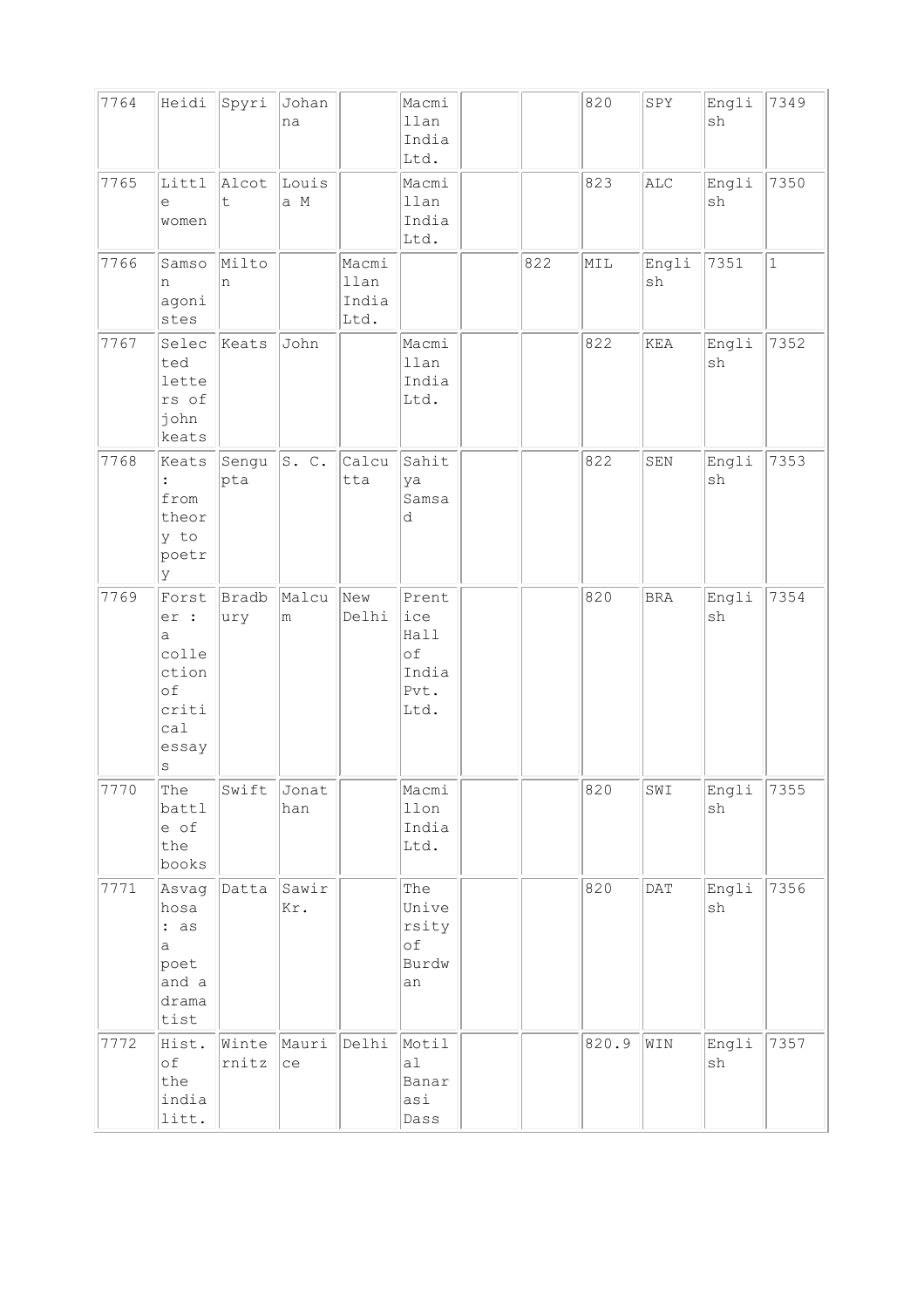| | | | | | | | | | | | |
|---|---|---|---|---|---|---|---|---|---|---|---|
| 7764 | Heidi | Spyri | Johanna | | Macmillan India Ltd. | | | 820 | SPY | English | 7349 |
| 7765 | Little women | Alcott | Louisa M | | Macmillan India Ltd. | | | 823 | ALC | English | 7350 |
| 7766 | Samson agonistes | Milton | | Macmillan India Ltd. | | | 822 | MIL | English | 7351 | 1 |
| 7767 | Selected letters of john keats | Keats | John | | Macmillan India Ltd. | | | 822 | KEA | English | 7352 |
| 7768 | Keats : from theory to poetry | Sengupta | S. C. | Calcutta | Sahitya Samsad | | | 822 | SEN | English | 7353 |
| 7769 | Forster : a collection of critical essays | Bradbury | Malcum | New Delhi | Prentice Hall of India Pvt. Ltd. | | | 820 | BRA | English | 7354 |
| 7770 | The battle of the books | Swift | Jonathan | | Macmillon India Ltd. | | | 820 | SWI | English | 7355 |
| 7771 | Asvaghosa : as a poet and a dramatist | Datta | Sawir Kr. | | The University of Burdwan | | | 820 | DAT | English | 7356 |
| 7772 | Hist. of the india litt. | Winternitz | Maurice | Delhi | Motilal Banarasi Dass | | | 820.9 | WIN | English | 7357 |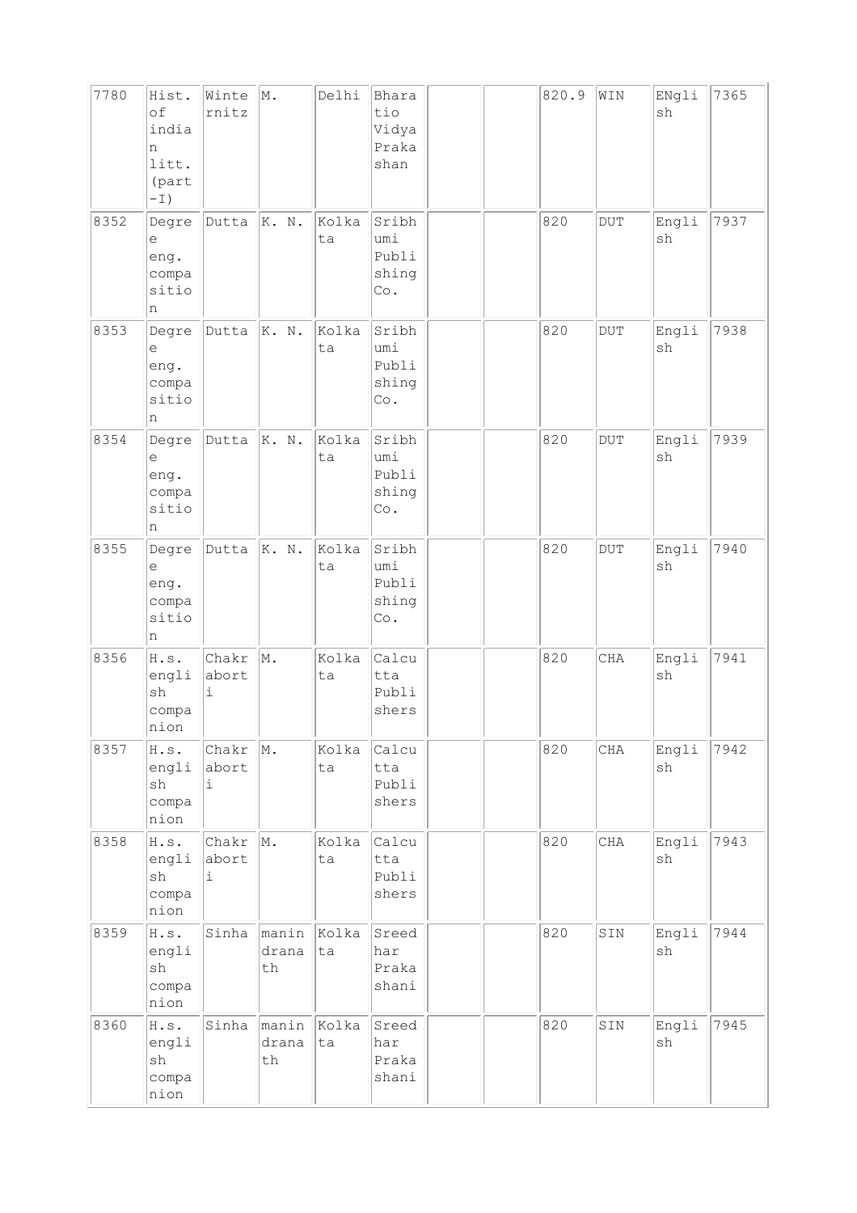| 7780 | Hist. of indian litt. (part -I) | Winternitz | M. | Delhi | Bharatio Vidya Prakashan | | | 820.9 | WIN | ENglish | 7365 |
|---|---|---|---|---|---|---|---|---|---|---|---|
| 8352 | Degree eng. compasition | Dutta | K. N. | Kolkata | Sribhumi Publishing Co. | | | 820 | DUT | English | 7937 |
| 8353 | Degree eng. compasition | Dutta | K. N. | Kolkata | Sribhumi Publishing Co. | | | 820 | DUT | English | 7938 |
| 8354 | Degree eng. compasition | Dutta | K. N. | Kolkata | Sribhumi Publishing Co. | | | 820 | DUT | English | 7939 |
| 8355 | Degree eng. compasition | Dutta | K. N. | Kolkata | Sribhumi Publishing Co. | | | 820 | DUT | English | 7940 |
| 8356 | H.s. english companion | Chakraborti | M. | Kolkata | Calcutta Publishers | | | 820 | CHA | English | 7941 |
| 8357 | H.s. english companion | Chakraborti | M. | Kolkata | Calcutta Publishers | | | 820 | CHA | English | 7942 |
| 8358 | H.s. english companion | Chakraborti | M. | Kolkata | Calcutta Publishers | | | 820 | CHA | English | 7943 |
| 8359 | H.s. english companion | Sinha | manindranath | Kolkata | Sreedhar Prakashani | | | 820 | SIN | English | 7944 |
| 8360 | H.s. english companion | Sinha | manindranath | Kolkata | Sreedhar Prakashani | | | 820 | SIN | English | 7945 |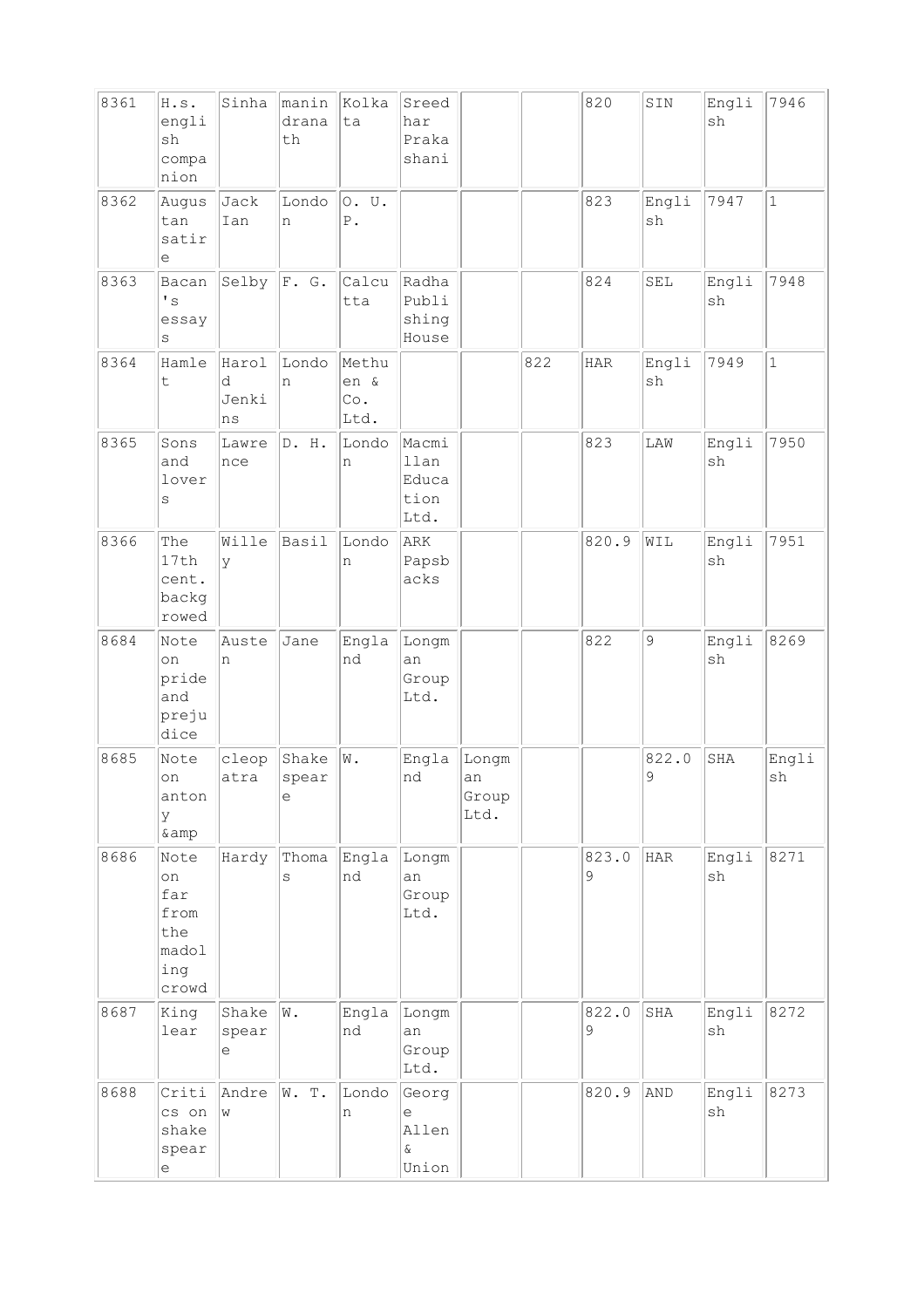| | | | | | | | | | | | | |
|---|---|---|---|---|---|---|---|---|---|---|---|---|
| 8361 | H.s. english companion | Sinha | manindranath | Kolkata | Sreedhar Prakashani | | | 820 | SIN | English | 7946 | |
| 8362 | Augustan satire | Jack Ian | London | O. U. P. | | | | 823 | English | 7947 | 1 | |
| 8363 | Bacan's essays | Selby | F. G. | Calcutta | Radha Publishing House | | | 824 | SEL | English | 7948 | |
| 8364 | Hamlet | Harold Jenkins | London | Methuen & Co. Ltd. | | | 822 | HAR | English | 7949 | 1 | |
| 8365 | Sons and lovers | Lawrence | D. H. | London | Macmillan Education Ltd. | | | 823 | LAW | English | 7950 | |
| 8366 | The 17th cent. backgrowed | Willey | Basil | London | ARK Papsbacks | | | 820.9 | WIL | English | 7951 | |
| 8684 | Note on pride and prejudice | Austen | Jane | England | Longman Group Ltd. | | | 822 | 9 | English | 8269 | |
| 8685 | Note on antony &amp | cleopatra | Shakespeare | W. | England | Longman Group Ltd. | | | 822.09 | SHA | English | |
| 8686 | Note on far from the madoling crowd | Hardy | Thomas | England | Longman Group Ltd. | | | 823.09 | HAR | English | 8271 | |
| 8687 | King lear | Shakespeare | W. | England | Longman Group Ltd. | | | 822.09 | SHA | English | 8272 | |
| 8688 | Critics on shakespeare | Andrew | W. T. | London | George Allen & Union | | | 820.9 | AND | English | 8273 | |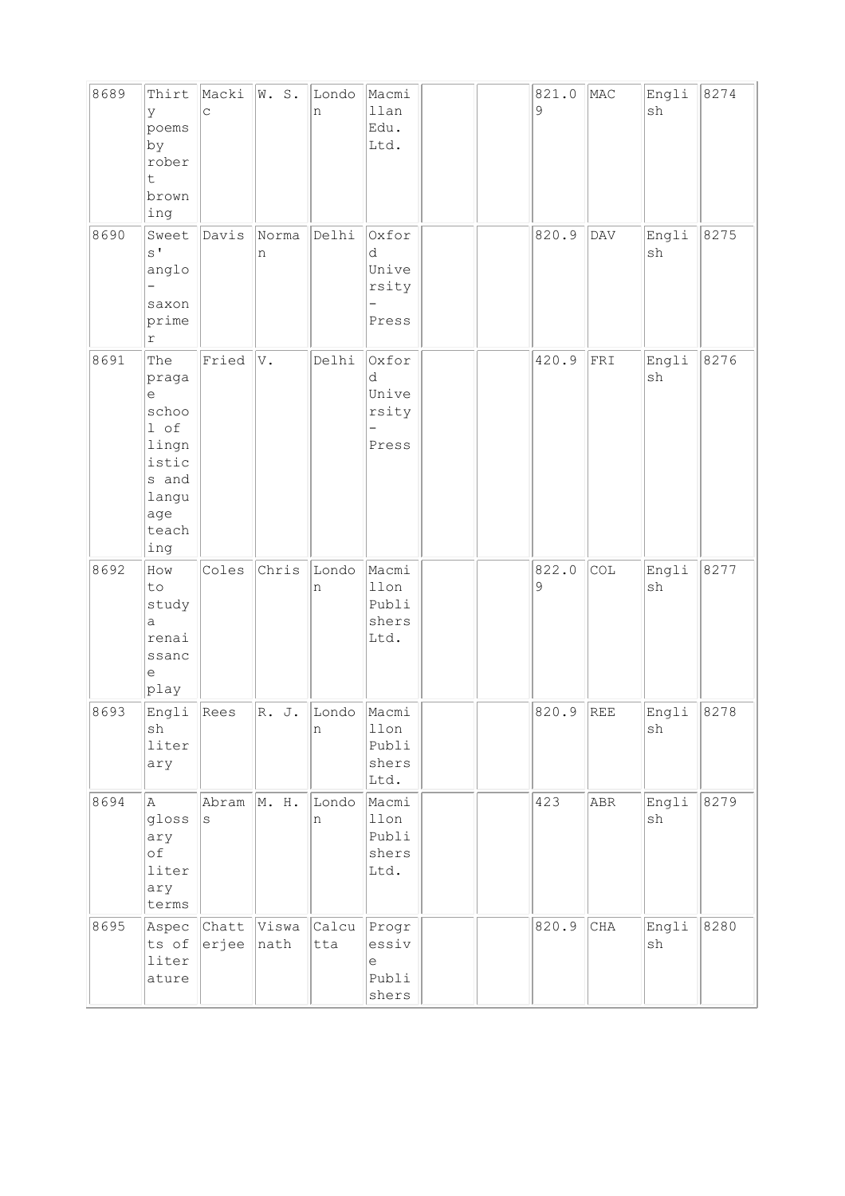| 8689 | Thirty poems by robert browning | Mackic | W. S. | London | Macmillan Edu. Ltd. | | | 821.09 | MAC | English | 8274 |
|---|---|---|---|---|---|---|---|---|---|---|---|
| 8690 | Sweet s' anglo-saxon primer | Davis | Norman | Delhi | Oxford University-Press | | | 820.9 | DAV | English | 8275 |
| 8691 | The prage school of lingnistics and language teaching | Fried | V. | Delhi | Oxford University-Press | | | 420.9 | FRI | English | 8276 |
| 8692 | How to study a renaissance play | Coles | Chris | London | Macmillon Publishers Ltd. | | | 822.09 | COL | English | 8277 |
| 8693 | English literary | Rees | R. J. | London | Macmillon Publishers Ltd. | | | 820.9 | REE | English | 8278 |
| 8694 | A glossary of literary terms | Abrams | M. H. | London | Macmillon Publishers Ltd. | | | 423 | ABR | English | 8279 |
| 8695 | Aspects of literature | Chatterjee | Viswanath | Calcutta | Progressive Publishers | | | 820.9 | CHA | English | 8280 |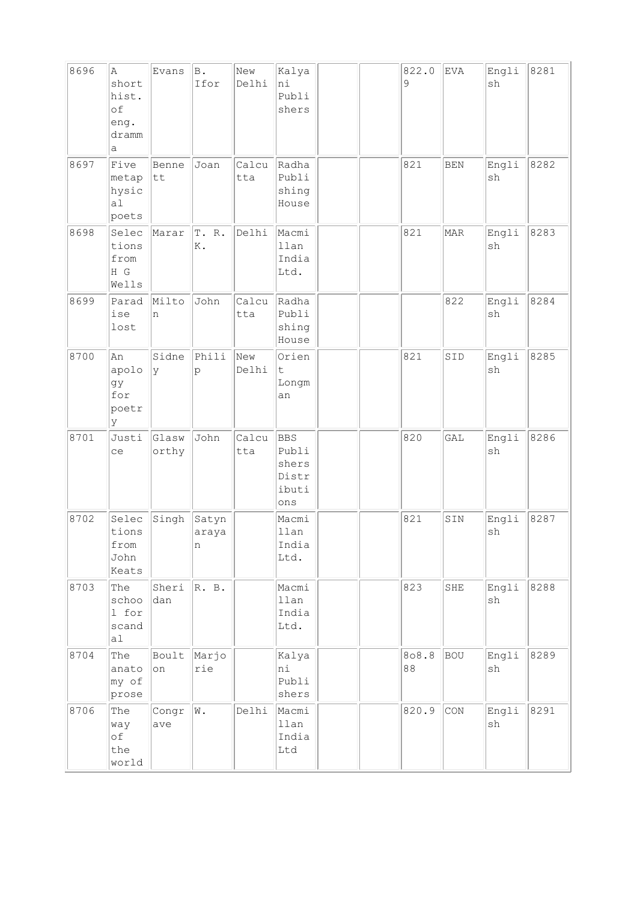| 8696 | A short hist. of eng. dramma | Evans | B. Ifor | New Delhi | Kalyani Publishers | | | 822.09 | EVA | English | 8281 |
|---|---|---|---|---|---|---|---|---|---|---|---|
| 8697 | Five metaphysical poets | Bennett | Joan | Calcutta | Radha Publishing House | | | 821 | BEN | English | 8282 |
| 8698 | Selections from H G Wells | Marar | T. R. K. | Delhi | Macmillan India Ltd. | | | 821 | MAR | English | 8283 |
| 8699 | Paradise lost | Milton | John | Calcutta | Radha Publishing House | | | | 822 | English | 8284 |
| 8700 | An apology for poetry | Sidney | Philip | New Delhi | Orient Longman | | | 821 | SID | English | 8285 |
| 8701 | Justice | Glasworthy | John | Calcutta | BBS Publishers Distributions | | | 820 | GAL | English | 8286 |
| 8702 | Selections from John Keats | Singh | Satyanarayan | | Macmillan India Ltd. | | | 821 | SIN | English | 8287 |
| 8703 | The school for scandal | Sheridan | R. B. | | Macmillan India Ltd. | | | 823 | SHE | English | 8288 |
| 8704 | The anatomy of prose | Boulton | Marjorie | | Kalyani Publishers | | | 8o8.888 | BOU | English | 8289 |
| 8706 | The way of the world | Congrave | W. | Delhi | Macmillan India Ltd | | | 820.9 | CON | English | 8291 |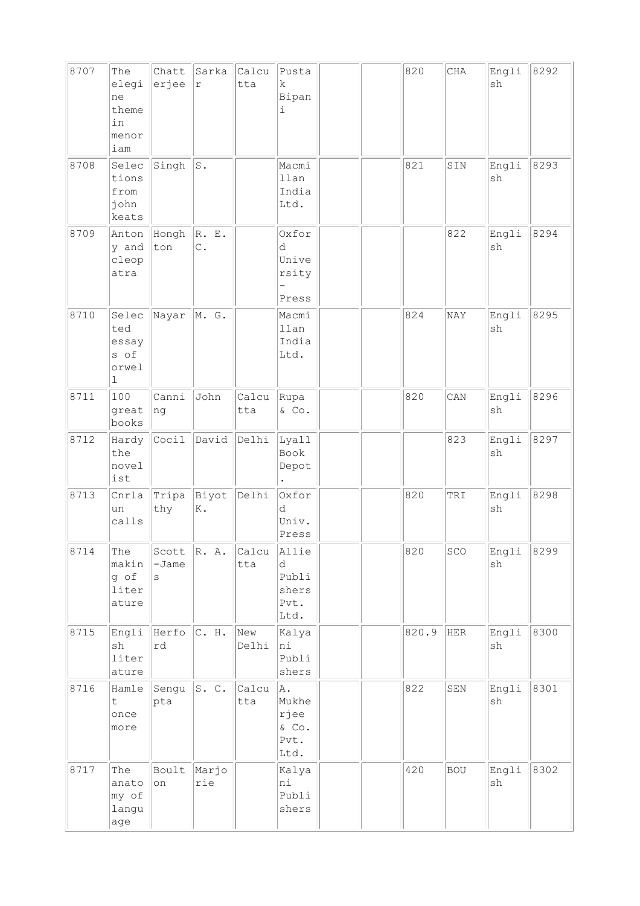| | | | | | | | | | | | |
|---|---|---|---|---|---|---|---|---|---|---|---|
| 8707 | The elegine theme in menoriam | Chatterjee | Sarkar | Calcutta | Pustak Bipani | | | 820 | CHA | English | 8292 |
| 8708 | Selections from john keats | Singh | S. | | Macmillan India Ltd. | | | 821 | SIN | English | 8293 |
| 8709 | Antony and cleopatra | Hongh ton | R. E. C. | | Oxford University-Press | | | | 822 | English | 8294 |
| 8710 | Selected essays of orwell | Nayar | M. G. | | Macmillan India Ltd. | | | 824 | NAY | English | 8295 |
| 8711 | 100 great books | Canning | John | Calcutta | Rupa & Co. | | | 820 | CAN | English | 8296 |
| 8712 | Hardy the novelist | Cocil | David | Delhi | Lyall Book Depot. | | | | 823 | English | 8297 |
| 8713 | Cnrlaun calls | Tripathy | Biyot K. | Delhi | Oxford Univ. Press | | | 820 | TRI | English | 8298 |
| 8714 | The making of literature | Scott-James | R. A. | Calcutta | Allied Publishers Pvt. Ltd. | | | 820 | SCO | English | 8299 |
| 8715 | English literature | Herford | C. H. | New Delhi | Kalyani Publishers | | | 820.9 | HER | English | 8300 |
| 8716 | Hamlet once more | Sengupta | S. C. | Calcutta | A. Mukherjee & Co. Pvt. Ltd. | | | 822 | SEN | English | 8301 |
| 8717 | The anatomy of language | Boulton | Marjorie | | Kalyani Publishers | | | 420 | BOU | English | 8302 |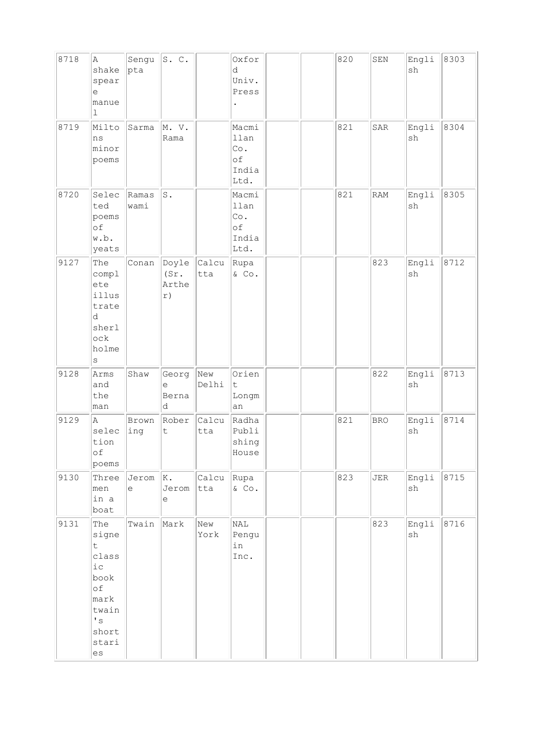| 8718 | A shakespeare manuel | Sengupta | S. C. | | Oxford Univ. Press. | | | 820 | SEN | English | 8303 |
|---|---|---|---|---|---|---|---|---|---|---|---|
| 8719 | Miltons minor poems | Sarma | M. V. Rama | | Macmillan Co. of India Ltd. | | | 821 | SAR | English | 8304 |
| 8720 | Selected poems of w.b. yeats | Ramaswami | S. | | Macmillan Co. of India Ltd. | | | 821 | RAM | English | 8305 |
| 9127 | The complete illustrated sherlock holmes | Conan | Doyle (Sr. Arther) | Calcutta | Rupa & Co. | | | | 823 | English | 8712 |
| 9128 | Arms and the man | Shaw | George Bernad | New Delhi | Orient Longman | | | | 822 | English | 8713 |
| 9129 | A selection of poems | Browning | Robert | Calcutta | Radha Publishing House | | | 821 | BRO | English | 8714 |
| 9130 | Three men in a boat | Jerome | K. Jerome | Calcutta | Rupa & Co. | | | 823 | JER | English | 8715 |
| 9131 | The signet classic book of mark twain's short staries | Twain | Mark | New York | NAL Penguin Inc. | | | | 823 | English | 8716 |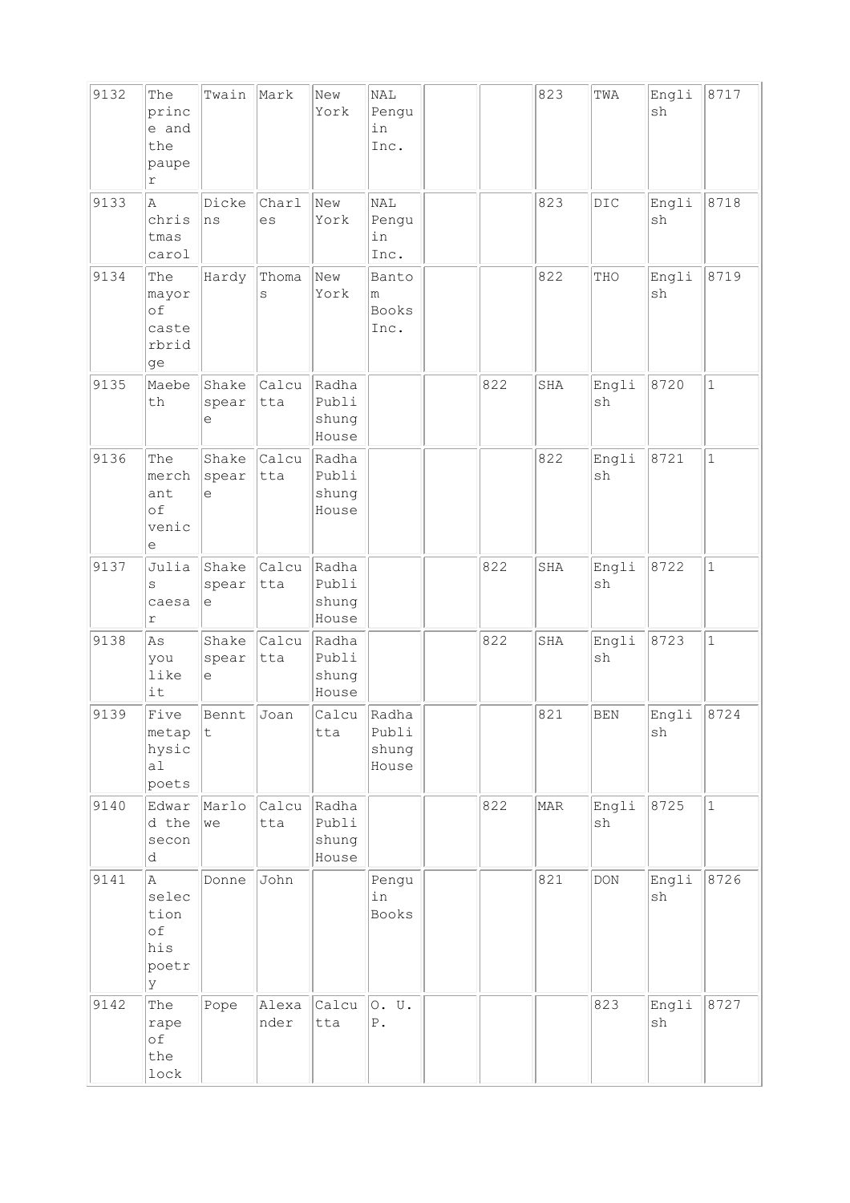| | | | | | | | | | | | |
|---|---|---|---|---|---|---|---|---|---|---|---|
| 9132 | The prince and the pauper | Twain | Mark | New York | NAL Penguin Inc. | | | 823 | TWA | English | 8717 |
| 9133 | A christmas carol | Dickens | Charles | New York | NAL Penguin Inc. | | | 823 | DIC | English | 8718 |
| 9134 | The mayor of casterbridge | Hardy | Thomas | New York | Bantom Books Inc. | | | 822 | THO | English | 8719 |
| 9135 | Maebeth | Shakespeare | Calcutta | Radha Publishung House | | | 822 | SHA | English | 8720 | 1 |
| 9136 | The merchant of venice | Shakespeare | Calcutta | Radha Publishung House | | | | 822 | English | 8721 | 1 |
| 9137 | Julias caesar | Shakespeare | Calcutta | Radha Publishung House | | | 822 | SHA | English | 8722 | 1 |
| 9138 | As you like it | Shakespeare | Calcutta | Radha Publishung House | | | 822 | SHA | English | 8723 | 1 |
| 9139 | Five metaphysical poets | Bennt | Joan | Calcutta | Radha Publishung House | | | 821 | BEN | English | 8724 |
| 9140 | Edward the second | Marlowe | Calcutta | Radha Publishung House | | | 822 | MAR | English | 8725 | 1 |
| 9141 | A selection of his poetry | Donne | John | | Penguin Books | | | 821 | DON | English | 8726 |
| 9142 | The rape of the lock | Pope | Alexander | Calcutta | O. U. P. | | | | 823 | English | 8727 |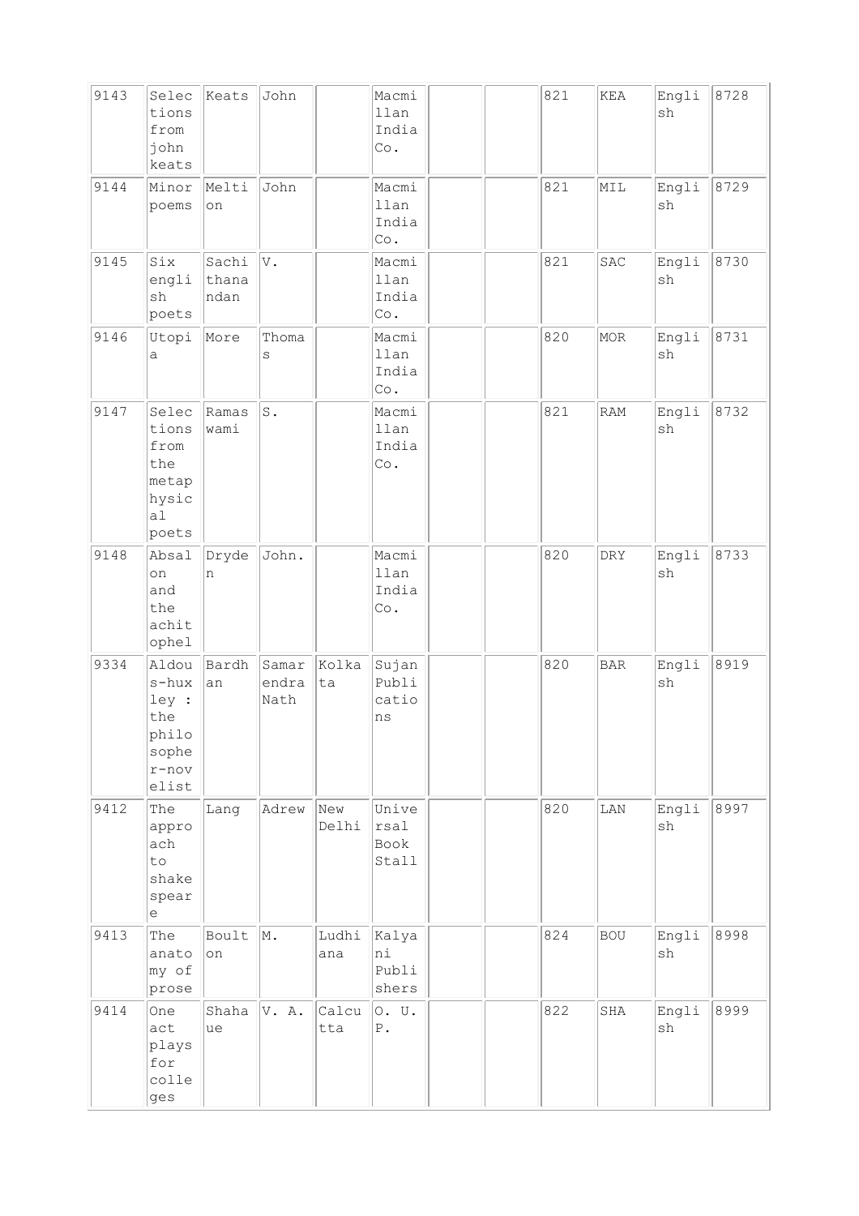| 9143 | Selections from john keats | Keats | John | | Macmillan India Co. | | | 821 | KEA | English | 8728 |
|---|---|---|---|---|---|---|---|---|---|---|---|
| 9144 | Minor poems | Meltion | John | | Macmillan India Co. | | | 821 | MIL | English | 8729 |
| 9145 | Six english poets | Sachithanandan | V. | | Macmillan India Co. | | | 821 | SAC | English | 8730 |
| 9146 | Utopia | More | Thomas | | Macmillan India Co. | | | 820 | MOR | English | 8731 |
| 9147 | Selections from the metaphysical poets | Ramaswami | S. | | Macmillan India Co. | | | 821 | RAM | English | 8732 |
| 9148 | Absalon and the achitophel | Dryden | John. | | Macmillan India Co. | | | 820 | DRY | English | 8733 |
| 9334 | Aldous-huxley : the philosopher-novelist | Bardhan | Samarendra Nath | Kolkata | Sujan Publications | | | 820 | BAR | English | 8919 |
| 9412 | The approach to shakespeare | Lang | Adrew | New Delhi | Universal Book Stall | | | 820 | LAN | English | 8997 |
| 9413 | The anatomy of prose | Boulton | M. | Ludhiana | Kalyani Publishers | | | 824 | BOU | English | 8998 |
| 9414 | One act plays for colleges | Shahaue | V. A. | Calcutta | O. U. P. | | | 822 | SHA | English | 8999 |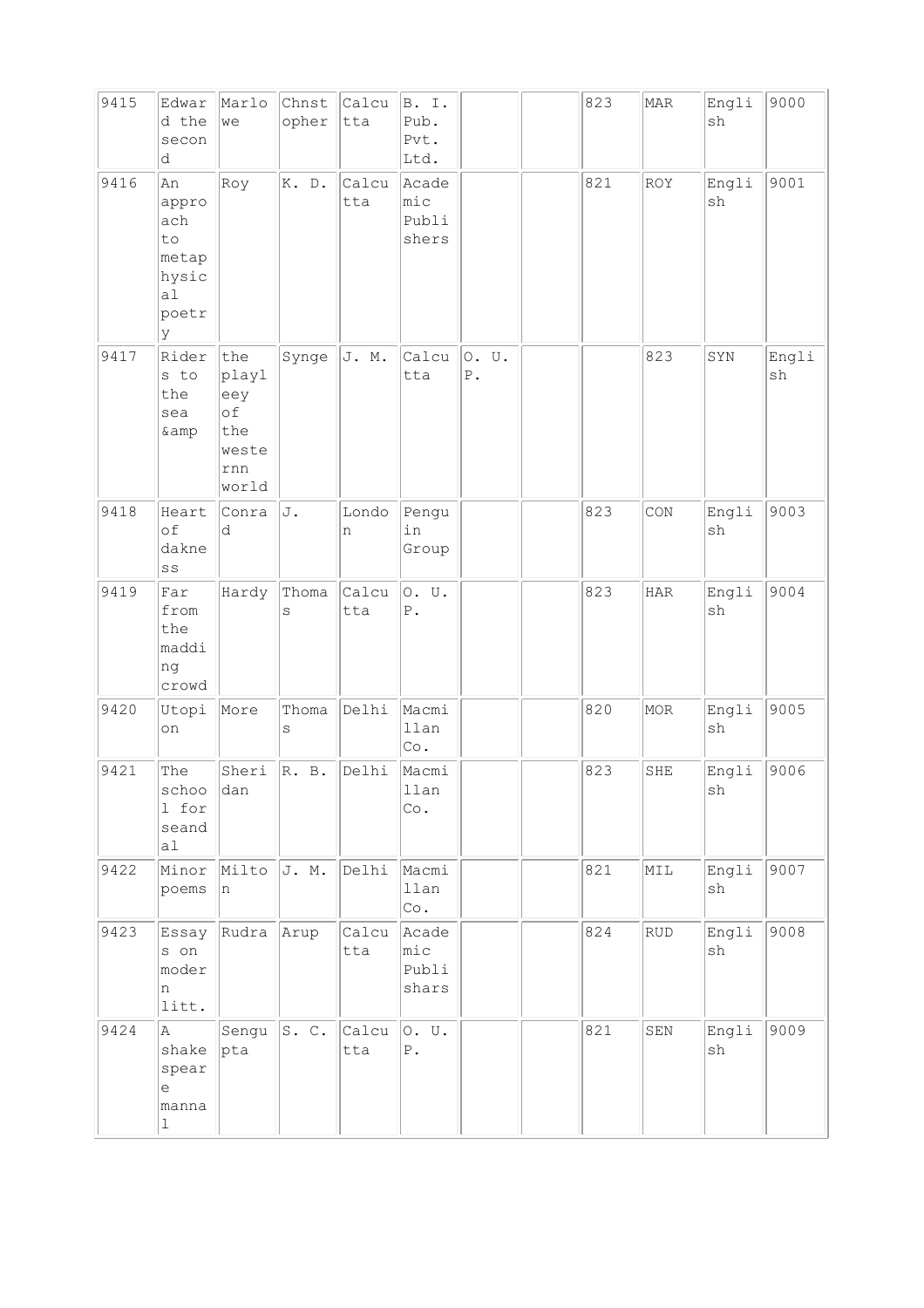| | | | | | | | | | | | |
|---|---|---|---|---|---|---|---|---|---|---|---|
| 9415 | Edward the second | Marlowe | Chnstopher | Calcutta | B. I. Pub. Pvt. Ltd. | | | 823 | MAR | English | 9000 |
| 9416 | An approach to metaphysical poetry | Roy | K. D. | Calcutta | Academic Publishers | | | 821 | ROY | English | 9001 |
| 9417 | Riders to the sea &amp | the playleey of the westernn world | Synge | J. M. | Calcutta | O. U. P. | | | 823 | SYN | English |
| 9418 | Heart of dakness | Conrad | J. | London | Penguin Group | | | 823 | CON | English | 9003 |
| 9419 | Far from the madding crowd | Hardy | Thomas | Calcutta | O. U. P. | | | 823 | HAR | English | 9004 |
| 9420 | Utopion | More | Thomas | Delhi | Macmillan Co. | | | 820 | MOR | English | 9005 |
| 9421 | The school for seandal | Sheridan | R. B. | Delhi | Macmillan Co. | | | 823 | SHE | English | 9006 |
| 9422 | Minor poems | Milton | J. M. | Delhi | Macmillan Co. | | | 821 | MIL | English | 9007 |
| 9423 | Essays on modern litt. | Rudra | Arup | Calcutta | Academic Publishars | | | 824 | RUD | English | 9008 |
| 9424 | A shakespeare mannal | Sengupta | S. C. | Calcutta | O. U. P. | | | 821 | SEN | English | 9009 |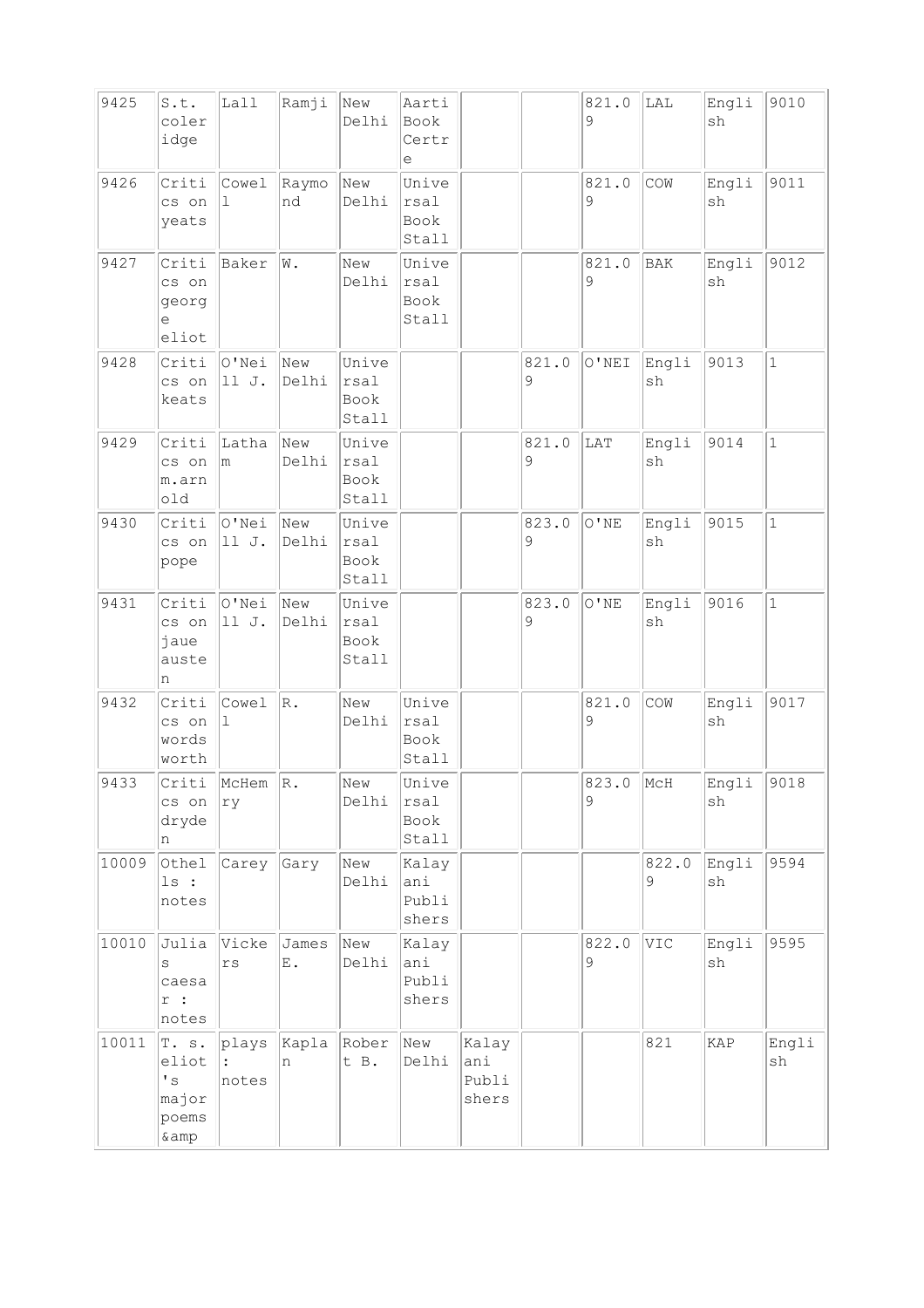| 9425 | S.t. coleridge | Lall | Ramji | New Delhi | Aarti Book Certre | | | 821.09 | LAL | English | 9010 |
|---|---|---|---|---|---|---|---|---|---|---|---|
| 9426 | Critics on yeats | Cowell | Raymond | New Delhi | Universal Book Stall | | | 821.09 | COW | English | 9011 |
| 9427 | Critics on george eliot | Baker | W. | New Delhi | Universal Book Stall | | | 821.09 | BAK | English | 9012 |
| 9428 | Critics on keats | O'Neill J. | New Delhi | Universal Book Stall | | | 821.09 | O'NEI | English | 9013 | 1 |
| 9429 | Critics on m.arnold | Latham | New Delhi | Universal Book Stall | | | 821.09 | LAT | English | 9014 | 1 |
| 9430 | Critics on pope | O'Neill J. | New Delhi | Universal Book Stall | | | 823.09 | O'NE | English | 9015 | 1 |
| 9431 | Critics on jaue austen | O'Neill J. | New Delhi | Universal Book Stall | | | 823.09 | O'NE | English | 9016 | 1 |
| 9432 | Critics on wordsworth | Cowell | R. | New Delhi | Universal Book Stall | | | 821.09 | COW | English | 9017 |
| 9433 | Critics on dryden | McHemry | R. | New Delhi | Universal Book Stall | | | 823.09 | McH | English | 9018 |
| 10009 | Othells : notes | Carey | Gary | New Delhi | Kalayani Publishers | | | | 822.09 | English | 9594 |
| 10010 | Julias caesar : notes | Vickers | James E. | New Delhi | Kalayani Publishers | | | 822.09 | VIC | English | 9595 |
| 10011 | T. s. eliot's major poems &amp | plays : notes | Kaplan | Robert B. | New Delhi | Kalayani Publishers | | | 821 | KAP | English |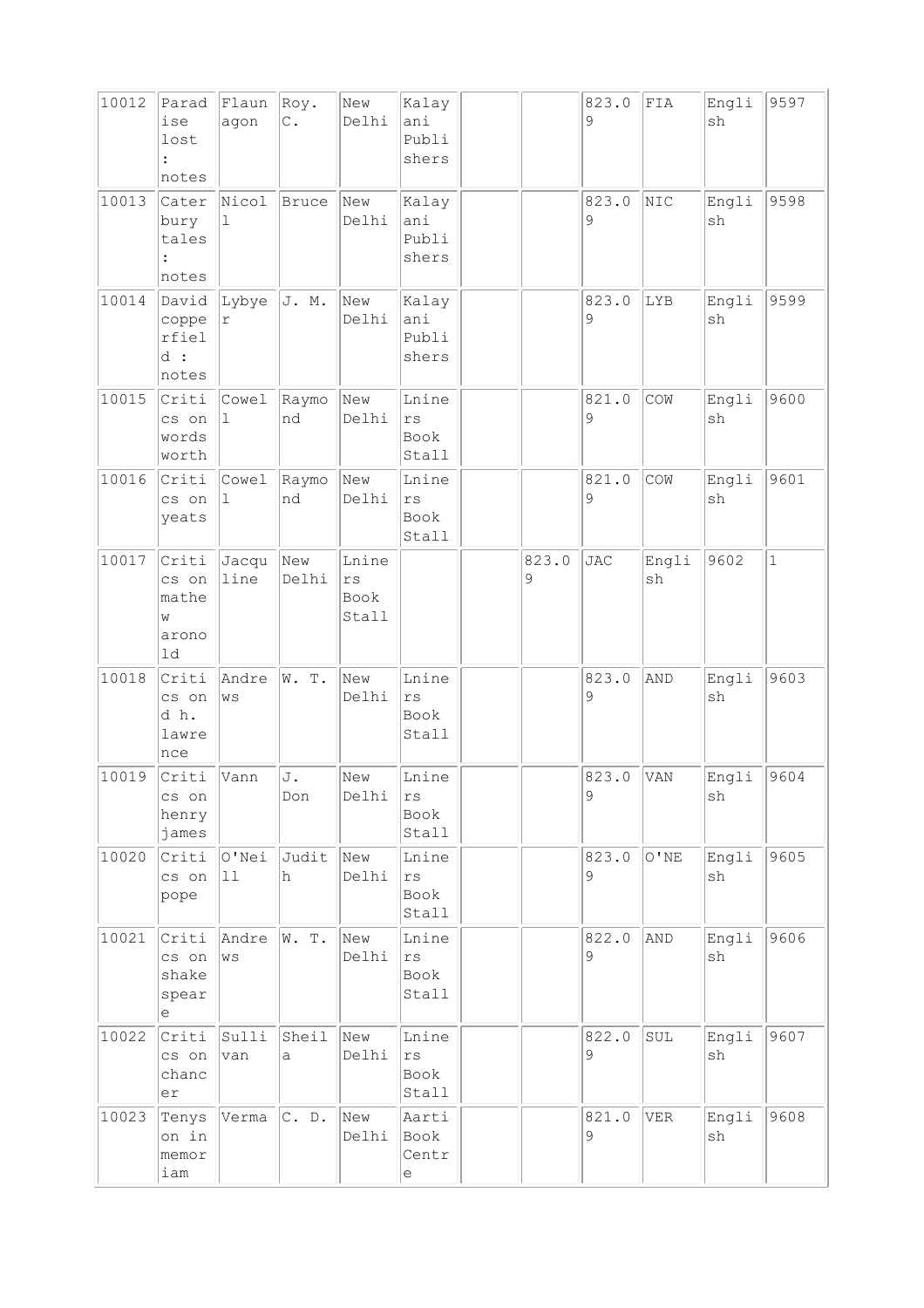| | | | | | | | | | | | |
|---|---|---|---|---|---|---|---|---|---|---|---|
| 10012 | Paradise lost : notes | Flaunagon | Roy. C. | New Delhi | Kalayani Publishers | | | 823.09 | FIA | English | 9597 |
| 10013 | Caterbury tales : notes | Nicoll | Bruce | New Delhi | Kalayani Publishers | | | 823.09 | NIC | English | 9598 |
| 10014 | David copperfield : notes | Lybyer | J. M. | New Delhi | Kalayani Publishers | | | 823.09 | LYB | English | 9599 |
| 10015 | Critics on wordsworth | Cowell | Raymond | New Delhi | Lniners Book Stall | | | 821.09 | COW | English | 9600 |
| 10016 | Critics on yeats | Cowell | Raymond | New Delhi | Lniners Book Stall | | | 821.09 | COW | English | 9601 |
| 10017 | Critics on mathew aronold | Jacquline | New Delhi | Lniners Book Stall | | | 823.09 | JAC | English | 9602 | 1 |
| 10018 | Critics on d h. lawrence | Andrews | W. T. | New Delhi | Lniners Book Stall | | | 823.09 | AND | English | 9603 |
| 10019 | Critics on henry james | Vann | J. Don | New Delhi | Lniners Book Stall | | | 823.09 | VAN | English | 9604 |
| 10020 | Critics on pope | O'Neill | Judith | New Delhi | Lniners Book Stall | | | 823.09 | O'NE | English | 9605 |
| 10021 | Critics on shakespeare | Andrews | W. T. | New Delhi | Lniners Book Stall | | | 822.09 | AND | English | 9606 |
| 10022 | Critics on chancer | Sullivan | Sheila | New Delhi | Lniners Book Stall | | | 822.09 | SUL | English | 9607 |
| 10023 | Tenyson in memoriam | Verma | C. D. | New Delhi | Aarti Book Centre | | | 821.09 | VER | English | 9608 |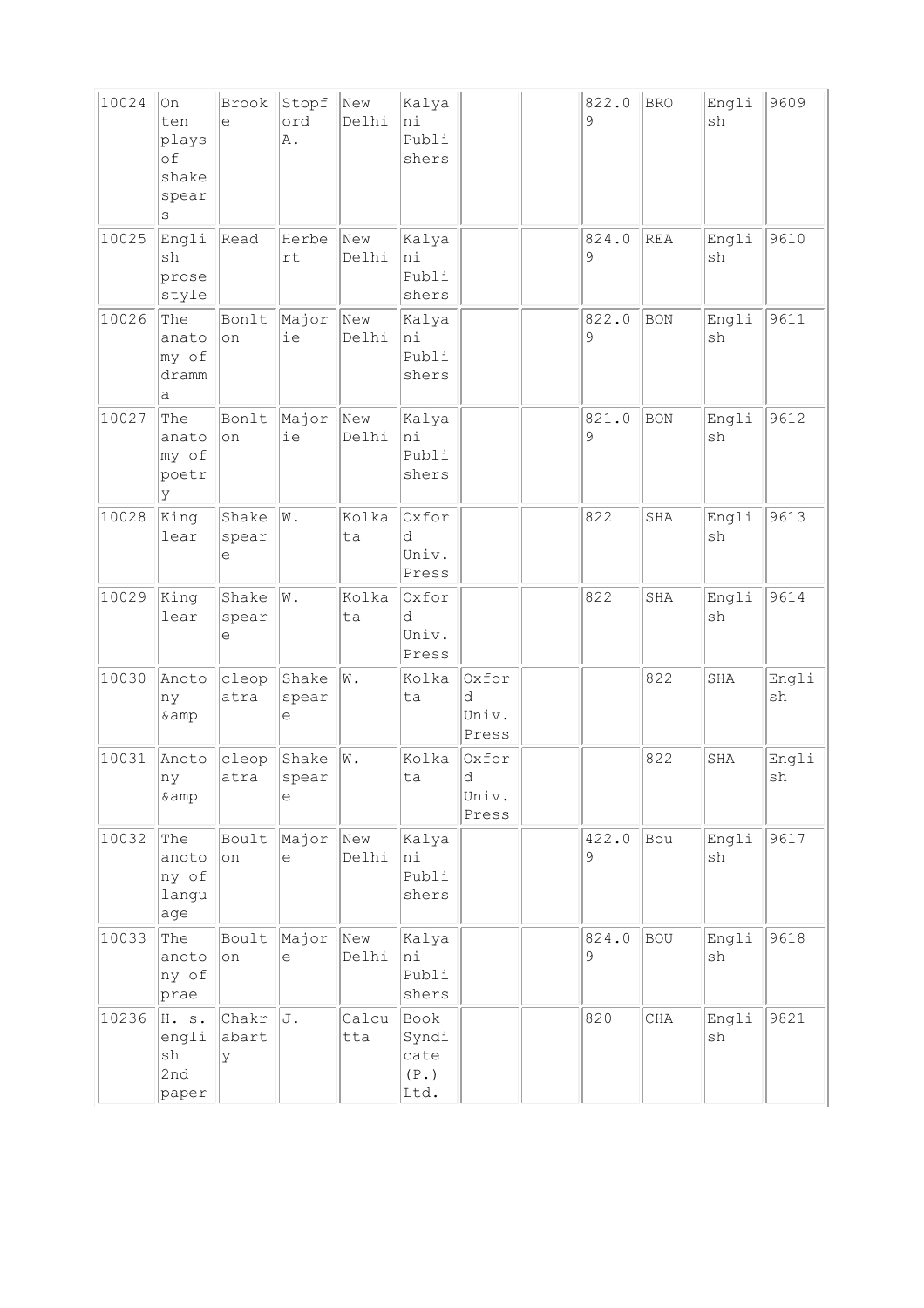| | | | | | | | | | | | |
|---|---|---|---|---|---|---|---|---|---|---|---|
| 10024 | On ten plays of shakespears | Brooke | Stopford A. | New Delhi | Kalyani Publishers | | | 822.09 | BRO | English | 9609 |
| 10025 | English prose style | Read | Herbert | New Delhi | Kalyani Publishers | | | 824.09 | REA | English | 9610 |
| 10026 | The anatomy of dramma | Bonlton | Majorie | New Delhi | Kalyani Publishers | | | 822.09 | BON | English | 9611 |
| 10027 | The anatomy of poetry | Bonlton | Majorie | New Delhi | Kalyani Publishers | | | 821.09 | BON | English | 9612 |
| 10028 | King lear | Shakespeare | W. | Kolkata | Oxford Univ. Press | | | 822 | SHA | English | 9613 |
| 10029 | King lear | Shakespeare | W. | Kolkata | Oxford Univ. Press | | | 822 | SHA | English | 9614 |
| 10030 | Anotony &amp | cleopatra | Shakespeare | W. | Kolkata | Oxford Univ. Press | | | 822 | SHA | English |
| 10031 | Anotony &amp | cleopatra | Shakespeare | W. | Kolkata | Oxford Univ. Press | | | 822 | SHA | English |
| 10032 | The anotony of language | Boulton | Majore | New Delhi | Kalyani Publishers | | | 422.09 | Bou | English | 9617 |
| 10033 | The anotony of prae | Boulton | Majore | New Delhi | Kalyani Publishers | | | 824.09 | BOU | English | 9618 |
| 10236 | H. s. english 2nd paper | Chakrabarty | J. | Calcutta | Book Syndicate (P.) Ltd. | | | 820 | CHA | English | 9821 |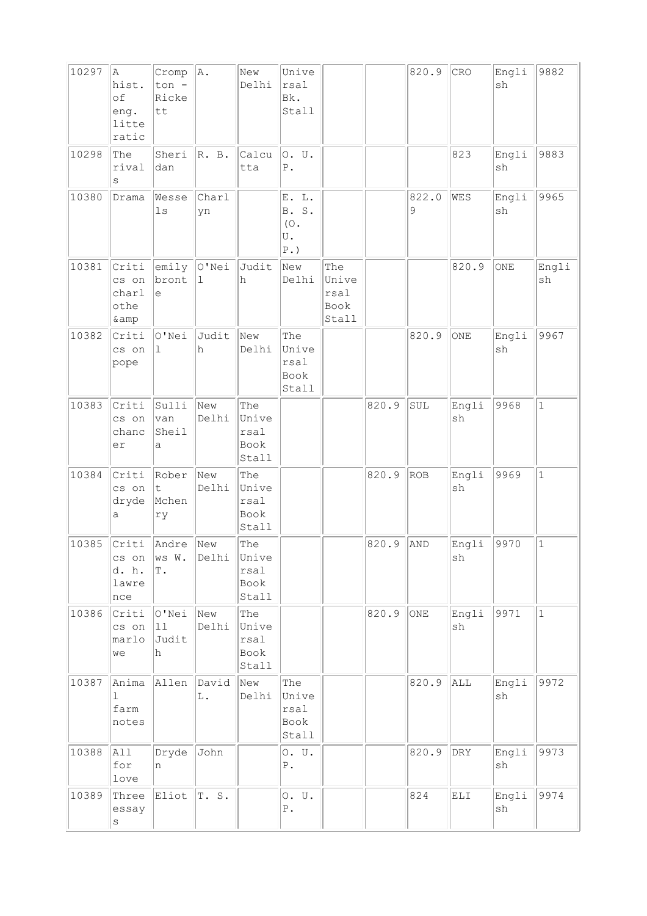| | | | | | | | | | | | |
|---|---|---|---|---|---|---|---|---|---|---|---|
| 10297 | A hist. of eng. litteratic | Crompton - Rickett | A. | New Delhi | Universal Bk. Stall | | | 820.9 | CRO | English | 9882 |
| 10298 | The rivals | Sheridan | R. B. | Calcutta | O. U. P. | | | | 823 | English | 9883 |
| 10380 | Drama | Wessels | Charlyn | | E. L. B. S. (O. U. P.) | | | 822.09 | WES | English | 9965 |
| 10381 | Critics on charlothe &amp | emily bronte | O'Neill | Judith | New Delhi | The Universal Book Stall | | | 820.9 | ONE | English |
| 10382 | Critics on pope | O'Neill | Judith | New Delhi | The Universal Book Stall | | | 820.9 | ONE | English | 9967 |
| 10383 | Critics on chancer | Sullivan Sheila | New Delhi | The Universal Book Stall | | | 820.9 | SUL | English | 9968 | 1 |
| 10384 | Critics on dryden | Robert Mchenry | New Delhi | The Universal Book Stall | | | 820.9 | ROB | English | 9969 | 1 |
| 10385 | Critics on d. h. lawrence | Andrews W. T. | New Delhi | The Universal Book Stall | | | 820.9 | AND | English | 9970 | 1 |
| 10386 | Critics on marlowe | O'Neill Judith | New Delhi | The Universal Book Stall | | | 820.9 | ONE | English | 9971 | 1 |
| 10387 | Animal farm notes | Allen | David L. | New Delhi | The Universal Book Stall | | | 820.9 | ALL | English | 9972 |
| 10388 | All for love | Dryden | John | | O. U. P. | | | 820.9 | DRY | English | 9973 |
| 10389 | Three essays | Eliot | T. S. | | O. U. P. | | | 824 | ELI | English | 9974 |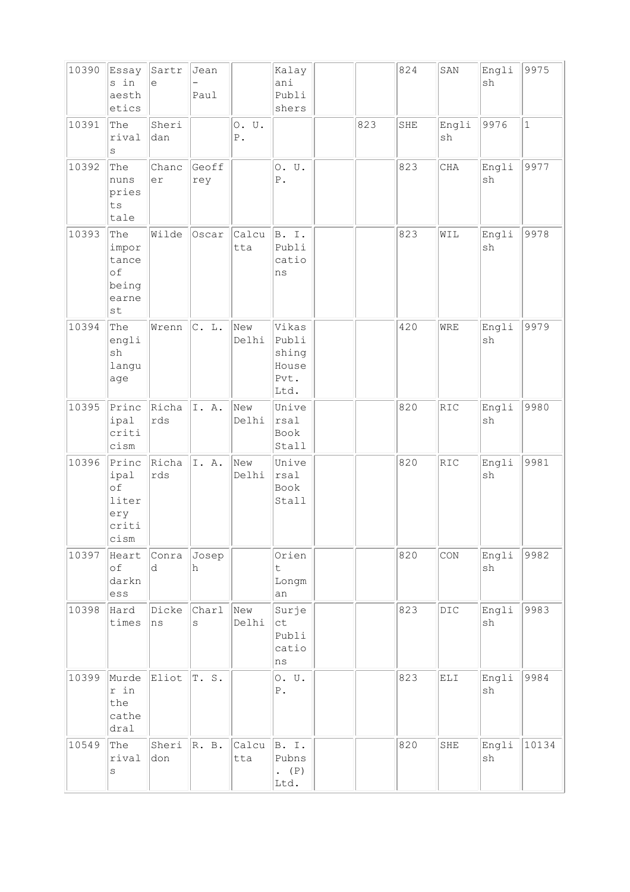| | | | | | | | | | | | |
|---|---|---|---|---|---|---|---|---|---|---|---|
| 10390 | Essays in aesthetics | Sartre | Jean-Paul | | Kalayani Publishers | | | 824 | SAN | English | 9975 |
| 10391 | The rivals | Sheridan | | O. U. P. | | | 823 | SHE | English | 9976 | 1 |
| 10392 | The nuns priests tale | Chancer | Geoffrey | | O. U. P. | | | 823 | CHA | English | 9977 |
| 10393 | The importance of being earnest | Wilde | Oscar | Calcutta | B. I. Publications | | | 823 | WIL | English | 9978 |
| 10394 | The english language | Wrenn | C. L. | New Delhi | Vikas Publishing House Pvt. Ltd. | | | 420 | WRE | English | 9979 |
| 10395 | Principal criticism | Richards | I. A. | New Delhi | Universal Book Stall | | | 820 | RIC | English | 9980 |
| 10396 | Principal of litery criticism | Richards | I. A. | New Delhi | Universal Book Stall | | | 820 | RIC | English | 9981 |
| 10397 | Heart of darkness | Conrad | Joseph | | Orient Longman | | | 820 | CON | English | 9982 |
| 10398 | Hard times | Dickens | Charls | New Delhi | Surject Publications | | | 823 | DIC | English | 9983 |
| 10399 | Murder in the cathedral | Eliot | T. S. | | O. U. P. | | | 823 | ELI | English | 9984 |
| 10549 | The rivals | Sheridon | R. B. | Calcutta | B. I. Pubns. (P) Ltd. | | | 820 | SHE | English | 10134 |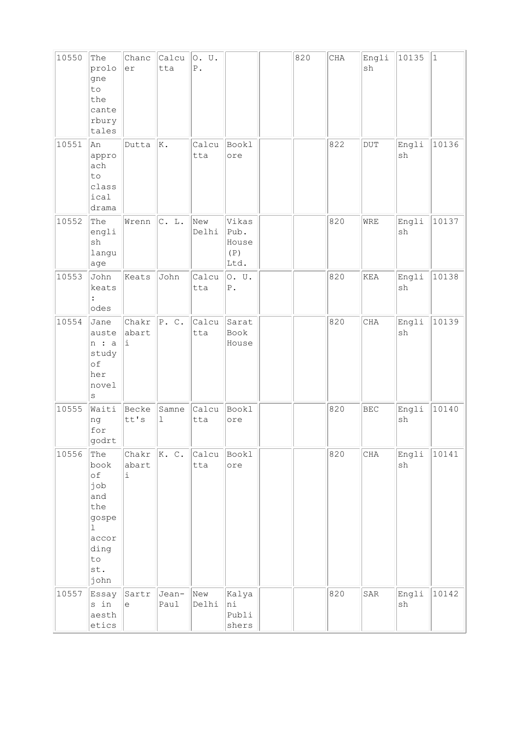| 10550 | The prologue to the canterbury tales | Chancer | Calcutta | O. U. P. | | | 820 | CHA | English | 10135 | 1 |
|---|---|---|---|---|---|---|---|---|---|---|---|
| 10551 | An approach to classical drama | Dutta | K. | Calcutta | Booklore | | | 822 | DUT | English | 10136 |
| 10552 | The english language | Wrenn | C. L. | New Delhi | Vikas Pub. House (P) Ltd. | | | 820 | WRE | English | 10137 |
| 10553 | John keats : odes | Keats | John | Calcutta | O. U. P. | | | 820 | KEA | English | 10138 |
| 10554 | Jane austen : a study of her novels | Chakrabarti | P. C. | Calcutta | Sarat Book House | | | 820 | CHA | English | 10139 |
| 10555 | Waiting for godrt | Beckett's | Samnel | Calcutta | Booklore | | | 820 | BEC | English | 10140 |
| 10556 | The book of job and the gospel according to st. john | Chakrabarti | K. C. | Calcutta | Booklore | | | 820 | CHA | English | 10141 |
| 10557 | Essays in aesthetics | Sartre | Jean-Paul | New Delhi | Kalyani Publishers | | | 820 | SAR | English | 10142 |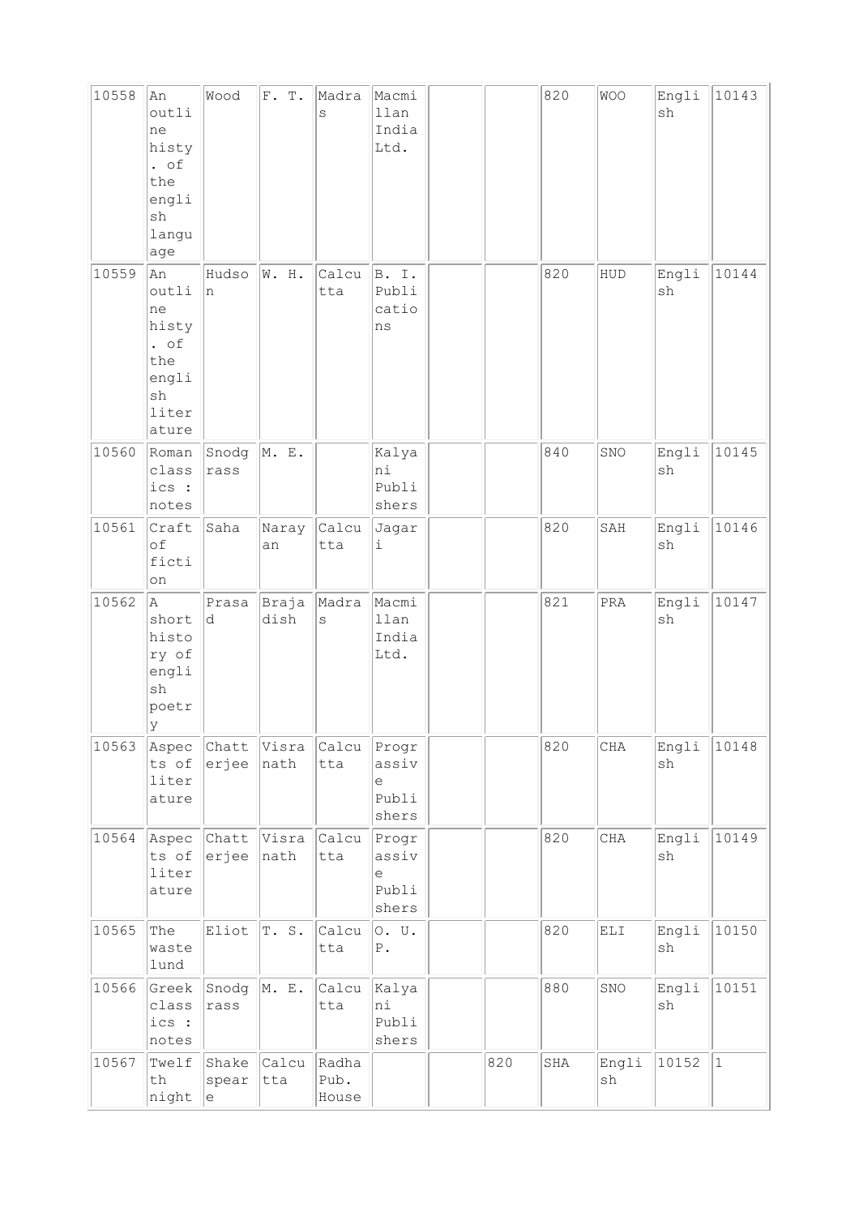| 10558 | An outline histy. of the english language | Wood | F. T. | Madras | Macmillan India Ltd. | | | 820 | WOO | English | 10143 |
|---|---|---|---|---|---|---|---|---|---|---|---|
| 10559 | An outline histy. of the english literature | Hudson | W. H. | Calcutta | B. I. Publications | | | 820 | HUD | English | 10144 |
| 10560 | Roman classics : notes | Snodgrass | M. E. | | Kalyani Publishers | | | 840 | SNO | English | 10145 |
| 10561 | Craft of fiction | Saha | Narayan | Calcutta | Jagari | | | 820 | SAH | English | 10146 |
| 10562 | A short history of english poetry | Prasad | Brajadish | Madras | Macmillan India Ltd. | | | 821 | PRA | English | 10147 |
| 10563 | Aspects of literature | Chatterjee | Visranath | Calcutta | Progressive Publishers | | | 820 | CHA | English | 10148 |
| 10564 | Aspects of literature | Chatterjee | Visranath | Calcutta | Progressive Publishers | | | 820 | CHA | English | 10149 |
| 10565 | The waste lund | Eliot | T. S. | Calcutta | O. U. P. | | | 820 | ELI | English | 10150 |
| 10566 | Greek classics : notes | Snodgrass | M. E. | Calcutta | Kalyani Publishers | | | 880 | SNO | English | 10151 |
| 10567 | Twelfth night | Shakespeare | Calcutta | Radha Pub. House | | | 820 | SHA | English | 10152 | 1 |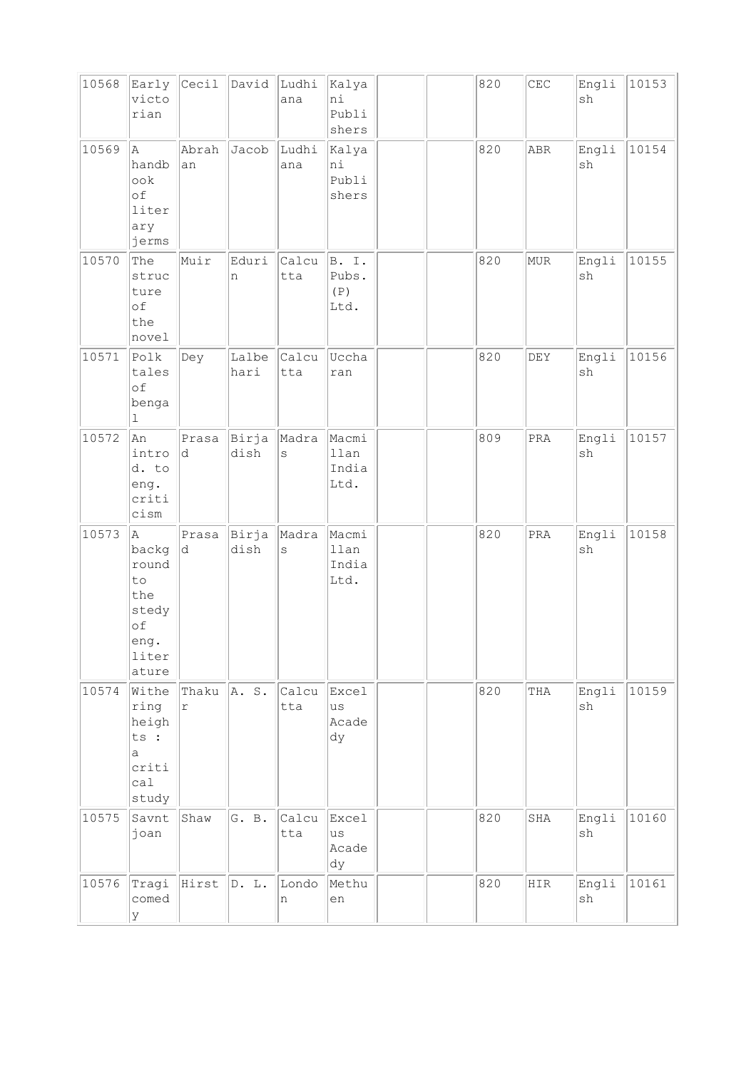| 10568 | Early victorian | Cecil | David | Ludhiana | Kalyani Publishers | | | 820 | CEC | English | 10153 |
|---|---|---|---|---|---|---|---|---|---|---|---|
| 10569 | A handbook of literary jerms | Abrahan | Jacob | Ludhiana | Kalyani Publishers | | | 820 | ABR | English | 10154 |
| 10570 | The structure of the novel | Muir | Edurin | Calcutta | B. I. Pubs. (P) Ltd. | | | 820 | MUR | English | 10155 |
| 10571 | Polk tales of bengal | Dey | Lalbehari | Calcutta | Uccharan | | | 820 | DEY | English | 10156 |
| 10572 | An introd. to eng. criticism | Prasad | Birjadish | Madras | Macmillan India Ltd. | | | 809 | PRA | English | 10157 |
| 10573 | A background to the stedy of eng. literature | Prasad | Birjadish | Madras | Macmillan India Ltd. | | | 820 | PRA | English | 10158 |
| 10574 | Withering heights : a critical study | Thakur | A. S. | Calcutta | Excelus Acadedy | | | 820 | THA | English | 10159 |
| 10575 | Savnt joan | Shaw | G. B. | Calcutta | Excelus Acadedy | | | 820 | SHA | English | 10160 |
| 10576 | Tragicomedy | Hirst | D. L. | London | Methuen | | | 820 | HIR | English | 10161 |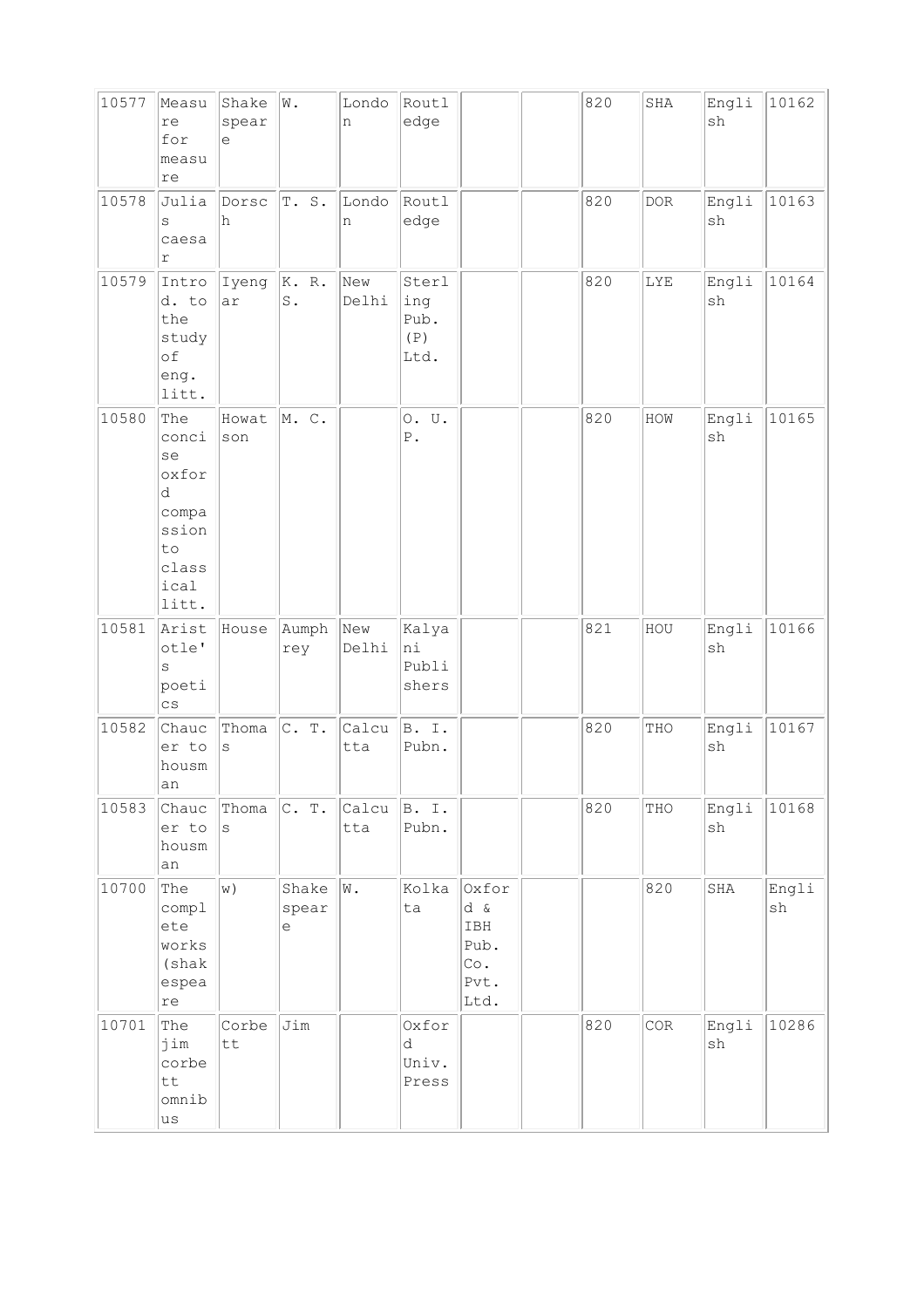| | | | | | | | | | | | |
|---|---|---|---|---|---|---|---|---|---|---|---|
| 10577 | Measure for measure | Shakespeare | W. | London | Routledge | | | 820 | SHA | English | 10162 |
| 10578 | Julias caesar | Dorsch | T. S. | London | Routledge | | | 820 | DOR | English | 10163 |
| 10579 | Introd. to the study of eng. litt. | Iyengar | K. R. S. | New Delhi | Sterling Pub. (P) Ltd. | | | 820 | LYE | English | 10164 |
| 10580 | The concise oxford compassion to classical litt. | Howatson | M. C. | | O. U. P. | | | 820 | HOW | English | 10165 |
| 10581 | Aristotle's poetics | House | Aumphrey | New Delhi | Kalyani Publishers | | | 821 | HOU | English | 10166 |
| 10582 | Chaucer to housman | Thomas | C. T. | Calcutta | B. I. Pubn. | | | 820 | THO | English | 10167 |
| 10583 | Chaucer to housman | Thomas | C. T. | Calcutta | B. I. Pubn. | | | 820 | THO | English | 10168 |
| 10700 | The complete works (shakespeare | w) | Shakespeare | W. | Kolkata | Oxford & IBH Pub. Co. Pvt. Ltd. | | | 820 | SHA | English |
| 10701 | The jim corbett omnibus | Corbett | Jim | | Oxford Univ. Press | | | 820 | COR | English | 10286 |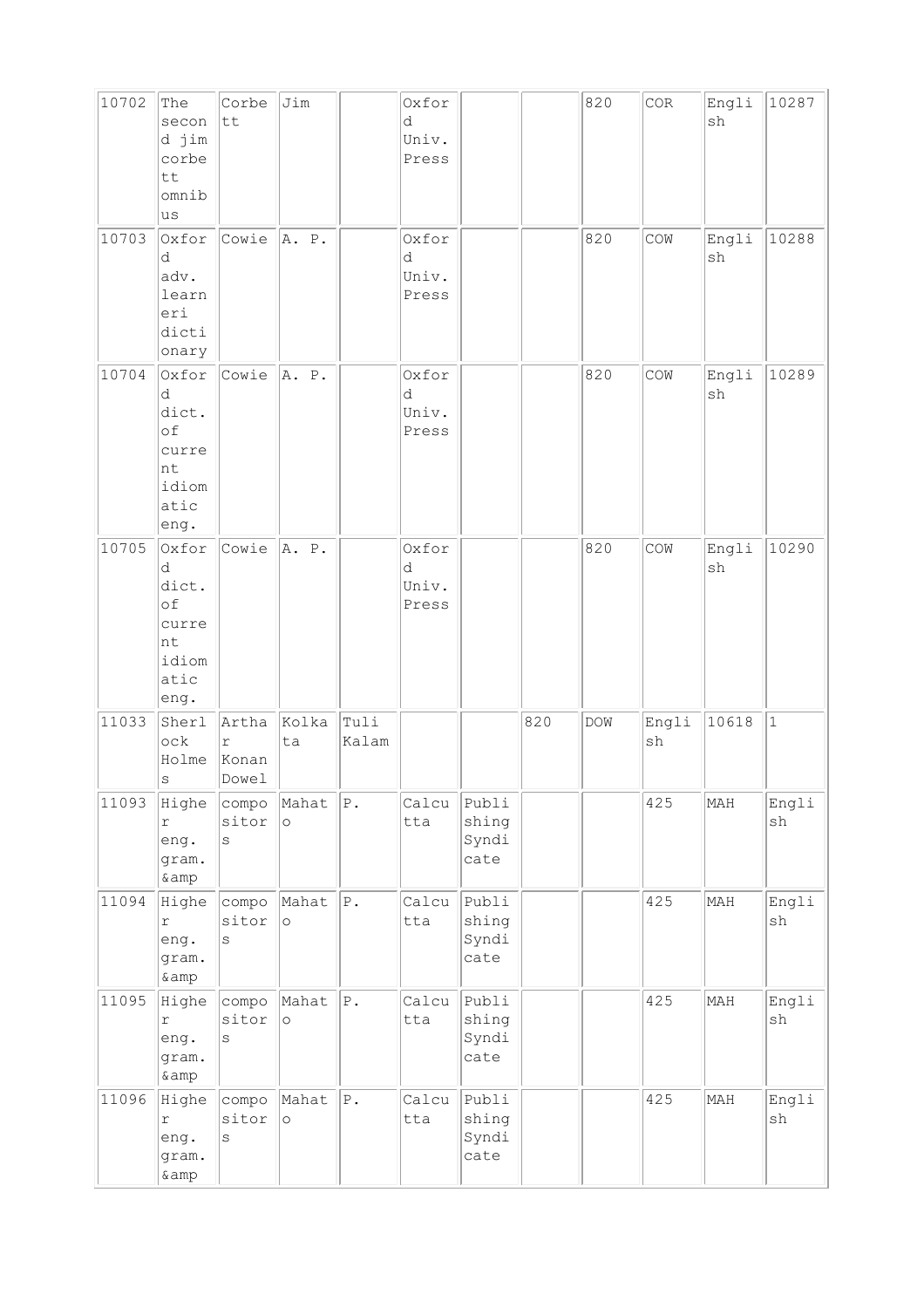| | | | | | | | | | | | |
|---|---|---|---|---|---|---|---|---|---|---|---|
| 10702 | The second jim corbett omnibus | Corbett | Jim | | Oxford Univ. Press | | | 820 | COR | English | 10287 |
| 10703 | Oxford adv. learneri dictionary | Cowie | A. P. | | Oxford Univ. Press | | | 820 | COW | English | 10288 |
| 10704 | Oxford dict. of current idiomatic eng. | Cowie | A. P. | | Oxford Univ. Press | | | 820 | COW | English | 10289 |
| 10705 | Oxford dict. of current idiomatic eng. | Cowie | A. P. | | Oxford Univ. Press | | | 820 | COW | English | 10290 |
| 11033 | Sherlock Holmes | Arthar Konan Dowel | Kolkata | Tuli Kalam | | | 820 | DOW | English | 10618 | 1 |
| 11093 | Higher eng. gram. &amp | compositors | Mahato | P. | Calcutta | Publishing Syndicate | | | 425 | MAH | English |
| 11094 | Higher eng. gram. &amp | compositors | Mahato | P. | Calcutta | Publishing Syndicate | | | 425 | MAH | English |
| 11095 | Higher eng. gram. &amp | composPitors | Mahato | P. | Calcutta | Publishing Syndicate | | | 425 | MAH | English |
| 11096 | Higher eng. gram. &amp | composPitors | Mahato | P. | Calcutta | Publishing Syndicate | | | 425 | MAH | English |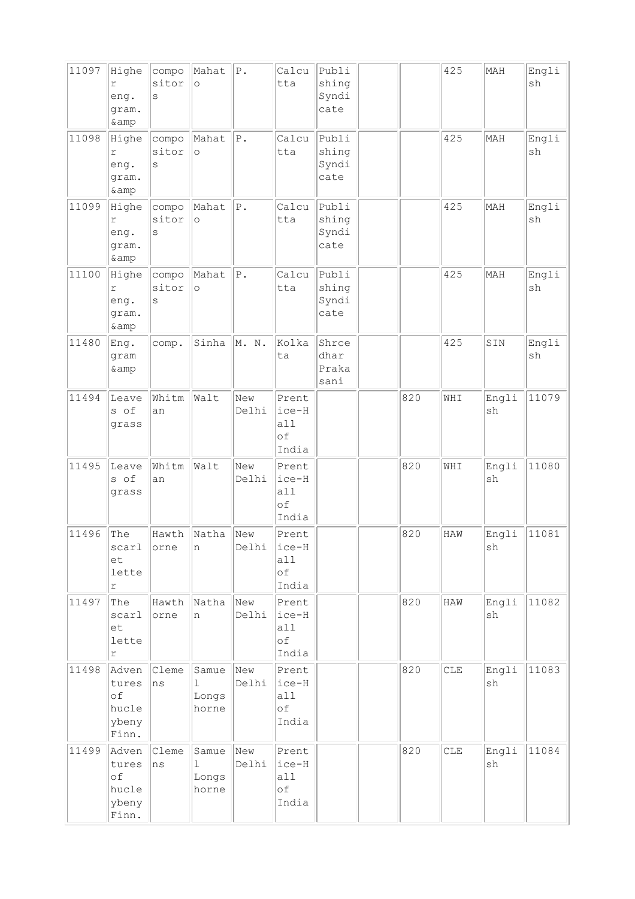| | | | | | | | | | | | |
|---|---|---|---|---|---|---|---|---|---|---|---|
| 11097 | Higher eng. gram. &amp | compositors | Mahato | P. | Calcutta | Publishing Syndicate | | | 425 | MAH | English |
| 11098 | Higher eng. gram. &amp | compositors | Mahato | P. | Calcutta | Publishing Syndicate | | | 425 | MAH | English |
| 11099 | Higher eng. gram. &amp | compositors | Mahato | P. | Calcutta | Publishing Syndicate | | | 425 | MAH | English |
| 11100 | Higher eng. gram. &amp | compositors | Mahato | P. | Calcutta | Publishing Syndicate | | | 425 | MAH | English |
| 11480 | Eng. gram &amp | comp. | Sinha | M. N. | Kolkata | Shrcedhar Prakasani | | | 425 | SIN | English |
| 11494 | Leaves of grass | Whitman | Walt | New Delhi | Prentice-Hall of India | | | 820 | WHI | English | 11079 |
| 11495 | Leaves of grass | Whitman | Walt | New Delhi | Prentice-Hall of India | | | 820 | WHI | English | 11080 |
| 11496 | The scarlet letter | Hawthorne | Nathan | New Delhi | Prentice-Hall of India | | | 820 | HAW | English | 11081 |
| 11497 | The scarlet letter | Hawthorne | Nathan | New Delhi | Prentice-Hall of India | | | 820 | HAW | English | 11082 |
| 11498 | Adventures of hucleybeny Finn. | Clemens | Samuel Longshorne | New Delhi | Prentice-Hall of India | | | 820 | CLE | English | 11083 |
| 11499 | Adventures of hucleybeny Finn. | Clemens | Samuel Longshorne | New Delhi | Prentice-Hall of India | | | 820 | CLE | English | 11084 |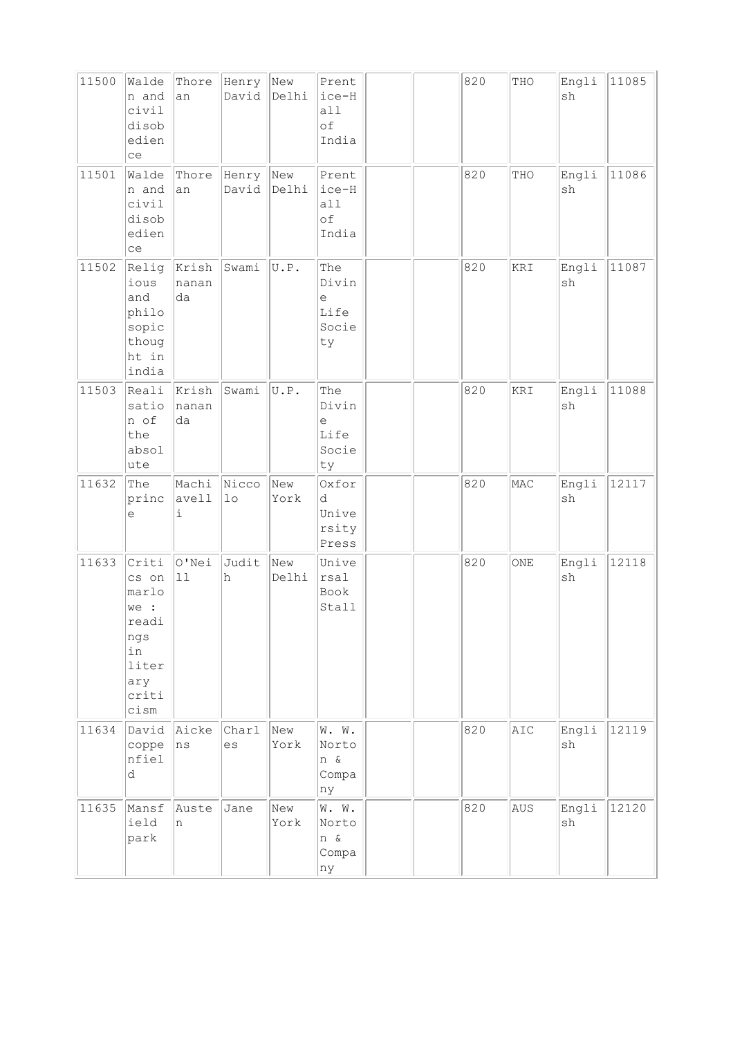| 11500 | Walden and civil disobedience | Thoreau | Henry David | New Delhi | Prentice-Hall of India | | | 820 | THO | English | 11085 |
|---|---|---|---|---|---|---|---|---|---|---|---|
| 11501 | Walden and civil disobedience | Thoreau | Henry David | New Delhi | Prentice-Hall of India | | | 820 | THO | English | 11086 |
| 11502 | Religious and philosopic thought in india | Krishnananda | Swami | U.P. | The Divine Life Society | | | 820 | KRI | English | 11087 |
| 11503 | Realisation of the absolute | Krishnananda | Swami | U.P. | The Divine Life Society | | | 820 | KRI | English | 11088 |
| 11632 | The prince | Machiavelli | Niccolo | New York | Oxford University Press | | | 820 | MAC | English | 12117 |
| 11633 | Critics on marlowe : readings in literary criticism | O'Neill | Judith | New Delhi | Universal Book Stall | | | 820 | ONE | English | 12118 |
| 11634 | David coppenfield | Aickens | Charles | New York | W. W. Norton & Company | | | 820 | AIC | English | 12119 |
| 11635 | Mansfield park | Austen | Jane | New York | W. W. Norton & Company | | | 820 | AUS | English | 12120 |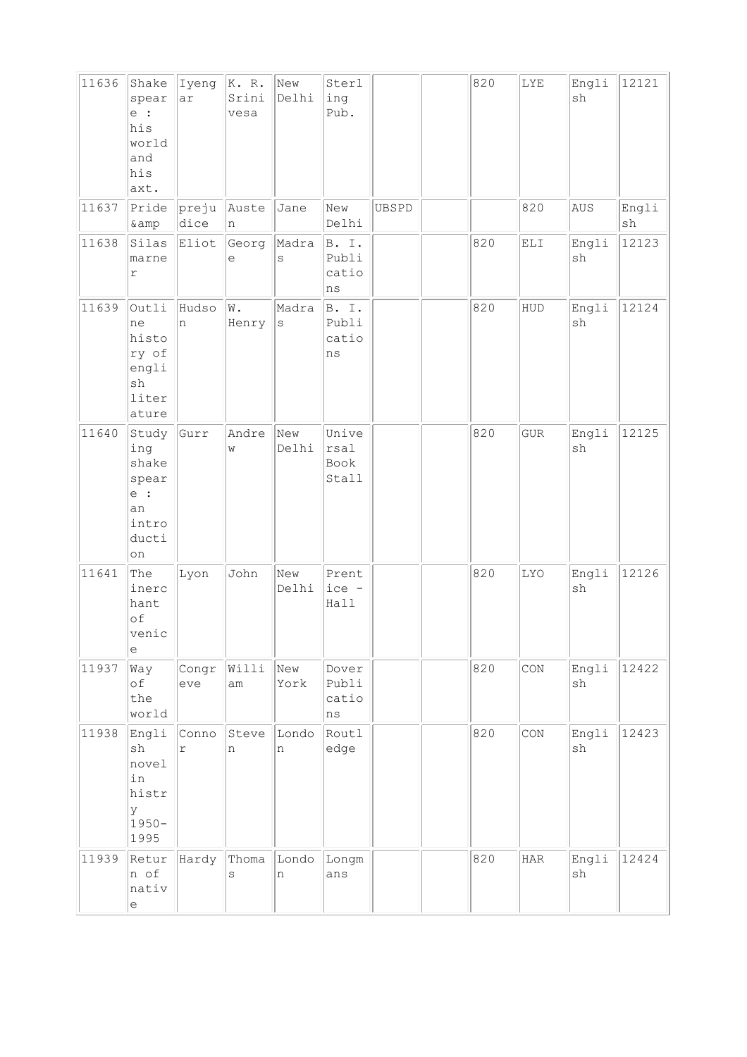| 11636 | Shakespeare : his world and his axt. | Iyengar | K. R. Srinivesa | New Delhi | Sterling Pub. | | | 820 | LYE | English | 12121 |
|---|---|---|---|---|---|---|---|---|---|---|---|
| 11637 | Pride &amp | prejudice | Austen | Jane | New Delhi | UBSPD | | | 820 | AUS | English |
| 11638 | Silas marner | Eliot | George | Madras | B. I. Publications | | | 820 | ELI | English | 12123 |
| 11639 | Outline history of english literature | Hudson | W. Henry | Madras | B. I. Publications | | | 820 | HUD | English | 12124 |
| 11640 | Studying shakespeare : an introduction | Gurr | Andrew | New Delhi | Universal Book Stall | | | 820 | GUR | English | 12125 |
| 11641 | The inerchant of venice | Lyon | John | New Delhi | Prentice - Hall | | | 820 | LYO | English | 12126 |
| 11937 | Way of the world | Congreve | William | New York | Dover Publications | | | 820 | CON | English | 12422 |
| 11938 | English novel in histry 1950-1995 | Connor | Steven | London | Routledge | | | 820 | CON | English | 12423 |
| 11939 | Return of native | Hardy | Thomas | London | Longmans | | | 820 | HAR | English | 12424 |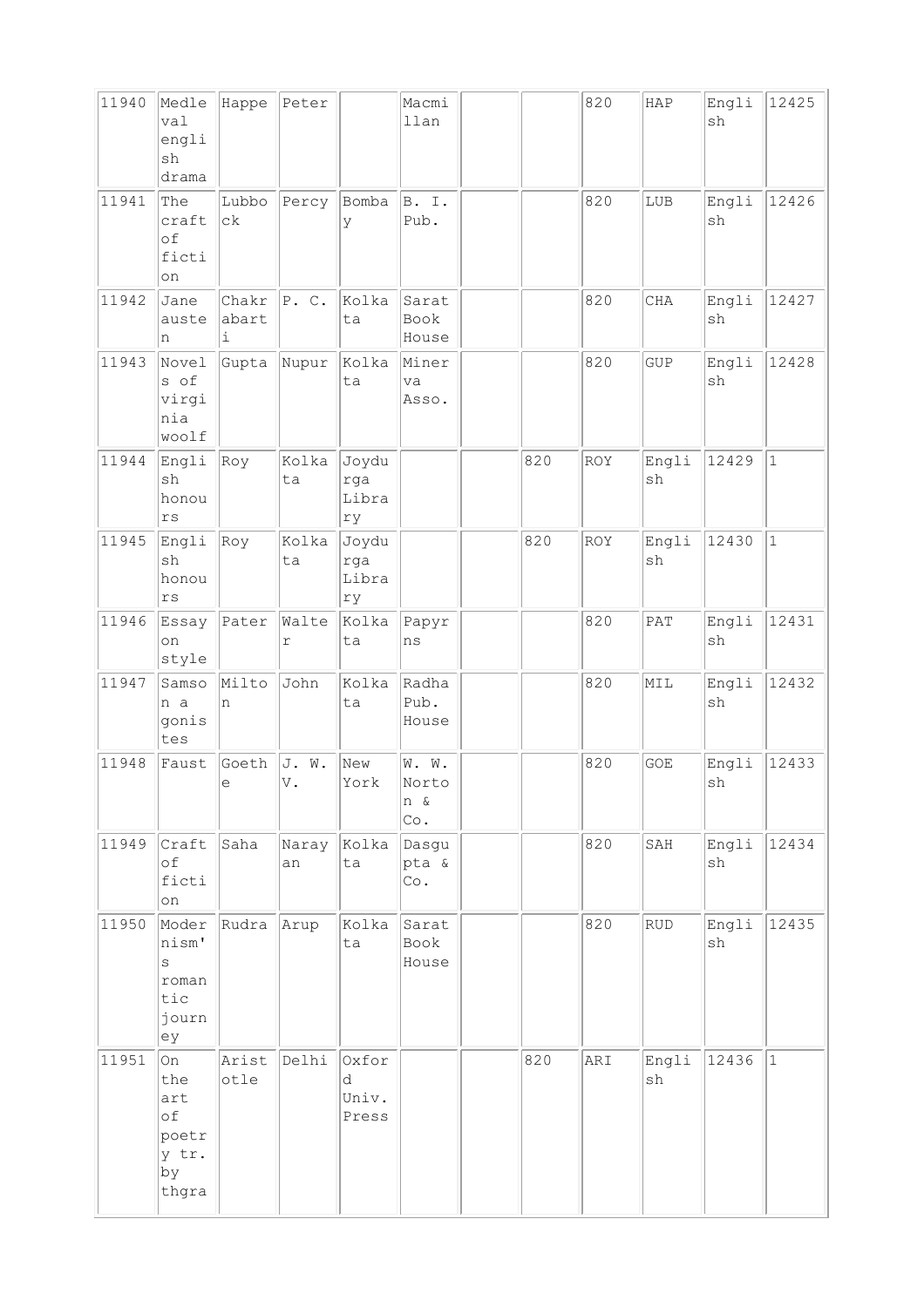| | | | | | | | | | | | |
|---|---|---|---|---|---|---|---|---|---|---|---|
| 11940 | Medleval english drama | Happe | Peter | | Macmillan | | | 820 | HAP | English | 12425 |
| 11941 | The craft of fiction | Lubbock | Percy | Bombay | B. I. Pub. | | | 820 | LUB | English | 12426 |
| 11942 | Jane austen | Chakrabarti | P. C. | Kolkata | Sarat Book House | | | 820 | CHA | English | 12427 |
| 11943 | Novels of virginia woolf | Gupta | Nupur | Kolkata | Minerva Asso. | | | 820 | GUP | English | 12428 |
| 11944 | English honours | Roy | Kolkata | Joydurga Library | | | 820 | ROY | English | 12429 | 1 |
| 11945 | English honours | Roy | Kolkata | Joydurga Library | | | 820 | ROY | English | 12430 | 1 |
| 11946 | Essay on style | Pater | Walter | Kolkata | Papyrns | | | 820 | PAT | English | 12431 |
| 11947 | Samson a gonistes | Milton | John | Kolkata | Radha Pub. House | | | 820 | MIL | English | 12432 |
| 11948 | Faust | Goethe | J. W. V. | New York | W. W. Norton & Co. | | | 820 | GOE | English | 12433 |
| 11949 | Craft of fiction | Saha | Narayan | Kolkata | Dasgupta & Co. | | | 820 | SAH | English | 12434 |
| 11950 | Modernism's romantic journey | Rudra | Arup | Kolkata | Sarat Book House | | | 820 | RUD | English | 12435 |
| 11951 | On the art of poetry tr. by thgra | Aristotle | Delhi | Oxford Univ. Press | | | 820 | ARI | English | 12436 | 1 |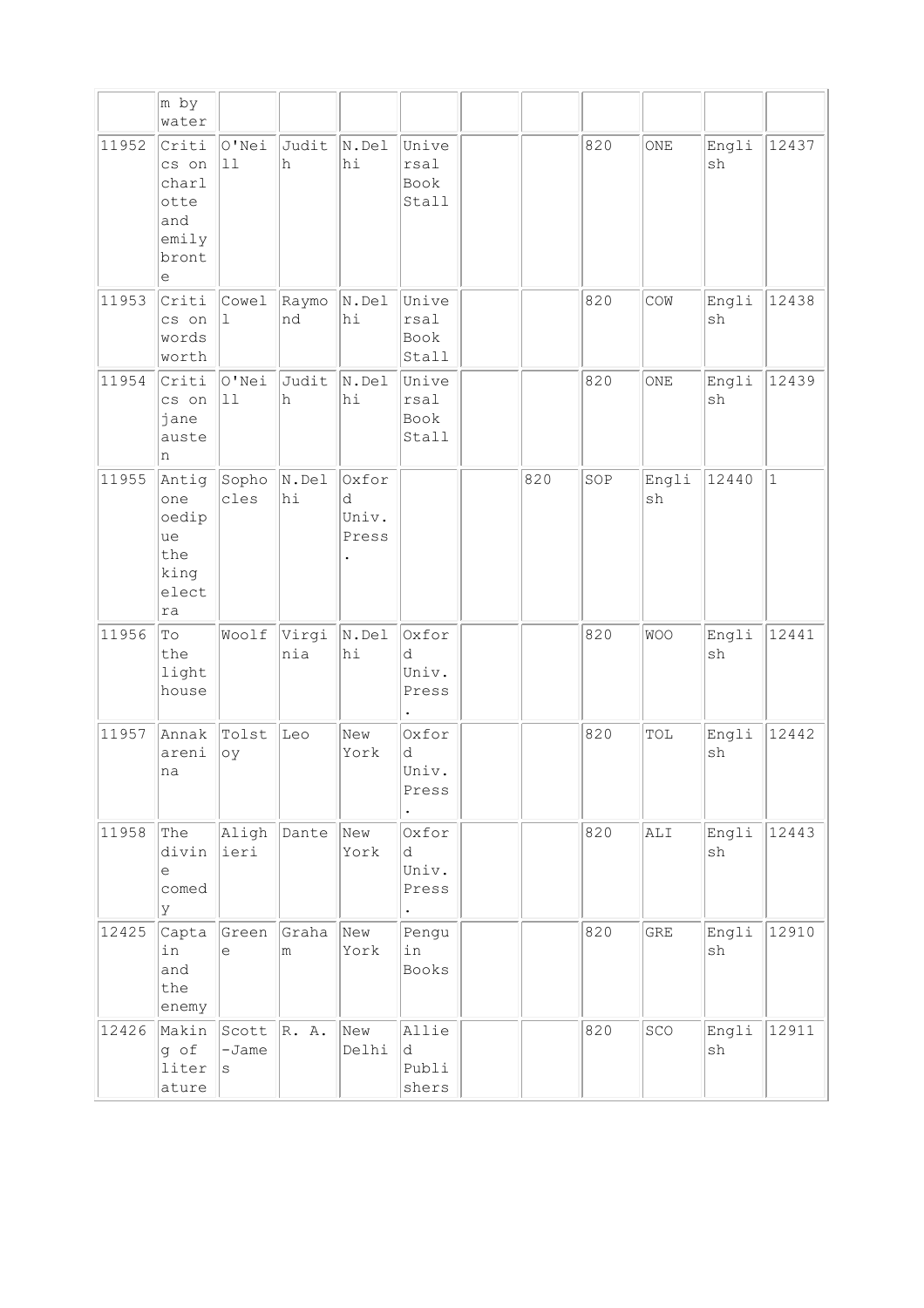|  | m by water |  |  |  |  |  |  |  |  |  |  |
|---|---|---|---|---|---|---|---|---|---|---|---|
| 11952 | Critics on charlotte and emily bronte | O'Neill | Judith | N.Delhi | Universal Book Stall |  |  | 820 | ONE | English | 12437 |
| 11953 | Critics on words worth | Cowell | Raymond | N.Delhi | Universal Book Stall |  |  | 820 | COW | English | 12438 |
| 11954 | Critics on jane austen | O'Neill | Judith | N.Delhi | Universal Book Stall |  |  | 820 | ONE | English | 12439 |
| 11955 | Antigone oedipue the king electra | Sophocles | N.Delhi | Oxford Univ. Press. |  |  | 820 | SOP | English | 12440 | 1 |
| 11956 | To the light house | Woolf | Virginia | N.Delhi | Oxford Univ. Press. |  |  | 820 | WOO | English | 12441 |
| 11957 | Annakareni na | Tolstoy | Leo | New York | Oxford Univ. Press. |  |  | 820 | TOL | English | 12442 |
| 11958 | The divine comedy | Alighieri | Dante | New York | Oxford Univ. Press. |  |  | 820 | ALI | English | 12443 |
| 12425 | Captain and the enemy | Greene | Graham | New York | Penguin Books |  |  | 820 | GRE | English | 12910 |
| 12426 | Making of literature | Scott-James | R. A. | New Delhi | Allied Publishers |  |  | 820 | SCO | English | 12911 |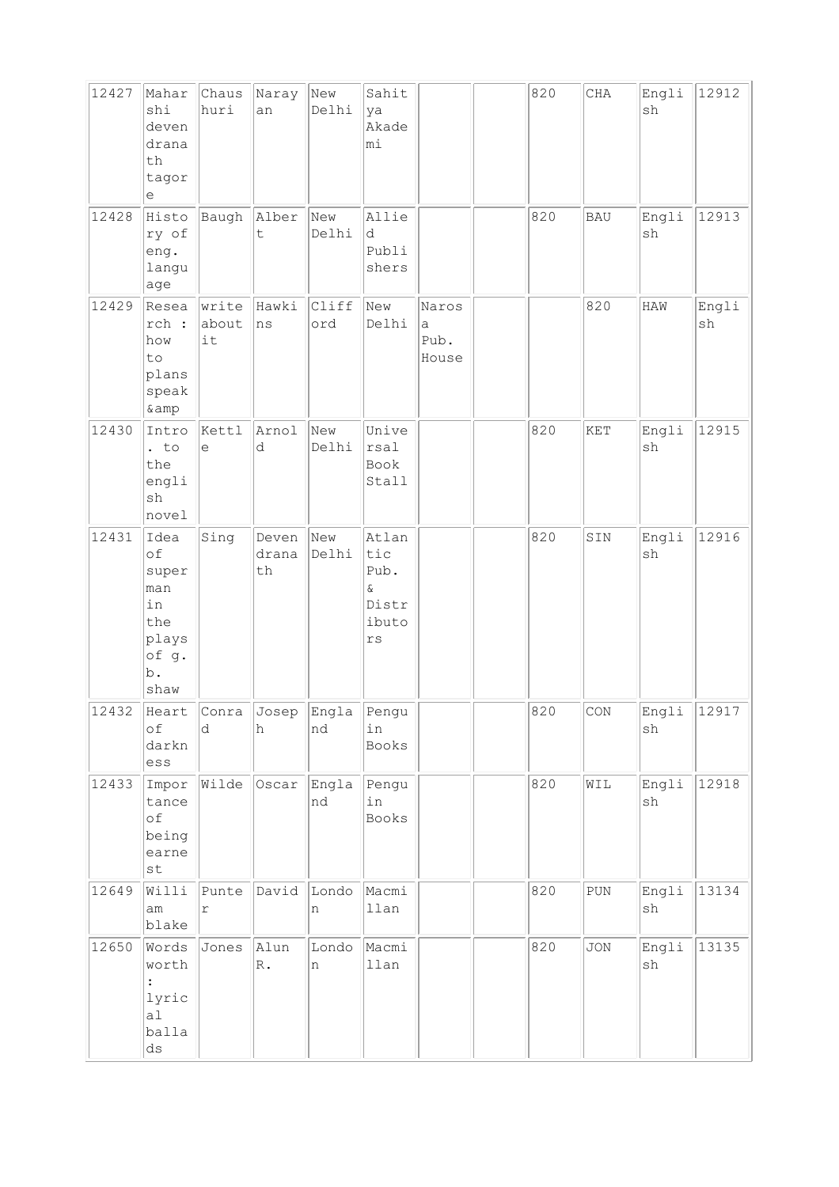| | | | | | | | | | | | |
|---|---|---|---|---|---|---|---|---|---|---|---|
| 12427 | Maharshi devendranath tagore | Chaushuri | Narayan | New Delhi | Sahitya Akademi | | | 820 | CHA | English | 12912 |
| 12428 | History of eng. language | Baugh | Albert | New Delhi | Allied Publishers | | | 820 | BAU | English | 12913 |
| 12429 | Research : how to plans speak &amp | write about it | Hawkins | Clifford | New Delhi | Narosa Pub. House | | | 820 | HAW | English |
| 12430 | Intro. to the english novel | Kettle | Arnold | New Delhi | Universal Book Stall | | | 820 | KET | English | 12915 |
| 12431 | Idea of superman in the plays of g. b. shaw | Sing | Devendranath | New Delhi | Atlantic Pub. & Distributors | | | 820 | SIN | English | 12916 |
| 12432 | Heart of darkness | Conrad | Joseph | England | Penguin Books | | | 820 | CON | English | 12917 |
| 12433 | Importance of being earnest | Wilde | Oscar | England | Penguin Books | | | 820 | WIL | English | 12918 |
| 12649 | William blake | Punter | David | London | Macmillan | | | 820 | PUN | English | 13134 |
| 12650 | Wordsworth : lyrical ballads | Jones | Alun R. | London | Macmillan | | | 820 | JON | English | 13135 |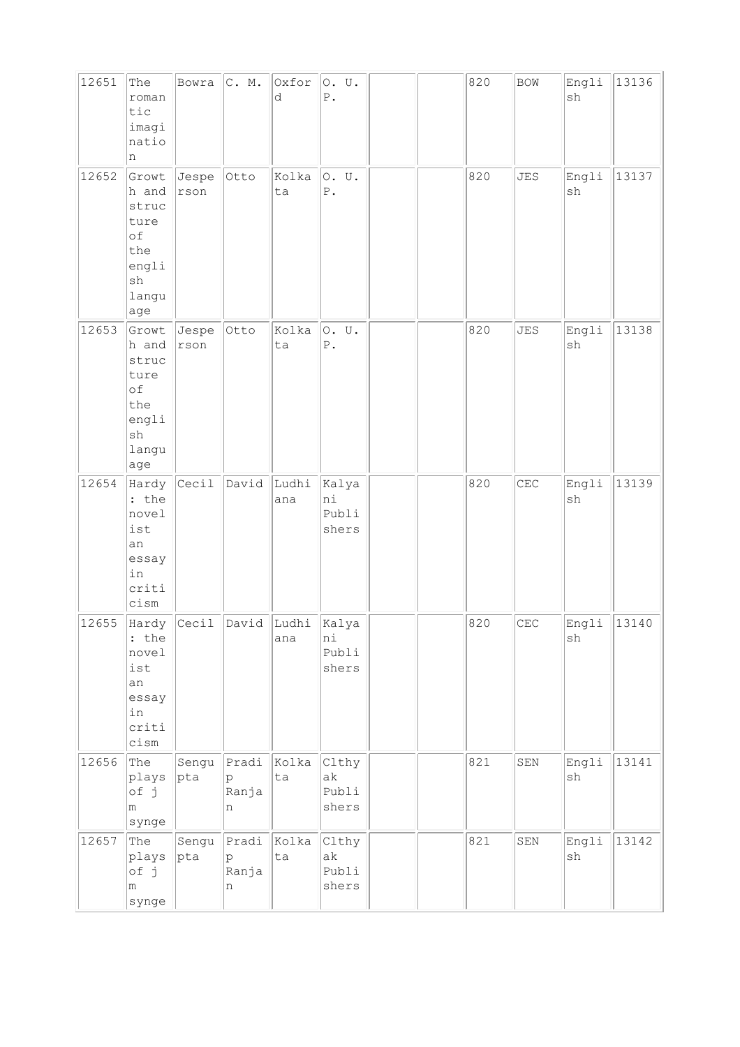| 12651 | The romantic imagination | Bowra | C. M. | Oxford | O. U. P. | | | 820 | BOW | English | 13136 |
|---|---|---|---|---|---|---|---|---|---|---|---|
| 12652 | Growth and structure of the english language | Jesperson | Otto | Kolkata | O. U. P. | | | 820 | JES | English | 13137 |
| 12653 | Growth and structure of the english language | Jesperson | Otto | Kolkata | O. U. P. | | | 820 | JES | English | 13138 |
| 12654 | Hardy : the novelist an essay in criticism | Cecil | David | Ludhiana | Kalyani Publishers | | | 820 | CEC | English | 13139 |
| 12655 | Hardy : the novelist an essay in criticism | Cecil | David | Ludhiana | Kalyani Publishers | | | 820 | CEC | English | 13140 |
| 12656 | The plays of j m synge | Sengupta | Pradip Ranjan | Kolkata | Clthyak Publishers | | | 821 | SEN | English | 13141 |
| 12657 | The plays of j m synge | Sengupta | Pradip Ranjan | Kolkata | Clthyak Publishers | | | 821 | SEN | English | 13142 |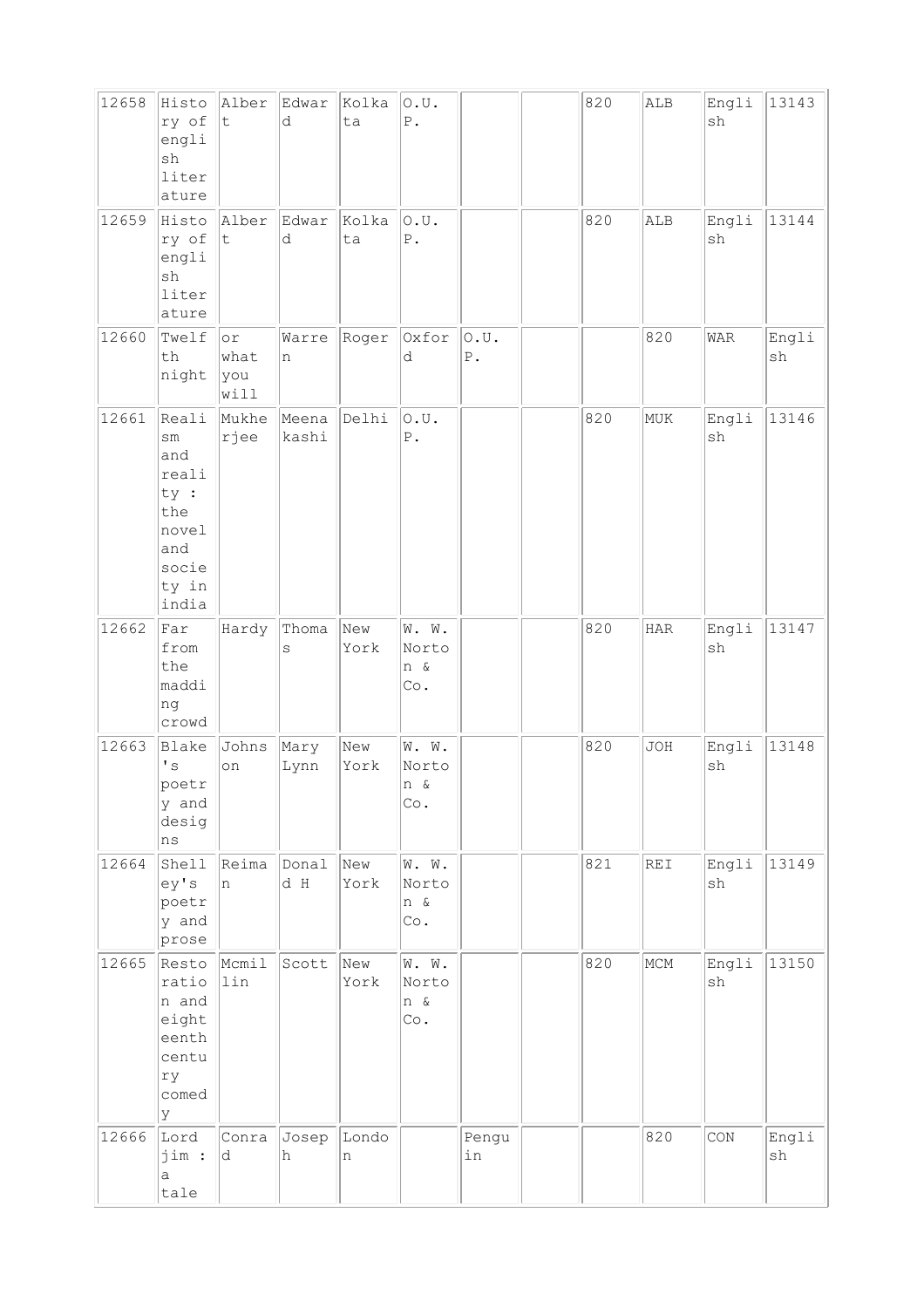| 12658 | History of english literature | Albert | Edward | Kolkata | O.U.P. | | | 820 | ALB | English | 13143 |
|---|---|---|---|---|---|---|---|---|---|---|---|
| 12659 | History of english literature | Albert | Edward | Kolkata | O.U.P. | | | 820 | ALB | English | 13144 |
| 12660 | Twelfth night | or what you will | Warren | Roger | Oxford | O.U.P. | | | 820 | WAR | English |
| 12661 | Realism and reality : the novel and society in india | Mukherjee | Meenakashi | Delhi | O.U.P. | | | 820 | MUK | English | 13146 |
| 12662 | Far from the madding crowd | Hardy | Thomas | New York | W. W. Norton & Co. | | | 820 | HAR | English | 13147 |
| 12663 | Blake's poetry and designs | Johnson | Mary Lynn | New York | W. W. Norton & Co. | | | 820 | JOH | English | 13148 |
| 12664 | Shelley's poetry and prose | Reiman | Donald H | New York | W. W. Norton & Co. | | | 821 | REI | English | 13149 |
| 12665 | Restoration and eighteenth century comedy | Mcmillin | Scott | New York | W. W. Norton & Co. | | | 820 | MCM | English | 13150 |
| 12666 | Lord jim : a tale | Conrad | Joseph | London | | Penguin | | | 820 | CON | English |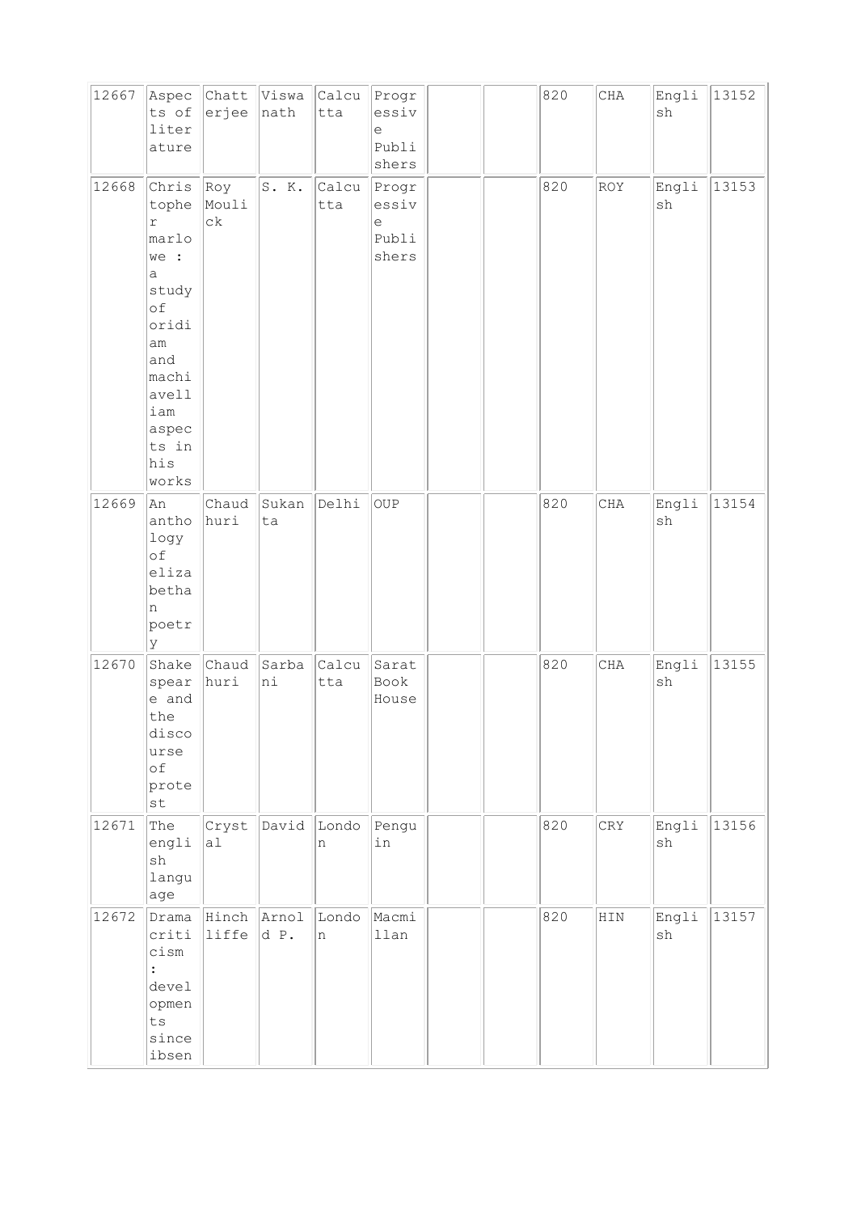| 12667 | Aspects of literature | Chatterjee | Viswanath | Calcutta | Progressive Publishers | | | 820 | CHA | English | 13152 |
|---|---|---|---|---|---|---|---|---|---|---|---|
| 12668 | Christopher marlowe : a study of oridiam and machiavelliam aspects in his works | Roy Moulick | S. K. | Calcutta | Progressive Publishers | | | 820 | ROY | English | 13153 |
| 12669 | An anthology of elizabethan poetry | Chaudhuri | Sukanta | Delhi | OUP | | | 820 | CHA | English | 13154 |
| 12670 | Shakespeare and the discourse of protest | Chaudhuri | Sarbani | Calcutta | Sarat Book House | | | 820 | CHA | English | 13155 |
| 12671 | The english language | Crystal | David | London | Penguin | | | 820 | CRY | English | 13156 |
| 12672 | Drama criticism : developments since ibsen | Hinchliffe | Arnold P. | London | Macmillan | | | 820 | HIN | English | 13157 |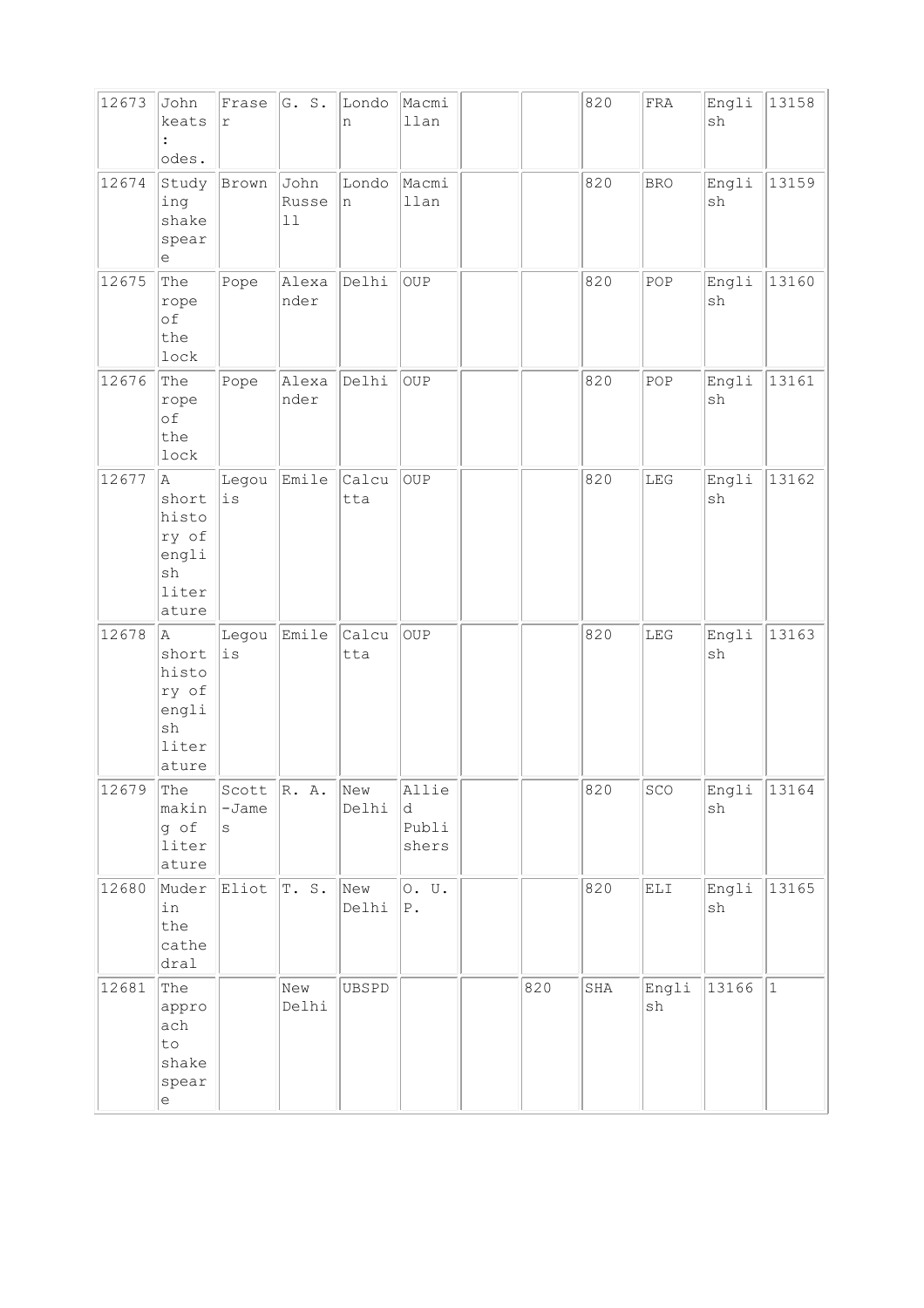| 12673 | John keats : odes. | Fraser | G. S. | London | Macmillan | | | 820 | FRA | English | 13158 |
|---|---|---|---|---|---|---|---|---|---|---|---|
| 12674 | Studying shakespeare | Brown | John Russell | London | Macmillan | | | 820 | BRO | English | 13159 |
| 12675 | The rope of the lock | Pope | Alexander | Delhi | OUP | | | 820 | POP | English | 13160 |
| 12676 | The rope of the lock | Pope | Alexander | Delhi | OUP | | | 820 | POP | English | 13161 |
| 12677 | A short history of english literature | Legouis | Emile | Calcutta | OUP | | | 820 | LEG | English | 13162 |
| 12678 | A short history of english literature | Legouis | Emile | Calcutta | OUP | | | 820 | LEG | English | 13163 |
| 12679 | The making of literature | Scott-James | R. A. | New Delhi | Allied Publishers | | | 820 | SCO | English | 13164 |
| 12680 | Muder in the cathedral | Eliot | T. S. | New Delhi | O. U. P. | | | 820 | ELI | English | 13165 |
| 12681 | The approach to shakespeare | | New Delhi | UBSPD | | | 820 | SHA | English | 13166 | 1 |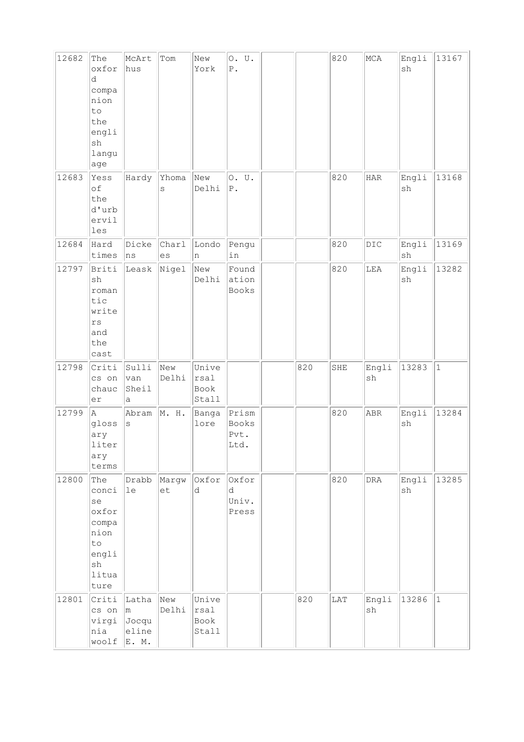| 12682 | The oxford companion to the english language | McArthus | Tom | New York | O. U. P. | | | 820 | MCA | English | 13167 |
|---|---|---|---|---|---|---|---|---|---|---|---|
| 12683 | Yess of the d'urbervilles | Hardy | Yhomas | New Delhi | O. U. P. | | | 820 | HAR | English | 13168 |
| 12684 | Hard times | Dickens | Charles | London | Penguin | | | 820 | DIC | English | 13169 |
| 12797 | British romantic writers and the cast | Leask | Nigel | New Delhi | Foundation Books | | | 820 | LEA | English | 13282 |
| 12798 | Critics on chaucer | Sullivan Sheila | New Delhi | Universal Book Stall | | | 820 | SHE | English | 13283 | 1 |
| 12799 | A glossary literary terms | Abrams | M. H. | Bangalore | Prism Books Pvt. Ltd. | | | 820 | ABR | English | 13284 |
| 12800 | The concise oxfor companion to english lituature | Drabble | Margwet | Oxford | Oxford Univ. Press | | | 820 | DRA | English | 13285 |
| 12801 | Critics on virginia woolf | Latham Jocqueline E. M. | New Delhi | Universal Book Stall | | | 820 | LAT | English | 13286 | 1 |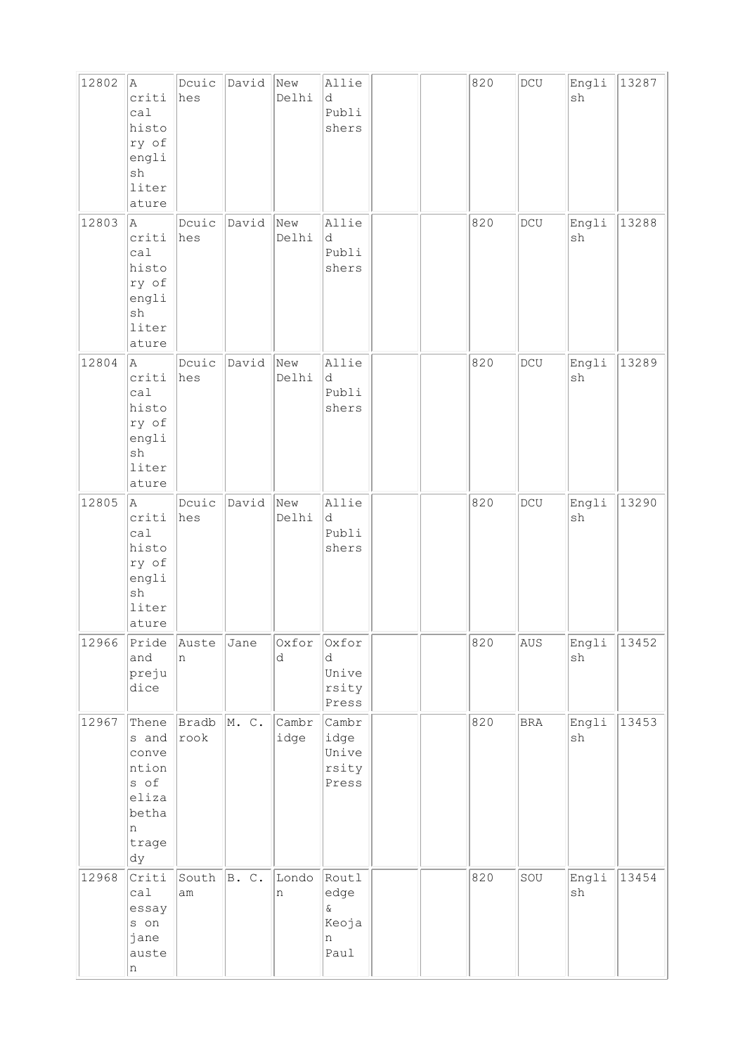| 12802 | A critical history of english literature | Dcuiches | David | New Delhi | Allied Publishers | | | 820 | DCU | English | 13287 |
|---|---|---|---|---|---|---|---|---|---|---|---|
| 12803 | A critical history of english literature | Dcuiches | David | New Delhi | Allied Publishers | | | 820 | DCU | English | 13288 |
| 12804 | A critical history of english literature | Dcuiches | David | New Delhi | Allied Publishers | | | 820 | DCU | English | 13289 |
| 12805 | A critical history of english literature | Dcuiches | David | New Delhi | Allied Publishers | | | 820 | DCU | English | 13290 |
| 12966 | Pride and prejudice | Austen | Jane | Oxford | Oxford University Press | | | 820 | AUS | English | 13452 |
| 12967 | Thenes and conventions of elizabethan tragedy | Bradbrook | M. C. | Cambridge | Cambridge University Press | | | 820 | BRA | English | 13453 |
| 12968 | Critical essays on jane austen | Southam | B. C. | London | Routledge & Keojan Paul | | | 820 | SOU | English | 13454 |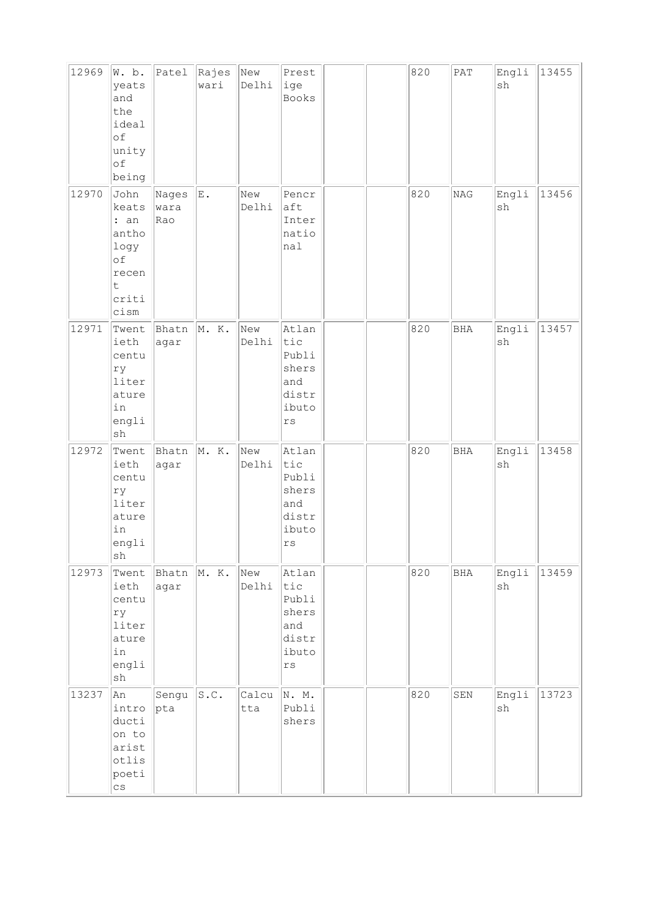| 12969 | W. b. yeats and the ideal of unity of being | Patel | Rajeswari | New Delhi | Prestige Books | | | 820 | PAT | English | 13455 |
|---|---|---|---|---|---|---|---|---|---|---|---|
| 12970 | John keats : an anthology of recent criticism | Nageswara Rao | E. | New Delhi | Pencraft International | | | 820 | NAG | English | 13456 |
| 12971 | Twentieth century literature in english | Bhatnagar | M. K. | New Delhi | Atlantic Publishers and distributors | | | 820 | BHA | English | 13457 |
| 12972 | Twentieth century literature in english | Bhatnagar | M. K. | New Delhi | Atlantic Publishers and distributors | | | 820 | BHA | English | 13458 |
| 12973 | Twentieth century literature in english | Bhatnagar | M. K. | New Delhi | Atlantic Publishers and distributors | | | 820 | BHA | English | 13459 |
| 13237 | An introduction to aristotlis poetics | Sengupta | S.C. | Calcutta | N. M. Publishers | | | 820 | SEN | English | 13723 |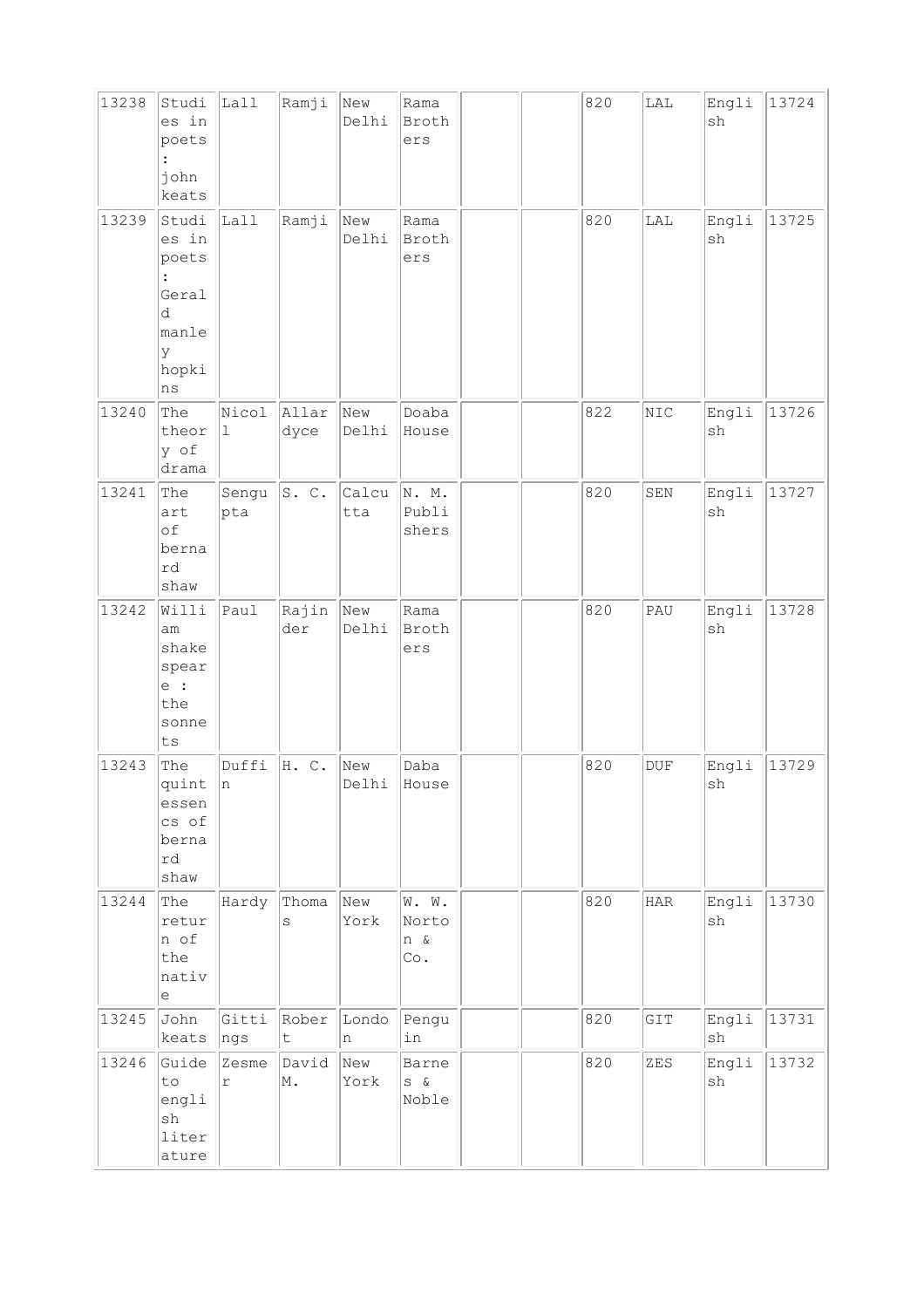| 13238 | Studies in poets : john keats | Lall | Ramji | New Delhi | Rama Brothers | | | 820 | LAL | English | 13724 |
|---|---|---|---|---|---|---|---|---|---|---|---|
| 13239 | Studies in poets : Gerald manley hopkins | Lall | Ramji | New Delhi | Rama Brothers | | | 820 | LAL | English | 13725 |
| 13240 | The theory of drama | Nicoll | Allardyce | New Delhi | Doaba House | | | 822 | NIC | English | 13726 |
| 13241 | The art of bernard shaw | Sengupta | S. C. | Calcutta | N. M. Publishers | | | 820 | SEN | English | 13727 |
| 13242 | William shakespeare : the sonnets | Paul | Rajinder | New Delhi | Rama Brothers | | | 820 | PAU | English | 13728 |
| 13243 | The quintessencs of bernard shaw | Duffin | H. C. | New Delhi | Daba House | | | 820 | DUF | English | 13729 |
| 13244 | The return of the native | Hardy | Thomas | New York | W. W. Norton & Co. | | | 820 | HAR | English | 13730 |
| 13245 | John keats | Gittings | Robert | London | Penguin | | | 820 | GIT | English | 13731 |
| 13246 | Guide to english literature | Zesmer | David M. | New York | Barnes & Noble | | | 820 | ZES | English | 13732 |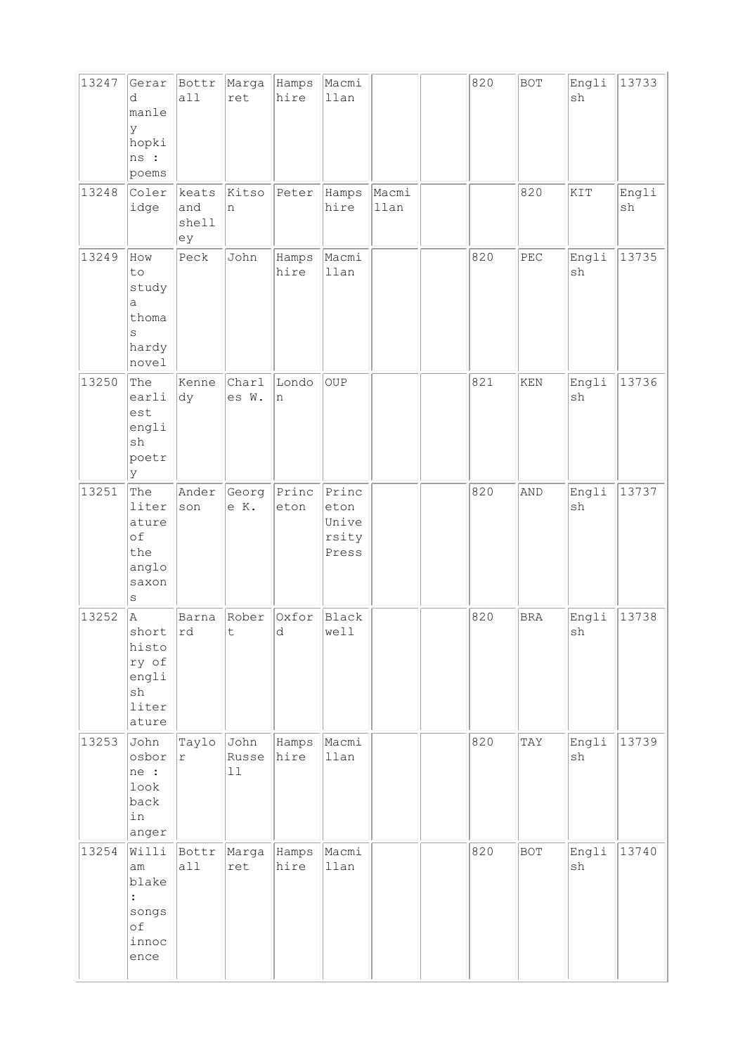| | | | | | | | | | | | |
|---|---|---|---|---|---|---|---|---|---|---|---|
| 13247 | Gerard manley hopkins : poems | Bottrall | Margaret | Hampshire | Macmillan | | | 820 | BOT | English | 13733 |
| 13248 | Coleridge | keats and shelley | Kitson | Peter | Hampshire | Macmillan | | | 820 | KIT | English |
| 13249 | How to study a thomas hardy novel | Peck | John | Hampshire | Macmillan | | | 820 | PEC | English | 13735 |
| 13250 | The earliest english poetry | Kennedy | Charles W. | London | OUP | | | 821 | KEN | English | 13736 |
| 13251 | The literature of the anglo saxons | Anderson | George K. | Princeton | Princeton University Press | | | 820 | AND | English | 13737 |
| 13252 | A short history of english literature | Barnard | Robert | Oxford | Blackwell | | | 820 | BRA | English | 13738 |
| 13253 | John osborne : look back in anger | Taylor | John Russell | Hampshire | Macmillan | | | 820 | TAY | English | 13739 |
| 13254 | William blake : songs of innocence | Bottrall | Margaret | Hampshire | Macmillan | | | 820 | BOT | English | 13740 |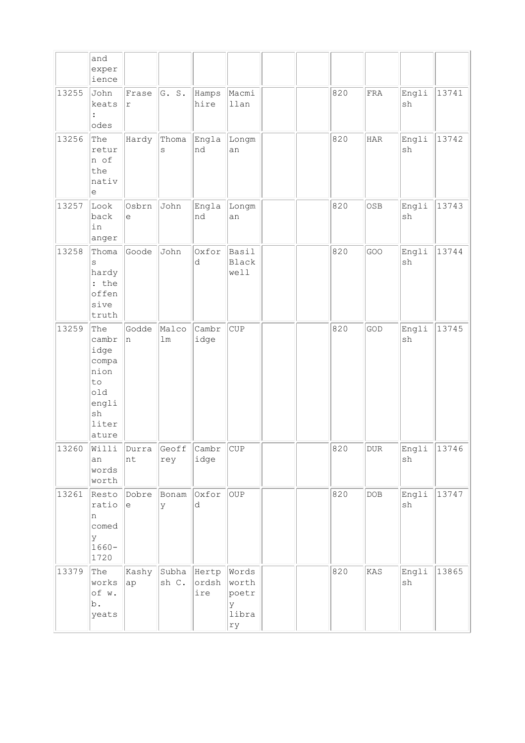| | | | | | | | | | | | |
|---|---|---|---|---|---|---|---|---|---|---|---|
| | and experience | | | | | | | | | | |
| 13255 | John keats : odes | Fraser | G. S. | Hampshire | Macmillan | | | 820 | FRA | English | 13741 |
| 13256 | The return of the native | Hardy | Thomas | England | Longman | | | 820 | HAR | English | 13742 |
| 13257 | Look back in anger | Osbrne | John | England | Longman | | | 820 | OSB | English | 13743 |
| 13258 | Thomas hardy : the offensive truth | Goode | John | Oxford | Basil Black well | | | 820 | GOO | English | 13744 |
| 13259 | The cambridge companion to old english literature | Godden | Malcolm | Cambridge | CUP | | | 820 | GOD | English | 13745 |
| 13260 | Willian words worth | Durrant | Geoffrey | Cambridge | CUP | | | 820 | DUR | English | 13746 |
| 13261 | Restoration comedy 1660-1720 | Dobree | Bonamy | Oxford | OUP | | | 820 | DOB | English | 13747 |
| 13379 | The works of w. b. yeats | Kashyap | Subhash C. | Hertpordshire | Words worth poetry library | | | 820 | KAS | English | 13865 |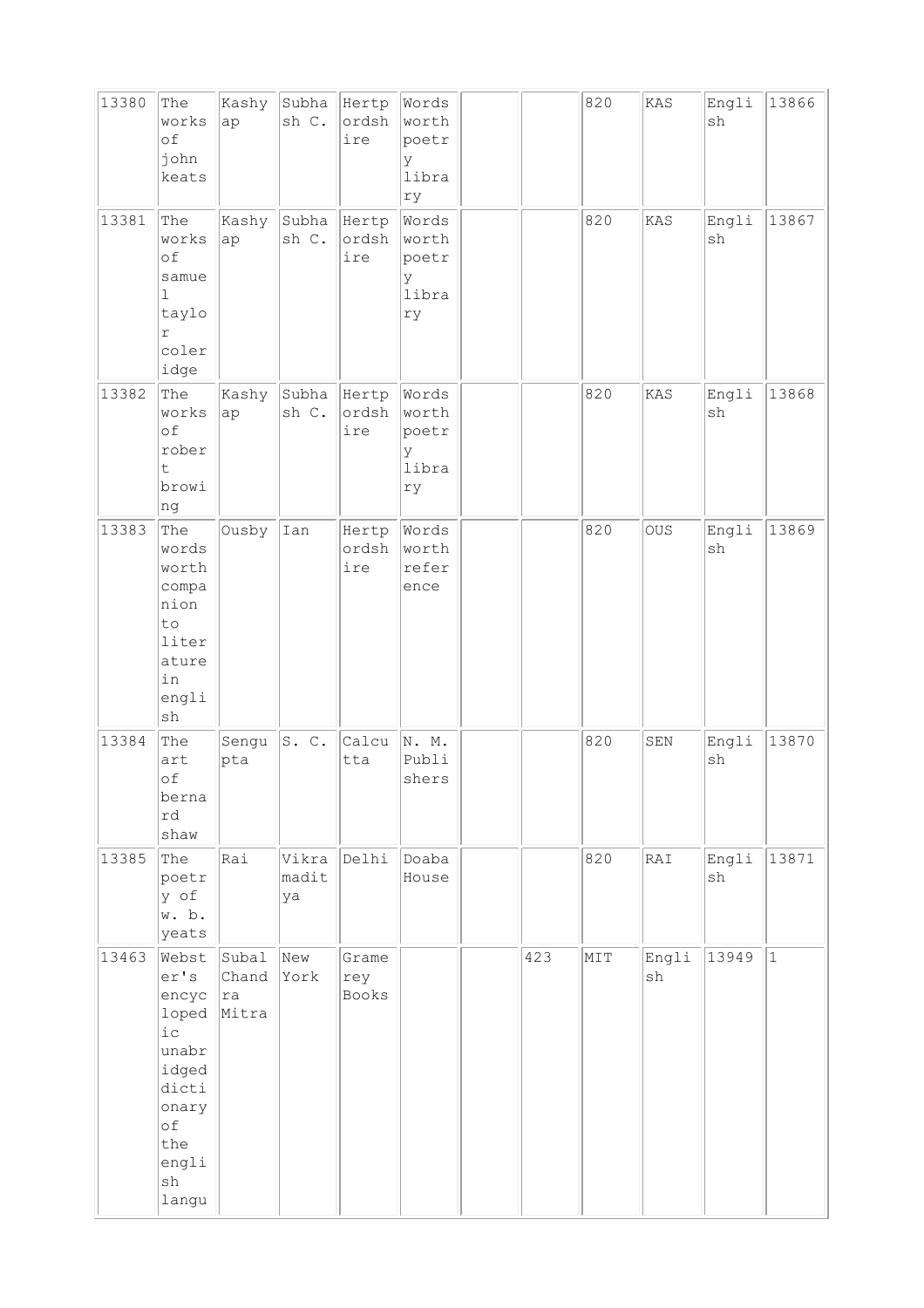| 13380 | The works of john keats | Kashyap | Subhash C. | Hertpordshire | Wordsworth poetry library | | | 820 | KAS | English | 13866 |
|---|---|---|---|---|---|---|---|---|---|---|---|
| 13381 | The works of samuel taylor coleridge | Kashyap | Subhash C. | Hertpordshire | Wordsworth poetry library | | | 820 | KAS | English | 13867 |
| 13382 | The works of robert browing | Kashyap | Subhash C. | Hertpordshire | Wordsworth poetry library | | | 820 | KAS | English | 13868 |
| 13383 | The wordsworth companion to literature in english | Ousby | Ian | Hertpordshire | Wordsworth reference | | | 820 | OUS | English | 13869 |
| 13384 | The art of bernard shaw | Sengupta | S. C. | Calcutta | N. M. Publishers | | | 820 | SEN | English | 13870 |
| 13385 | The poetry of w. b. yeats | Rai | Vikramaditya | Delhi | Doaba House | | | 820 | RAI | English | 13871 |
| 13463 | Webster's encycloped ic unabridged dictionary of the english langu | Subal Chandra Mitra | New York | Gramerey Books | | | 423 | MIT | English | 13949 | 1 |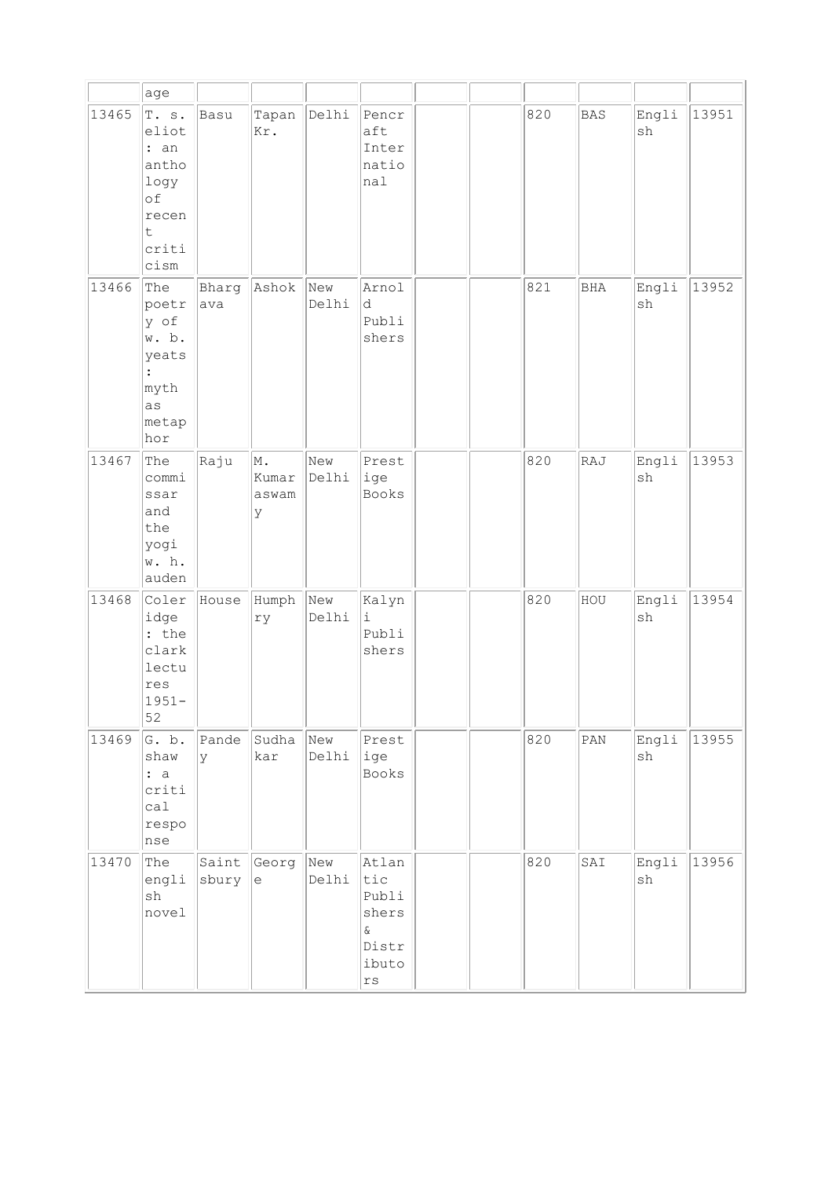| | age | | | | | | | | | | |
|---|---|---|---|---|---|---|---|---|---|---|---|
| 13465 | T. s. eliot : an anthology of recent criticism | Basu | Tapan Kr. | Delhi | Pencraft International | | | 820 | BAS | English | 13951 |
| 13466 | The poetry of w. b. yeats : myth as metaphor | Bhargava | Ashok | New Delhi | Arnold Publishers | | | 821 | BHA | English | 13952 |
| 13467 | The commissar and the yogi w. h. auden | Raju | M. Kumaraswamy | New Delhi | Prestige Books | | | 820 | RAJ | English | 13953 |
| 13468 | Coleridge : the clark lectures 1951-52 | House | Humphry | New Delhi | Kalyni Publishers | | | 820 | HOU | English | 13954 |
| 13469 | G. b. shaw : a critical response | Pandey | Sudhakar | New Delhi | Prestige Books | | | 820 | PAN | English | 13955 |
| 13470 | The english novel | Saintsbury | George | New Delhi | Atlantic Publishers & Distributors | | | 820 | SAI | English | 13956 |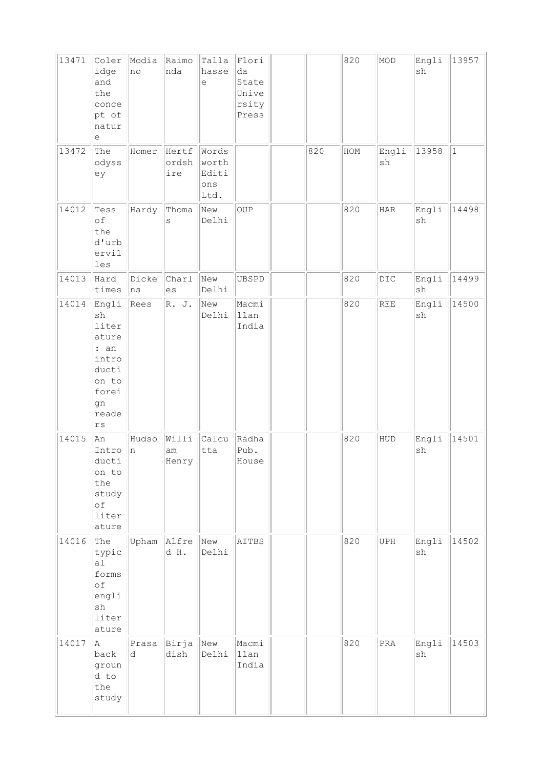| | | | | | | | | | | | |
|---|---|---|---|---|---|---|---|---|---|---|---|
| 13471 | Coleridge and the concept of nature | Modiano | Raimonda | Tallahassee | Florida State University Press | | | 820 | MOD | English | 13957 |
| 13472 | The odyssey | Homer | Hertfordshire | Wordsworth Editions Ltd. | | | 820 | HOM | English | 13958 | 1 |
| 14012 | Tess of the d'urbervilles | Hardy | Thomas | New Delhi | OUP | | | 820 | HAR | English | 14498 |
| 14013 | Hard times | Dickens | Charles | New Delhi | UBSPD | | | 820 | DIC | English | 14499 |
| 14014 | English literature : an introduction to foreign readers | Rees | R. J. | New Delhi | Macmillan India | | | 820 | REE | English | 14500 |
| 14015 | An Introduction to the study of literature | Hudson | William Henry | Calcutta | Radha Pub. House | | | 820 | HUD | English | 14501 |
| 14016 | The typical forms of english literature | Upham | Alfred H. | New Delhi | AITBS | | | 820 | UPH | English | 14502 |
| 14017 | A back ground to the study | Prasad | Birjadish | New Delhi | Macmillan India | | | 820 | PRA | English | 14503 |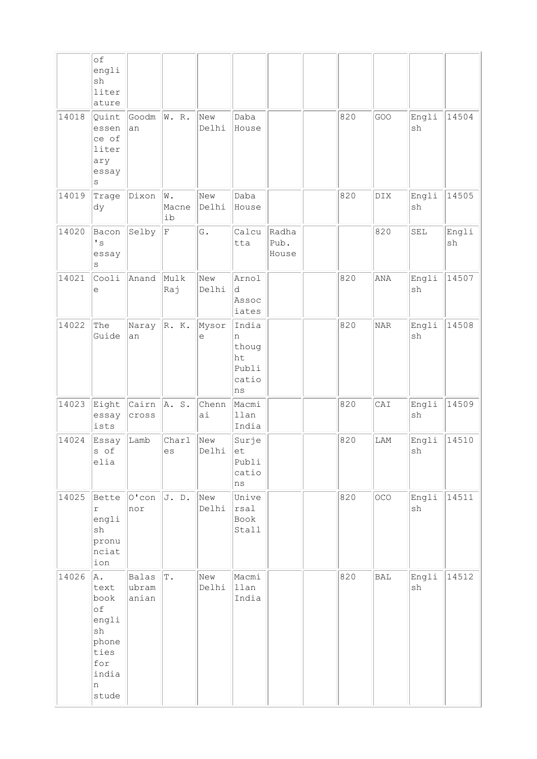| | | | | | | | | | | | |
|---|---|---|---|---|---|---|---|---|---|---|---|
| | of english literature | | | | | | | | | | |
| 14018 | Quintessence of literary essays | Goodman | W. R. | New Delhi | Daba House | | | 820 | GOO | English | 14504 |
| 14019 | Tragedy | Dixon | W. Macneib | New Delhi | Daba House | | | 820 | DIX | English | 14505 |
| 14020 | Bacon's essays | Selby | F | G. | Calcutta | Radha Pub. House | | | 820 | SEL | English |
| 14021 | Coolie | Anand | Mulk Raj | New Delhi | Arnold Associates | | | 820 | ANA | English | 14507 |
| 14022 | The Guide | Narayan | R. K. | Mysore | Indian thought Publications | | | 820 | NAR | English | 14508 |
| 14023 | Eight essayists | Cairncross | A. S. | Chennai | Macmillan India | | | 820 | CAI | English | 14509 |
| 14024 | Essays of elia | Lamb | Charles | New Delhi | Surjeet Publications | | | 820 | LAM | English | 14510 |
| 14025 | Better english pronunciation | O'connor | J. D. | New Delhi | Universal Book Stall | | | 820 | OCO | English | 14511 |
| 14026 | A. text book of english phoneties for indian stude | Balasubramanian | T. | New Delhi | Macmillan India | | | 820 | BAL | English | 14512 |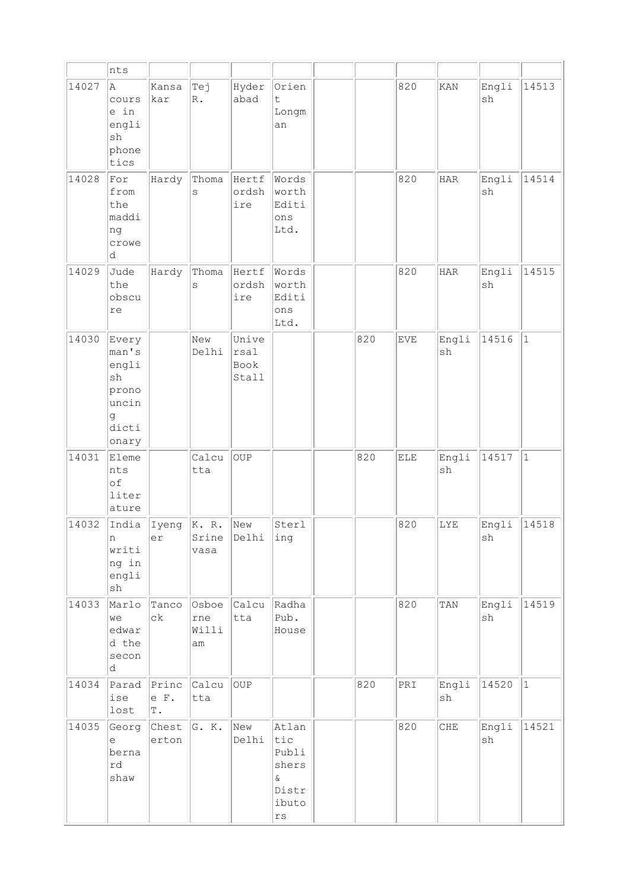| | | | | | | | | | | | |
|---|---|---|---|---|---|---|---|---|---|---|---|
| | nts | | | | | | | | | | |
| 14027 | A course in english phonetics | Kansakar | Tej R. | Hyderabad | Orient Longman | | | 820 | KAN | English | 14513 |
| 14028 | For from the madding crowed | Hardy | Thomas | Hertfordshire | Wordsworth Editions Ltd. | | | 820 | HAR | English | 14514 |
| 14029 | Jude the obscure | Hardy | Thomas | Hertfordshire | Wordsworth Editions Ltd. | | | 820 | HAR | English | 14515 |
| 14030 | Every man's english pronouncing dictionary | | New Delhi | Universal Book Stall | | | 820 | EVE | English | 14516 | 1 |
| 14031 | Elements of literature | | Calcutta | OUP | | | 820 | ELE | English | 14517 | 1 |
| 14032 | Indian writing in english | Iyengar | K. R. Srinevasa | New Delhi | Sterling | | | 820 | LYE | English | 14518 |
| 14033 | Marlowe edward the second | Tancock | Osboerne William | Calcutta | Radha Pub. House | | | 820 | TAN | English | 14519 |
| 14034 | Paradise lost | Prince F. T. | Calcutta | OUP | | | 820 | PRI | English | 14520 | 1 |
| 14035 | George bernard shaw | Chesterton | G. K. | New Delhi | Atlantic Publishers & Distributors | | | 820 | CHE | English | 14521 |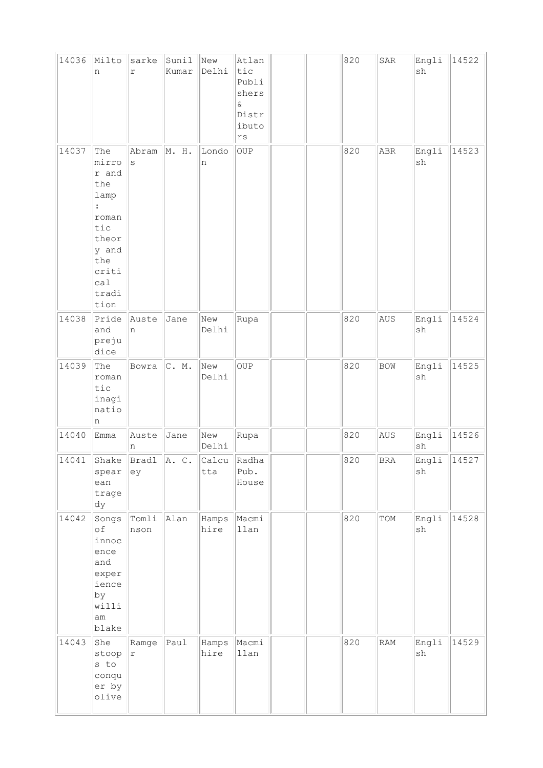| 14036 | Milton | sarker | Sunil Kumar | New Delhi | Atlantic Publishers & Distributors | | | 820 | SAR | English | 14522 |
|---|---|---|---|---|---|---|---|---|---|---|---|
| 14037 | The mirror and the lamp : romantic theory and the critical tradition | Abrams | M. H. | London | OUP | | | 820 | ABR | English | 14523 |
| 14038 | Pride and prejudice | Austen | Jane | New Delhi | Rupa | | | 820 | AUS | English | 14524 |
| 14039 | The romantic inagination | Bowra | C. M. | New Delhi | OUP | | | 820 | BOW | English | 14525 |
| 14040 | Emma | Austen | Jane | New Delhi | Rupa | | | 820 | AUS | English | 14526 |
| 14041 | Shakespearean tragedy | Bradley | A. C. | Calcutta | Radha Pub. House | | | 820 | BRA | English | 14527 |
| 14042 | Songs of innocence and experience by william blake | Tomlinson | Alan | Hampshire | Macmillan | | | 820 | TOM | English | 14528 |
| 14043 | She stoops to conquer by olive | Ramger | Paul | Hampshire | Macmillan | | | 820 | RAM | English | 14529 |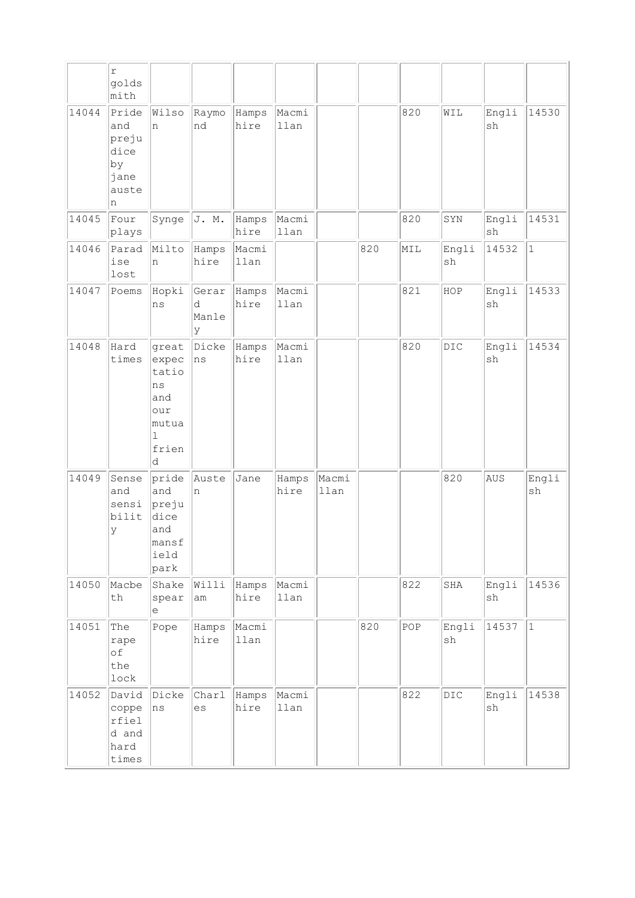|  | r goldsmith |  |  |  |  |  |  |  |  |  |  |
|---|---|---|---|---|---|---|---|---|---|---|---|
| 14044 | Pride and prejudice by jane austen | Wilson | Raymond | Hampshire | Macmillan |  |  | 820 | WIL | English | 14530 |
| 14045 | Four plays | Synge | J. M. | Hampshire | Macmillan |  |  | 820 | SYN | English | 14531 |
| 14046 | Paradise lost | Milton | Hampshire | Macmillan |  |  | 820 | MIL | English | 14532 | 1 |
| 14047 | Poems | Hopkins | Gerard Manley | Hampshire | Macmillan |  |  | 821 | HOP | English | 14533 |
| 14048 | Hard times | great expectations and our mutual friend | Dickens | Hampshire | Macmillan |  |  | 820 | DIC | English | 14534 |
| 14049 | Sense and sensibility | pride and prejudice and mansfield park | Austen | Jane | Hampshire | Macmillan |  |  | 820 | AUS | English |
| 14050 | Macbeth | Shakespeare | William | Hampshire | Macmillan |  |  | 822 | SHA | English | 14536 |
| 14051 | The rape of the lock | Pope | Hampshire | Macmillan |  |  | 820 | POP | English | 14537 | 1 |
| 14052 | David copperfield and hard times | Dickens | Charles | Hampshire | Macmillan |  |  | 822 | DIC | English | 14538 |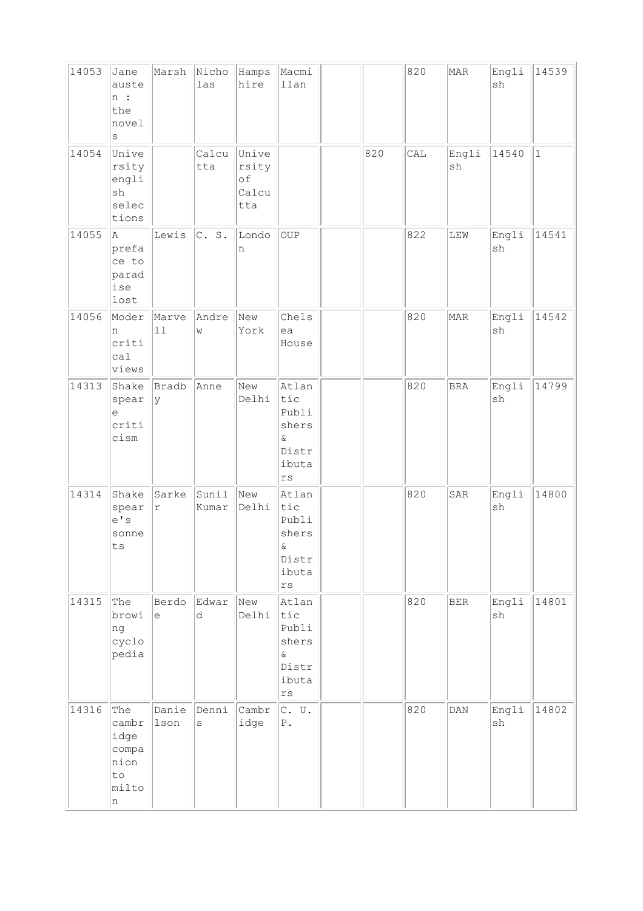| 14053 | Jane austen : the novels | Marsh | Nicholas | Hampshire | Macmillan | | | 820 | MAR | English | 14539 |
|---|---|---|---|---|---|---|---|---|---|---|---|
| 14054 | University english selections | | Calcutta | University of Calcutta | | | 820 | CAL | English | 14540 | 1 |
| 14055 | A preface to paradise lost | Lewis | C. S. | London | OUP | | | 822 | LEW | English | 14541 |
| 14056 | Modern critical views | Marvell | Andrew | New York | Chelsea House | | | 820 | MAR | English | 14542 |
| 14313 | Shakespeare criticism | Bradby | Anne | New Delhi | Atlantic Publishers & Distributars | | | 820 | BRA | English | 14799 |
| 14314 | Shakespeare's sonnets | Sarker | Sunil Kumar | New Delhi | Atlantic Publishers & Distributars | | | 820 | SAR | English | 14800 |
| 14315 | The browing cyclopedia | Berdoe | Edward | New Delhi | Atlantic Publishers & Distributars | | | 820 | BER | English | 14801 |
| 14316 | The cambridge companion to milton | Danielson | Dennis | Cambridge | C. U. P. | | | 820 | DAN | English | 14802 |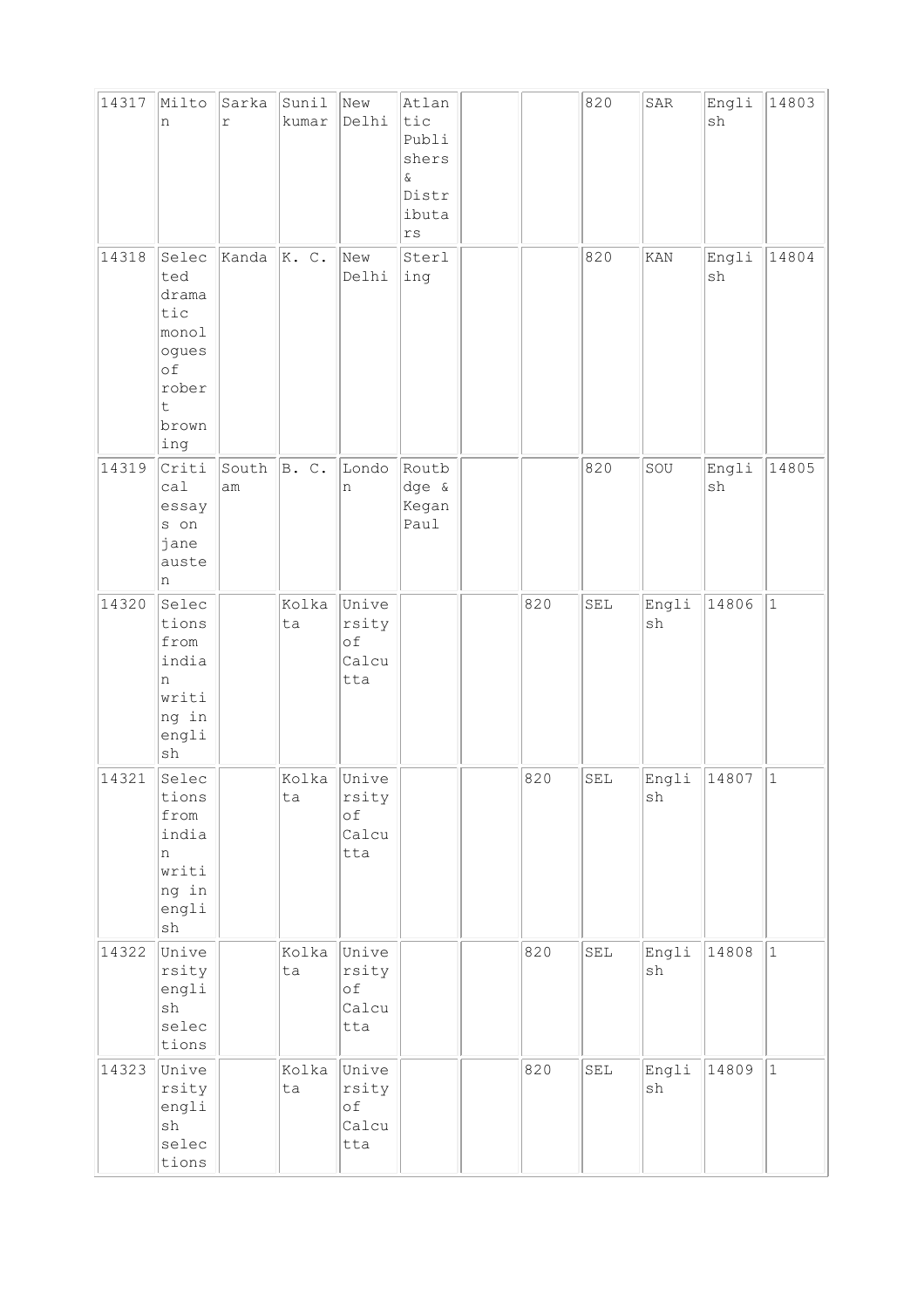| | | | | | | | | | | | |
|---|---|---|---|---|---|---|---|---|---|---|---|
| 14317 | Milton | Sarkar | Sunil kumar | New Delhi | Atlantic Publishers & Distributars | | | 820 | SAR | English | 14803 |
| 14318 | Selected dramatic monologues of robert browning | Kanda | K. C. | New Delhi | Sterling | | | 820 | KAN | English | 14804 |
| 14319 | Critical essays on jane austen | Southam | B. C. | London | Routbdge & Kegan Paul | | | 820 | SOU | English | 14805 |
| 14320 | Selections from indian writing in english | | Kolkata | University of Calcutta | | | 820 | SEL | English | 14806 | 1 |
| 14321 | Selections from indian writing in english | | Kolkata | University of Calcutta | | | 820 | SEL | English | 14807 | 1 |
| 14322 | University english selections | | Kolkata | University of Calcutta | | | 820 | SEL | English | 14808 | 1 |
| 14323 | University english selections | | Kolkata | University of Calcutta | | | 820 | SEL | English | 14809 | 1 |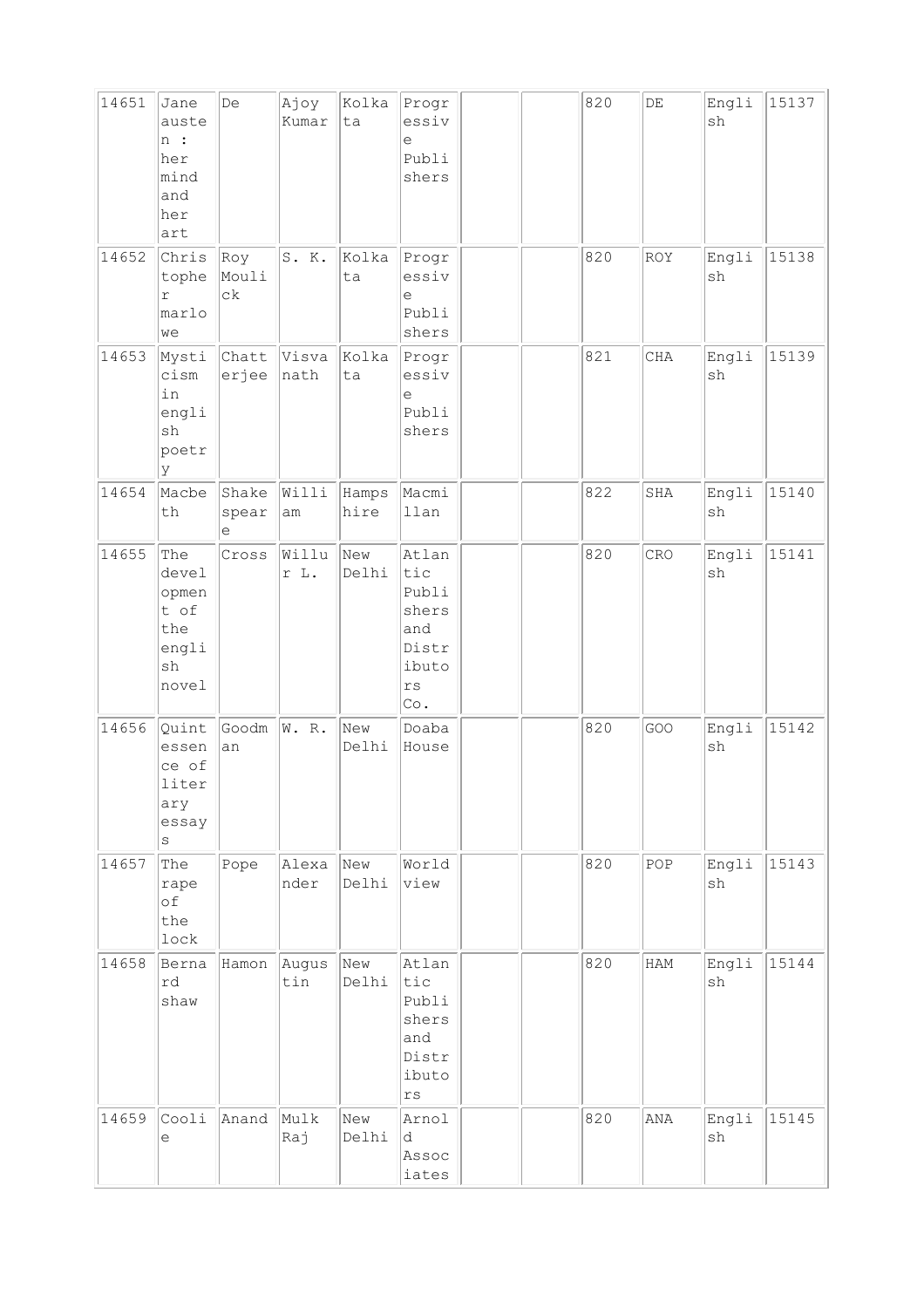| 14651 | Jane austen : her mind and her art | De | Ajoy Kumar | Kolkata | Progressive Publishers | | | 820 | DE | English | 15137 |
|---|---|---|---|---|---|---|---|---|---|---|---|
| 14652 | Christopher marlowe | Roy Moulick | S. K. | Kolkata | Progressive Publishers | | | 820 | ROY | English | 15138 |
| 14653 | Mysticism in english poetry | Chatterjee | Visvanath | Kolkata | Progressive Publishers | | | 821 | CHA | English | 15139 |
| 14654 | Macbeth | Shakespeare | William | Hampshire | Macmillan | | | 822 | SHA | English | 15140 |
| 14655 | The development of the english novel | Cross | Willur L. | New Delhi | Atlantic Publishers and Distributors Co. | | | 820 | CRO | English | 15141 |
| 14656 | Quintessence of literary essays | Goodman | W. R. | New Delhi | Doaba House | | | 820 | GOO | English | 15142 |
| 14657 | The rape of the lock | Pope | Alexander | New Delhi | World view | | | 820 | POP | English | 15143 |
| 14658 | Bernard shaw | Hamon | Augustin | New Delhi | Atlantic Publishers and Distributors | | | 820 | HAM | English | 15144 |
| 14659 | Coolie | Anand | Mulk Raj | New Delhi | Arnold Associates | | | 820 | ANA | English | 15145 |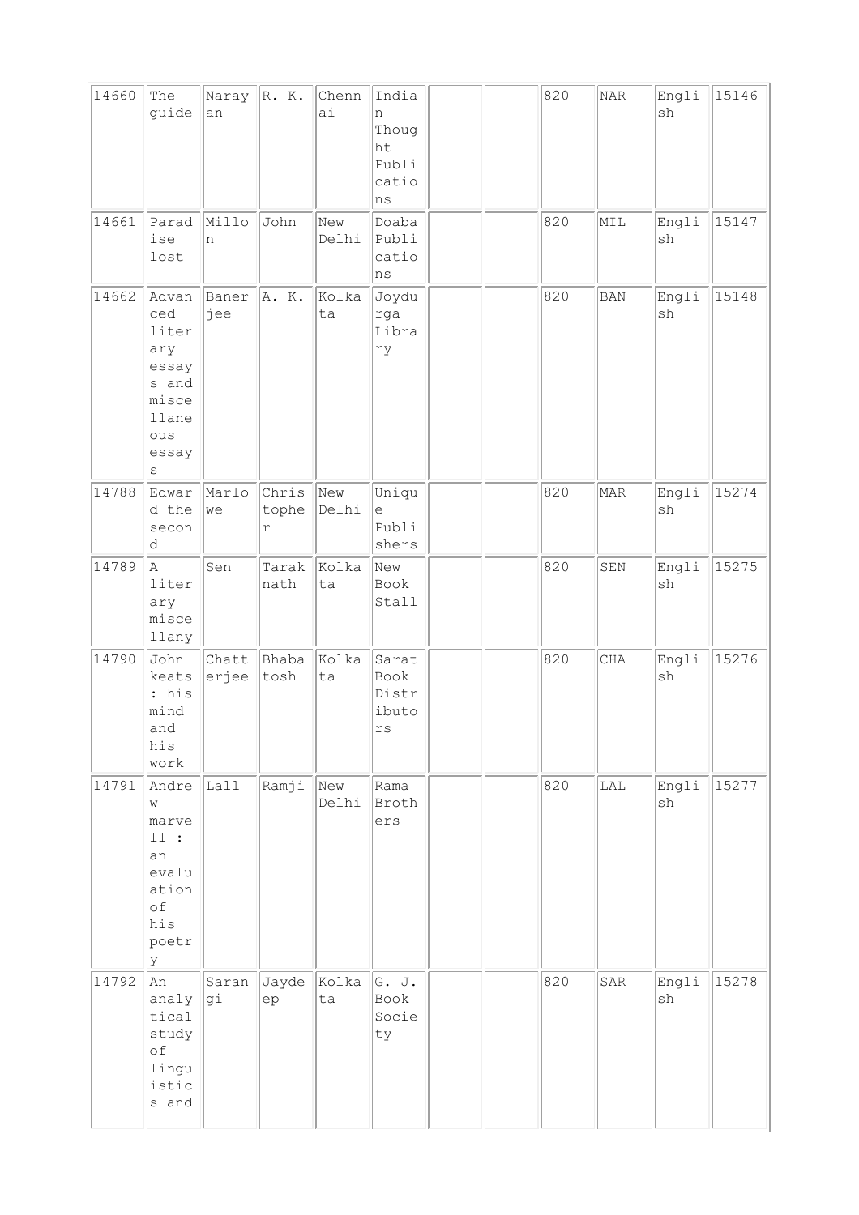| 14660 | The guide | Narayan | R. K. | Chennai | Indian Thought Publications | | | 820 | NAR | English | 15146 |
|---|---|---|---|---|---|---|---|---|---|---|---|
| 14661 | Paradise lost | Millon | John | New Delhi | Doaba Publications | | | 820 | MIL | English | 15147 |
| 14662 | Advanced literary essays and miscellaneous essays | Banerjee | A. K. | Kolkata | Joydurga Library | | | 820 | BAN | English | 15148 |
| 14788 | Edward the second | Marlowe | Christopher | New Delhi | Unique Publishers | | | 820 | MAR | English | 15274 |
| 14789 | A literary miscellany | Sen | Taraknath | Kolkata | New Book Stall | | | 820 | SEN | English | 15275 |
| 14790 | John keats : his mind and his work | Chatterjee | Bhabatosh | Kolkata | Sarat Book Distributors | | | 820 | CHA | English | 15276 |
| 14791 | Andrew marvell : an evaluation of his poetry | Lall | Ramji | New Delhi | Rama Brothers | | | 820 | LAL | English | 15277 |
| 14792 | An analytical study of linguistics and | Sarangi | Jaydeep | Kolkata | G. J. Book Society | | | 820 | SAR | English | 15278 |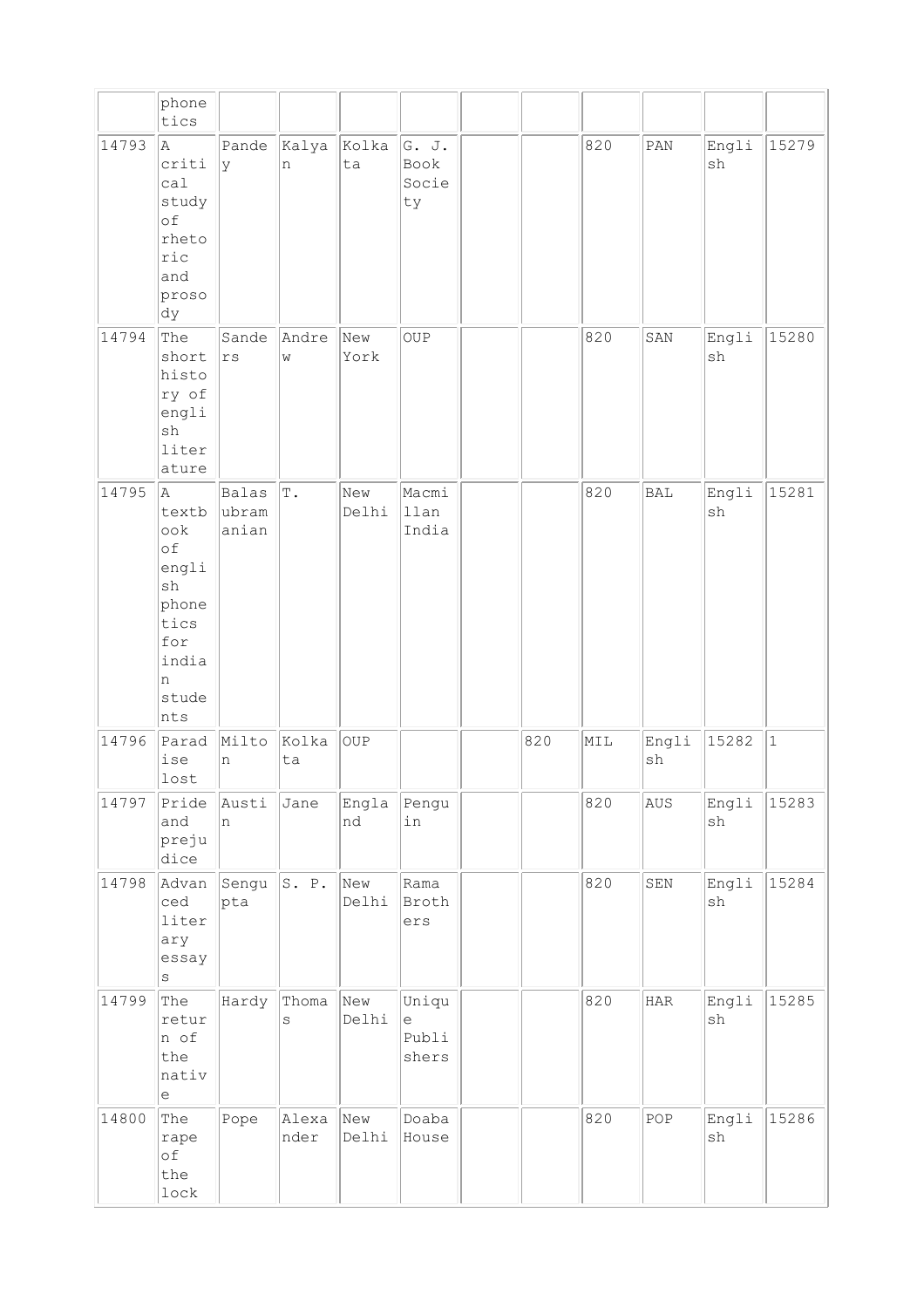|  | phonetics |  |  |  |  |  |  |  |  |  |  |
|---|---|---|---|---|---|---|---|---|---|---|---|
| 14793 | A critical study of rhetoric and prosody | Pandey | Kalyan | Kolkata | G. J. Book Society |  |  | 820 | PAN | English | 15279 |
| 14794 | The short history of english literature | Sanders | Andrew | New York | OUP |  |  | 820 | SAN | English | 15280 |
| 14795 | A textbook of english phonetics for indian students | Balasubramanian | T. | New Delhi | Macmillan India |  |  | 820 | BAL | English | 15281 |
| 14796 | Paradise lost | Milton | Kolkata | OUP |  |  | 820 | MIL | English | 15282 | 1 |
| 14797 | Pride and prejudice | Austin | Jane | England | Penguin |  |  | 820 | AUS | English | 15283 |
| 14798 | Advanced literary essays | Sengupta | S. P. | New Delhi | Rama Brothers |  |  | 820 | SEN | English | 15284 |
| 14799 | The return of the native | Hardy | Thomas | New Delhi | Unique Publishers |  |  | 820 | HAR | English | 15285 |
| 14800 | The rape of the lock | Pope | Alexander | New Delhi | Doaba House |  |  | 820 | POP | English | 15286 |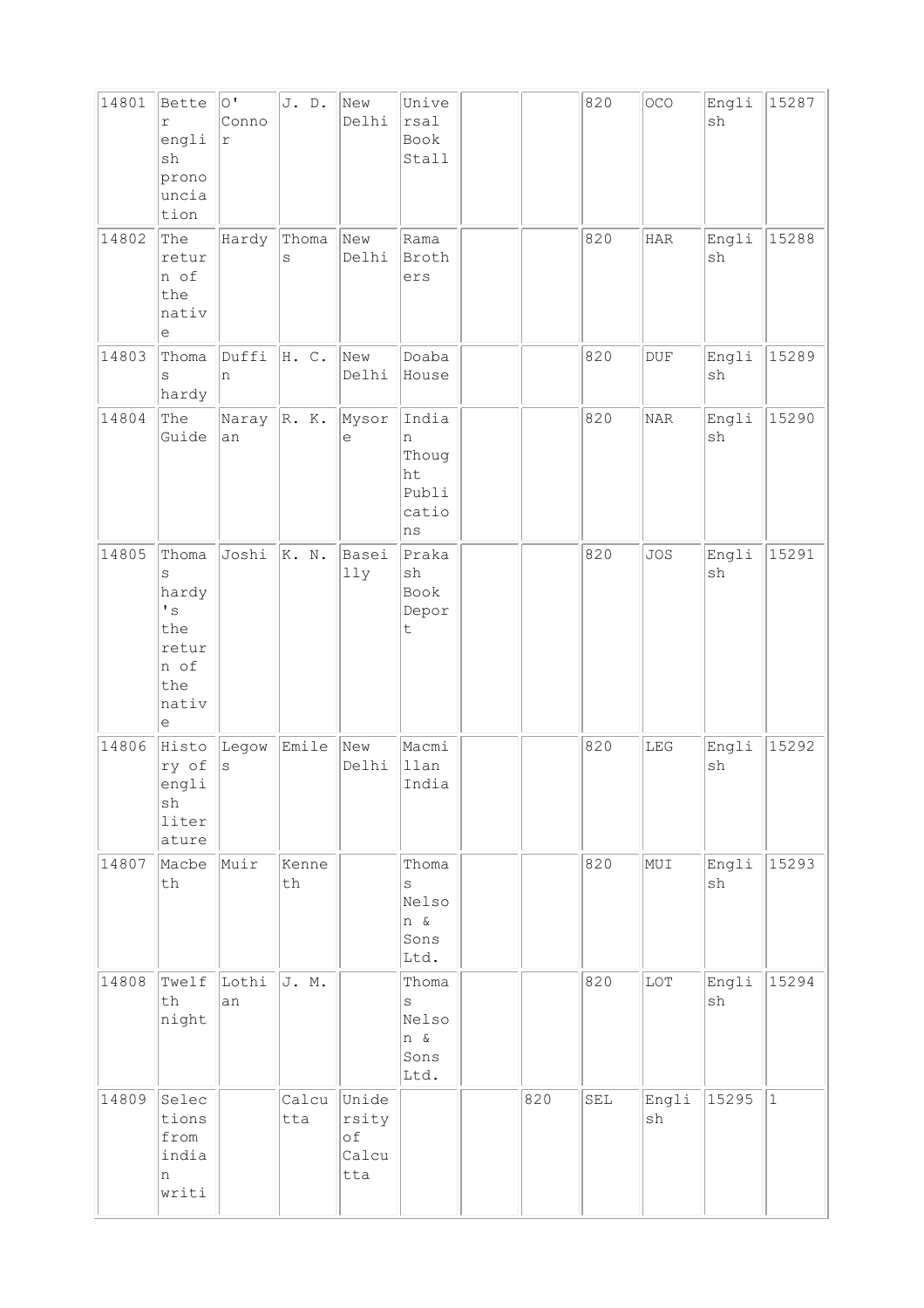| | | | | | | | | | | | |
|---|---|---|---|---|---|---|---|---|---|---|---|
| 14801 | Better english pronounciation | O' Connor | J. D. | New Delhi | Universal Book Stall | | | 820 | OCO | English | 15287 |
| 14802 | The return of the native | Hardy | Thomas | New Delhi | Rama Brothers | | | 820 | HAR | English | 15288 |
| 14803 | Thomas hardy | Duffin | H. C. | New Delhi | Doaba House | | | 820 | DUF | English | 15289 |
| 14804 | The Guide | Narayan | R. K. | Mysore | Indian Thought Publications | | | 820 | NAR | English | 15290 |
| 14805 | Thomas hardy's the return of the native | Joshi | K. N. | Baseilly | Prakash Book Deport | | | 820 | JOS | English | 15291 |
| 14806 | History of english literature | Legows | Emile | New Delhi | Macmillan India | | | 820 | LEG | English | 15292 |
| 14807 | Macbeth | Muir | Kenneth | | Thomas Nelson & Sons Ltd. | | | 820 | MUI | English | 15293 |
| 14808 | Twelfth night | Lothian | J. M. | | Thomas Nelson & Sons Ltd. | | | 820 | LOT | English | 15294 |
| 14809 | Selections from indian writi | | Calcutta | Unidersity of Calcutta | | | 820 | SEL | English | 15295 | 1 |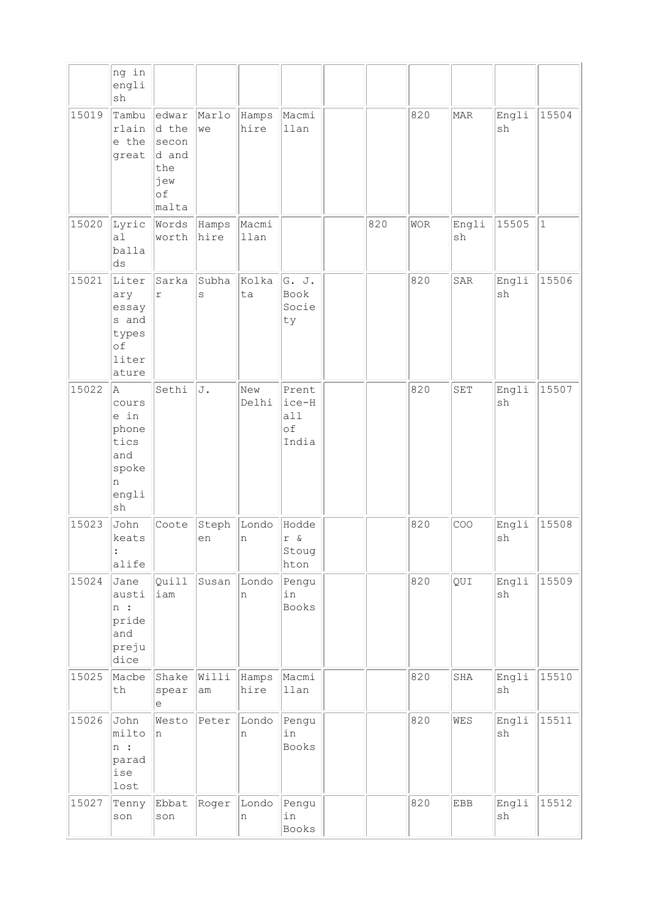| | | | | | | | | | | | |
|---|---|---|---|---|---|---|---|---|---|---|---|
| | ng in english | | | | | | | | | | |
| 15019 | Tamburlaine the great | edward the second and the jew of malta | Marlowe | Hampshire | Macmillan | | | 820 | MAR | English | 15504 |
| 15020 | Lyrical ballads | Wordsworth | Hampshire | Macmillan | | | 820 | WOR | English | 15505 | 1 |
| 15021 | Literary essays and types of literature | Sarkar | Subhas | Kolkata | G. J. Book Society | | | 820 | SAR | English | 15506 |
| 15022 | A course in phonetics and spoken english | Sethi | J. | New Delhi | Prentice-Hall of India | | | 820 | SET | English | 15507 |
| 15023 | John keats : alife | Coote | Stephen | London | Hodder & Stoughton | | | 820 | COO | English | 15508 |
| 15024 | Jane austin : pride and prejudice | Quilliam | Susan | London | Penguin Books | | | 820 | QUI | English | 15509 |
| 15025 | Macbeth | Shakespeare | William | Hampshire | Macmillan | | | 820 | SHA | English | 15510 |
| 15026 | John milton : paradise lost | Weston | Peter | London | Penguin Books | | | 820 | WES | English | 15511 |
| 15027 | Tennyson | Ebbatson | Roger | London | Penguin Books | | | 820 | EBB | English | 15512 |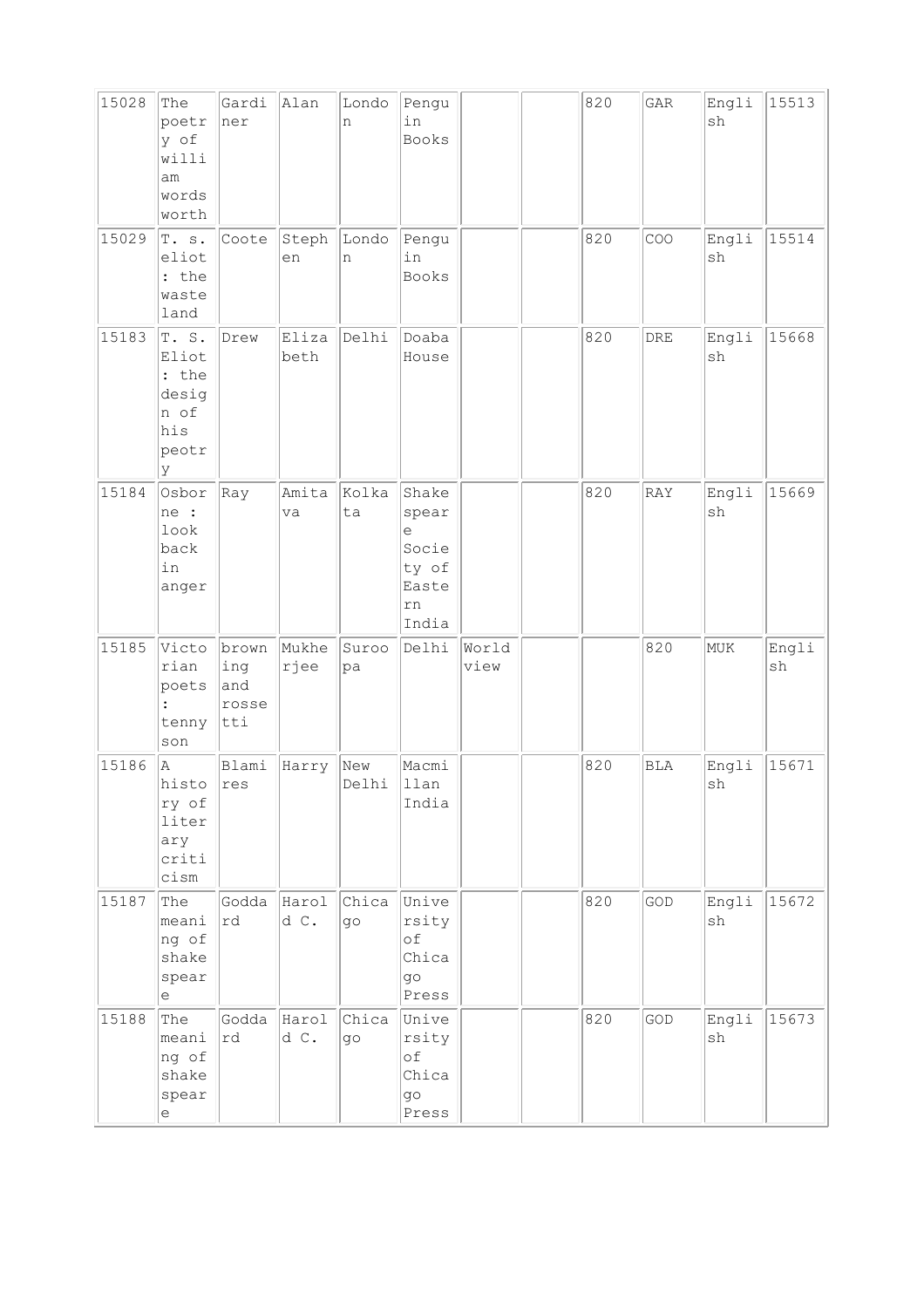| 15028 | The poetry of william wordsworth | Gardiner | Alan | London | Penguin Books | | | 820 | GAR | English | 15513 |
|---|---|---|---|---|---|---|---|---|---|---|---|
| 15029 | T. s. eliot : the waste land | Coote | Stephen | London | Penguin Books | | | 820 | COO | English | 15514 |
| 15183 | T. S. Eliot : the design of his peotry | Drew | Elizabeth | Delhi | Doaba House | | | 820 | DRE | English | 15668 |
| 15184 | Osborne : look back in anger | Ray | Amitava | Kolkata | Shakespeare Society of Eastern India | | | 820 | RAY | English | 15669 |
| 15185 | Victorian poets : tennyson | browning and rossetti | Mukherjee | Suroopa | Delhi | World view | | | 820 | MUK | English |
| 15186 | A history of literary criticism | Blamires | Harry | New Delhi | Macmillan India | | | 820 | BLA | English | 15671 |
| 15187 | The meaning of shakespeare | Goddard | Harold C. | Chicago | University of Chicago Press | | | 820 | GOD | English | 15672 |
| 15188 | The meaning of shakespeare | Goddard | Harold C. | Chicago | University of Chicago Press | | | 820 | GOD | English | 15673 |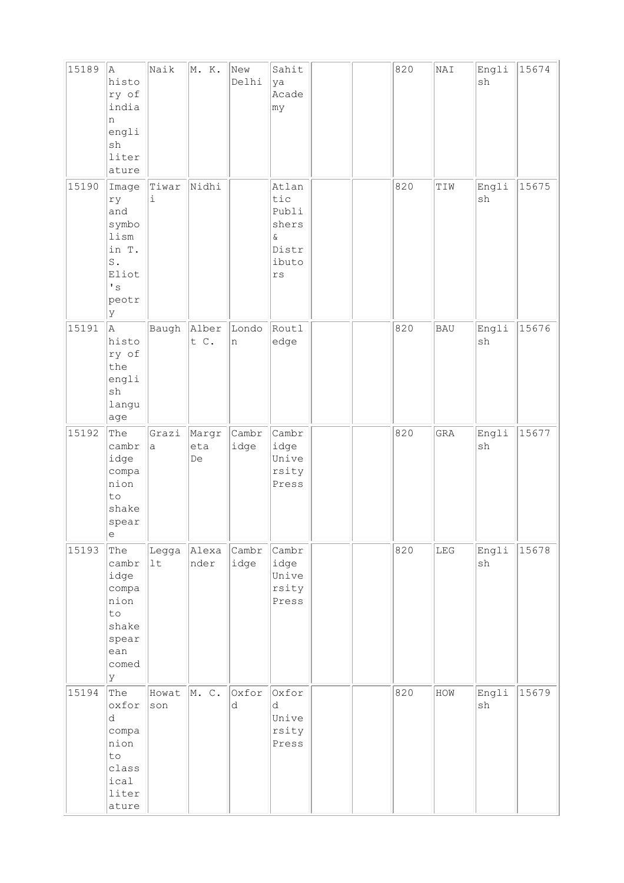| 15189 | A history of indian english literature | Naik | M. K. | New Delhi | Sahitya Academy | | | 820 | NAI | English | 15674 |
|---|---|---|---|---|---|---|---|---|---|---|---|
| 15190 | Imagery and symbolism in T. S. Eliot's peotry | Tiwari | Nidhi | | Atlantic Publishers & Distributors | | | 820 | TIW | English | 15675 |
| 15191 | A history of the english language | Baugh | Albert C. | London | Routledge | | | 820 | BAU | English | 15676 |
| 15192 | The cambridge companion to shakespeare | Grazia | Margreta De | Cambridge | Cambridge University Press | | | 820 | GRA | English | 15677 |
| 15193 | The cambridge companion to shakespearean comedy | Leggalt | Alexander | Cambridge | Cambridge University Press | | | 820 | LEG | English | 15678 |
| 15194 | The oxford companion to classical literature | Howatson | M. C. | Oxford | Oxford University Press | | | 820 | HOW | English | 15679 |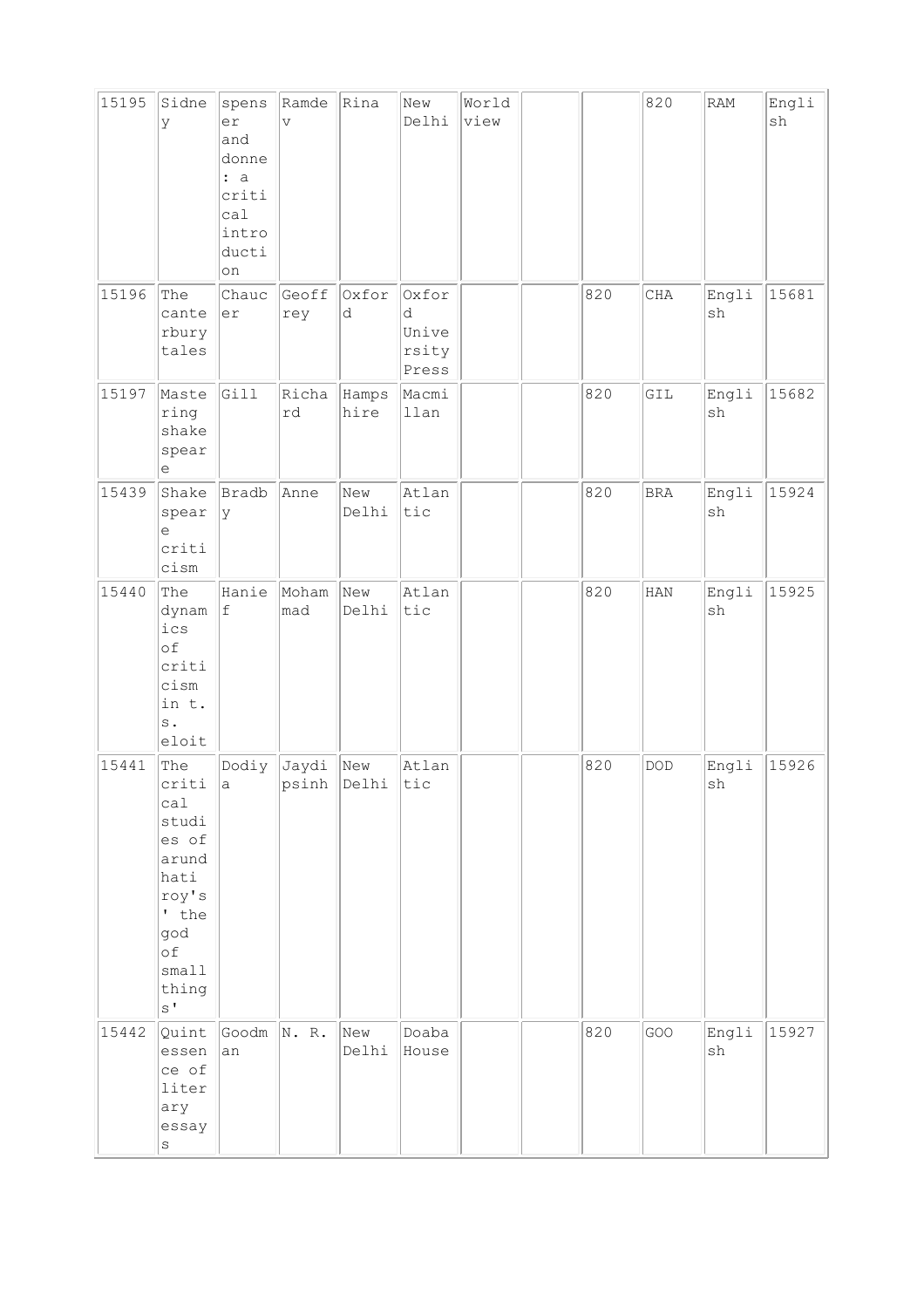| | | | | | | | | | | | |
|---|---|---|---|---|---|---|---|---|---|---|---|
| 15195 | Sidney | spenser and donne : a critical introduction | Ramdev | Rina | New Delhi | World view | | | 820 | RAM | English |
| 15196 | The canterbury tales | Chaucer | Geoffrey | Oxford | Oxford University Press | | | 820 | CHA | English | 15681 |
| 15197 | Mastering shakespeare | Gill | Richard | Hampshire | Macmillan | | | 820 | GIL | English | 15682 |
| 15439 | Shakespeare criticism | Bradby | Anne | New Delhi | Atlantic | | | 820 | BRA | English | 15924 |
| 15440 | The dynamics of criticism in t. s. eloit | Hanief | Mohammad | New Delhi | Atlantic | | | 820 | HAN | English | 15925 |
| 15441 | The critical studies of arundhati roy's ' the god of small things' | Dodiya | Jaydipsinh | New Delhi | Atlantic | | | 820 | DOD | English | 15926 |
| 15442 | Quintessence of literary essays | Goodman | N. R. | New Delhi | Doaba House | | | 820 | GOO | English | 15927 |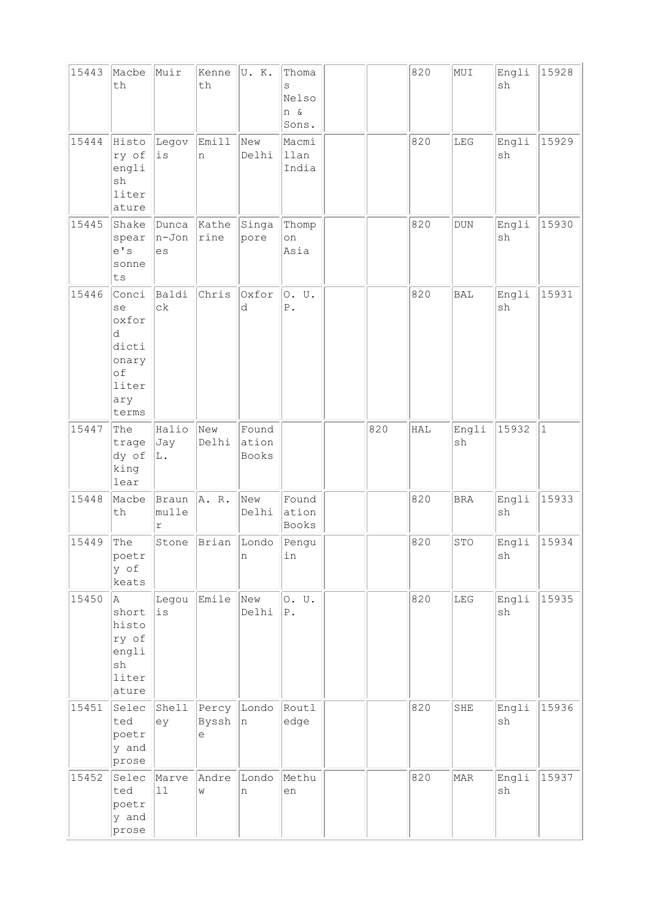| | | | | | | | | | | | |
|---|---|---|---|---|---|---|---|---|---|---|---|
| 15443 | Macbeth | Muir | Kenneth | U. K. | Thomas Nelson & Sons. | | | 820 | MUI | English | 15928 |
| 15444 | History of english literature | Legovis | Emilln | New Delhi | Macmillan India | | | 820 | LEG | English | 15929 |
| 15445 | Shakespeare's sonnets | Duncan-Jones | Katherine | Singapore | Thompson Asia | | | 820 | DUN | English | 15930 |
| 15446 | Concise oxford dictionary of literary terms | Baldick | Chris | Oxford | O. U. P. | | | 820 | BAL | English | 15931 |
| 15447 | The tragedy of king lear | Halio Jay L. | New Delhi | Foundation Books | | | 820 | HAL | English | 15932 | 1 |
| 15448 | Macbeth | Braunmuller | A. R. | New Delhi | Foundation Books | | | 820 | BRA | English | 15933 |
| 15449 | The poetry of keats | Stone | Brian | London | Penguin | | | 820 | STO | English | 15934 |
| 15450 | A short history of english literature | Legouis | Emile | New Delhi | O. U. P. | | | 820 | LEG | English | 15935 |
| 15451 | Selected poetry and prose | Shelley | Percy Bysshe | London | Routledge | | | 820 | SHE | English | 15936 |
| 15452 | Selected poetry and prose | Marvell | Andrew | London | Methuen | | | 820 | MAR | English | 15937 |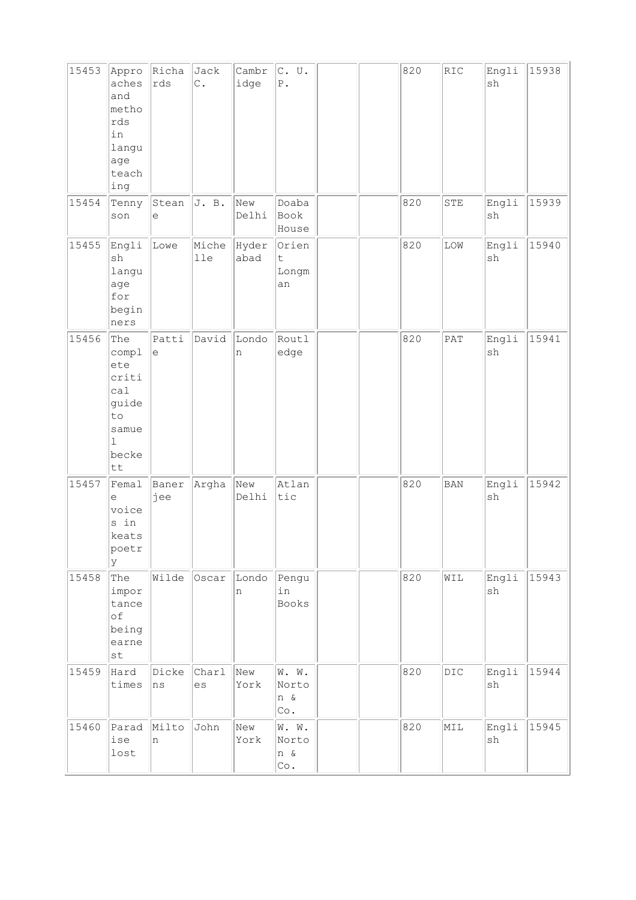| 15453 | Approaches and methords in language teaching | Richards | Jack C. | Cambridge | C. U. P. | | | 820 | RIC | English | 15938 |
|---|---|---|---|---|---|---|---|---|---|---|---|
| 15454 | Tennyson | Steane | J. B. | New Delhi | Doaba Book House | | | 820 | STE | English | 15939 |
| 15455 | English language for beginners | Lowe | Michelle | Hyderabad | Orient Longman | | | 820 | LOW | English | 15940 |
| 15456 | The complete critical guide to samuel beckett | Pattie | David | London | Routledge | | | 820 | PAT | English | 15941 |
| 15457 | Female voices in keats poetry | Banerjee | Argha | New Delhi | Atlantic | | | 820 | BAN | English | 15942 |
| 15458 | The importance of being earnest | Wilde | Oscar | London | Penguin Books | | | 820 | WIL | English | 15943 |
| 15459 | Hard times | Dickens | Charles | New York | W. W. Norton & Co. | | | 820 | DIC | English | 15944 |
| 15460 | Paradise lost | Milton | John | New York | W. W. Norton & Co. | | | 820 | MIL | English | 15945 |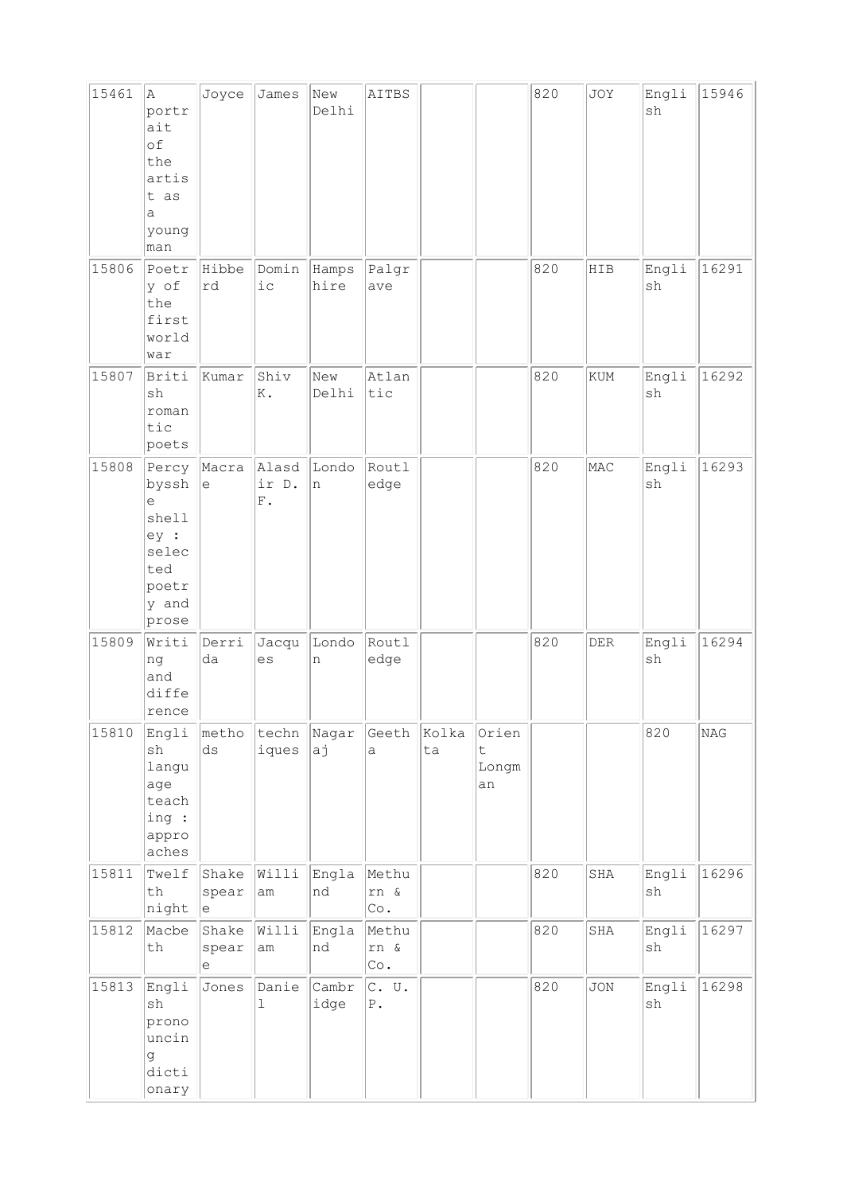| 15461 | A portrait of the artist as a young man | Joyce | James | New Delhi | AITBS | | | 820 | JOY | English | 15946 |
|---|---|---|---|---|---|---|---|---|---|---|---|
| 15806 | Poetry of the first world war | Hibberd | Dominic | Hampshire | Palgrave | | | 820 | HIB | English | 16291 |
| 15807 | British romantic poets | Kumar | Shiv K. | New Delhi | Atlantic | | | 820 | KUM | English | 16292 |
| 15808 | Percy bysshe shelley : selected poetry and prose | Macrae | Alasdir D. F. | London | Routledge | | | 820 | MAC | English | 16293 |
| 15809 | Writing and difference | Derrida | Jacques | London | Routledge | | | 820 | DER | English | 16294 |
| 15810 | English language teaching : approaches | methods | techniques | Nagaraj | Geetha | Kolkata | Orient Longman | | | 820 | NAG |
| 15811 | Twelfth night | Shakespeare | William | England | Methurn & Co. | | | 820 | SHA | English | 16296 |
| 15812 | Macbeth | Shakespeare | William | England | Methurn & Co. | | | 820 | SHA | English | 16297 |
| 15813 | English pronouncing dictionary | Jones | Daniel | Cambridge | C. U. P. | | | 820 | JON | English | 16298 |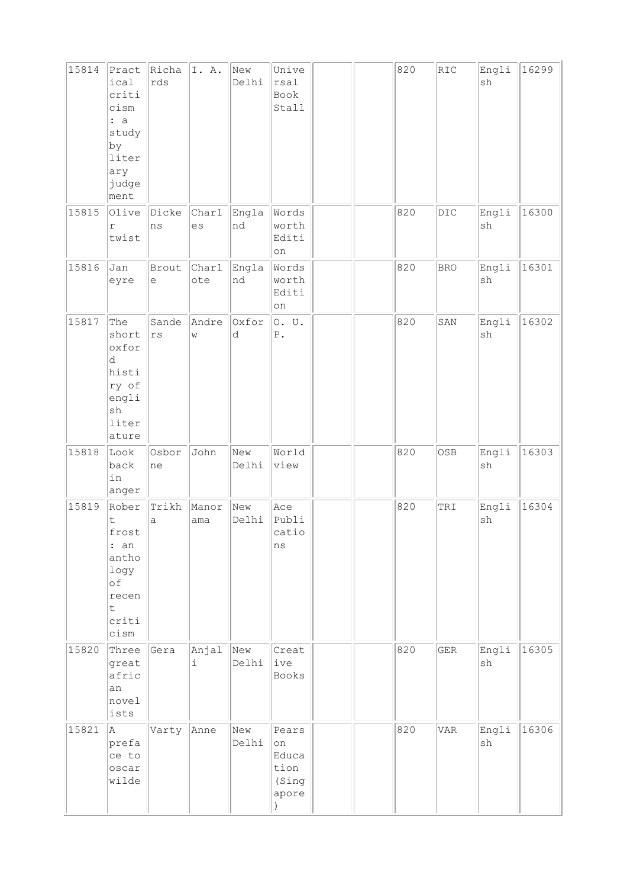| 15814 | Practical criticism : a study by literary judgement | Richards | I. A. | New Delhi | Universal Book Stall | | | 820 | RIC | English | 16299 |
|---|---|---|---|---|---|---|---|---|---|---|---|
| 15815 | Oliver twist | Dickens | Charles | England | Wordsworth Edition | | | 820 | DIC | English | 16300 |
| 15816 | Jan eyre | Broute | Charlote | England | Wordsworth Edition | | | 820 | BRO | English | 16301 |
| 15817 | The short oxford historry of english literature | Sanders | Andrew | Oxford | O. U. P. | | | 820 | SAN | English | 16302 |
| 15818 | Look back in anger | Osborne | John | New Delhi | World view | | | 820 | OSB | English | 16303 |
| 15819 | Robert frost : an anthology of recent criticism | Trikha | Manorama | New Delhi | Ace Publications | | | 820 | TRI | English | 16304 |
| 15820 | Three great african novelists | Gera | Anjali | New Delhi | Creative Books | | | 820 | GER | English | 16305 |
| 15821 | A preface to oscar wilde | Varty | Anne | New Delhi | Pearson Education (Singapore) | | | 820 | VAR | English | 16306 |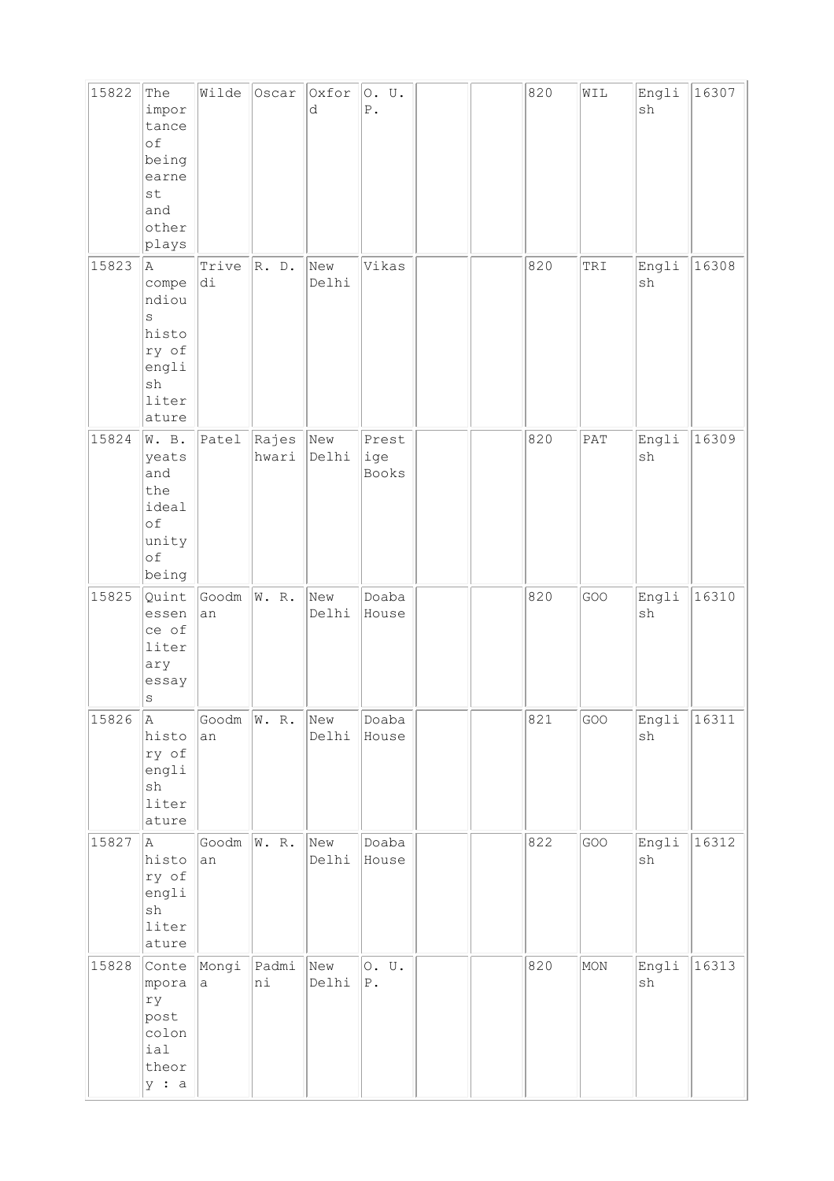| 15822 | The importance of being earnest and other plays | Wilde | Oscar | Oxford | O. U. P. | | | 820 | WIL | English | 16307 |
|---|---|---|---|---|---|---|---|---|---|---|---|
| 15823 | A compendious history of english literature | Trivedi | R. D. | New Delhi | Vikas | | | 820 | TRI | English | 16308 |
| 15824 | W. B. yeats and the ideal of unity of being | Patel | Rajeshwari | New Delhi | Prestige Books | | | 820 | PAT | English | 16309 |
| 15825 | Quintessence of literary essays | Goodman | W. R. | New Delhi | Doaba House | | | 820 | GOO | English | 16310 |
| 15826 | A history of english literature | Goodman | W. R. | New Delhi | Doaba House | | | 821 | GOO | English | 16311 |
| 15827 | A history of english literature | Goodman | W. R. | New Delhi | Doaba House | | | 822 | GOO | English | 16312 |
| 15828 | Contemporary post colonial theory : a | Mongia | Padmini | New Delhi | O. U. P. | | | 820 | MON | English | 16313 |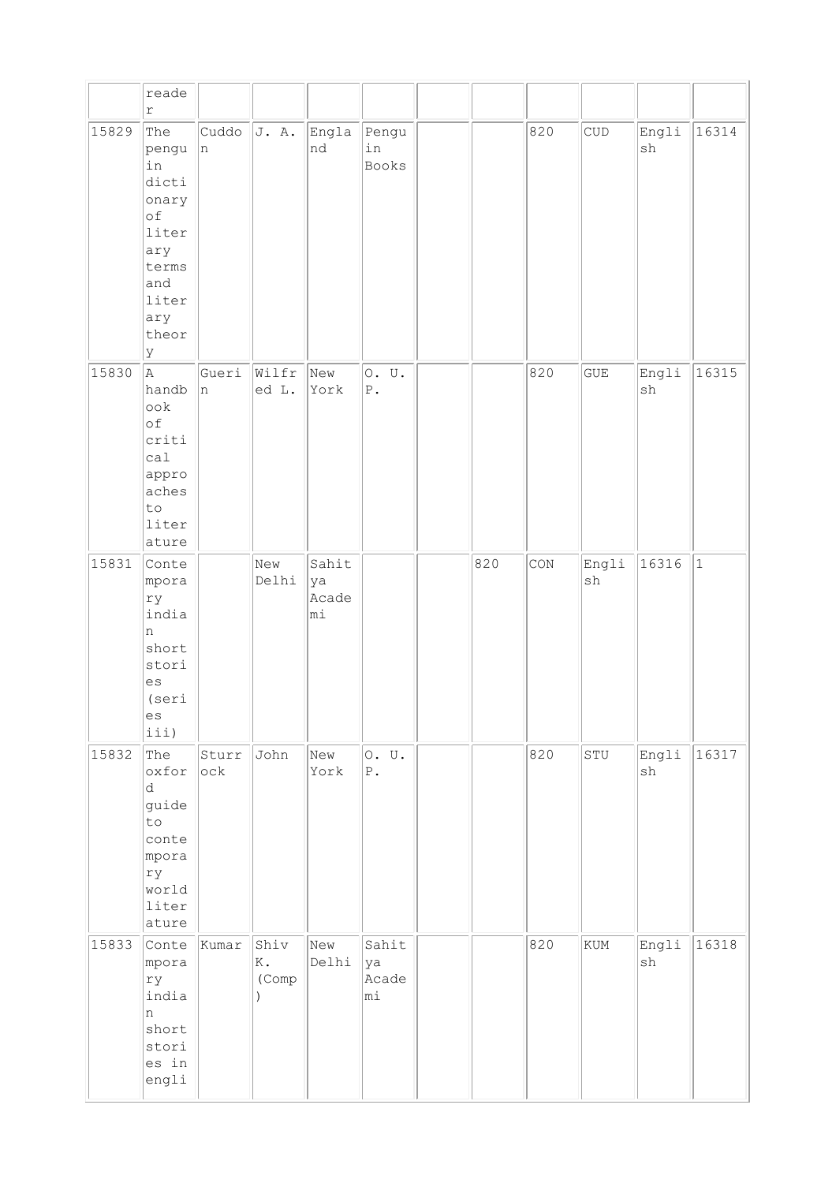| | | | | | | | | | | | |
|---|---|---|---|---|---|---|---|---|---|---|---|
| | reader | | | | | | | | | | |
| 15829 | The penguin dictionary of literary terms and literary theory | Cuddon | J. A. | England | Penguin Books | | | 820 | CUD | English | 16314 |
| 15830 | A handbook of critical approaches to literature | Guerin | Wilfred L. | New York | O. U. P. | | | 820 | GUE | English | 16315 |
| 15831 | Contemporary indian short stories (series iii) | | New Delhi | Sahitya Academi | | | 820 | CON | English | 16316 | 1 |
| 15832 | The oxford guide to contemporary world literature | Sturrock | John | New York | O. U. P. | | | 820 | STU | English | 16317 |
| 15833 | Contemporary indian short stories in engli | Kumar | Shiv K. (Comp) | New Delhi | Sahitya Academi | | | 820 | KUM | English | 16318 |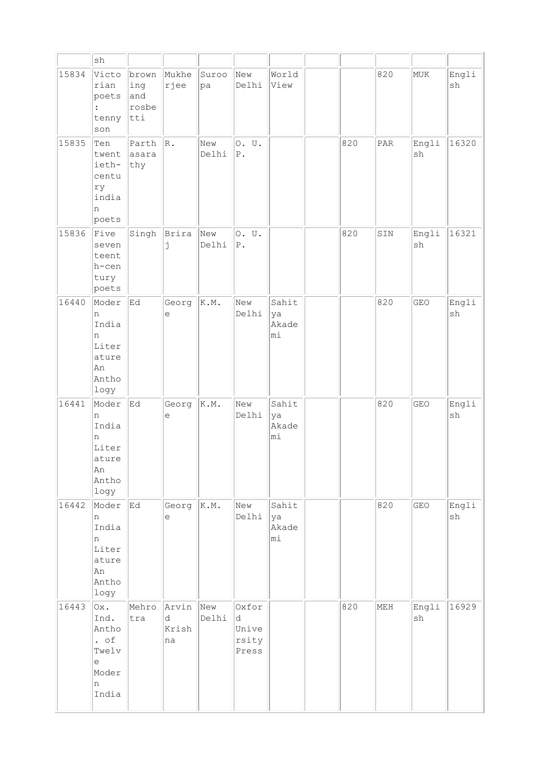| | | | | | | | | | | | |
|---|---|---|---|---|---|---|---|---|---|---|---|
| | sh | | | | | | | | | | |
| 15834 | Victorian poets : tennyson | browning and rosbetti | Mukherjee | Suroopa | New Delhi | World View | | | 820 | MUK | English |
| 15835 | Ten twentieth-century indian poets | Parthasarathy | R. | New Delhi | O. U. P. | | | 820 | PAR | English | 16320 |
| 15836 | Five seventeenth-century poets | Singh | Briraj | New Delhi | O. U. P. | | | 820 | SIN | English | 16321 |
| 16440 | Modern Indian Literature An Anthology | Ed | George | K.M. | New Delhi | Sahitya Akademi | | | 820 | GEO | English |
| 16441 | Modern Indian Literature An Anthology | Ed | George | K.M. | New Delhi | Sahitya Akademi | | | 820 | GEO | English |
| 16442 | Modern Indian Literature An Anthology | Ed | George | K.M. | New Delhi | Sahitya Akademi | | | 820 | GEO | English |
| 16443 | Ox. Ind. Antho. of Twelve Modern India | Mehrotra | Arvind Krishna | New Delhi | Oxford University Press | | | 820 | MEH | English | 16929 |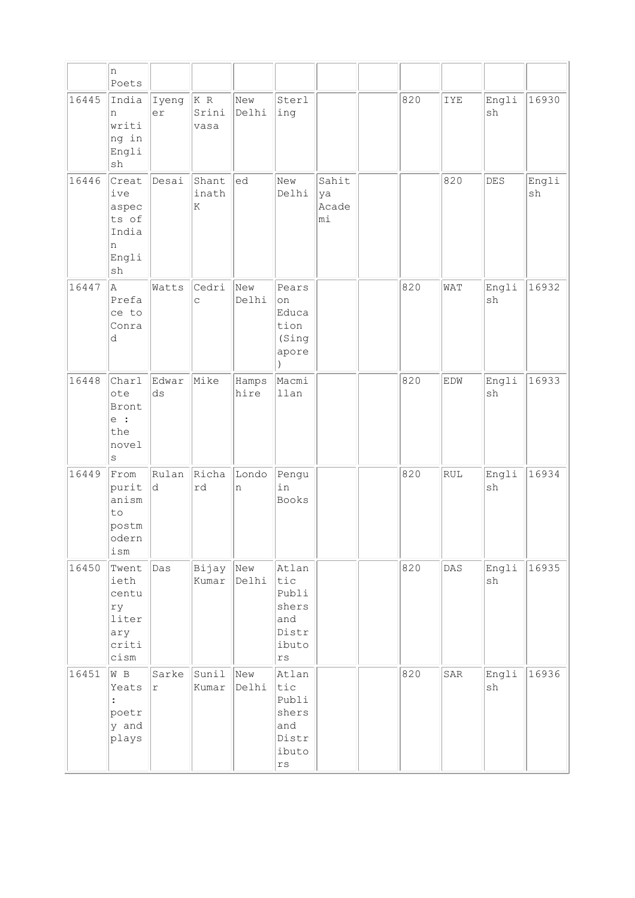| | | | | | | | | | | | |
|---|---|---|---|---|---|---|---|---|---|---|---|
| | n Poets | | | | | | | | | | |
| 16445 | Indian writing in English | Iyenger | K R Srinivasa | New Delhi | Sterling | | | 820 | IYE | English | 16930 |
| 16446 | Creative aspects of Indian English | Desai | Shantinath K | ed | New Delhi | Sahitya Academi | | | 820 | DES | English |
| 16447 | A Preface to Conrad | Watts | Cedric | New Delhi | Pearson Education (Singapore) | | | 820 | WAT | English | 16932 |
| 16448 | Charlote Bronte : the novels | Edwards | Mike | Hampshire | Macmillan | | | 820 | EDW | English | 16933 |
| 16449 | From puritanism to postmodernism | Ruland | Richard | London | Penguin Books | | | 820 | RUL | English | 16934 |
| 16450 | Twentieth century literary criticism | Das | Bijay Kumar | New Delhi | Atlantic Publishers and Distributors | | | 820 | DAS | English | 16935 |
| 16451 | W B Yeats : poetry and plays | Sarker | Sunil Kumar | New Delhi | Atlantic Publishers and Distributors | | | 820 | SAR | English | 16936 |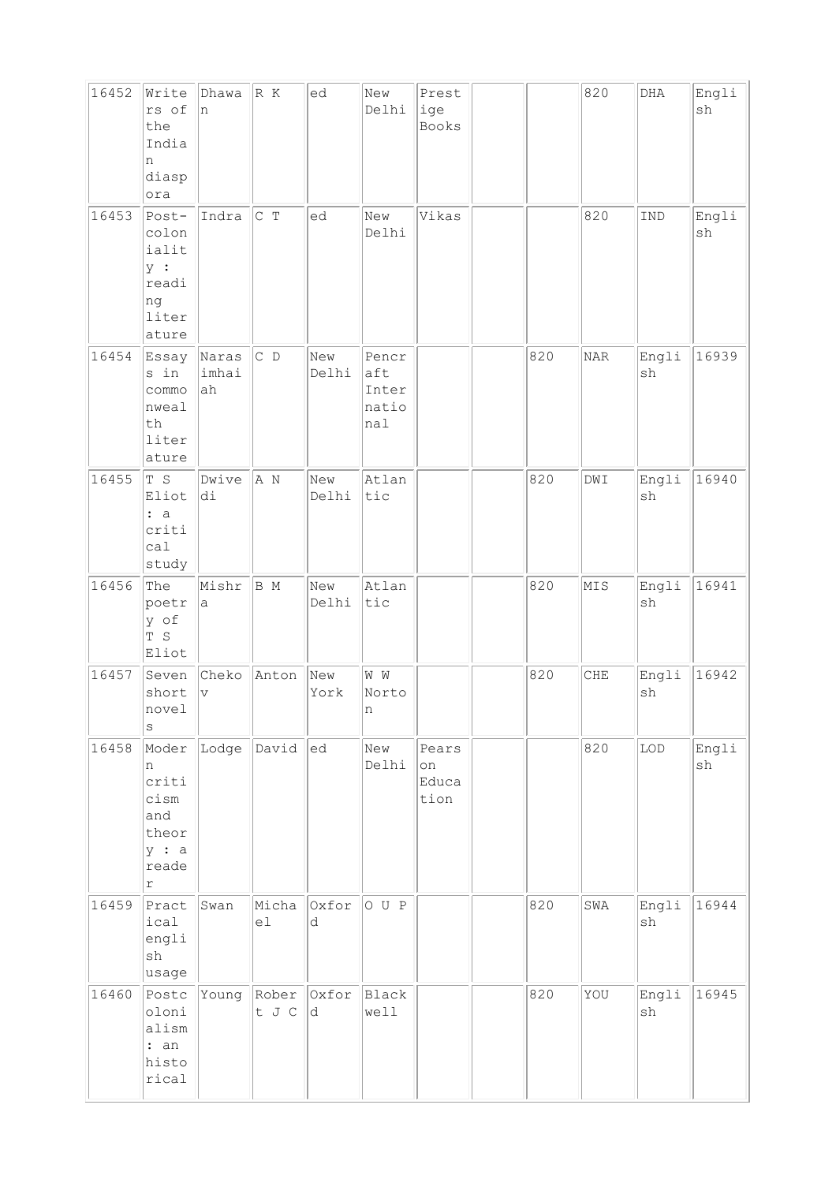| | | | | | | | | | | | |
|---|---|---|---|---|---|---|---|---|---|---|---|
| 16452 | Writers of the Indian diaspora | Dhawan | R K | ed | New Delhi | Prestige Books | | | 820 | DHA | English |
| 16453 | Post-coloniality : reading literature | Indra | C T | ed | New Delhi | Vikas | | | 820 | IND | English |
| 16454 | Essays in commonwealth literature | Narasimhaiah | C D | New Delhi | Pencraft International | | | 820 | NAR | English | 16939 |
| 16455 | T S Eliot : a critical study | Dwivedi | A N | New Delhi | Atlantic | | | 820 | DWI | English | 16940 |
| 16456 | The poetry of T S Eliot | Mishra | B M | New Delhi | Atlantic | | | 820 | MIS | English | 16941 |
| 16457 | Seven short novels | Chekov | Anton | New York | W W Norton | | | 820 | CHE | English | 16942 |
| 16458 | Modern criticism and theory : a reader | Lodge | David | ed | New Delhi | Pearson Education | | | 820 | LOD | English |
| 16459 | Practical english usage | Swan | Michael | Oxford | O U P | | | 820 | SWA | English | 16944 |
| 16460 | Postcolonialism : an historical | Young | Robert J C | Oxford | Blackwell | | | 820 | YOU | English | 16945 |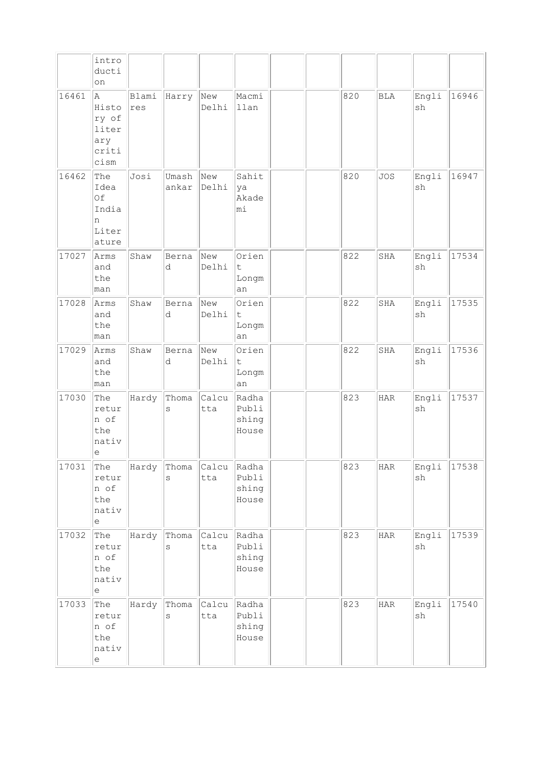| | introduction | | | | | | | | | | |
|---|---|---|---|---|---|---|---|---|---|---|---|
| 16461 | A History of literary criticism | Blamires | Harry | New Delhi | Macmillan | | | 820 | BLA | English | 16946 |
| 16462 | The Idea Of Indian Literature | Josi | Umashankar | New Delhi | Sahitya Akademi | | | 820 | JOS | English | 16947 |
| 17027 | Arms and the man | Shaw | Bernad | New Delhi | Orient Longman | | | 822 | SHA | English | 17534 |
| 17028 | Arms and the man | Shaw | Bernad | New Delhi | Orient Longman | | | 822 | SHA | English | 17535 |
| 17029 | Arms and the man | Shaw | Bernad | New Delhi | Orient Longman | | | 822 | SHA | English | 17536 |
| 17030 | The return of the native | Hardy | Thomas | Calcutta | Radha Publishing House | | | 823 | HAR | English | 17537 |
| 17031 | The return of the native | Hardy | Thomas | Calcutta | Radha Publishing House | | | 823 | HAR | English | 17538 |
| 17032 | The return of the native | Hardy | Thomas | Calcutta | Radha Publishing House | | | 823 | HAR | English | 17539 |
| 17033 | The return of the native | Hardy | Thomas | Calcutta | Radha Publishing House | | | 823 | HAR | English | 17540 |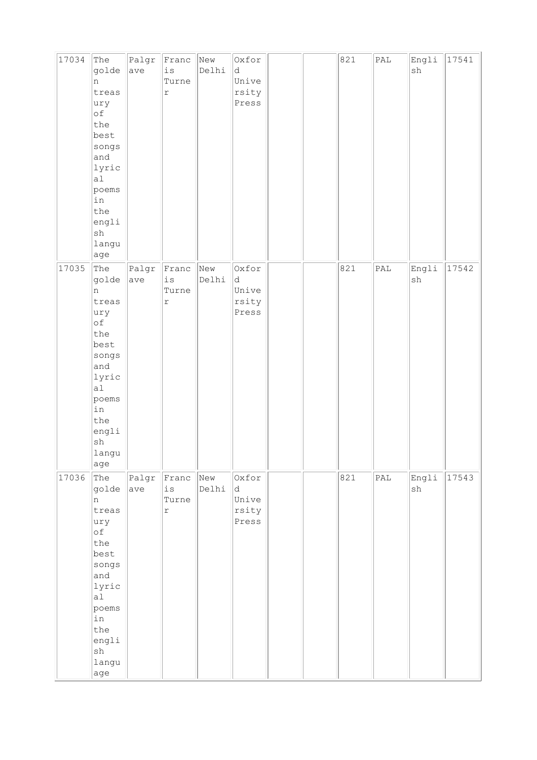| 17034 | The golden treasury of the best songs and lyrical poems in the english language | Palgrave | Francis Turner | New Delhi | Oxford University Press | | | 821 | PAL | English | 17541 |
|---|---|---|---|---|---|---|---|---|---|---|---|
| 17035 | The golden treasury of the best songs and lyrical poems in the english language | Palgrave | Francis Turner | New Delhi | Oxford University Press | | | 821 | PAL | English | 17542 |
| 17036 | The golden treasury of the best songs and lyrical poems in the english language | Palgrave | Francis Turner | New Delhi | Oxford University Press | | | 821 | PAL | English | 17543 |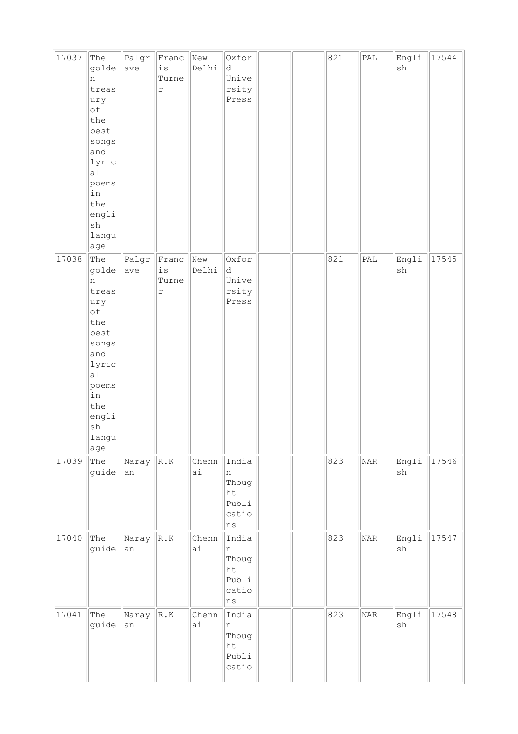| 17037 | The golden treasury of the best songs and lyrical poems in the english language | Palgrave | Francis Turner | New Delhi | Oxford University Press | | | 821 | PAL | English | 17544 |
|---|---|---|---|---|---|---|---|---|---|---|---|
| 17038 | The golden treasury of the best songs and lyrical poems in the english language | Palgrave | Francis Turner | New Delhi | Oxford University Press | | | 821 | PAL | English | 17545 |
| 17039 | The guide | Narayan | R.K | Chennai | Indian Thought Publications | | | 823 | NAR | English | 17546 |
| 17040 | The guide | Narayan | R.K | Chennai | Indian Thought Publications | | | 823 | NAR | English | 17547 |
| 17041 | The guide | Narayan | R.K | Chennai | Indian Thought Publicatio | | | 823 | NAR | English | 17548 |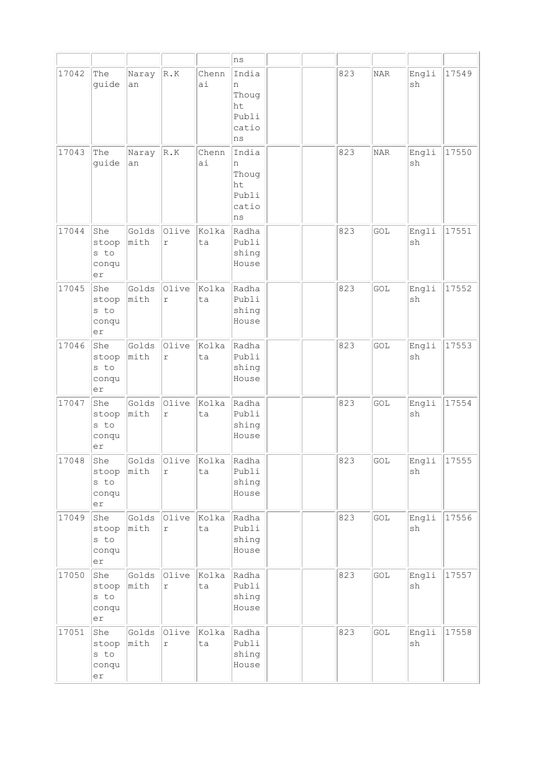| | | | | | ns | | | | | | |
|---|---|---|---|---|---|---|---|---|---|---|---|
| 17042 | The guide | Narayan | R.K | Chennai | Indian Thought Publications | | | 823 | NAR | English | 17549 |
| 17043 | The guide | Narayan | R.K | Chennai | Indian Thought Publications | | | 823 | NAR | English | 17550 |
| 17044 | She stoops to conquer | Goldsmith | Oliver | Kolkata | Radha Publishing House | | | 823 | GOL | English | 17551 |
| 17045 | She stoops to conquer | Goldsmith | Oliver | Kolkata | Radha Publishing House | | | 823 | GOL | English | 17552 |
| 17046 | She stoops to conquer | Goldsmith | Oliver | Kolkata | Radha Publishing House | | | 823 | GOL | English | 17553 |
| 17047 | She stoops to conquer | Goldsmith | Oliver | Kolkata | Radha Publishing House | | | 823 | GOL | English | 17554 |
| 17048 | She stoops to conquer | Goldsmith | Oliver | Kolkata | Radha Publishing House | | | 823 | GOL | English | 17555 |
| 17049 | She stoops to conquer | Goldsmith | Oliver | Kolkata | Radha Publishing House | | | 823 | GOL | English | 17556 |
| 17050 | She stoops to conquer | Goldsmith | Oliver | Kolkata | Radha Publishing House | | | 823 | GOL | English | 17557 |
| 17051 | She stoops to conquer | Goldsmith | Oliver | Kolkata | Radha Publishing House | | | 823 | GOL | English | 17558 |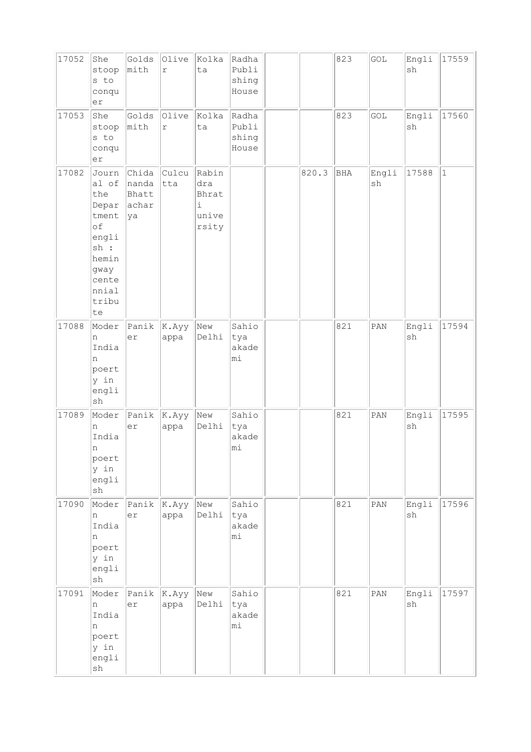| | | | | | | | | | | | | |
|---|---|---|---|---|---|---|---|---|---|---|---|---|
| 17052 | She stoops to conquer | Goldsmith | Oliver | Kolkata | Radha Publishing House | | | 823 | GOL | English | 17559 | |
| 17053 | She stoops to conquer | Goldsmith | Oliver | Kolkata | Radha Publishing House | | | 823 | GOL | English | 17560 | |
| 17082 | Journal of the Department of english : hemingway centennial tribute | Chidananda Bhattacharya | Culcutta | Rabindra Bhrati university | | | 820.3 | BHA | English | 17588 | 1 | |
| 17088 | Modern Indian poerty in english | Paniker | K.Ayyappa | New Delhi | Sahiotya akademi | | | 821 | PAN | English | 17594 | |
| 17089 | Modern Indian poerty in english | Paniker | K.Ayyappa | New Delhi | Sahiotya akademi | | | 821 | PAN | English | 17595 | |
| 17090 | Modern Indian poerty in english | Paniker | K.Ayyappa | New Delhi | Sahiotya akademi | | | 821 | PAN | English | 17596 | |
| 17091 | Modern Indian poerty in english | Paniker | K.Ayyappa | New Delhi | Sahiotya akademi | | | 821 | PAN | English | 17597 | |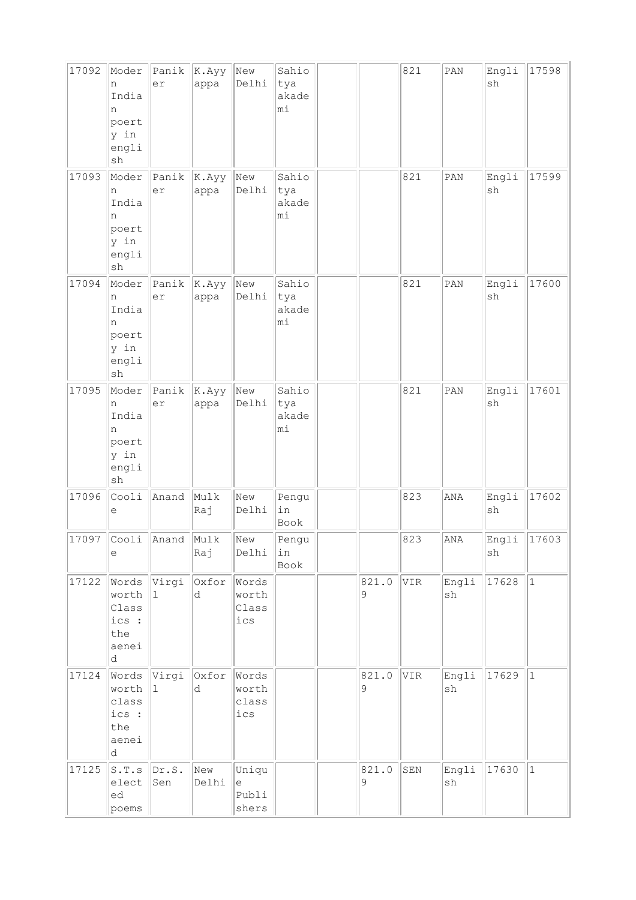| | | | | | | | | | | | |
|---|---|---|---|---|---|---|---|---|---|---|---|
| 17092 | Modern Indian poerty in english | Paniker | K.Ayyappa | New Delhi | Sahiotya akademi | | | 821 | PAN | English | 17598 |
| 17093 | Modern Indian poerty in english | Paniker | K.Ayyappa | New Delhi | Sahiotya akademi | | | 821 | PAN | English | 17599 |
| 17094 | Modern Indian poerty in english | Paniker | K.Ayyappa | New Delhi | Sahiotya akademi | | | 821 | PAN | English | 17600 |
| 17095 | Modern Indian poerty in english | Paniker | K.Ayyappa | New Delhi | Sahiotya akademi | | | 821 | PAN | English | 17601 |
| 17096 | Coolie | Anand | Mulk Raj | New Delhi | Penguin Book | | | 823 | ANA | English | 17602 |
| 17097 | Coolie | Anand | Mulk Raj | New Delhi | Penguin Book | | | 823 | ANA | English | 17603 |
| 17122 | Wordsworth Classics : the aeneid | Virgil | Oxford | Wordsworth Classics | | | 821.09 | VIR | English | 17628 | 1 |
| 17124 | Wordsworth classics : the aeneid | Virgil | Oxford | Wordsworth classics | | | 821.09 | VIR | English | 17629 | 1 |
| 17125 | S.T.s elected poems | Dr.S. Sen | New Delhi | Unique Publishers | | | 821.09 | SEN | English | 17630 | 1 |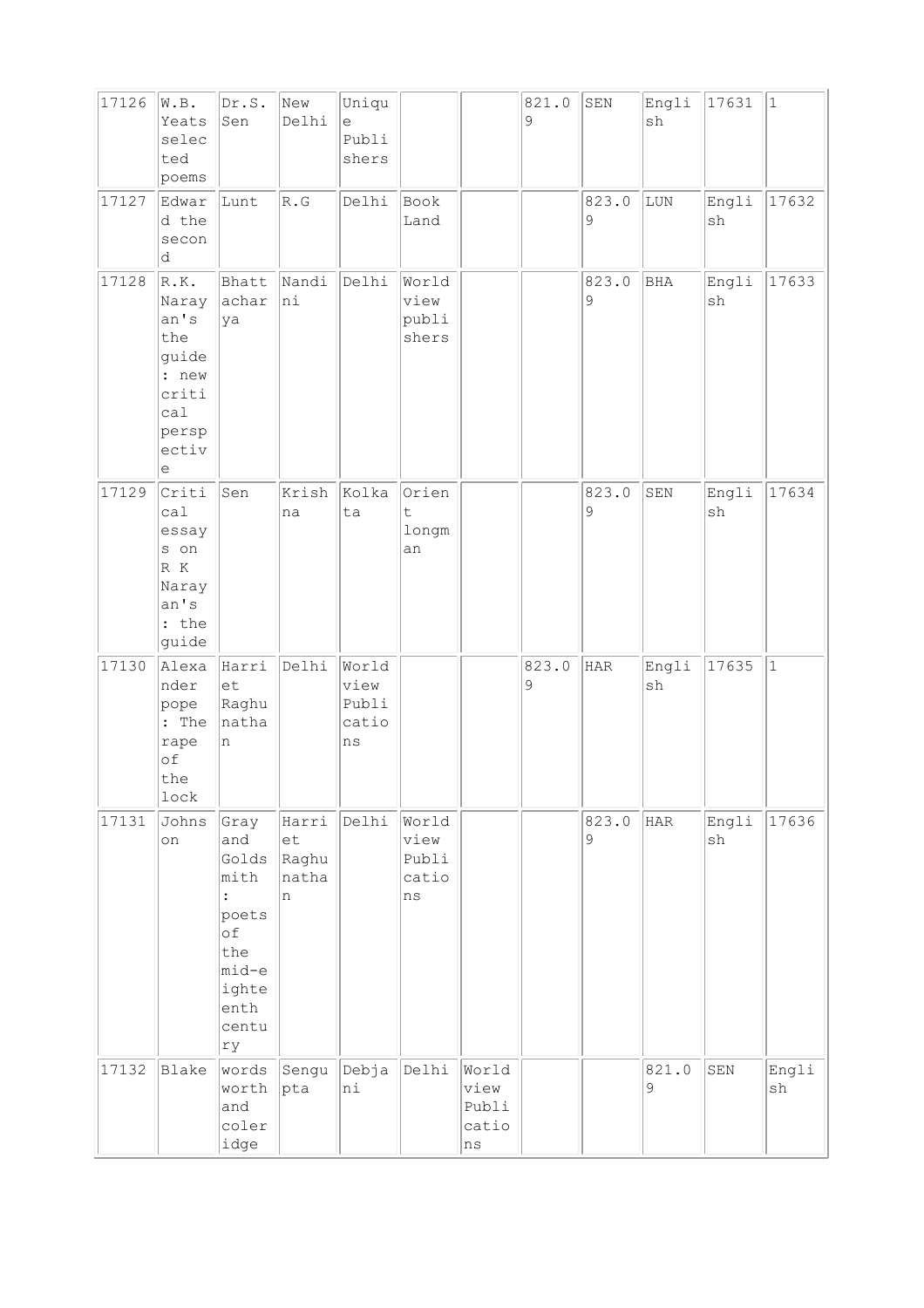| 17126 | W.B. Yeats selected poems | Dr.S. Sen | New Delhi | Unique Publishers | | | 821.09 | SEN | English | 17631 | 1 |
|---|---|---|---|---|---|---|---|---|---|---|---|
| 17127 | Edward the second | Lunt | R.G | Delhi | Book Land | | | 823.09 | LUN | English | 17632 |
| 17128 | R.K. Narayan's the guide : new critical perspective | Bhattacharya | Nandini | Delhi | World view publishers | | | 823.09 | BHA | English | 17633 |
| 17129 | Critical essays on R K Narayan's : the guide | Sen | Krishna | Kolkata | Orient longman | | | 823.09 | SEN | English | 17634 |
| 17130 | Alexander pope : The rape of the lock | Harriet Raghunathan | Delhi | World view Publications | | | 823.09 | HAR | English | 17635 | 1 |
| 17131 | Johnson | Gray and Goldsmith : poets of the mid-eighteenth century | Harriet Raghunathan | Delhi | World view Publications | | | 823.09 | HAR | English | 17636 |
| 17132 | Blake | words worth and coleridge | Sengupta | Debjani | Delhi | World view Publications | | | 821.09 | SEN | English |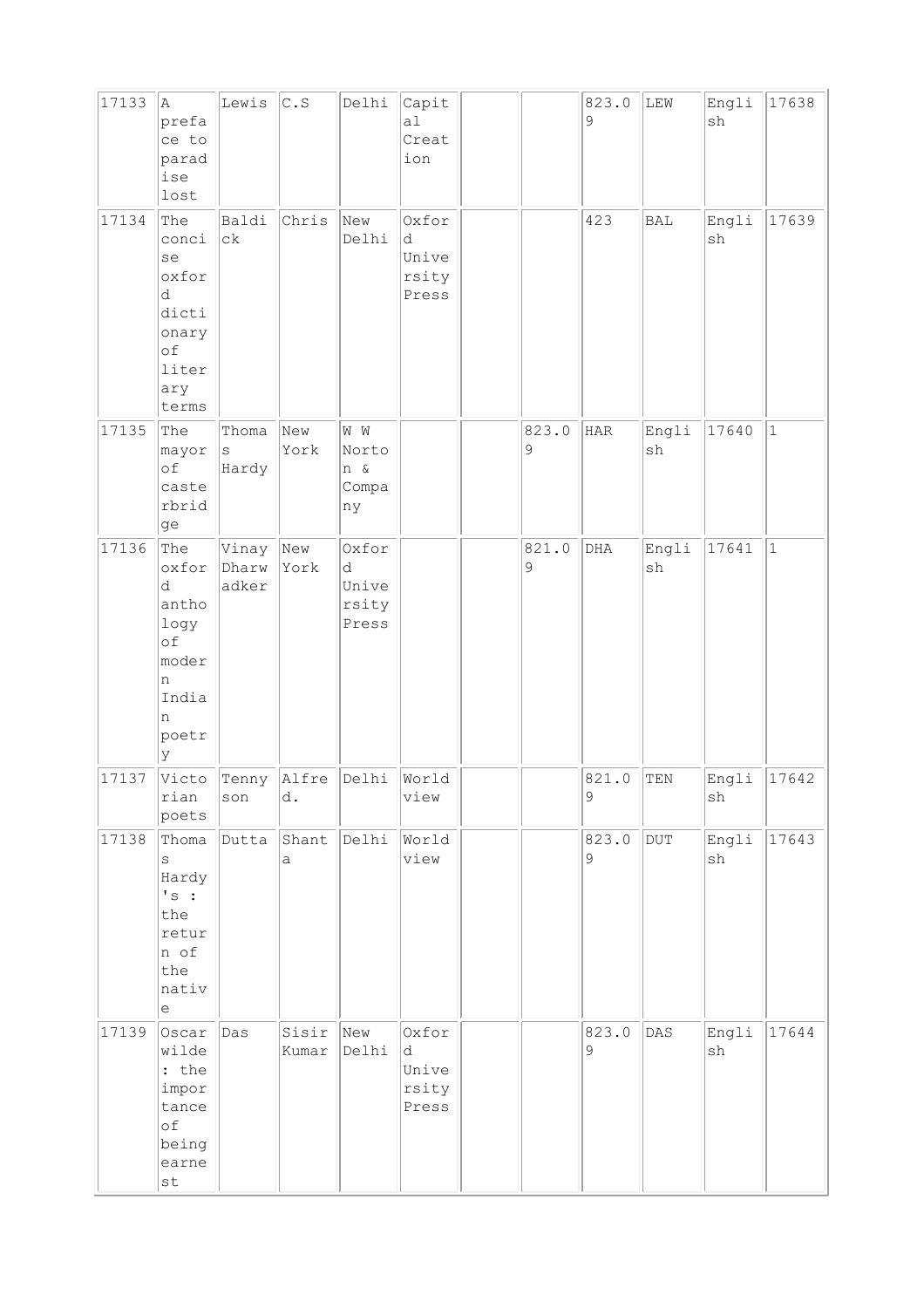| | | | | | | | | | | | |
|---|---|---|---|---|---|---|---|---|---|---|---|
| 17133 | A preface to paradise lost | Lewis | C.S | Delhi | Capital Creation | | | 823.09 | LEW | English | 17638 |
| 17134 | The concise oxford dictionary of literary terms | Baldick | Chris | New Delhi | Oxford University Press | | | 423 | BAL | English | 17639 |
| 17135 | The mayor of casterbridge | Thomas Hardy | New York | W W Norton & Company | | | 823.09 | HAR | English | 17640 | 1 |
| 17136 | The oxford anthology of modern Indian poetry | Vinay Dharwadker | New York | Oxford University Press | | | 821.09 | DHA | English | 17641 | 1 |
| 17137 | Victorian poets | Tennyson | Alfred. | Delhi | World view | | | 821.09 | TEN | English | 17642 |
| 17138 | Thomas Hardy's : the return of the native | Dutta | Shanta | Delhi | World view | | | 823.09 | DUT | English | 17643 |
| 17139 | Oscar wilde : the importance of being earnest | Das | Sisir Kumar | New Delhi | Oxford University Press | | | 823.09 | DAS | English | 17644 |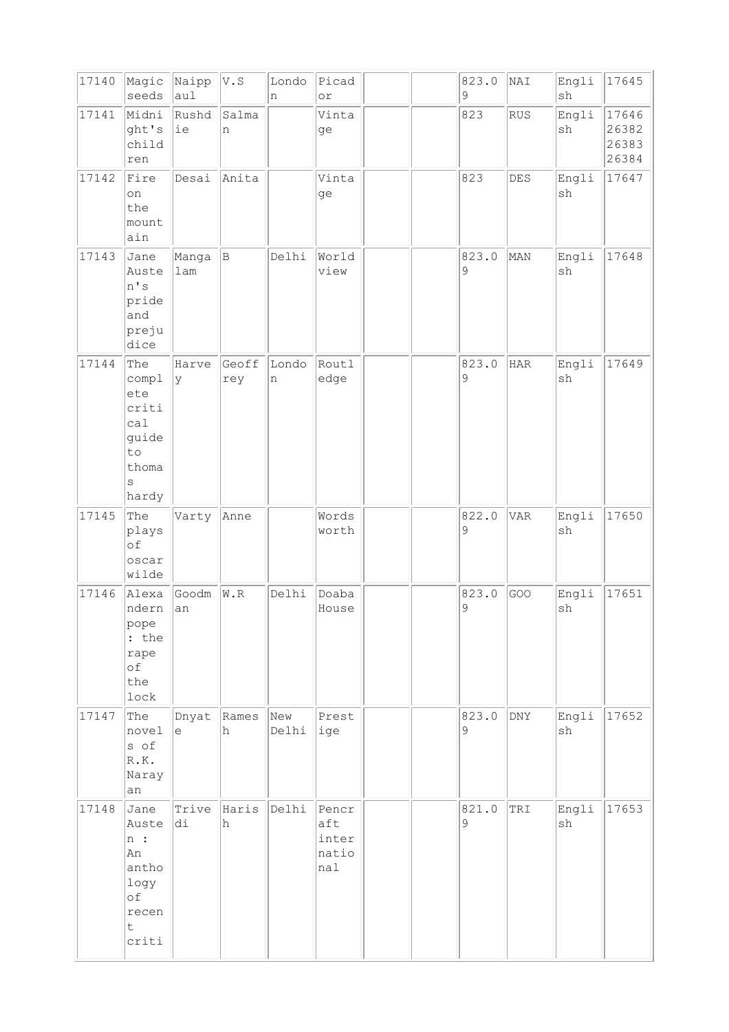| 17140 | Magic seeds | Naippaul | V.S | London | Picador | | | 823.09 | NAI | English | 17645 |
|---|---|---|---|---|---|---|---|---|---|---|---|
| 17141 | Midnight's children | Rushdie | Salman | | Vintage | | | 823 | RUS | English | 17646 26382 26383 26384 |
| 17142 | Fire on the mountain | Desai | Anita | | Vintage | | | 823 | DES | English | 17647 |
| 17143 | Jane Austen's pride and prejudice | Mangalam | B | Delhi | World view | | | 823.09 | MAN | English | 17648 |
| 17144 | The complete critical guide to thomas hardy | Harvey | Geoffrey | London | Routledge | | | 823.09 | HAR | English | 17649 |
| 17145 | The plays of oscar wilde | Varty | Anne | | Wordsworth | | | 822.09 | VAR | English | 17650 |
| 17146 | Alexandern pope : the rape of the lock | Goodman | W.R | Delhi | Doaba House | | | 823.09 | GOO | English | 17651 |
| 17147 | The novels of R.K. Narayan | Dnyate | Ramesh | New Delhi | Prestige | | | 823.09 | DNY | English | 17652 |
| 17148 | Jane Austen : An anthology of recent criti | Trivedi | Harish | Delhi | Pencraft international | | | 821.09 | TRI | English | 17653 |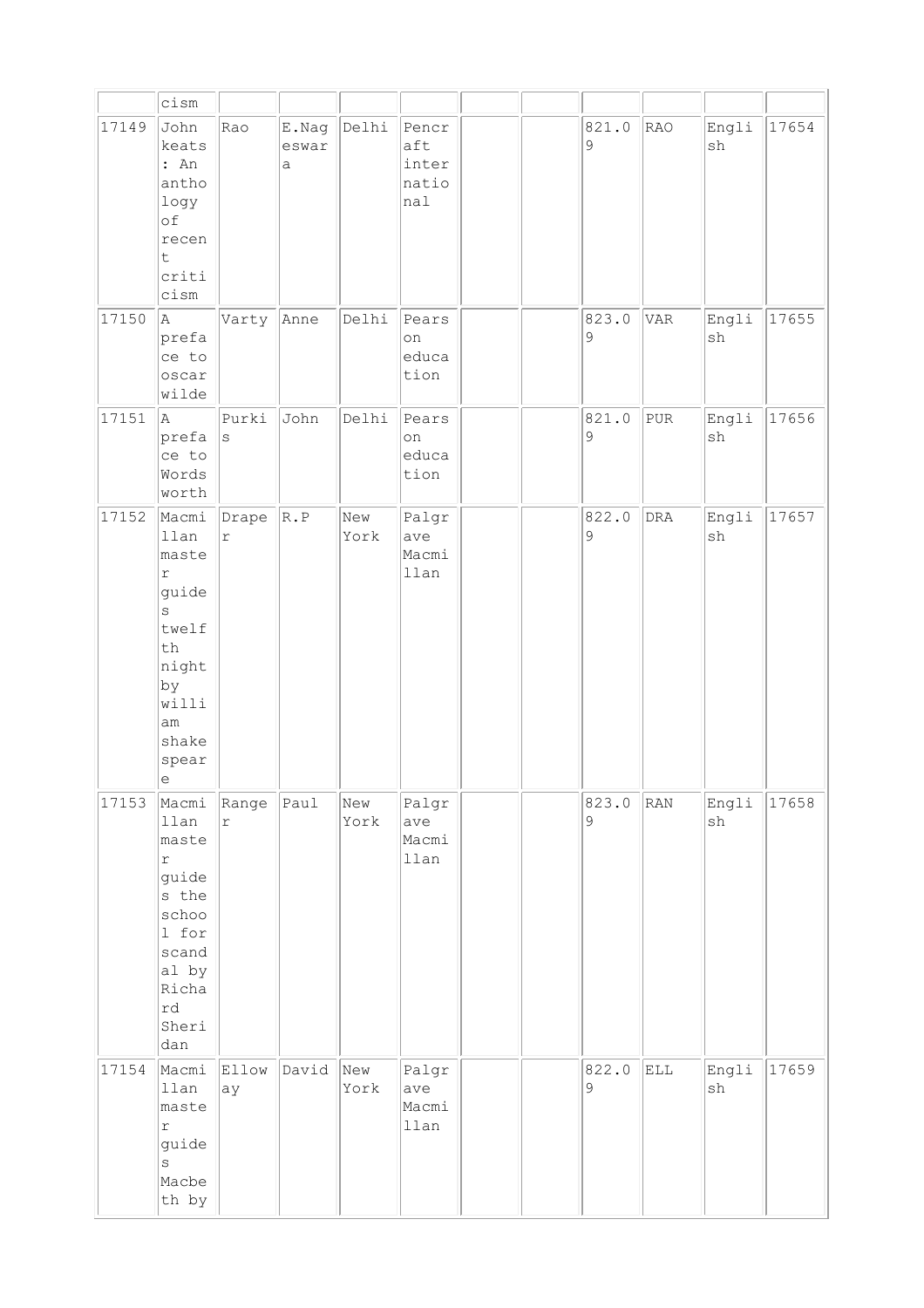| | | | | | | | | | | | |
|---|---|---|---|---|---|---|---|---|---|---|---|
| | cism | | | | | | | | | | |
| 17149 | John keats : An anthology of recent criticism | Rao | E.Nageswara | Delhi | Pencraft international | | | 821.09 | RAO | English | 17654 |
| 17150 | A preface to oscar wilde | Varty | Anne | Delhi | Pearson education | | | 823.09 | VAR | English | 17655 |
| 17151 | A preface to Wordsworth | Purkis | John | Delhi | Pearson education | | | 821.09 | PUR | English | 17656 |
| 17152 | Macmillan master guides twelfth night by william shakespeare | Draper | R.P | New York | Palgrave Macmillan | | | 822.09 | DRA | English | 17657 |
| 17153 | Macmillan master guides the school for scandal by Richard Sheridan | Ranger | Paul | New York | Palgrave Macmillan | | | 823.09 | RAN | English | 17658 |
| 17154 | Macmillan master guides Macbeth by | Elloway | David | New York | Palgrave Macmillan | | | 822.09 | ELL | English | 17659 |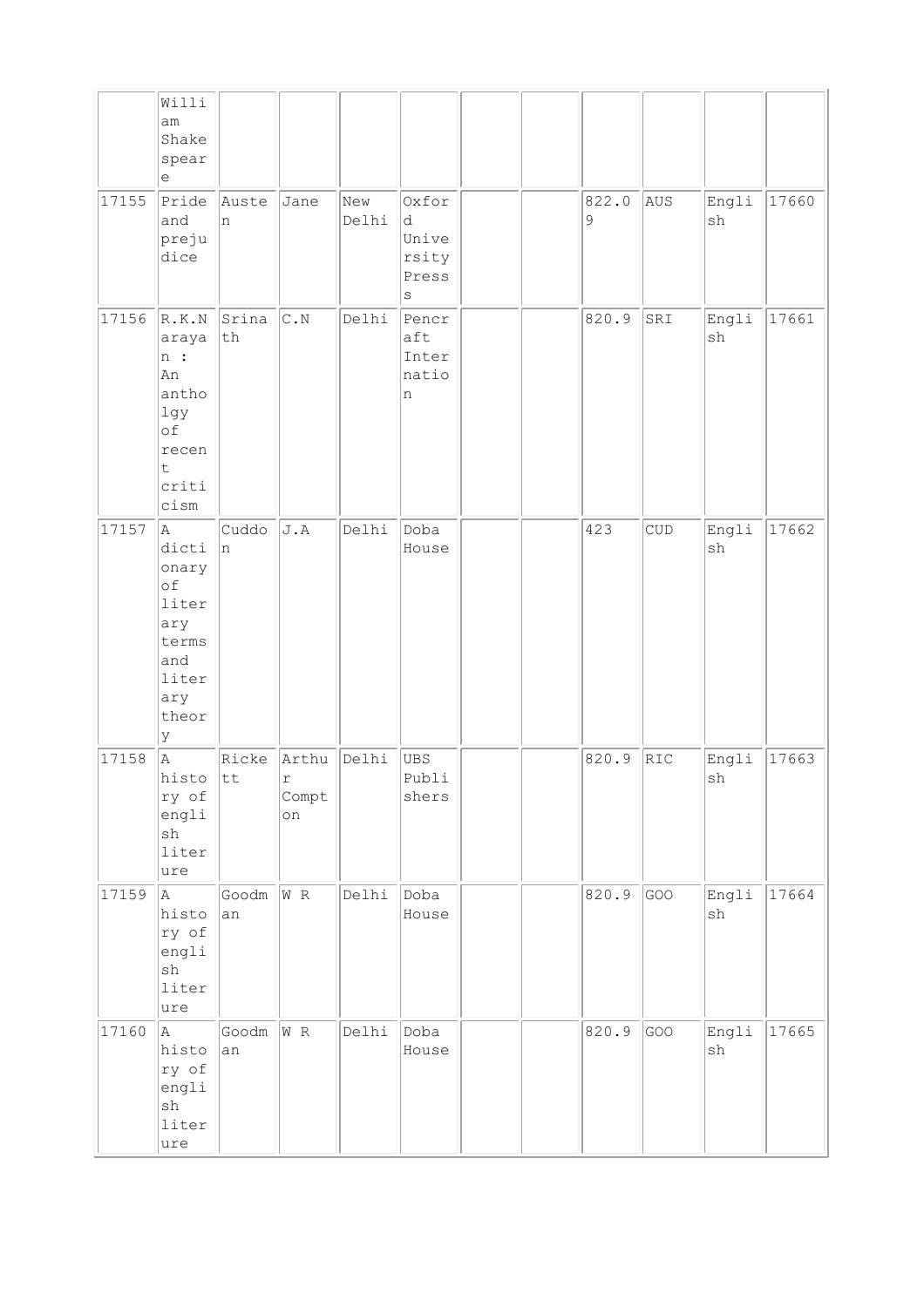| | | | | | | | | | | | |
|---|---|---|---|---|---|---|---|---|---|---|---|
| | William Shakespeare | | | | | | | | | | |
| 17155 | Pride and prejudice | Austen | Jane | New Delhi | Oxford University Presss | | | 822.09 | AUS | English | 17660 |
| 17156 | R.K.Narayan : An antholgy of recent criticism | Srinath | C.N | Delhi | Pencraft Internation | | | 820.9 | SRI | English | 17661 |
| 17157 | A dictionary of literary terms and literary theory | Cuddon | J.A | Delhi | Doba House | | | 423 | CUD | English | 17662 |
| 17158 | A history of english literure | Rickett | Arthur Compton | Delhi | UBS Publishers | | | 820.9 | RIC | English | 17663 |
| 17159 | A history of english literure | Goodman | W R | Delhi | Doba House | | | 820.9 | GOO | English | 17664 |
| 17160 | A history of english literure | Goodman | W R | Delhi | Doba House | | | 820.9 | GOO | English | 17665 |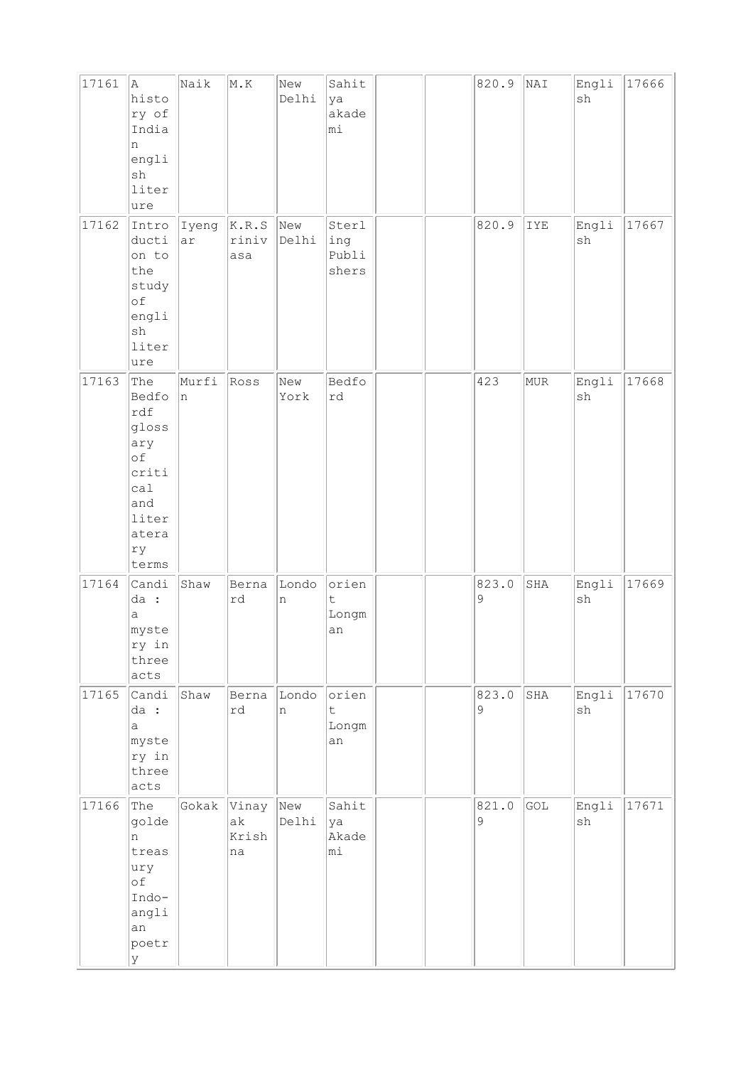| 17161 | A history of Indian english literure | Naik | M.K | New Delhi | Sahitya akademi | | | 820.9 | NAI | English | 17666 |
|---|---|---|---|---|---|---|---|---|---|---|---|
| 17162 | Introduction to the study of english literure | Iyengar | K.R.Srinivasa | New Delhi | Sterling Publishers | | | 820.9 | IYE | English | 17667 |
| 17163 | The Bedford glossary of critical and literatery terms | Murfin | Ross | New York | Bedford | | | 423 | MUR | English | 17668 |
| 17164 | Candida : a mystery in three acts | Shaw | Bernard | London | orient Longman | | | 823.09 | SHA | English | 17669 |
| 17165 | Candida : a mystery in three acts | Shaw | Bernard | London | orient Longman | | | 823.09 | SHA | English | 17670 |
| 17166 | The golden treasury of Indo-anglian poetry | Gokak | Vinayak Krishna | New Delhi | Sahitya Akademi | | | 821.09 | GOL | English | 17671 |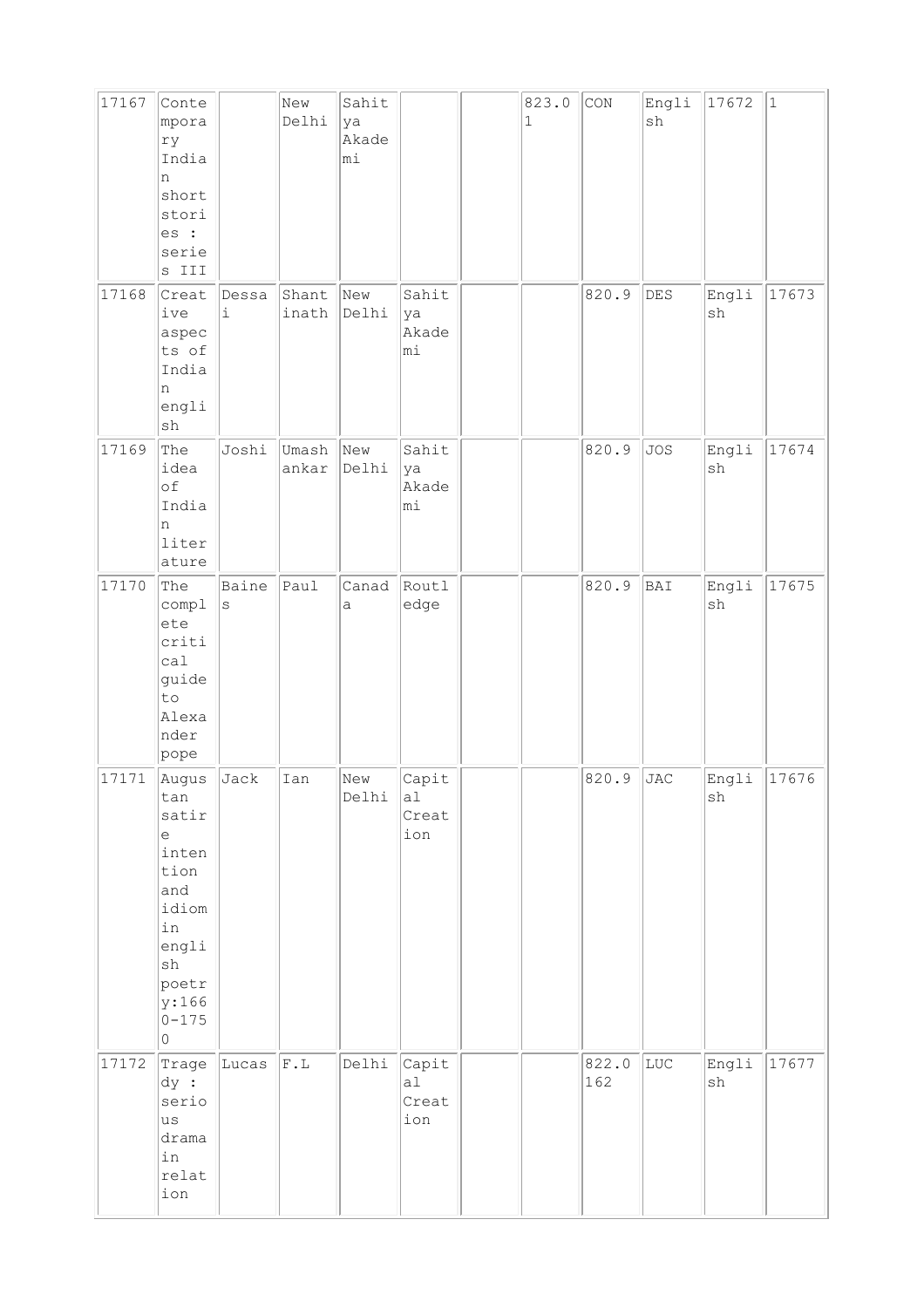| | | | | | | | | | | | |
|---|---|---|---|---|---|---|---|---|---|---|---|
| 17167 | Contemporary Indian short stories : series III | | New Delhi | Sahitya Akademi | | | 823.01 | CON | English | 17672 | 1 |
| 17168 | Creative aspects of Indian english | Dessai | Shantinath | New Delhi | Sahitya Akademi | | | 820.9 | DES | English | 17673 |
| 17169 | The idea of Indian literature | Joshi | Umashankar | New Delhi | Sahitya Akademi | | | 820.9 | JOS | English | 17674 |
| 17170 | The complete critical guide to Alexander pope | Baines | Paul | Canada | Routledge | | | 820.9 | BAI | English | 17675 |
| 17171 | Augustan satire intention and idiom in english poetry:1660-1750 | Jack | Ian | New Delhi | Capital Creation | | | 820.9 | JAC | English | 17676 |
| 17172 | Tragedy : serious drama in relation | Lucas | F.L | Delhi | Capital Creation | | | 822.0162 | LUC | English | 17677 |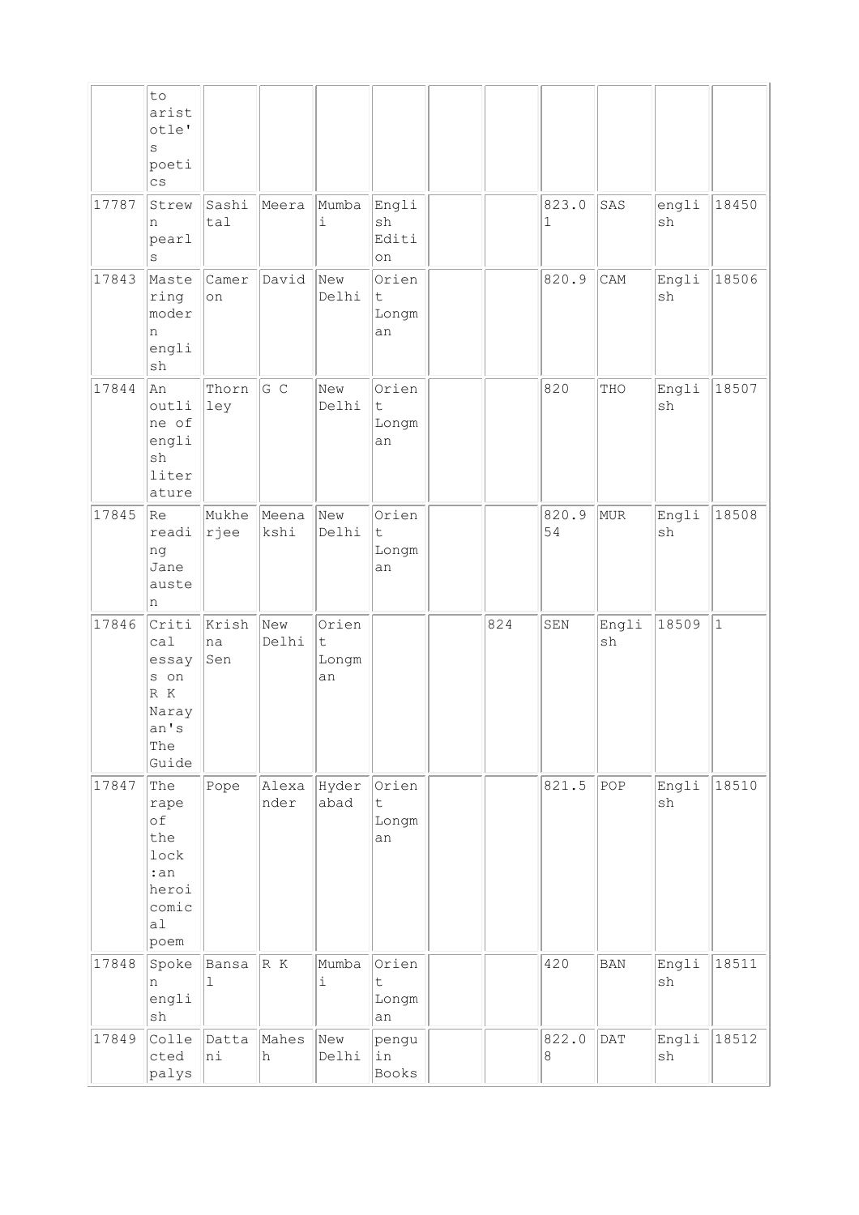| | | | | | | | | | | | |
|---|---|---|---|---|---|---|---|---|---|---|---|
| | to aristotle's poetics | | | | | | | | | | |
| 17787 | Strewn pearls | Sashital | Meera | Mumbai | English Edition | | | 823.01 | SAS | english | 18450 |
| 17843 | Mastering modern english | Cameron | David | New Delhi | Orient Longman | | | 820.9 | CAM | English | 18506 |
| 17844 | An outline of english literature | Thornley | G C | New Delhi | Orient Longman | | | 820 | THO | English | 18507 |
| 17845 | Re reading Jane austen | Mukherjee | Meenakshi | New Delhi | Orient Longman | | | 820.954 | MUR | English | 18508 |
| 17846 | Critical essays on R K Narayan's The Guide | Krishna Sen | New Delhi | Orient Longman | | | 824 | SEN | English | 18509 | 1 |
| 17847 | The rape of the lock :an heroicomical poem | Pope | Alexander | Hyderabad | Orient Longman | | | 821.5 | POP | English | 18510 |
| 17848 | Spoken english | Bansal | R K | Mumbai | Orient Longman | | | 420 | BAN | English | 18511 |
| 17849 | Collected palys | Dattani | Mahesh | New Delhi | penguin Books | | | 822.08 | DAT | English | 18512 |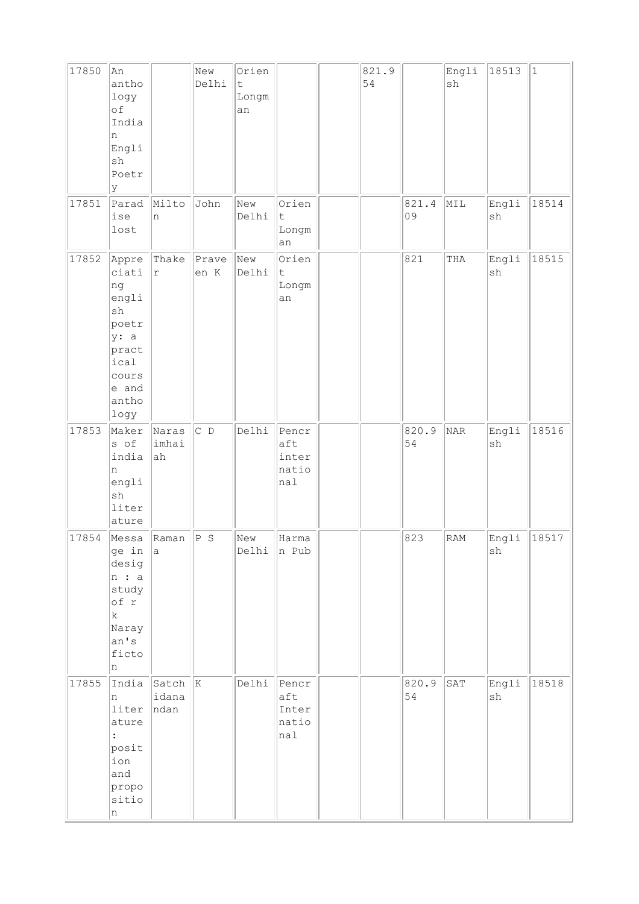| | | | | | | | | | | | |
|---|---|---|---|---|---|---|---|---|---|---|---|
| 17850 | An anthology of Indian English Poetry | | New Delhi | Orient Longman | | | 821.954 | | English | 18513 | 1 |
| 17851 | Paradise lost | Milton | John | New Delhi | Orient Longman | | | 821.409 | MIL | English | 18514 |
| 17852 | Appreciating english poetry: a practical course and anthology | Thaker | Praveen K | New Delhi | Orient Longman | | | 821 | THA | English | 18515 |
| 17853 | Makers of indian english literature | Narasimhaiah | C D | Delhi | Pencraft international | | | 820.954 | NAR | English | 18516 |
| 17854 | Message in design : a study of r k Narayan's fiction | Ramana | P S | New Delhi | Harman Pub | | | 823 | RAM | English | 18517 |
| 17855 | Indian literature : position and proposition | Satchidanandan | K | Delhi | Pencraft International | | | 820.954 | SAT | English | 18518 |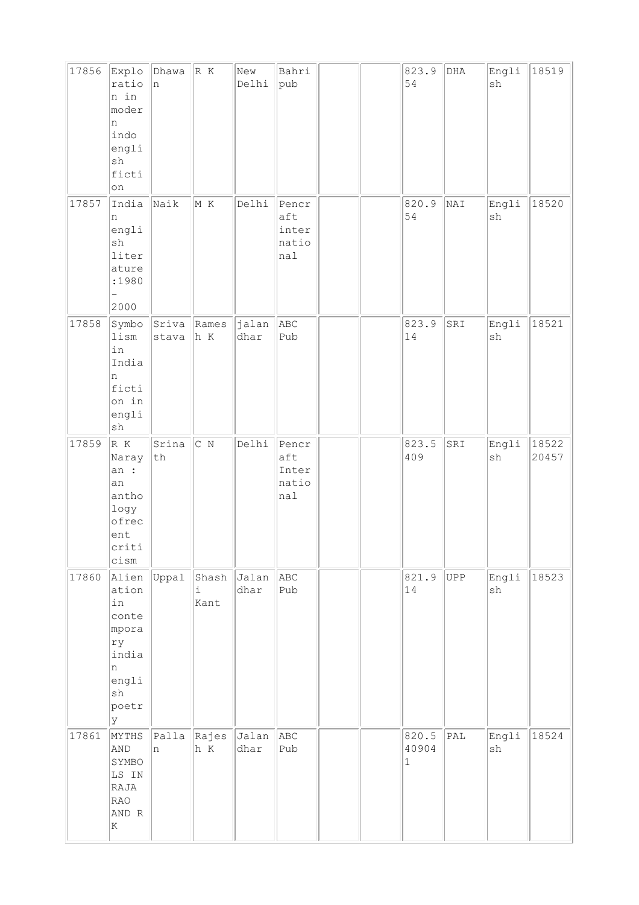| 17856 | Exploration in modern indo english fiction | Dhawan | R K | New Delhi | Bahri pub | | | 823.954 | DHA | English | 18519 |
|---|---|---|---|---|---|---|---|---|---|---|---|
| 17857 | Indian english literature :1980 - 2000 | Naik | M K | Delhi | Pencraft international | | | 820.954 | NAI | English | 18520 |
| 17858 | Symbolism in Indian fiction in english | Srivastava | Ramesh K | jalandhar | ABC Pub | | | 823.914 | SRI | English | 18521 |
| 17859 | R K Narayan : an anthology ofrecent criticism | Srinath | C N | Delhi | Pencraft International | | | 823.5409 | SRI | English | 18522 20457 |
| 17860 | Alienation in contemporary indian english poetry | Uppal | Shashi Kant | Jalandhar | ABC Pub | | | 821.914 | UPP | English | 18523 |
| 17861 | MYTHS AND SYMBOLS IN RAJA RAO AND R K | Pallan | Rajesh K | Jalandhar | ABC Pub | | | 820.5409041 | PAL | English | 18524 |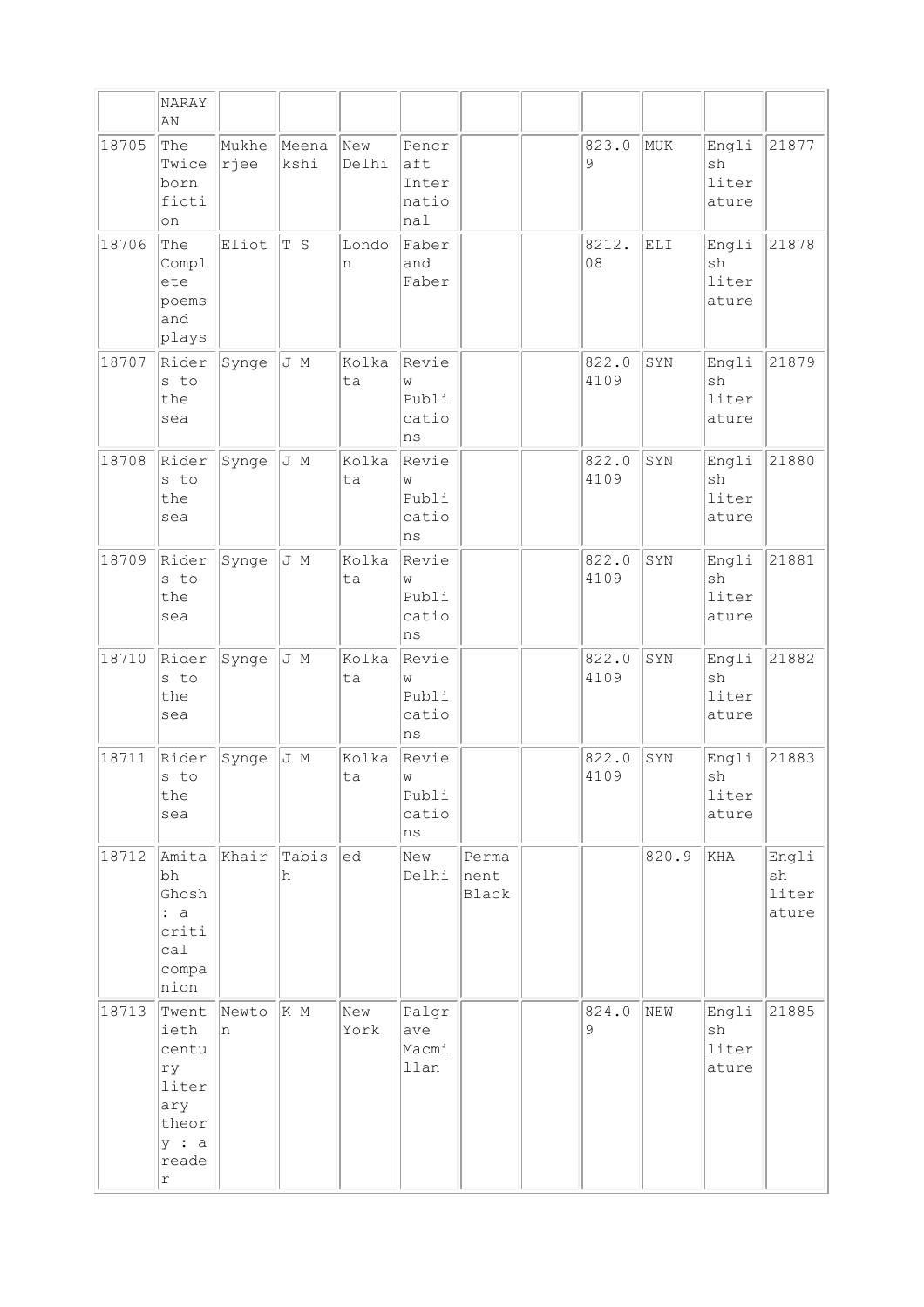| | NARAYAN | | | | | | | | | | |
|---|---|---|---|---|---|---|---|---|---|---|---|
| 18705 | The Twice born fiction | Mukherjee | Meenakshi | New Delhi | Pencraft International | | | 823.09 | MUK | English literature | 21877 |
| 18706 | The Complete poems and plays | Eliot | T S | London | Faber and Faber | | | 8212.08 | ELI | English literature | 21878 |
| 18707 | Riders to the sea | Synge | J M | Kolkata | Review Publications | | | 822.04109 | SYN | English literature | 21879 |
| 18708 | Riders to the sea | Synge | J M | Kolkata | Review Publications | | | 822.04109 | SYN | English literature | 21880 |
| 18709 | Riders to the sea | Synge | J M | Kolkata | Review Publications | | | 822.04109 | SYN | English literature | 21881 |
| 18710 | Riders to the sea | Synge | J M | Kolkata | Review Publications | | | 822.04109 | SYN | English literature | 21882 |
| 18711 | Riders to the sea | Synge | J M | Kolkata | Review Publications | | | 822.04109 | SYN | English literature | 21883 |
| 18712 | Amitabh Ghosh : a critical companion | Khair | Tabish | ed | New Delhi | Permanent Black | | | 820.9 | KHA | English literature |
| 18713 | Twentieth century literary theory : a reader | Newton | K M | New York | Palgrave Macmillan | | | 824.09 | NEW | English literature | 21885 |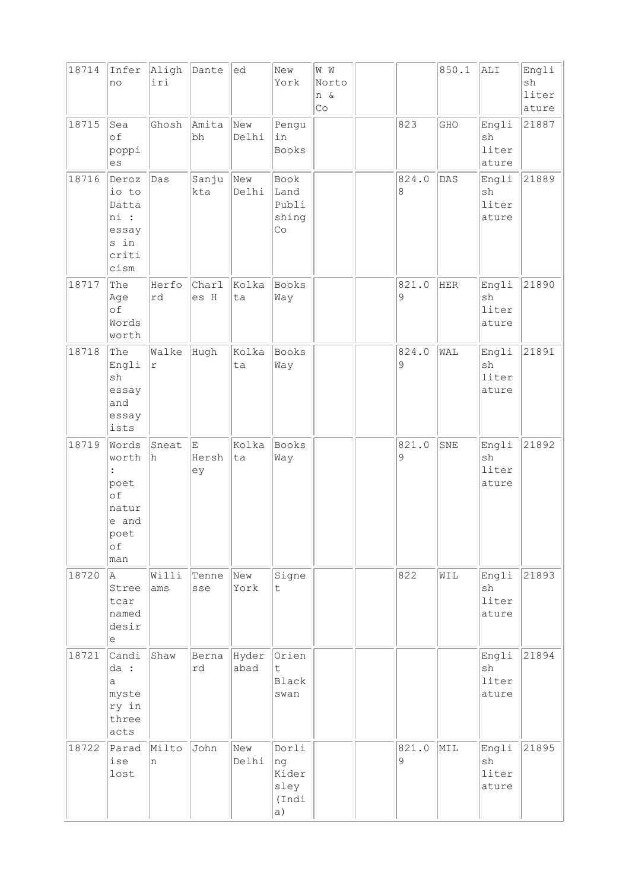| | | | | | | | | | | | |
|---|---|---|---|---|---|---|---|---|---|---|---|
| 18714 | Inferno | Alighiri | Dante | ed | New York | W W Norton & Co | | | 850.1 | ALI | English literature |
| 18715 | Sea of poppies | Ghosh | Amitabh | New Delhi | Penguin Books | | | 823 | GHO | English literature | 21887 |
| 18716 | Derozio to Dattani : essays in criticism | Das | Sanjukta | New Delhi | Book Land Publishing Co | | | 824.08 | DAS | English literature | 21889 |
| 18717 | The Age of Wordsworth | Herford | Charles H | Kolkata | Books Way | | | 821.09 | HER | English literature | 21890 |
| 18718 | The English essay and essayists | Walker | Hugh | Kolkata | Books Way | | | 824.09 | WAL | English literature | 21891 |
| 18719 | Wordsworth : poet of nature and poet of man | Sneath | E Hershey | Kolkata | Books Way | | | 821.09 | SNE | English literature | 21892 |
| 18720 | A Streetcar named desire | Williams | Tennesse | New York | Signet | | | 822 | WIL | English literature | 21893 |
| 18721 | Candida : a mystery in three acts | Shaw | Bernard | Hyderabad | Orient Black swan | | | | | English literature | 21894 |
| 18722 | Paradise lost | Milton | John | New Delhi | Dorling Kidersley (India) | | | 821.09 | MIL | English literature | 21895 |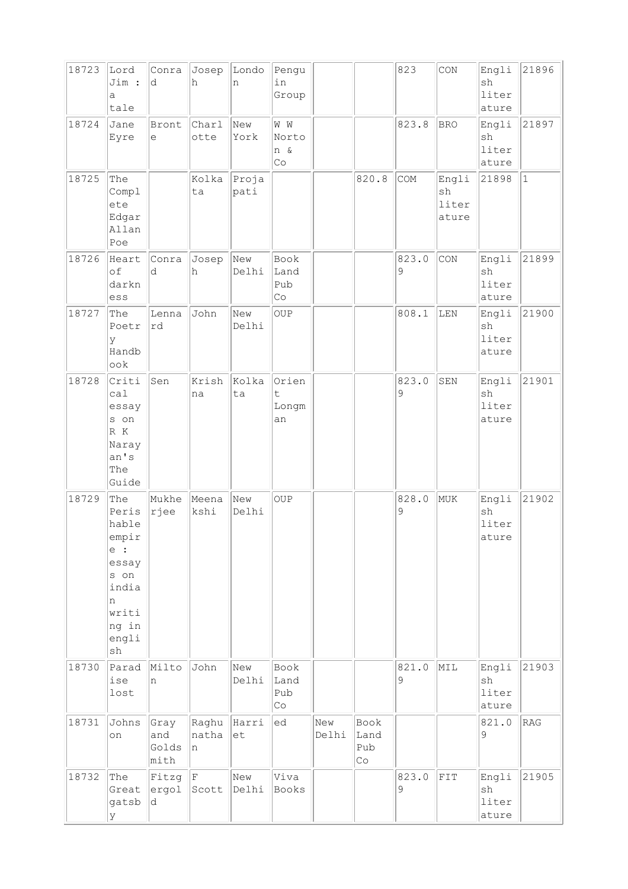| 18723 | Lord Jim : a tale | Conrad | Joseph | London | Penguin Group | | | 823 | CON | English literature | 21896 |
|---|---|---|---|---|---|---|---|---|---|---|---|
| 18724 | Jane Eyre | Bronte | Charlotte | New York | W W Norton & Co | | | 823.8 | BRO | English literature | 21897 |
| 18725 | The Complete Edgar Allan Poe | | Kolkata | Projapati | | | 820.8 | COM | English literature | 21898 | 1 |
| 18726 | Heart of darkness | Conrad | Joseph | New Delhi | Book Land Pub Co | | | 823.09 | CON | English literature | 21899 |
| 18727 | The Poetry Handbook | Lennard | John | New Delhi | OUP | | | 808.1 | LEN | English literature | 21900 |
| 18728 | Critical essays on R K Narayan's The Guide | Sen | Krishna | Kolkata | Orient Longman | | | 823.09 | SEN | English literature | 21901 |
| 18729 | The Perishable empire : essays on indian writing in english | Mukherjee | Meenakshi | New Delhi | OUP | | | 828.09 | MUK | English literature | 21902 |
| 18730 | Paradise lost | Milton | John | New Delhi | Book Land Pub Co | | | 821.09 | MIL | English literature | 21903 |
| 18731 | Johnson | Gray and Goldsmith | Raghunathan | Harriet | ed | New Delhi | Book Land Pub Co | | | 821.09 | RAG |
| 18732 | The Great gatsby | Fitzgerald | F Scott | New Delhi | Viva Books | | | 823.09 | FIT | English literature | 21905 |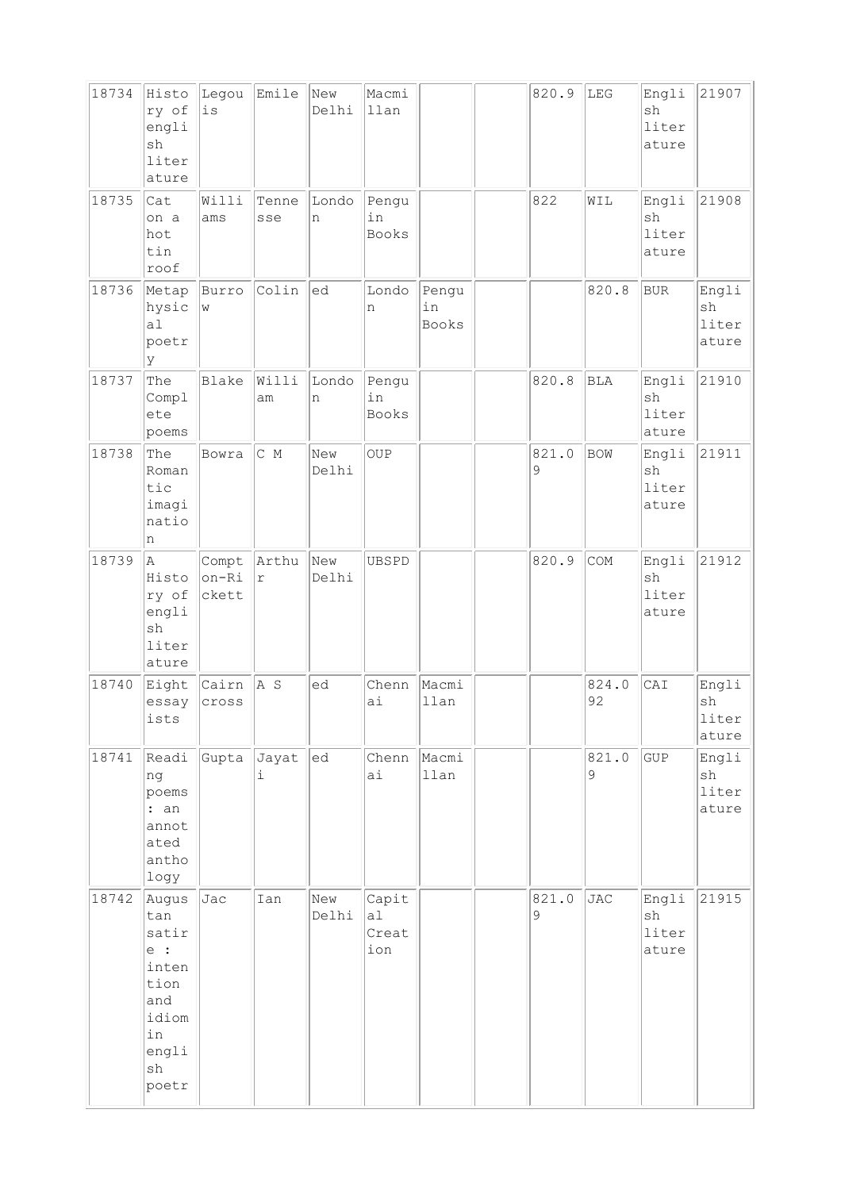| | | | | | | | | | | | |
|---|---|---|---|---|---|---|---|---|---|---|---|
| 18734 | History of english literature | Legouis | Emile | New Delhi | Macmillan | | | 820.9 | LEG | English literature | 21907 |
| 18735 | Cat on a hot tin roof | Williams | Tennesse | London | Penguin Books | | | 822 | WIL | English literature | 21908 |
| 18736 | Metaphysical poetry | Burrow | Colin | ed | London | Penguin Books | | | 820.8 | BUR | English literature |
| 18737 | The Complete poems | Blake | William | London | Penguin Books | | | 820.8 | BLA | English literature | 21910 |
| 18738 | The Romantic imagination | Bowra | C M | New Delhi | OUP | | | 821.09 | BOW | English literature | 21911 |
| 18739 | A History of english literature | Compton-Rickett | Arthur | New Delhi | UBSPD | | | 820.9 | COM | English literature | 21912 |
| 18740 | Eight essayists | Cairncross | A S | ed | Chennai | Macmillan | | | 824.092 | CAI | English literature |
| 18741 | Reading poems : an annotated anthology | Gupta | Jayati | ed | Chennai | Macmillan | | | 821.09 | GUP | English literature |
| 18742 | Augustan satire : intention and idiom in english poetr | Jac | Ian | New Delhi | Capital Creation | | | 821.09 | JAC | English literature | 21915 |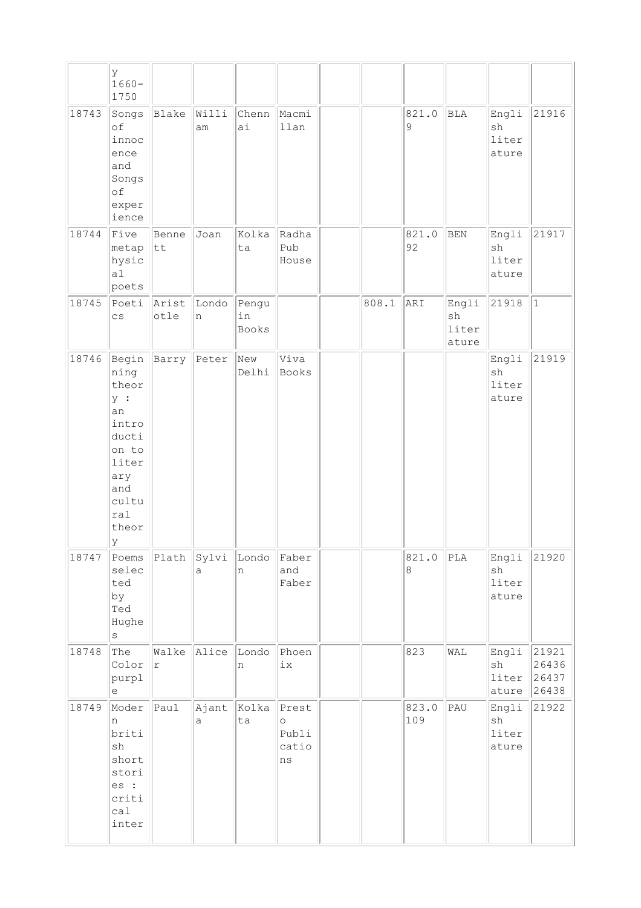| | | | | | | | | | | | |
|---|---|---|---|---|---|---|---|---|---|---|---|
| | y 1660-1750 | | | | | | | | | | |
| 18743 | Songs of innocence and Songs of experience | Blake | William | Chennai | Macmillan | | | 821.09 | BLA | English literature | 21916 |
| 18744 | Five metaphysical poets | Bennett | Joan | Kolkata | Radha Pub House | | | 821.092 | BEN | English literature | 21917 |
| 18745 | Poetics | Aristotle | London | Penguin Books | | | 808.1 | ARI | English literature | 21918 | 1 |
| 18746 | Beginning theory : an introduction to literary and cultural theory | Barry | Peter | New Delhi | Viva Books | | | | | English literature | 21919 |
| 18747 | Poems selected by Ted Hughes | Plath | Sylvia | London | Faber and Faber | | | 821.08 | PLA | English literature | 21920 |
| 18748 | The Color purple | Walker | Alice | London | Phoenix | | | 823 | WAL | English literature | 21921 26436 26437 26438 |
| 18749 | Modern british short stories : critical inter | Paul | Ajanta | Kolkata | Presto Publications | | | 823.0109 | PAU | English literature | 21922 |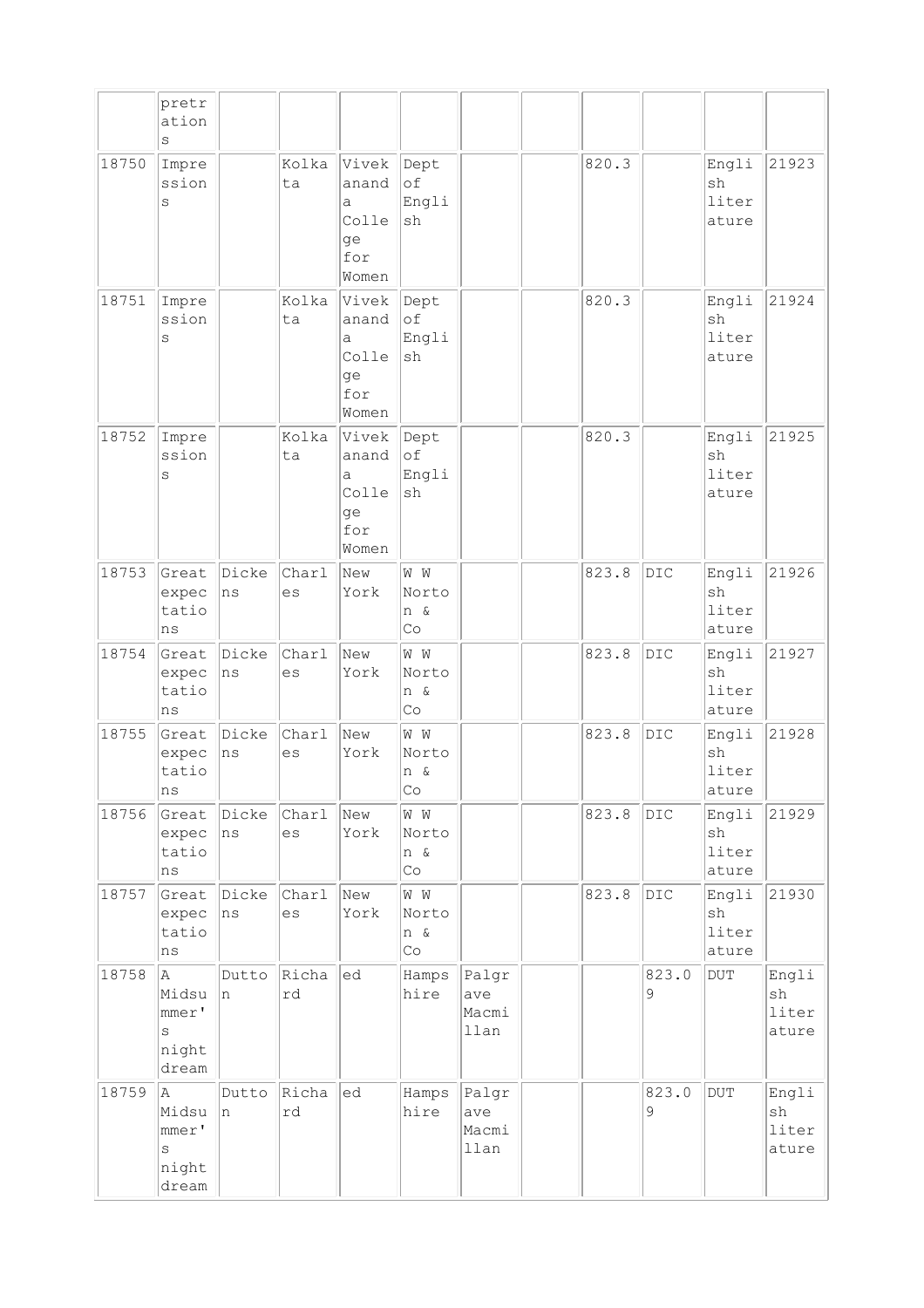| | | | | | | | | | | | |
|---|---|---|---|---|---|---|---|---|---|---|---|
| | pretrations | | | | | | | | | | |
| 18750 | Impressions | | Kolkata | Vivekananda College for Women | Dept of English | | | 820.3 | | English literature | 21923 |
| 18751 | Impressions | | Kolkata | Vivekananda College for Women | Dept of English | | | 820.3 | | English literature | 21924 |
| 18752 | Impressions | | Kolkata | Vivekananda College for Women | Dept of English | | | 820.3 | | English literature | 21925 |
| 18753 | Great expectations | Dickens | Charles | New York | W W Norton & Co | | | 823.8 | DIC | English literature | 21926 |
| 18754 | Great expectations | Dickens | Charles | New York | W W Norton & Co | | | 823.8 | DIC | English literature | 21927 |
| 18755 | Great expectations | Dickens | Charles | New York | W W Norton & Co | | | 823.8 | DIC | English literature | 21928 |
| 18756 | Great expectations | Dickens | Charles | New York | W W Norton & Co | | | 823.8 | DIC | English literature | 21929 |
| 18757 | Great expectations | Dickens | Charles | New York | W W Norton & Co | | | 823.8 | DIC | English literature | 21930 |
| 18758 | A Midsummer's night dream | Dutton | Richard | ed | Hampshire | Palgrave Macmillan | | | 823.09 | DUT | English literature |
| 18759 | A Midsummer's night dream | Dutton | Richard | ed | Hampshire | Palgrave Macmillan | | | 823.09 | DUT | English literature |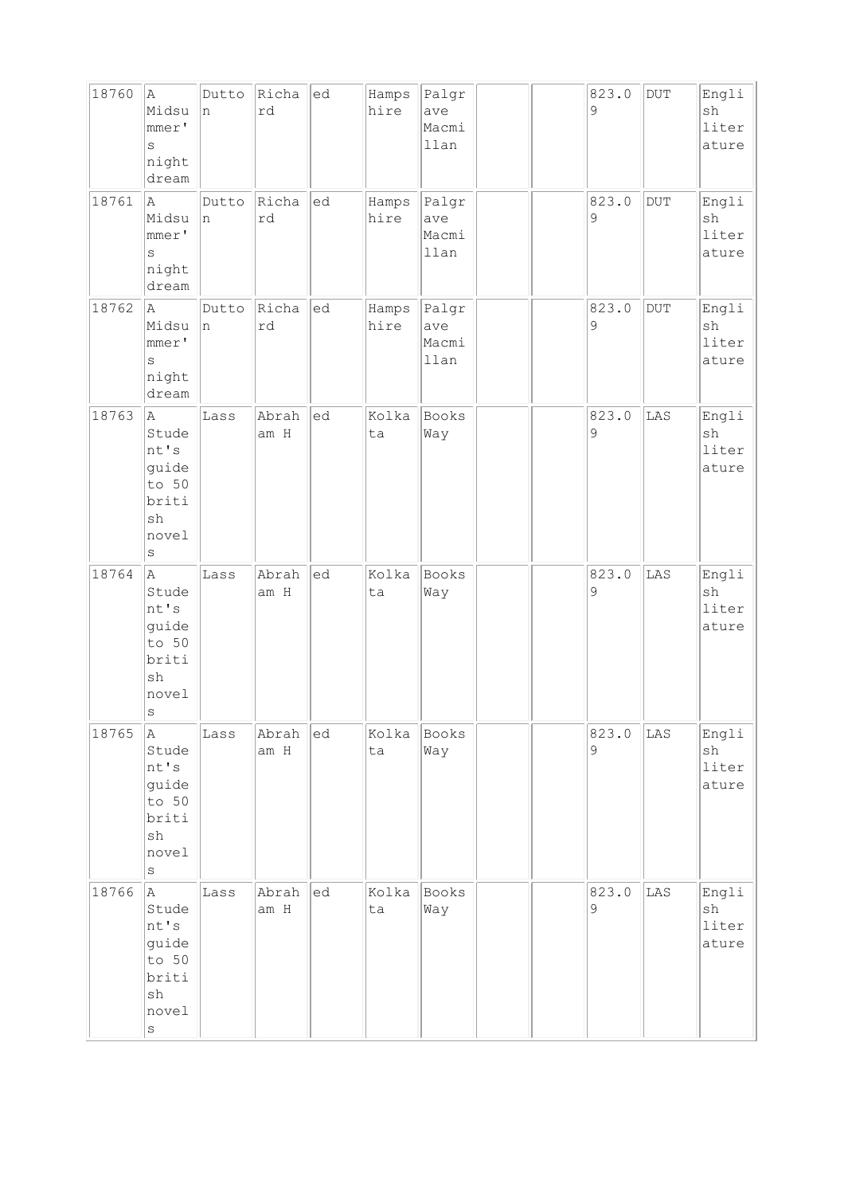| 18760 | A Midsummer's night dream | Dutton | Richard | ed | Hampshire | Palgrave Macmillan | | | 823.09 | DUT | English literature |
|---|---|---|---|---|---|---|---|---|---|---|---|
| 18761 | A Midsummer's night dream | Dutton | Richard | ed | Hampshire | Palgrave Macmillan | | | 823.09 | DUT | English literature |
| 18762 | A Midsummer's night dream | Dutton | Richard | ed | Hampshire | Palgrave Macmillan | | | 823.09 | DUT | English literature |
| 18763 | A Student's guide to 50 british novels | Lass | Abraham H | ed | Kolkata | Books Way | | | 823.09 | LAS | English literature |
| 18764 | A Student's guide to 50 british novels | Lass | Abraham H | ed | Kolkata | Books Way | | | 823.09 | LAS | English literature |
| 18765 | A Student's guide to 50 british novels | Lass | Abraham H | ed | Kolkata | Books Way | | | 823.09 | LAS | English literature |
| 18766 | A Student's guide to 50 british novels | Lass | Abraham H | ed | Kolkata | Books Way | | | 823.09 | LAS | English literature |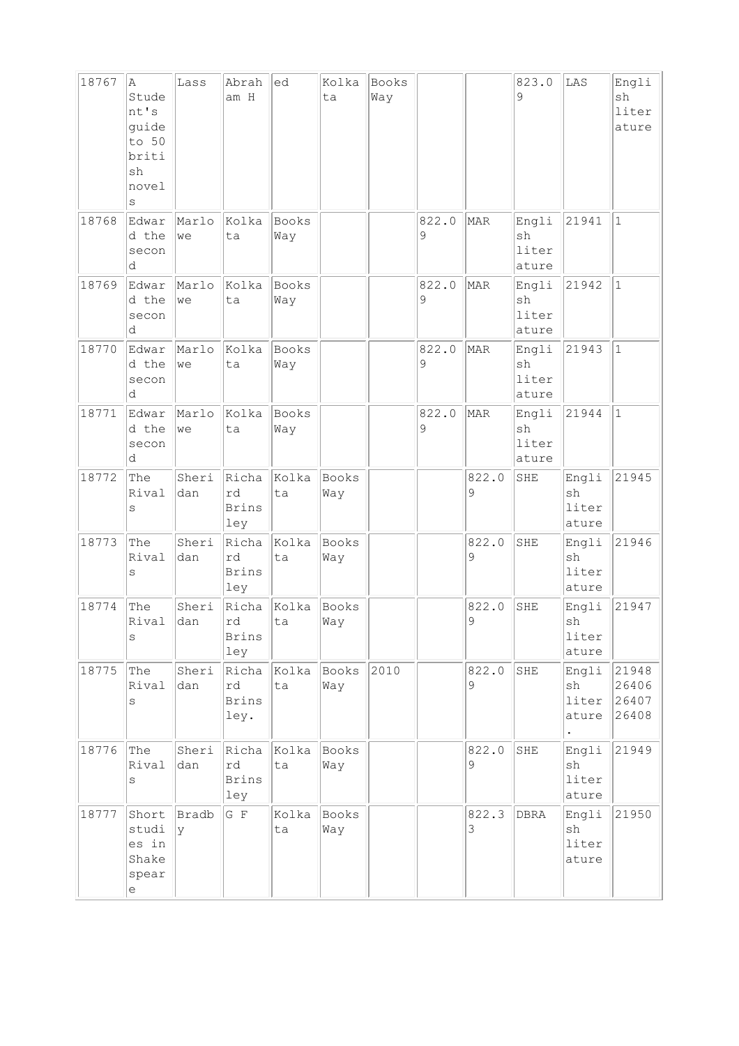| 18767 | A Student's guide to 50 british novels | Lass | Abraham H | ed | Kolkata | Books Way | | | 823.09 | LAS | English literature |
|---|---|---|---|---|---|---|---|---|---|---|---|
| 18768 | Edward the second | Marlowe | Kolkata | Books Way | | | 822.09 | MAR | English literature | 21941 | 1 |
| 18769 | Edward the second | Marlowe | Kolkata | Books Way | | | 822.09 | MAR | English literature | 21942 | 1 |
| 18770 | Edward the second | Marlowe | Kolkata | Books Way | | | 822.09 | MAR | English literature | 21943 | 1 |
| 18771 | Edward the second | Marlowe | Kolkata | Books Way | | | 822.09 | MAR | English literature | 21944 | 1 |
| 18772 | The Rivals | Sheridan | Richard Brinsley | Kolkata | Books Way | | | 822.09 | SHE | English literature | 21945 |
| 18773 | The Rivals | Sheridan | Richard Brinsley | Kolkata | Books Way | | | 822.09 | SHE | English literature | 21946 |
| 18774 | The Rivals | Sheridan | Richard Brinsley | Kolkata | Books Way | | | 822.09 | SHE | English literature | 21947 |
| 18775 | The Rivals | Sheridan | Richard Brinsley. | Kolkata | Books Way | 2010 | | 822.09 | SHE | English literature. | 21948 26406 26407 26408 |
| 18776 | The Rivals | Sheridan | Richard Brinsley | Kolkata | Books Way | | | 822.09 | SHE | English literature | 21949 |
| 18777 | Short studies in Shakespeare | Bradby | G F | Kolkata | Books Way | | | 822.33 | DBRA | English literature | 21950 |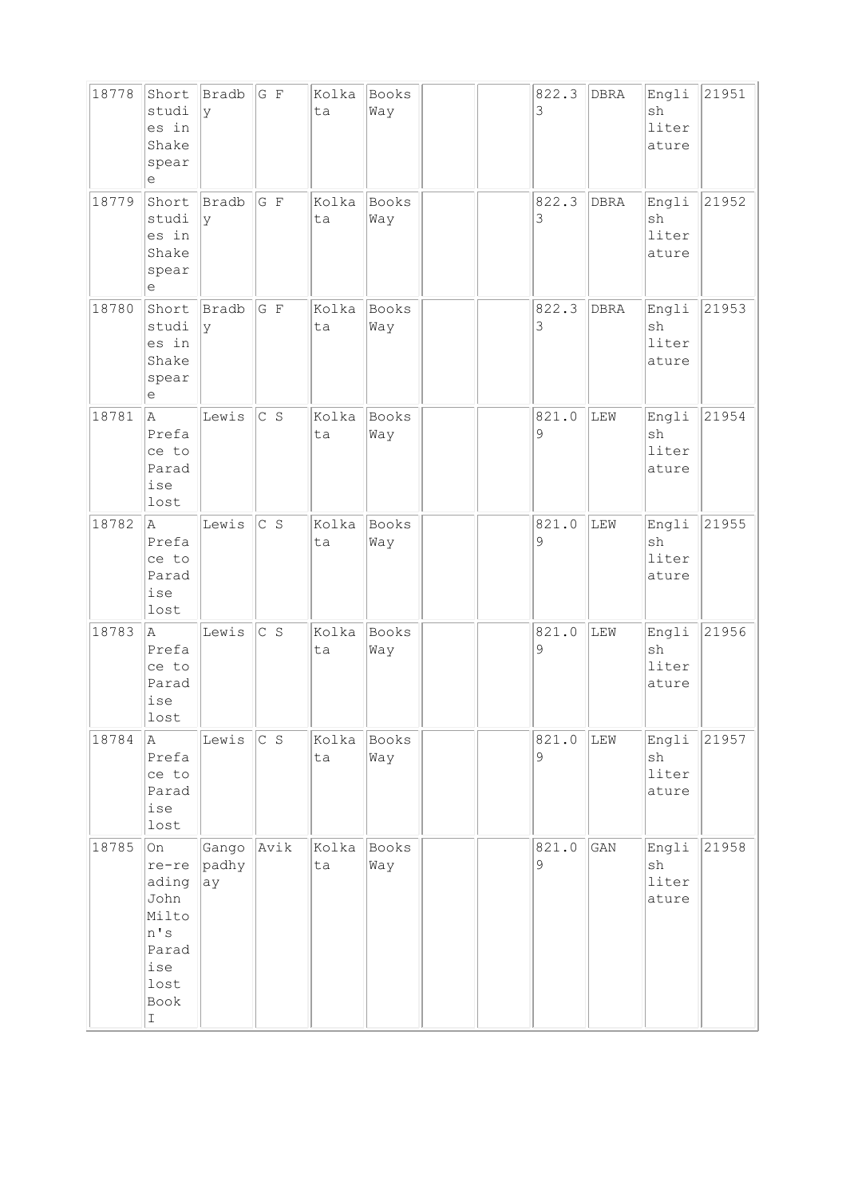| 18778 | Short studies in Shakespeare | Bradby | G F | Kolkata | Books Way | | | 822.33 | DBRA | English literature | 21951 |
|---|---|---|---|---|---|---|---|---|---|---|---|
| 18779 | Short studies in Shakespeare | Bradby | G F | Kolkata | Books Way | | | 822.33 | DBRA | English literature | 21952 |
| 18780 | Short studies in Shakespeare | Bradby | G F | Kolkata | Books Way | | | 822.33 | DBRA | English literature | 21953 |
| 18781 | A Preface to Paradise lost | Lewis | C S | Kolkata | Books Way | | | 821.09 | LEW | English literature | 21954 |
| 18782 | A Preface to Paradise lost | Lewis | C S | Kolkata | Books Way | | | 821.09 | LEW | English literature | 21955 |
| 18783 | A Preface to Paradise lost | Lewis | C S | Kolkata | Books Way | | | 821.09 | LEW | English literature | 21956 |
| 18784 | A Preface to Paradise lost | Lewis | C S | Kolkata | Books Way | | | 821.09 | LEW | English literature | 21957 |
| 18785 | On re-reading John Milton's Paradise lost Book I | Gangopadhyay | Avik | Kolkata | Books Way | | | 821.09 | GAN | English literature | 21958 |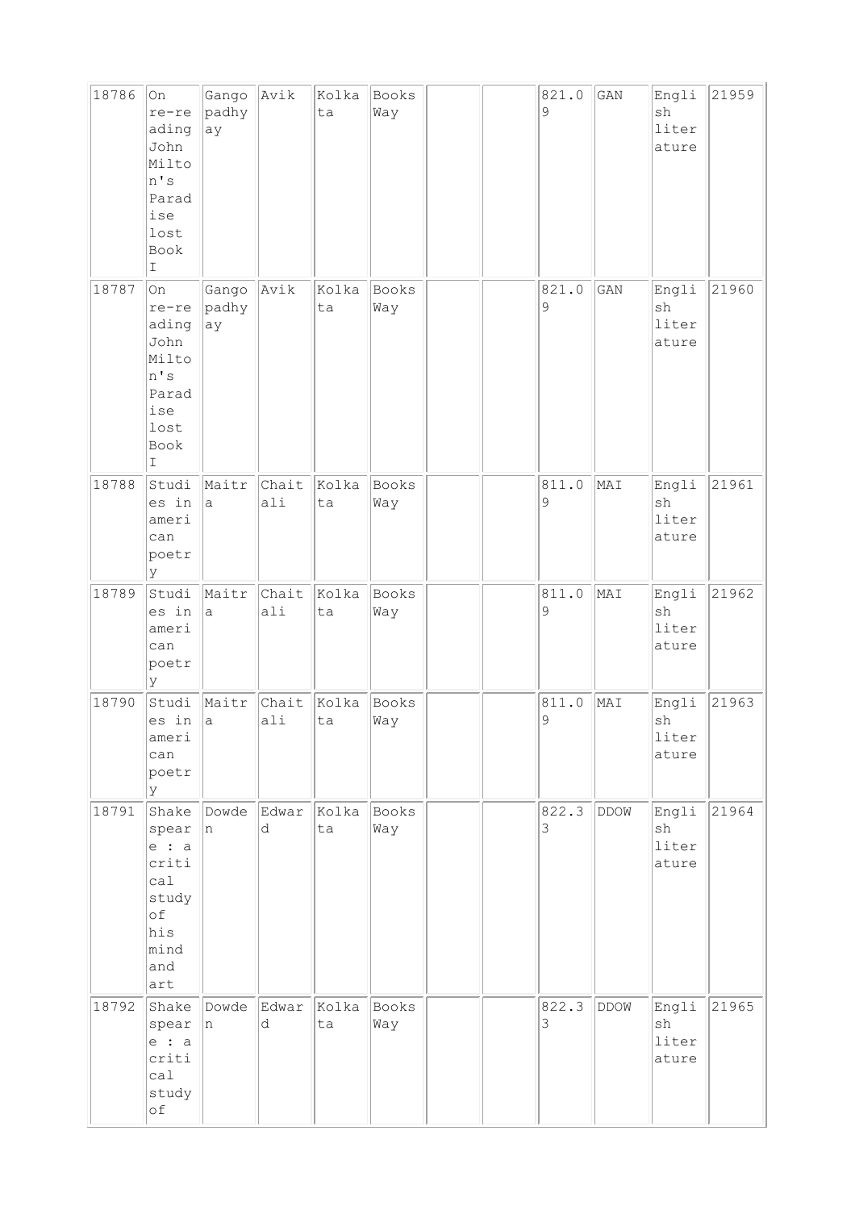| 18786 | On re-reading John Milton's Paradise lost Book I | Gangopadhyay | Avik | Kolkata | Books Way | | | 821.09 | GAN | English literature | 21959 |
|---|---|---|---|---|---|---|---|---|---|---|---|
| 18787 | On re-reading John Milton's Paradise lost Book I | Gangopadhyay | Avik | Kolkata | Books Way | | | 821.09 | GAN | English literature | 21960 |
| 18788 | Studies in american poetry | Maitra | Chaitali | Kolkata | Books Way | | | 811.09 | MAI | English literature | 21961 |
| 18789 | Studies in american poetry | Maitra | Chaitali | Kolkata | Books Way | | | 811.09 | MAI | English literature | 21962 |
| 18790 | Studies in american poetry | Maitra | Chaitali | Kolkata | Books Way | | | 811.09 | MAI | English literature | 21963 |
| 18791 | Shakespeare : a critical study of his mind and art | Dowden | Edward | Kolkata | Books Way | | | 822.33 | DDOW | English literature | 21964 |
| 18792 | Shakespeare : a critical study of | Dowden | Edward | Kolkata | Books Way | | | 822.33 | DDOW | English literature | 21965 |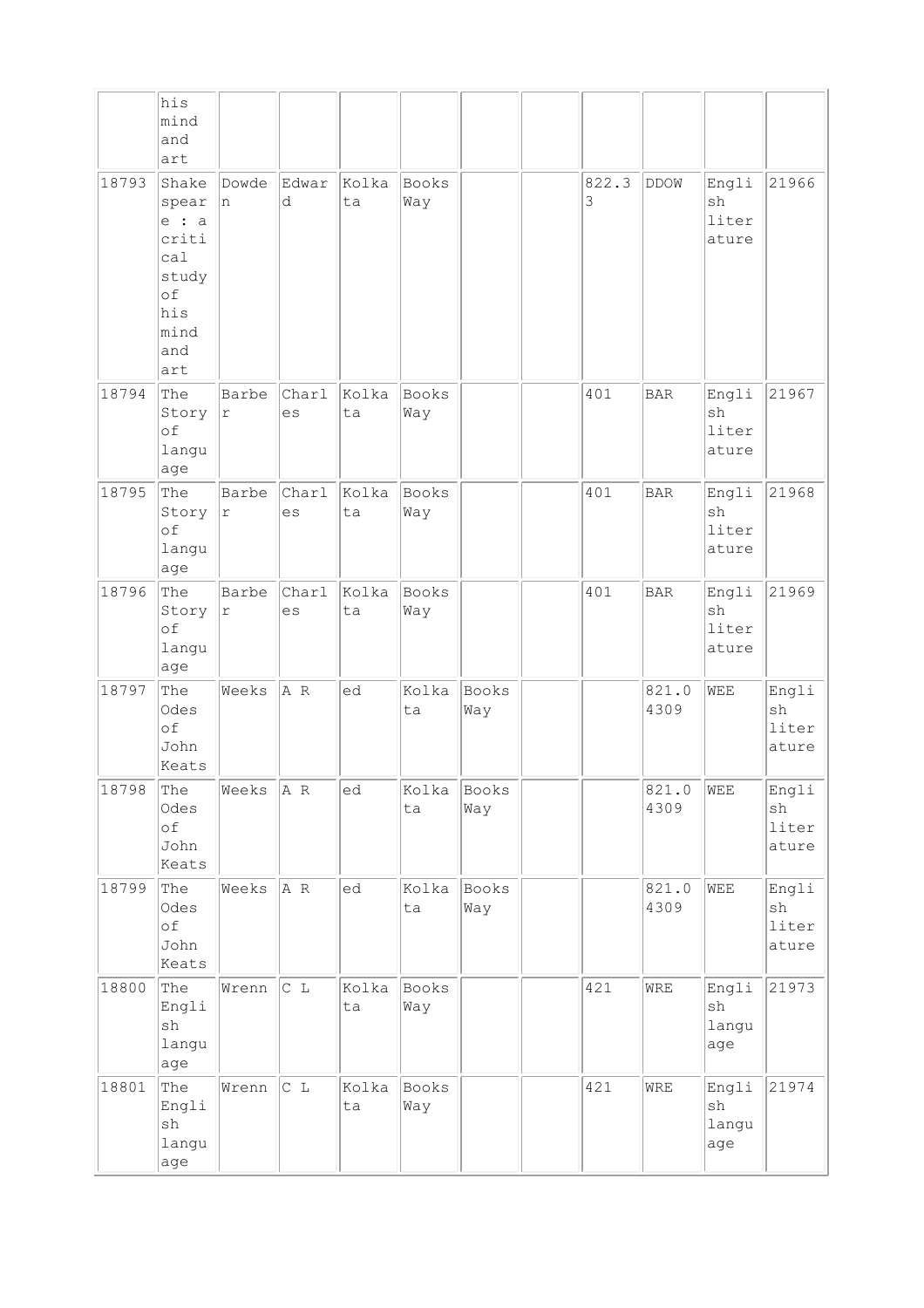| | his mind and art | | | | | | | | | | |
|---|---|---|---|---|---|---|---|---|---|---|---|
| 18793 | Shakespeare : a critical study of his mind and art | Dowden | Edward | Kolkata | Books Way | | | 822.33 | DDOW | English literature | 21966 |
| 18794 | The Story of language | Barber | Charles | Kolkata | Books Way | | | 401 | BAR | English literature | 21967 |
| 18795 | The Story of language | Barber | Charles | Kolkata | Books Way | | | 401 | BAR | English literature | 21968 |
| 18796 | The Story of language | Barber | Charles | Kolkata | Books Way | | | 401 | BAR | English literature | 21969 |
| 18797 | The Odes of John Keats | Weeks | A R | ed | Kolkata | Books Way | | | 821.04309 | WEE | English literature |
| 18798 | The Odes of John Keats | Weeks | A R | ed | Kolkata | Books Way | | | 821.04309 | WEE | English literature |
| 18799 | The Odes of John Keats | Weeks | A R | ed | Kolkata | Books Way | | | 821.04309 | WEE | English literature |
| 18800 | The English language | Wrenn | C L | Kolkata | Books Way | | | 421 | WRE | English language | 21973 |
| 18801 | The English language | Wrenn | C L | Kolkata | Books Way | | | 421 | WRE | English language | 21974 |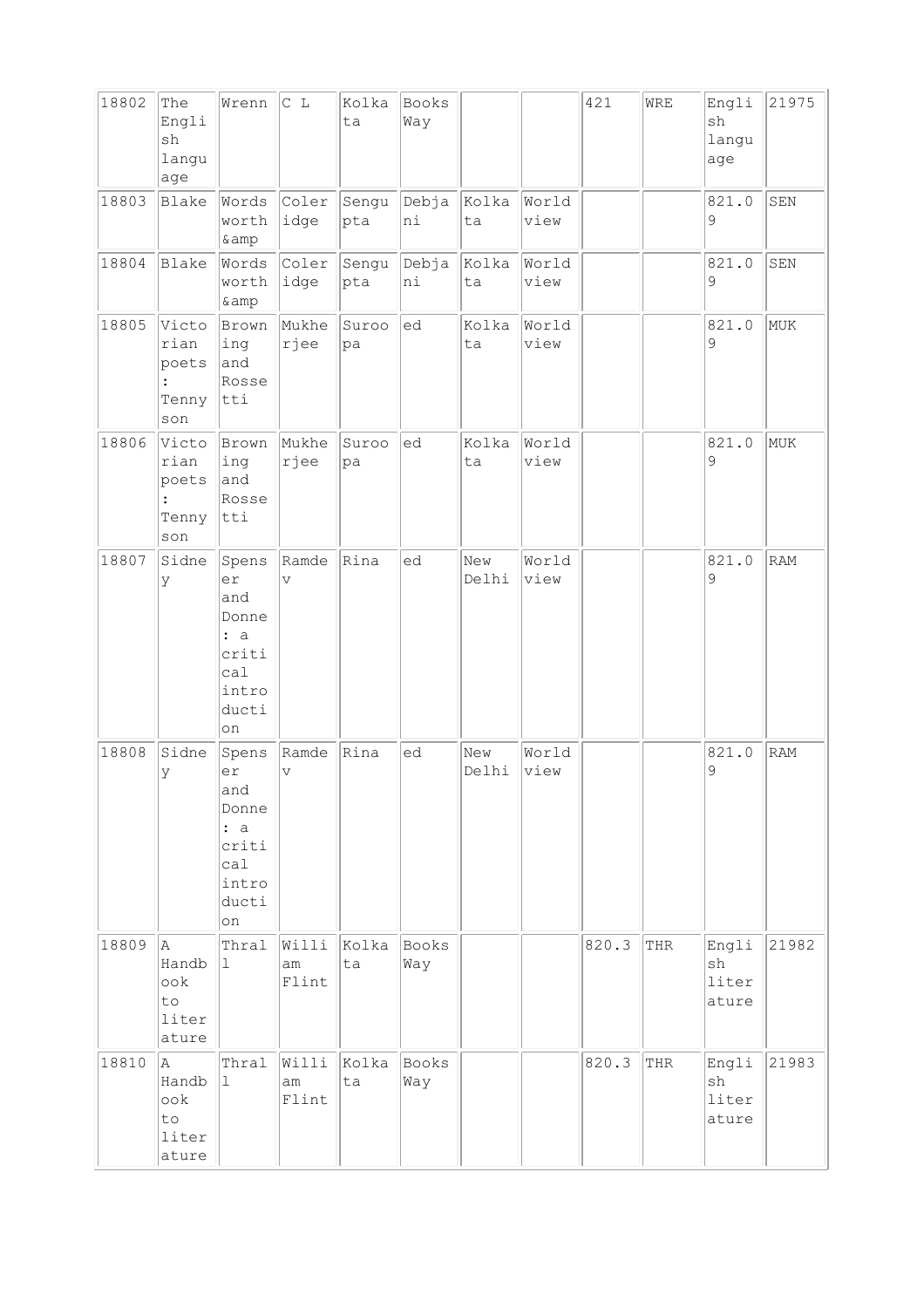| 18802 | The English language | Wrenn | C L | Kolkata | Books Way | | | 421 | WRE | English language | 21975 |
|---|---|---|---|---|---|---|---|---|---|---|---|
| 18803 | Blake | Words worth &amp | Coleridge | Sengupta | Debjani | Kolkata | World view | | | 821.09 | SEN |
| 18804 | Blake | Words worth &amp | Coleridge | Sengupta | Debjani | Kolkata | World view | | | 821.09 | SEN |
| 18805 | Victorian poets : Tennyson | Browning and Rossetti | Mukherjee | Suroopa | ed | Kolkata | World view | | | 821.09 | MUK |
| 18806 | Victorian poets : Tennyson | Browning and Rossetti | Mukherjee | Suroopa | ed | Kolkata | World view | | | 821.09 | MUK |
| 18807 | Sidney | Spenser and Donne : a critical introduction | Ramdev | Rina | ed | New Delhi | World view | | | 821.09 | RAM |
| 18808 | Sidney | Spenser and Donne : a critical introduction | Ramdev | Rina | ed | New Delhi | World view | | | 821.09 | RAM |
| 18809 | A Handbook to literature | Thrall | William Flint | Kolkata | Books Way | | | 820.3 | THR | English literature | 21982 |
| 18810 | A Handbook to literature | Thrall | William Flint | Kolkata | Books Way | | | 820.3 | THR | English literature | 21983 |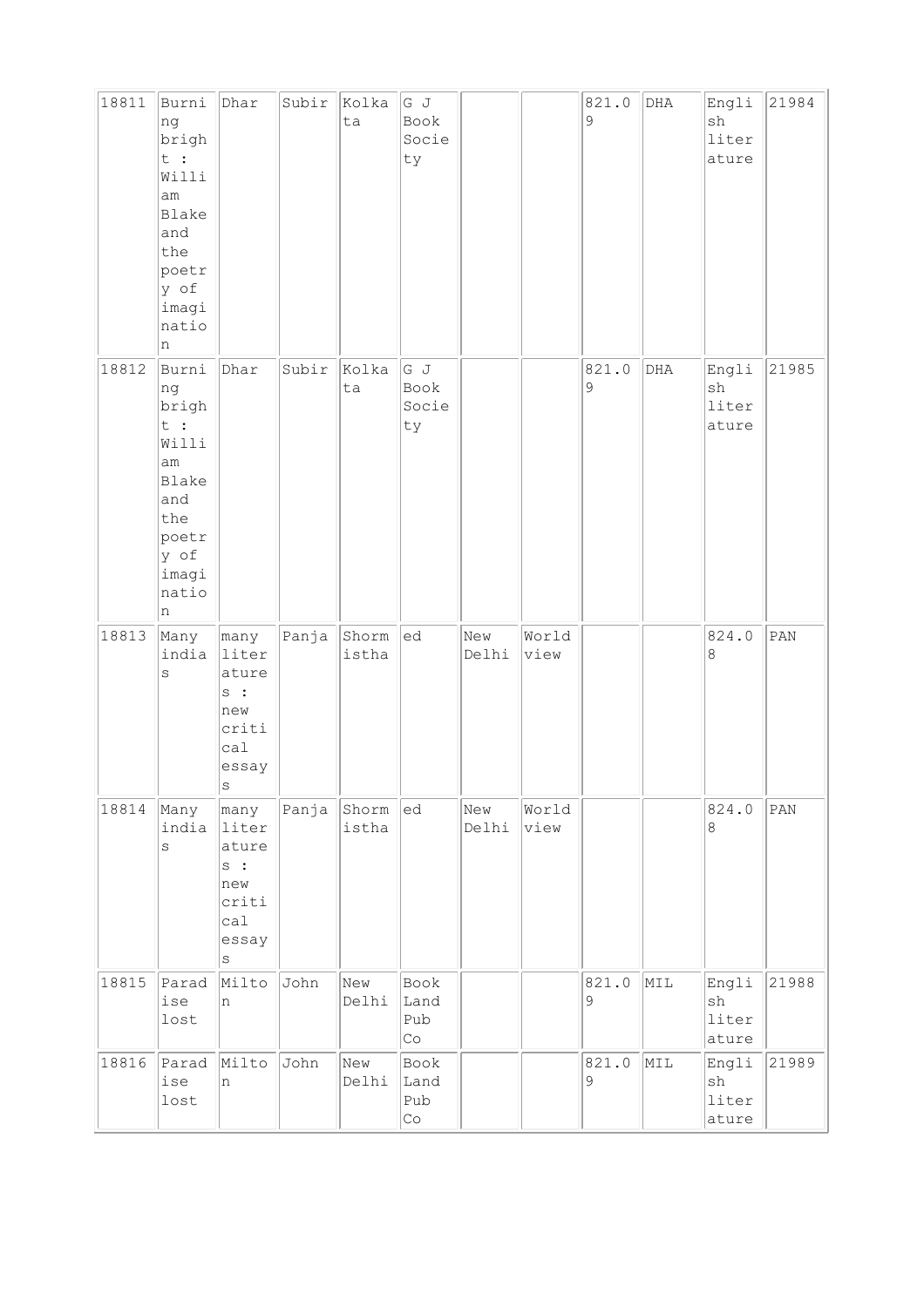| 18811 | Burning bright : William Blake and the poetry of imagination | Dhar | Subir | Kolkata | G J Book Society | | | 821.09 | DHA | English literature | 21984 |
|---|---|---|---|---|---|---|---|---|---|---|---|
| 18812 | Burning bright : William Blake and the poetry of imagination | Dhar | Subir | Kolkata | G J Book Society | | | 821.09 | DHA | English literature | 21985 |
| 18813 | Many indias | many literatures : new critical essays | Panja | Shormistha | ed | New Delhi | World view | | | 824.08 | PAN |
| 18814 | Many indias | many literatures : new critical essays | Panja | Shormistha | ed | New Delhi | World view | | | 824.08 | PAN |
| 18815 | Paradise lost | Milton | John | New Delhi | Book Land Pub Co | | | 821.09 | MIL | English literature | 21988 |
| 18816 | Paradise lost | Milton | John | New Delhi | Book Land Pub Co | | | 821.09 | MIL | English literature | 21989 |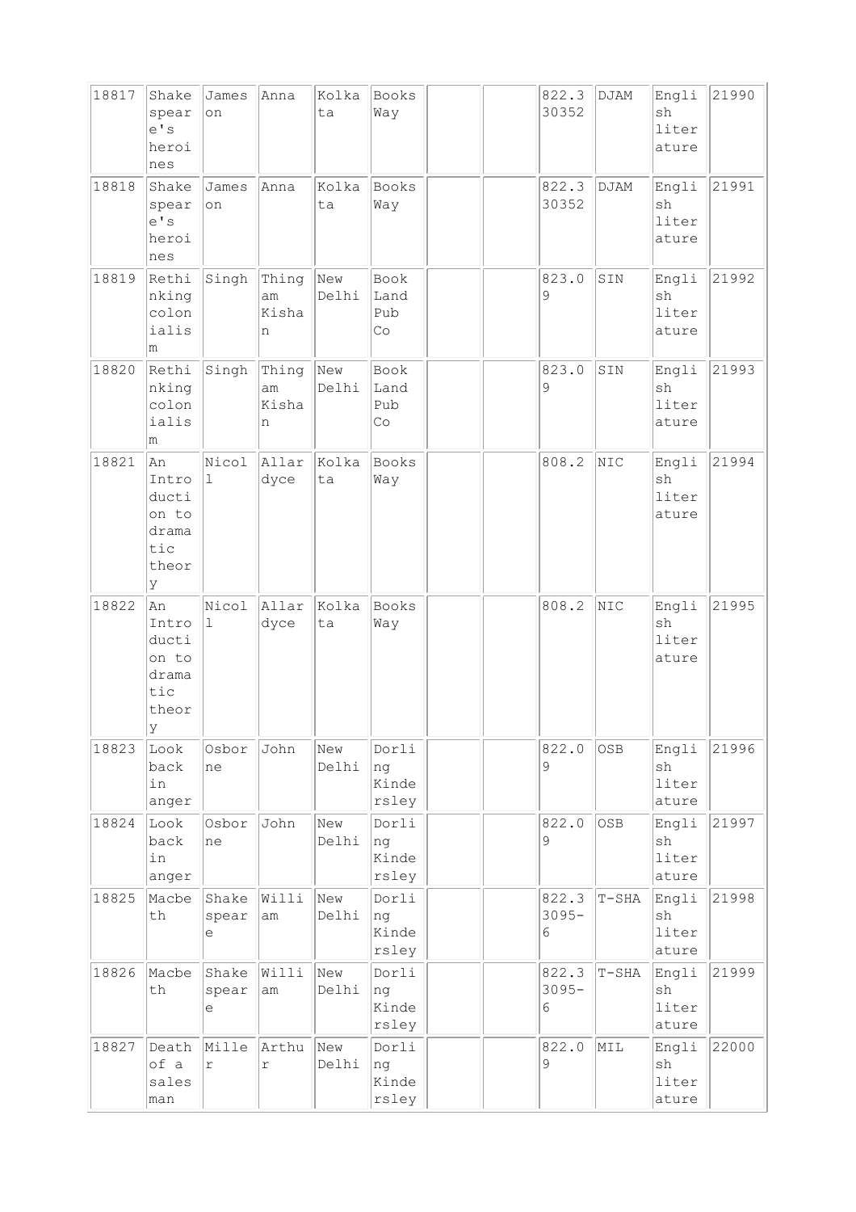| 18817 | Shakespeare's heroines | Jameson | Anna | Kolkata | Books Way | | | 822.330352 | DJAM | English literature | 21990 |
|---|---|---|---|---|---|---|---|---|---|---|---|
| 18818 | Shakespeare's heroines | Jameson | Anna | Kolkata | Books Way | | | 822.330352 | DJAM | English literature | 21991 |
| 18819 | Rethinking colonialism | Singh | Thingam Kishan | New Delhi | Book Land Pub Co | | | 823.09 | SIN | English literature | 21992 |
| 18820 | Rethinking colonialism | Singh | Thingam Kishan | New Delhi | Book Land Pub Co | | | 823.09 | SIN | English literature | 21993 |
| 18821 | An Introduction to dramatic theory | Nicoll | Allardyce | Kolkata | Books Way | | | 808.2 | NIC | English literature | 21994 |
| 18822 | An Introduction to dramatic theory | Nicoll | Allardyce | Kolkata | Books Way | | | 808.2 | NIC | English literature | 21995 |
| 18823 | Look back in anger | Osborne | John | New Delhi | Dorling Kindersley | | | 822.09 | OSB | English literature | 21996 |
| 18824 | Look back in anger | Osborne | John | New Delhi | Dorling Kindersley | | | 822.09 | OSB | English literature | 21997 |
| 18825 | Macbeth | Shakespeare | William | New Delhi | Dorling Kindersley | | | 822.33095-6 | T-SHA | English literature | 21998 |
| 18826 | Macbeth | Shakespeare | William | New Delhi | Dorling Kindersley | | | 822.33095-6 | T-SHA | English literature | 21999 |
| 18827 | Death of a sales man | Miller | Arthur | New Delhi | Dorling Kindersley | | | 822.09 | MIL | English literature | 22000 |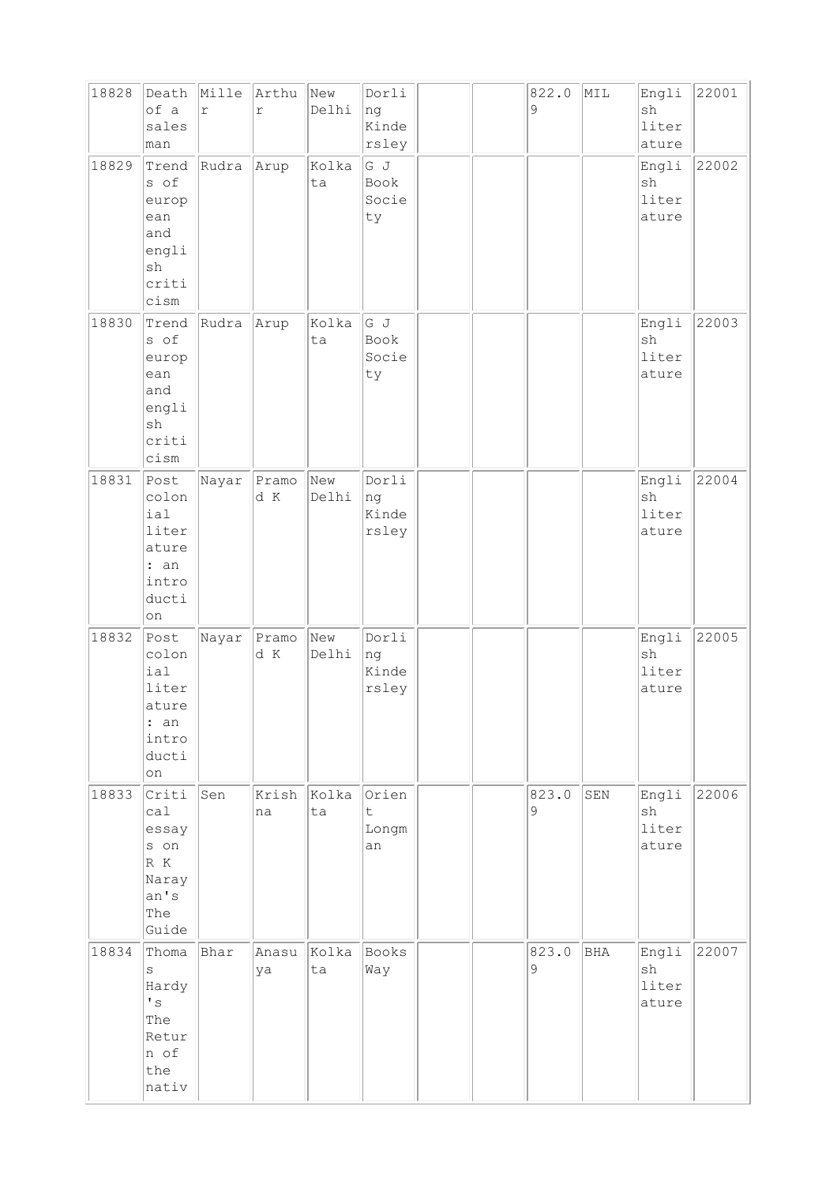| 18828 | Death of a sales man | Miller | Arthur | New Delhi | Dorling Kindersley | | | 822.09 | MIL | English literature | 22001 |
|---|---|---|---|---|---|---|---|---|---|---|---|
| 18829 | Trends of european and english criticism | Rudra | Arup | Kolkata | G J Book Society | | | | | English literature | 22002 |
| 18830 | Trends of european and english criticism | Rudra | Arup | Kolkata | G J Book Society | | | | | English literature | 22003 |
| 18831 | Post colonial literature : an introduction | Nayar | Pramod K | New Delhi | Dorling Kindersley | | | | | English literature | 22004 |
| 18832 | Post colonial literature : an introduction | Nayar | Pramod K | New Delhi | Dorling Kindersley | | | | | English literature | 22005 |
| 18833 | Critical essays on R K Narayan's The Guide | Sen | Krishna | Kolkata | Orient Longman | | | 823.09 | SEN | English literature | 22006 |
| 18834 | Thomas Hardy's The Return of the nativ | Bhar | Anasuya | Kolkata | Books Way | | | 823.09 | BHA | English literature | 22007 |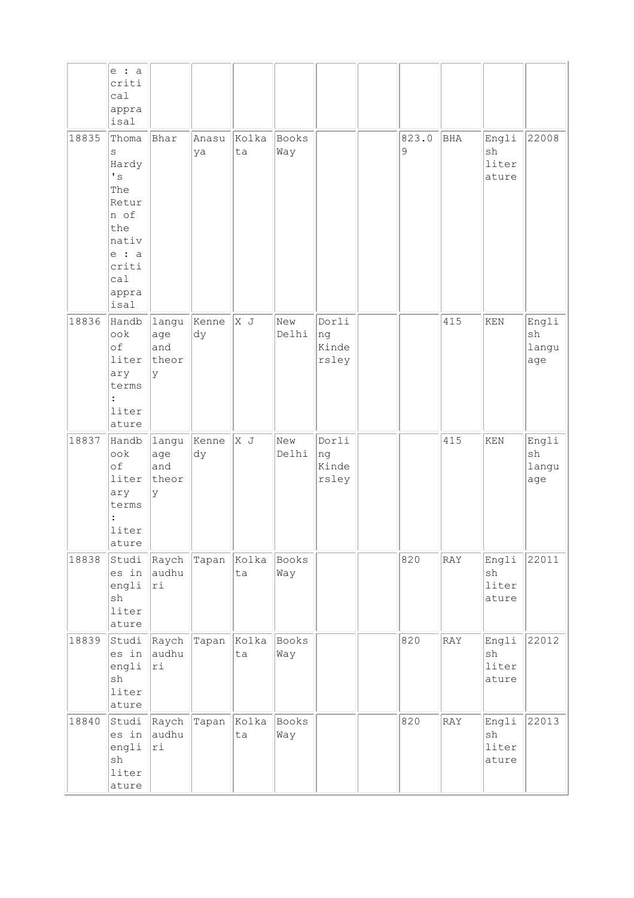| | e : a critical appraisal | | | | | | | | | | |
|---|---|---|---|---|---|---|---|---|---|---|---|
| 18835 | Thomas Hardy's The Return of the native : a critical appraisal | Bhar | Anasuya | Kolkata | Books Way | | | 823.09 | BHA | English literature | 22008 |
| 18836 | Handbook of literary terms : literature | language and theory | Kennedy | X J | New Delhi | Dorling Kindersley | | | 415 | KEN | English language |
| 18837 | Handbook of literary terms : literature | language and theory | Kennedy | X J | New Delhi | Dorling Kindersley | | | 415 | KEN | English language |
| 18838 | Studies in english literature | Raychaudhuri | Tapan | Kolkata | Books Way | | | 820 | RAY | English literature | 22011 |
| 18839 | Studies in english literature | Raychaudhuri | Tapan | Kolkata | Books Way | | | 820 | RAY | English literature | 22012 |
| 18840 | Studies in english literature | Raychaudhuri | Tapan | Kolkata | Books Way | | | 820 | RAY | English literature | 22013 |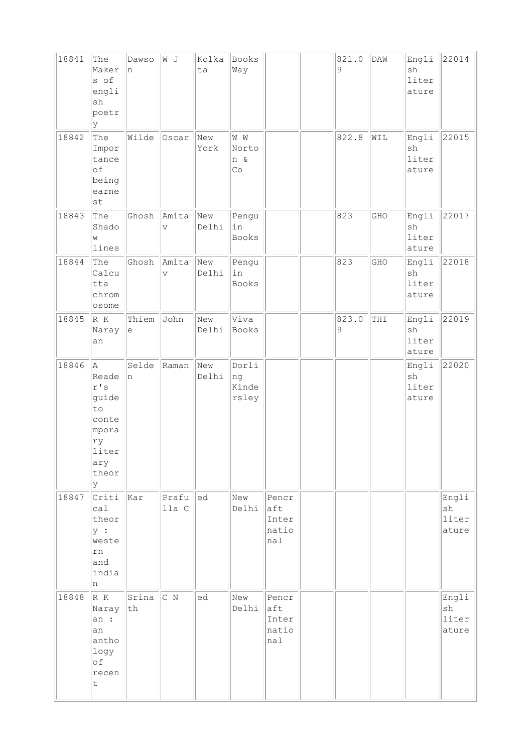| 18841 | The Makers of english poetry | Dawson | W J | Kolkata | Books Way | | | 821.09 | DAW | English literature | 22014 |
|---|---|---|---|---|---|---|---|---|---|---|---|
| 18842 | The Importance of being earnest | Wilde | Oscar | New York | W W Norton & Co | | | 822.8 | WIL | English literature | 22015 |
| 18843 | The Shadow lines | Ghosh | Amitav | New Delhi | Penguin Books | | | 823 | GHO | English literature | 22017 |
| 18844 | The Calcutta chromosome | Ghosh | Amitav | New Delhi | Penguin Books | | | 823 | GHO | English literature | 22018 |
| 18845 | R K Narayan | Thieme | John | New Delhi | Viva Books | | | 823.09 | THI | English literature | 22019 |
| 18846 | A Reader's guide to contemporary literary theory | Selden | Raman | New Delhi | Dorling Kindersley | | | | | English literature | 22020 |
| 18847 | Critical theory : western and indian | Kar | Prafulla C | ed | New Delhi | Pencraft International | | | | | English literature |
| 18848 | R K Narayan : an anthology of recent | Srinath | C N | ed | New Delhi | Pencraft International | | | | | English literature |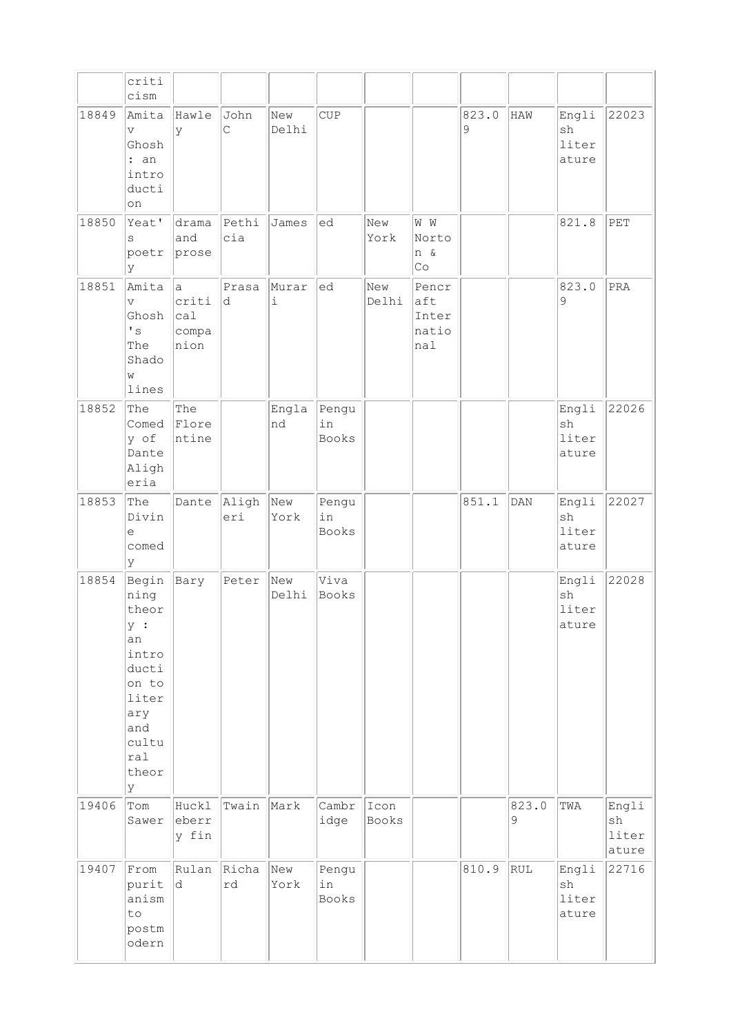|  | criticism |  |  |  |  |  |  |  |  |  |  |
|---|---|---|---|---|---|---|---|---|---|---|---|
| 18849 | Amitav Ghosh : an introduction | Hawley | John C | New Delhi | CUP |  |  | 823.09 | HAW | English literature | 22023 |
| 18850 | Yeat's poetry | drama and prose | Pethicia | James | ed | New York | W W Norton & Co |  |  | 821.8 | PET |
| 18851 | Amitav Ghosh's The Shadow lines | a critical companion | Prasad | Murari | ed | New Delhi | Pencraft International |  |  | 823.09 | PRA |
| 18852 | The Comedy of Dante Aligheria | The Florentine |  | England | Penguin Books |  |  |  |  | English literature | 22026 |
| 18853 | The Divine comedy | Dante | Aligheri | New York | Penguin Books |  |  | 851.1 | DAN | English literature | 22027 |
| 18854 | Beginning theory : an introduction to literary and cultural theory | Bary | Peter | New Delhi | Viva Books |  |  |  |  | English literature | 22028 |
| 19406 | Tom Sawer | Huckleberry fin | Twain | Mark | Cambridge | Icon Books |  |  | 823.09 | TWA | English literature |
| 19407 | From puritanism to postmodern | Ruland | Richard | New York | Penguin Books |  |  | 810.9 | RUL | English literature | 22716 |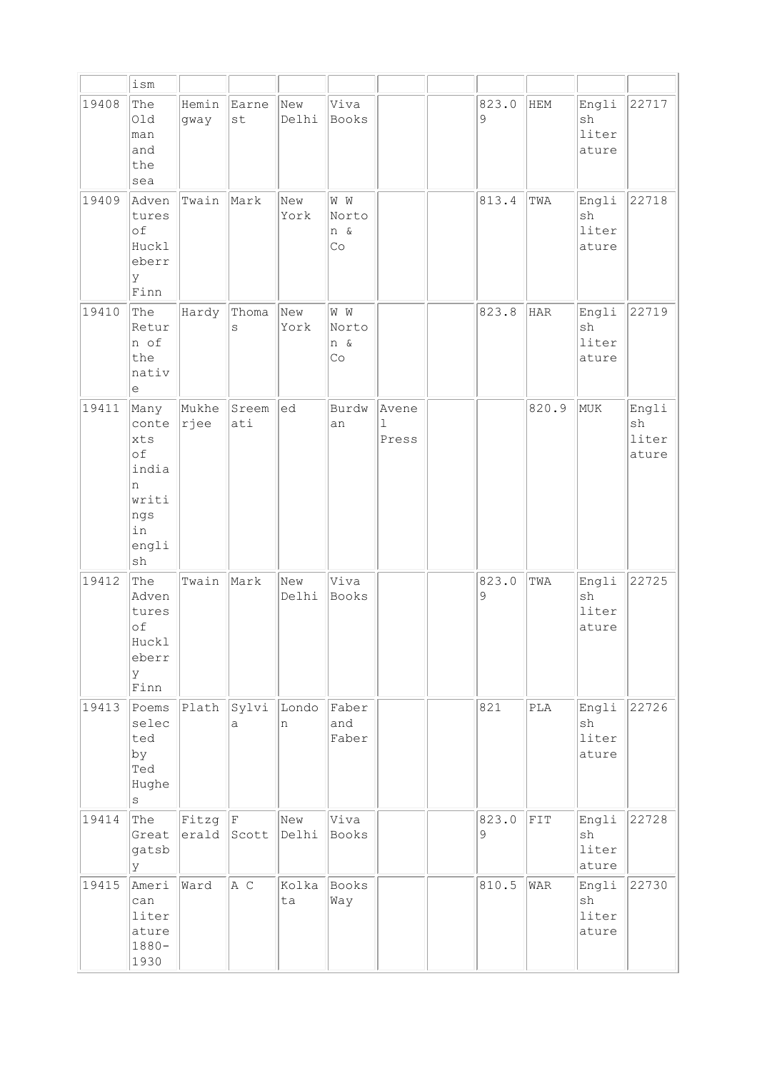| | ism | | | | | | | | | | |
|---|---|---|---|---|---|---|---|---|---|---|---|
| 19408 | The Old man and the sea | Hemingway | Earnest | New Delhi | Viva Books | | | 823.09 | HEM | English literature | 22717 |
| 19409 | Adventures of Huckleberry Finn | Twain | Mark | New York | W W Norton & Co | | | 813.4 | TWA | English literature | 22718 |
| 19410 | The Return of the native | Hardy | Thomas | New York | W W Norton & Co | | | 823.8 | HAR | English literature | 22719 |
| 19411 | Many contexts of indian writings in english | Mukherjee | Sreemati | ed | Burdwan | Avenel Press | | | 820.9 | MUK | English literature |
| 19412 | The Adventures of Huckleberry Finn | Twain | Mark | New Delhi | Viva Books | | | 823.09 | TWA | English literature | 22725 |
| 19413 | Poems selected by Ted Hughes | Plath | Sylvia | London | Faber and Faber | | | 821 | PLA | English literature | 22726 |
| 19414 | The Great gatsby | Fitzgerald | F Scott | New Delhi | Viva Books | | | 823.09 | FIT | English literature | 22728 |
| 19415 | American literature 1880-1930 | Ward | A C | Kolkata | Books Way | | | 810.5 | WAR | English literature | 22730 |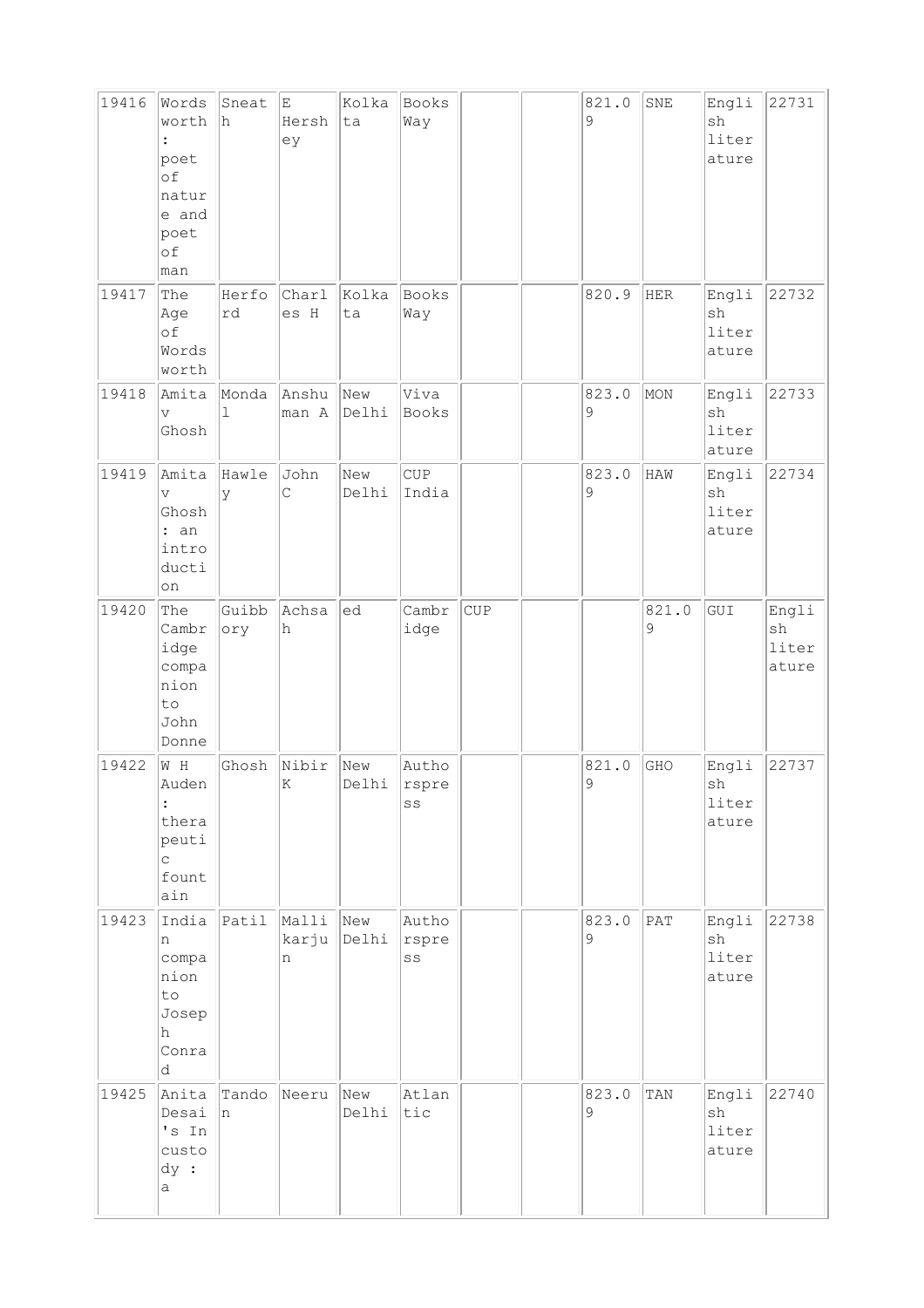| 19416 | Wordsworth : poet of nature and poet of man | Sneath | E Hershey | Kolkata | Books Way | | | 821.09 | SNE | English literature | 22731 |
|---|---|---|---|---|---|---|---|---|---|---|---|
| 19417 | The Age of Wordsworth | Herford | Charles H | Kolkata | Books Way | | | 820.9 | HER | English literature | 22732 |
| 19418 | Amitav Ghosh | Mondal | Anshuman A | New Delhi | Viva Books | | | 823.09 | MON | English literature | 22733 |
| 19419 | Amitav Ghosh : an introduction | Hawley | John C | New Delhi | CUP India | | | 823.09 | HAW | English literature | 22734 |
| 19420 | The Cambridge companion to John Donne | Guibbory | Achsah | ed | Cambridge | CUP | | | 821.09 | GUI | English literature |
| 19422 | W H Auden : therapeutic fountain | Ghosh | Nibir K | New Delhi | Authorspress | | | 821.09 | GHO | English literature | 22737 |
| 19423 | Indian companion to Joseph Conrad | Patil | Mallikarjun | New Delhi | Authorspress | | | 823.09 | PAT | English literature | 22738 |
| 19425 | Anita Desai's In custody : a | Tandon | Neeru | New Delhi | Atlantic | | | 823.09 | TAN | English literature | 22740 |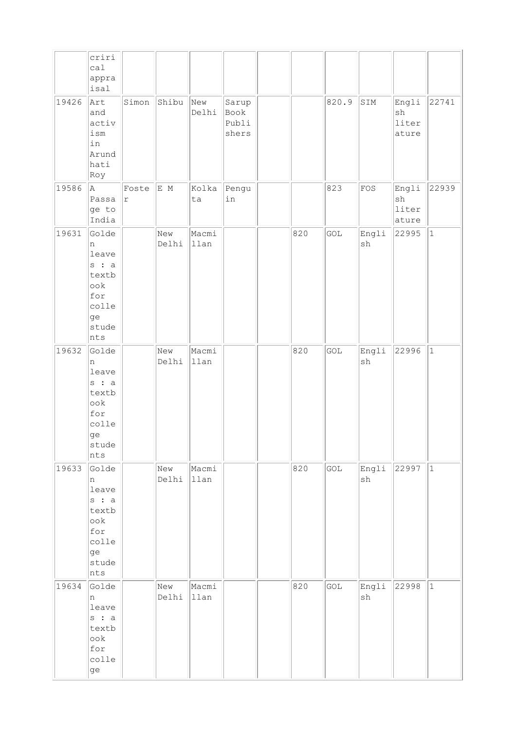| | criricalappraisal | | | | | | | | | | |
|---|---|---|---|---|---|---|---|---|---|---|---|
| 19426 | Art and activism in Arundhati Roy | Simon | Shibu | New Delhi | Sarup Book Publishers | | | 820.9 | SIM | English literature | 22741 |
| 19586 | A Passage to India | Foster | E M | Kolkata | Penguin | | | 823 | FOS | English literature | 22939 |
| 19631 | Golden leaves : a textbook for college students | | New Delhi | Macmillan | | | 820 | GOL | English | 22995 | 1 |
| 19632 | Golden leaves : a textbook for college students | | New Delhi | Macmillan | | | 820 | GOL | English | 22996 | 1 |
| 19633 | Golden leaves : a textbook for college students | | New Delhi | Macmillan | | | 820 | GOL | English | 22997 | 1 |
| 19634 | Golden leaves : a textbook for college | | New Delhi | Macmillan | | | 820 | GOL | English | 22998 | 1 |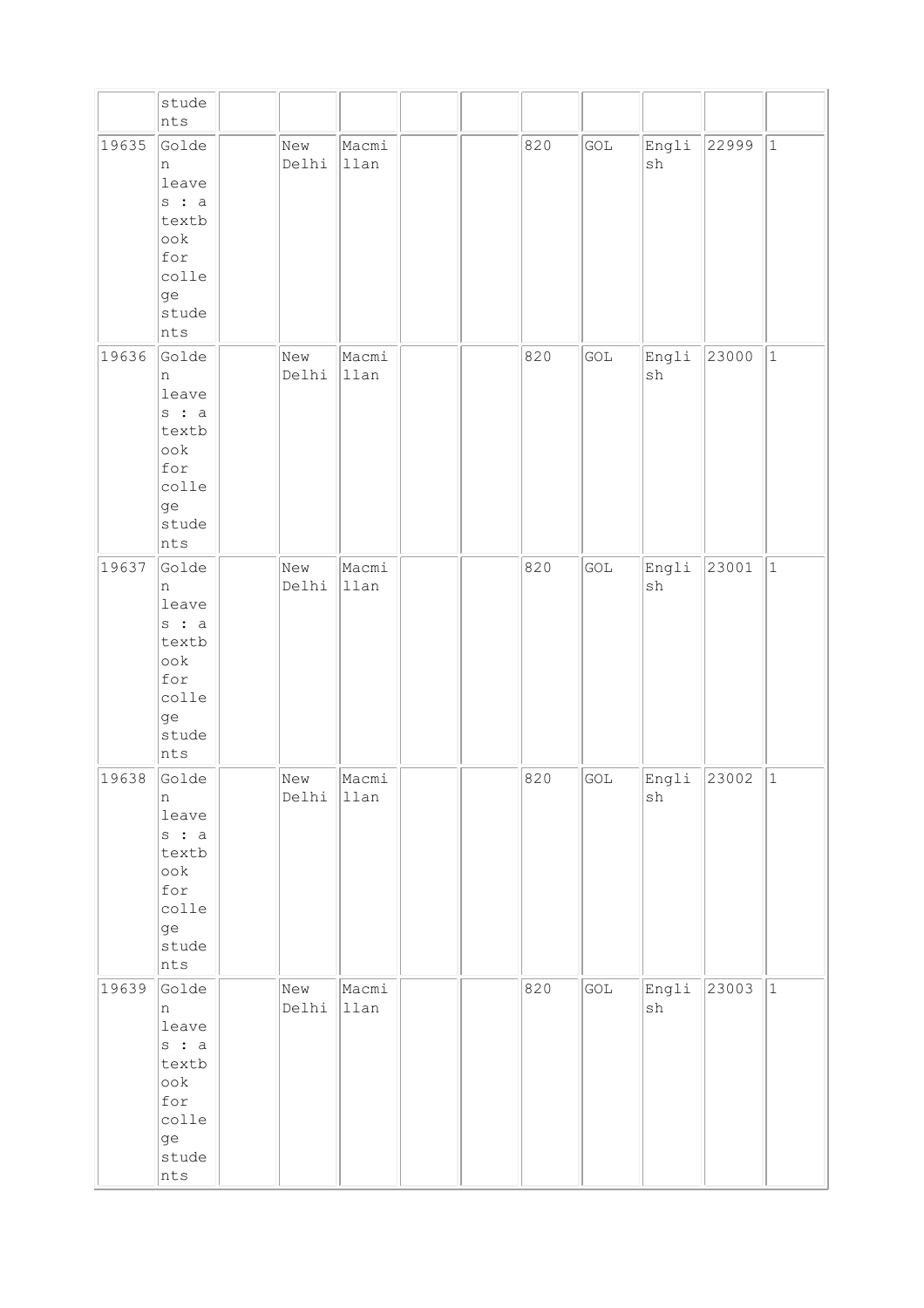| | | | | | | | | | | | |
|---|---|---|---|---|---|---|---|---|---|---|---|
| | students | | | | | | | | | | |
| 19635 | Golden leaves : a textbook for college students | | New Delhi | Macmillan | | | 820 | GOL | English | 22999 | 1 |
| 19636 | Golden leaves : a textbook for college students | | New Delhi | Macmillan | | | 820 | GOL | English | 23000 | 1 |
| 19637 | Golden leaves : a textbook for college students | | New Delhi | Macmillan | | | 820 | GOL | English | 23001 | 1 |
| 19638 | Golden leaves : a textbook for college students | | New Delhi | Macmillan | | | 820 | GOL | English | 23002 | 1 |
| 19639 | Golden leaves : a textbook for college students | | New Delhi | Macmillan | | | 820 | GOL | English | 23003 | 1 |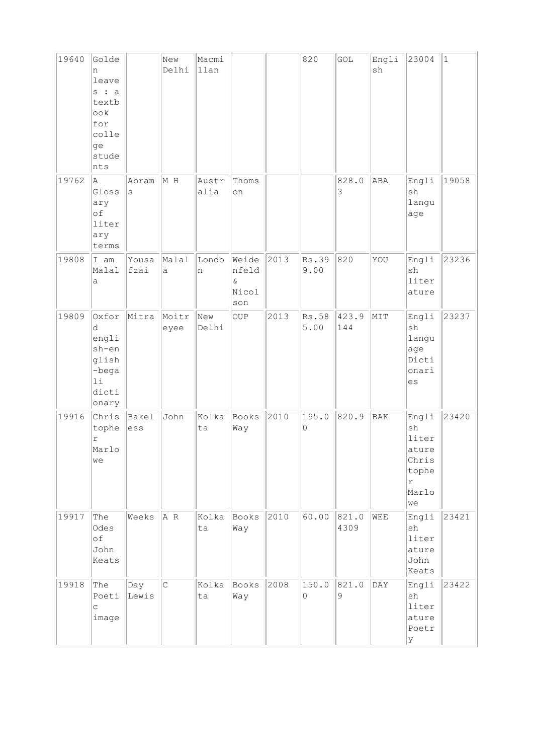| 19640 | Golden leaves : a textbook for college students | | New Delhi | Macmillan | | | 820 | GOL | English | 23004 | 1 |
|---|---|---|---|---|---|---|---|---|---|---|---|
| 19762 | A Glossary of literary terms | Abrams | M H | Australia | Thomson | | | 828.03 | ABA | English language | 19058 |
| 19808 | I am Malala | Yousafzai | Malala | London | Weidenfeld & Nicolson | 2013 | Rs.399.00 | 820 | YOU | English literature | 23236 |
| 19809 | Oxford english-english-begali dictionary | Mitra | Moitreyee | New Delhi | OUP | 2013 | Rs.585.00 | 423.9144 | MIT | English language Dictionaries | 23237 |
| 19916 | Christopher Marlowe | Bakeless | John | Kolkata | Books Way | 2010 | 195.00 | 820.9 | BAK | English literature Christopher Marlowe | 23420 |
| 19917 | The Odes of John Keats | Weeks | A R | Kolkata | Books Way | 2010 | 60.00 | 821.04309 | WEE | English literature John Keats | 23421 |
| 19918 | The Poetic image | Day Lewis | C | Kolkata | Books Way | 2008 | 150.00 | 821.09 | DAY | English literature Poetry | 23422 |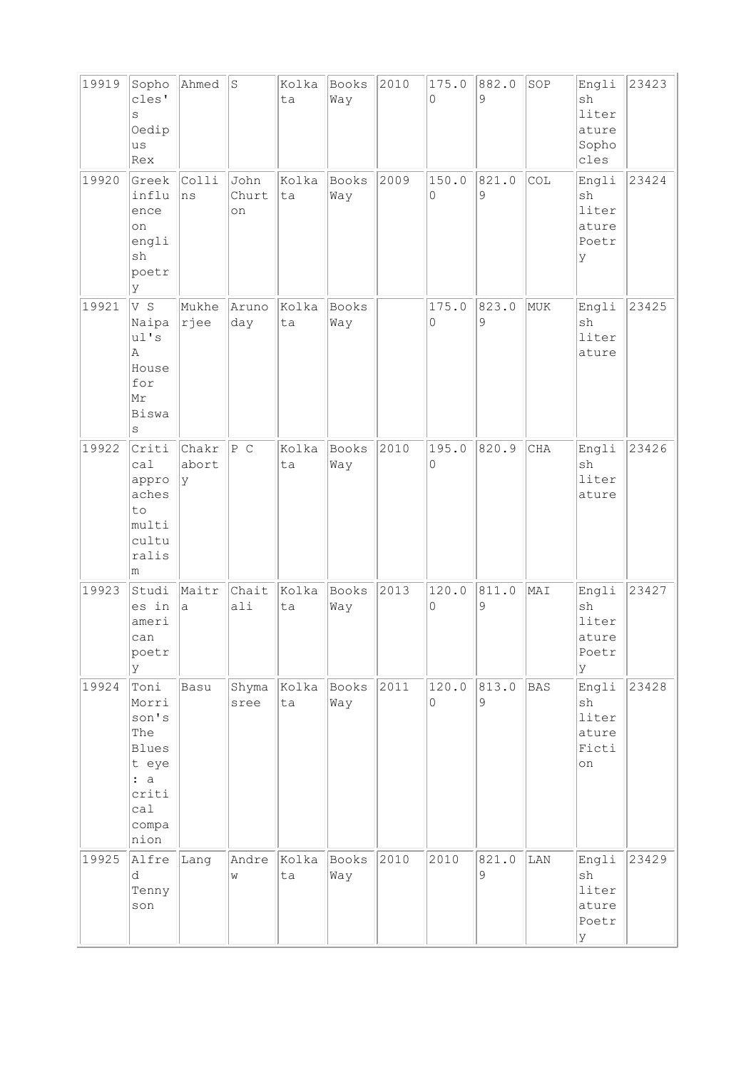| 19919 | Sophocles's Oedipus Rex | Ahmed | S | Kolkata | Books Way | 2010 | 175.00 | 882.09 | SOP | English literature Sophocles | 23423 |
|---|---|---|---|---|---|---|---|---|---|---|---|
| 19920 | Greek influence on english poetry | Collins | John Churton | Kolkata | Books Way | 2009 | 150.00 | 821.09 | COL | English literature Poetry | 23424 |
| 19921 | V S Naipaul's A House for Mr Biswas | Mukherjee | Arunoday | Kolkata | Books Way | | 175.00 | 823.09 | MUK | English literature | 23425 |
| 19922 | Critical approaches to multiculturalism | Chakraborty | P C | Kolkata | Books Way | 2010 | 195.00 | 820.9 | CHA | English literature | 23426 |
| 19923 | Studies in american poetry | Maitra | Chaitali | Kolkata | Books Way | 2013 | 120.00 | 811.09 | MAI | English literature Poetry | 23427 |
| 19924 | Toni Morrison's The Bluest eye : a critical companion | Basu | Shymasree | Kolkata | Books Way | 2011 | 120.00 | 813.09 | BAS | English literature Fiction | 23428 |
| 19925 | Alfred Tennyson | Lang | Andrew | Kolkata | Books Way | 2010 | 2010 | 821.09 | LAN | English literature Poetry | 23429 |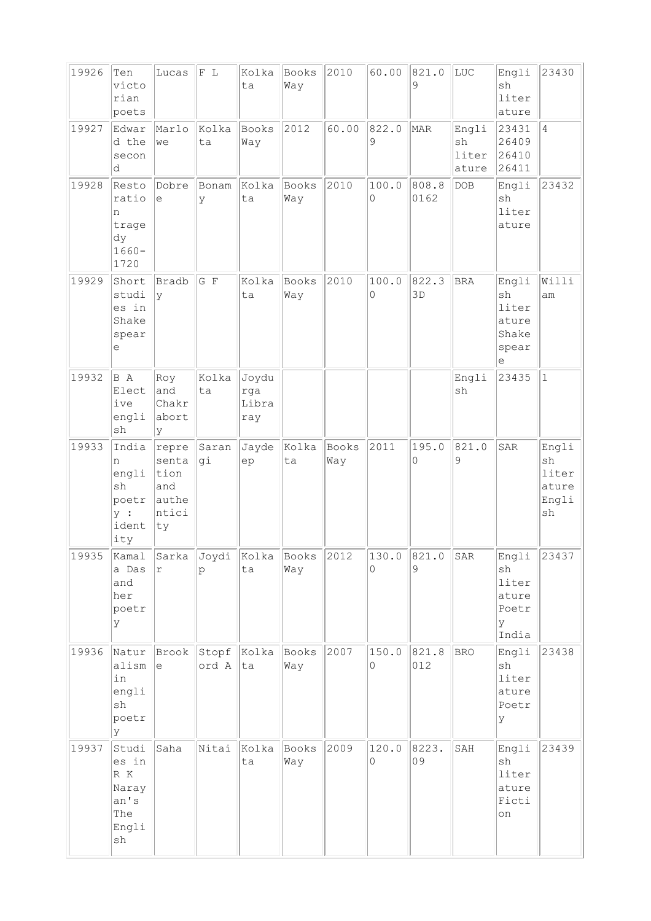| 19926 | Ten victorian poets | Lucas | F L | Kolkata | Books Way | 2010 | 60.00 | 821.09 | LUC | English literature | 23430 |
|---|---|---|---|---|---|---|---|---|---|---|---|
| 19927 | Edward the second | Marlowe | Kolkata | Books Way | 2012 | 60.00 | 822.09 | MAR | English literature | 23431 26409 26410 26411 | 4 |
| 19928 | Restoration tragedy 1660-1720 | Dobree | Bonamy | Kolkata | Books Way | 2010 | 100.00 | 808.80162 | DOB | English literature | 23432 |
| 19929 | Short studies in Shakespeare | Bradby | G F | Kolkata | Books Way | 2010 | 100.00 | 822.33D | BRA | English literature Shakespeare | William |
| 19932 | B A Elective english | Roy and Chakraborty | Kolkata | Joydurga Library | | | | | English | 23435 | 1 |
| 19933 | Indian english poetry : identity | representation and authenticity | Sarangi | Jaydeep | Kolkata | Books Way | 2011 | 195.00 | 821.09 | SAR | English literature English |
| 19935 | Kamala Das and her poetry | Sarkar | Joydip | Kolkata | Books Way | 2012 | 130.00 | 821.09 | SAR | English literature Poetry India | 23437 |
| 19936 | Naturalism in english poetry | Brooke | Stopford A | Kolkata | Books Way | 2007 | 150.00 | 821.8012 | BRO | English literature Poetry | 23438 |
| 19937 | Studies in R K Narayan's The English | Saha | Nitai | Kolkata | Books Way | 2009 | 120.00 | 8223.09 | SAH | English literature Fiction | 23439 |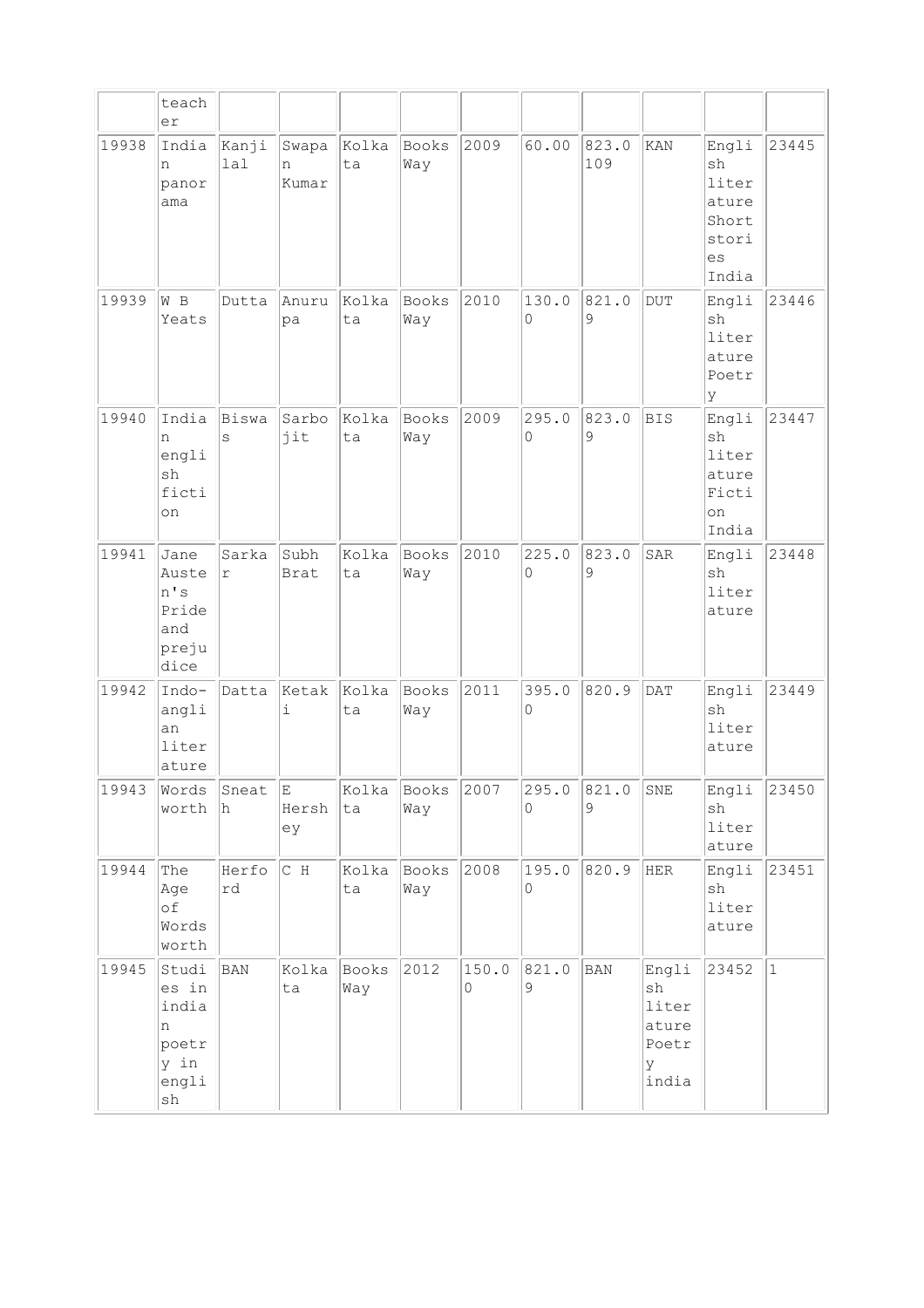| | teacher | | | | | | | | | | |
|---|---|---|---|---|---|---|---|---|---|---|---|
| 19938 | Indian panorama | Kanjilal | Swapan Kumar | Kolkata | Books Way | 2009 | 60.00 | 823.0109 | KAN | English literature Short stories India | 23445 |
| 19939 | W B Yeats | Dutta | Anurupa | Kolkata | Books Way | 2010 | 130.00 | 821.09 | DUT | English literature Poetry | 23446 |
| 19940 | Indian english fiction | Biswas | Sarbojit | Kolkata | Books Way | 2009 | 295.00 | 823.09 | BIS | English literature Fiction India | 23447 |
| 19941 | Jane Austen's Pride and prejudice | Sarkar | Subh Brat | Kolkata | Books Way | 2010 | 225.00 | 823.09 | SAR | English literature | 23448 |
| 19942 | Indo-anglian literature | Datta | Ketaki | Kolkata | Books Way | 2011 | 395.00 | 820.9 | DAT | English literature | 23449 |
| 19943 | Words worth | Sneath | E Hershey | Kolkata | Books Way | 2007 | 295.00 | 821.09 | SNE | English literature | 23450 |
| 19944 | The Age of Words worth | Herford | C H | Kolkata | Books Way | 2008 | 195.00 | 820.9 | HER | English literature | 23451 |
| 19945 | Studies in indian poetry in english | BAN | Kolkata | Books Way | 2012 | 150.00 | 821.09 | BAN | English literature Poetry india | 23452 | 1 |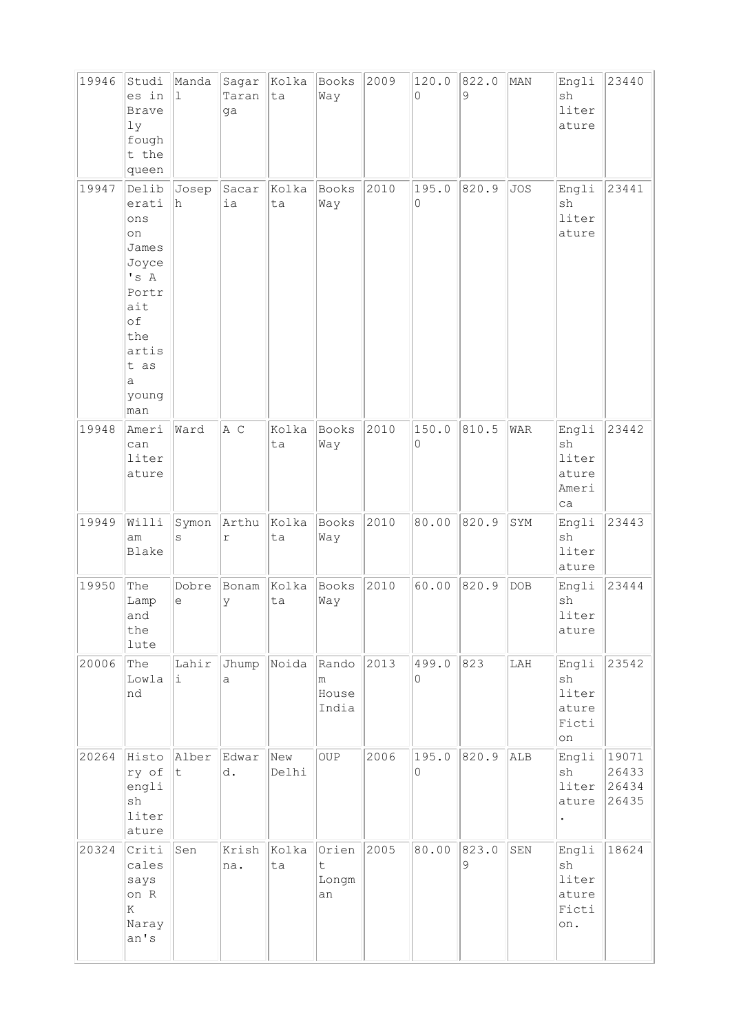| 19946 | Studies in Bravely fought the queen | Mandal | Sagar Taranga | Kolkata | Books Way | 2009 | 120.00 | 822.09 | MAN | English literature | 23440 |
|---|---|---|---|---|---|---|---|---|---|---|---|
| 19947 | Deliberations on James Joyce's A Portrait of the artist as a young man | Joseph | Sacaria | Kolkata | Books Way | 2010 | 195.00 | 820.9 | JOS | English literature | 23441 |
| 19948 | American literature | Ward | A C | Kolkata | Books Way | 2010 | 150.00 | 810.5 | WAR | English literature America | 23442 |
| 19949 | William Blake | Symons | Arthur | Kolkata | Books Way | 2010 | 80.00 | 820.9 | SYM | English literature | 23443 |
| 19950 | The Lamp and the lute | Dobree | Bonamy | Kolkata | Books Way | 2010 | 60.00 | 820.9 | DOB | English literature | 23444 |
| 20006 | The Lowland | Lahiri | Jhumpa | Noida | Random House India | 2013 | 499.00 | 823 | LAH | English literature Fiction | 23542 |
| 20264 | History of english literature | Albert | Edward d. | New Delhi | OUP | 2006 | 195.00 | 820.9 | ALB | English literature. | 19071 26433 26434 26435 |
| 20324 | Critical essays on R K Narayan's | Sen | Krishna. | Kolkata | Orient Longman | 2005 | 80.00 | 823.09 | SEN | English literature Fiction. | 18624 |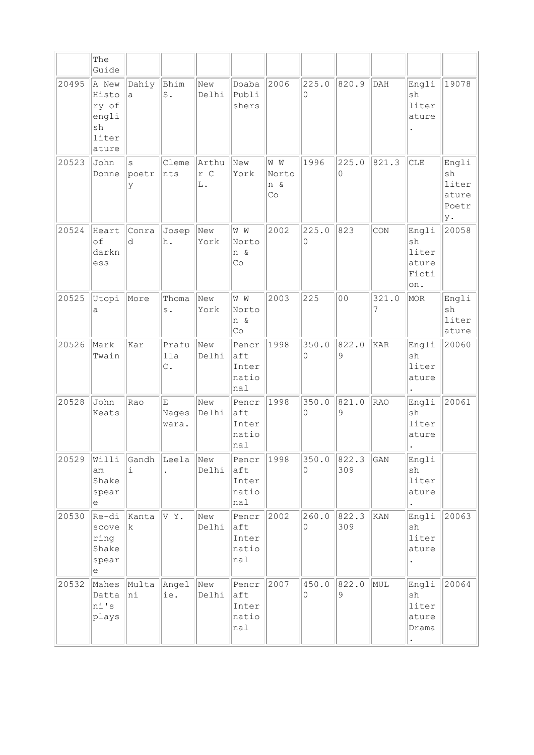| | The Guide | | | | | | | | | | |
|---|---|---|---|---|---|---|---|---|---|---|---|
| 20495 | A New History of english literature | Dahiya | Bhim S. | New Delhi | Doaba Publishers | 2006 | 225.00 | 820.9 | DAH | English literature. | 19078 |
| 20523 | John Donne | s poetry | Clements | Arthur C L. | New York | W W Norton & Co | 1996 | 225.00 | 821.3 | CLE | English literature Poetry. |
| 20524 | Heart of darkness | Conrad | Joseph. | New York | W W Norton & Co | 2002 | 225.00 | 823 | CON | English literature Fiction. | 20058 |
| 20525 | Utopia | More | Thomas. | New York | W W Norton & Co | 2003 | 225 | 00 | 321.07 | MOR | English literature |
| 20526 | Mark Twain | Kar | Prafulla C. | New Delhi | Pencraft International | 1998 | 350.00 | 822.09 | KAR | English literature. | 20060 |
| 20528 | John Keats | Rao | E Nageswara. | New Delhi | Pencraft International | 1998 | 350.00 | 821.09 | RAO | English literature. | 20061 |
| 20529 | William Shakespeare | Gandhi | Leela. | New Delhi | Pencraft International | 1998 | 350.00 | 822.3309 | GAN | English literature. | |
| 20530 | Re-discovering Shakespeare | Kantak | V Y. | New Delhi | Pencraft International | 2002 | 260.00 | 822.3309 | KAN | English literature. | 20063 |
| 20532 | Mahes Dattani's plays | Multani | Angelie. | New Delhi | Pencraft International | 2007 | 450.00 | 822.09 | MUL | English literature Drama. | 20064 |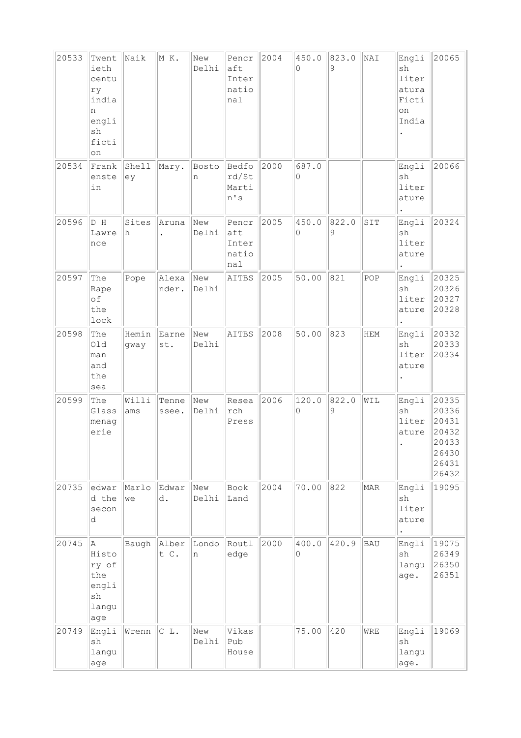| 20533 | Twentieth century indian english fiction | Naik | M K. | New Delhi | Pencraft International | 2004 | 450.00 | 823.09 | NAI | English literatura Fiction India. | 20065 |
|---|---|---|---|---|---|---|---|---|---|---|---|
| 20534 | Frankenstein | Shelley | Mary. | Boston | Bedford/St Martin's | 2000 | 687.00 | | | English literature. | 20066 |
| 20596 | D H Lawrence | Sitesh | Aruna. | New Delhi | Pencraft International | 2005 | 450.00 | 822.09 | SIT | English literature. | 20324 |
| 20597 | The Rape of the lock | Pope | Alexander. | New Delhi | AITBS | 2005 | 50.00 | 821 | POP | English literature. | 20325 20326 20327 20328 |
| 20598 | The Old man and the sea | Hemingway | Earnest. | New Delhi | AITBS | 2008 | 50.00 | 823 | HEM | English literature. | 20332 20333 20334 |
| 20599 | The Glass menagerie | Williams | Tennessee. | New Delhi | Research Press | 2006 | 120.00 | 822.09 | WIL | English literature. | 20335 20336 20431 20432 20433 26430 26431 26432 |
| 20735 | edward the second | Marlowe | Edward. | New Delhi | Book Land | 2004 | 70.00 | 822 | MAR | English literature. | 19095 |
| 20745 | A History of the english language | Baugh | Albert C. | London | Routledge | 2000 | 400.00 | 420.9 | BAU | English language. | 19075 26349 26350 26351 |
| 20749 | English language | Wrenn | C L. | New Delhi | Vikas Pub House | | 75.00 | 420 | WRE | English language. | 19069 |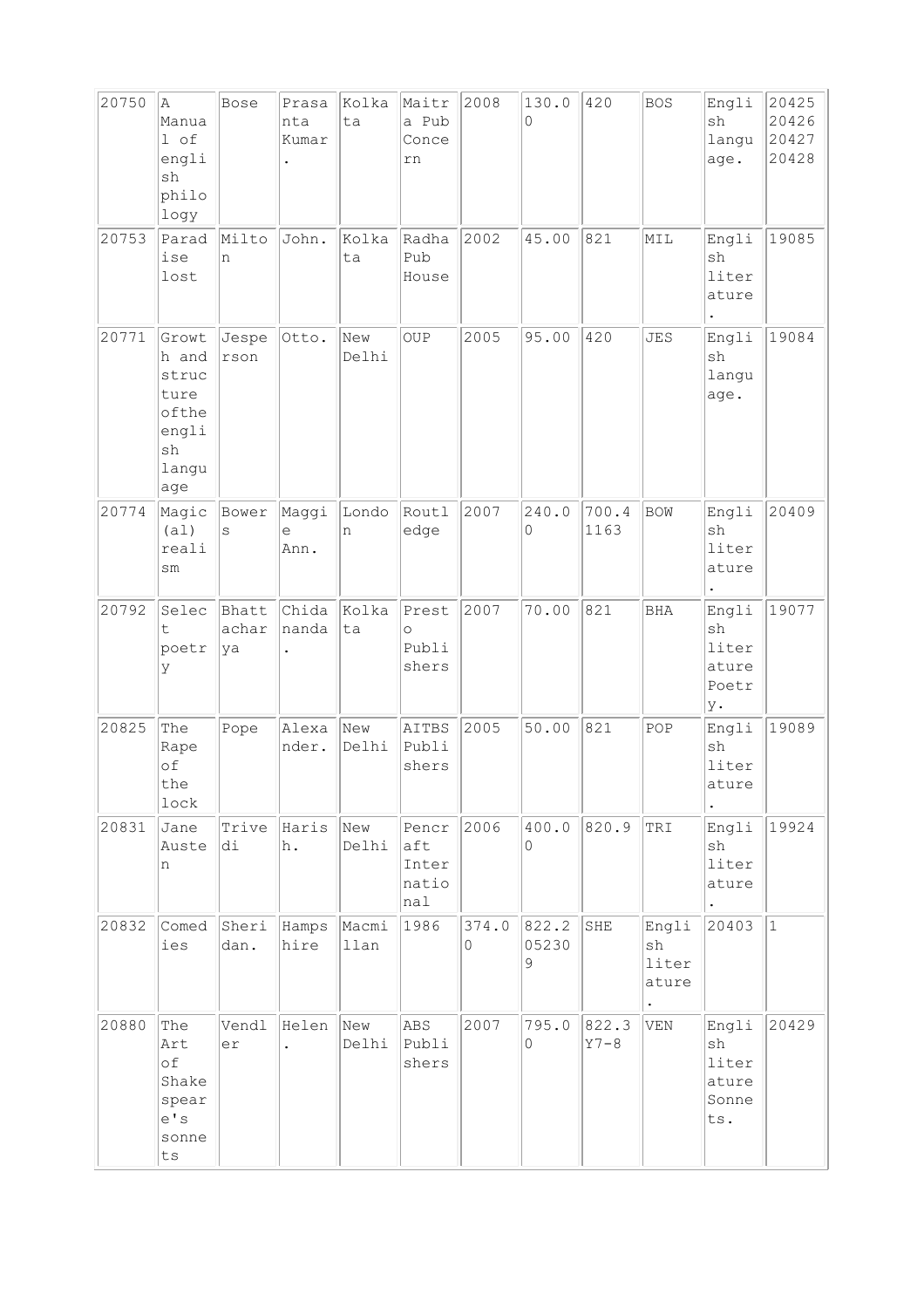| 20750 | A Manual of english philology | Bose | Prasanta Kumar. | Kolkata | Maitra Pub Concern | 2008 | 130.00 | 420 | BOS | English language. | 20425 20426 20427 20428 |
|---|---|---|---|---|---|---|---|---|---|---|---|
| 20753 | Paradise lost | Milton | John. | Kolkata | Radha Pub House | 2002 | 45.00 | 821 | MIL | English literature. | 19085 |
| 20771 | Growth and structure ofthe english language | Jespersson | Otto. | New Delhi | OUP | 2005 | 95.00 | 420 | JES | English language. | 19084 |
| 20774 | Magic (al) realism | Bowers | Maggie Ann. | London | Routledge | 2007 | 240.00 | 700.41163 | BOW | English literature. | 20409 |
| 20792 | Select poetry | Bhattacharya | Chidananda. | Kolkata | Presto Publishers | 2007 | 70.00 | 821 | BHA | English literature Poetry. | 19077 |
| 20825 | The Rape of the lock | Pope | Alexander. | New Delhi | AITBS Publishers | 2005 | 50.00 | 821 | POP | English literature. | 19089 |
| 20831 | Jane Austen | Trivedi | Harish. | New Delhi | Pencraft International | 2006 | 400.00 | 820.9 | TRI | English literature. | 19924 |
| 20832 | Comedies | Sheridan. | Hampshire | Macmillan | 1986 | 374.00 | 822.205230 9 | SHE | English literature. | 20403 | 1 |
| 20880 | The Art of Shakespeare's sonnets | Vendler | Helen. | New Delhi | ABS Publishers | 2007 | 795.00 | 822.3Y7-8 | VEN | English literature Sonnets. | 20429 |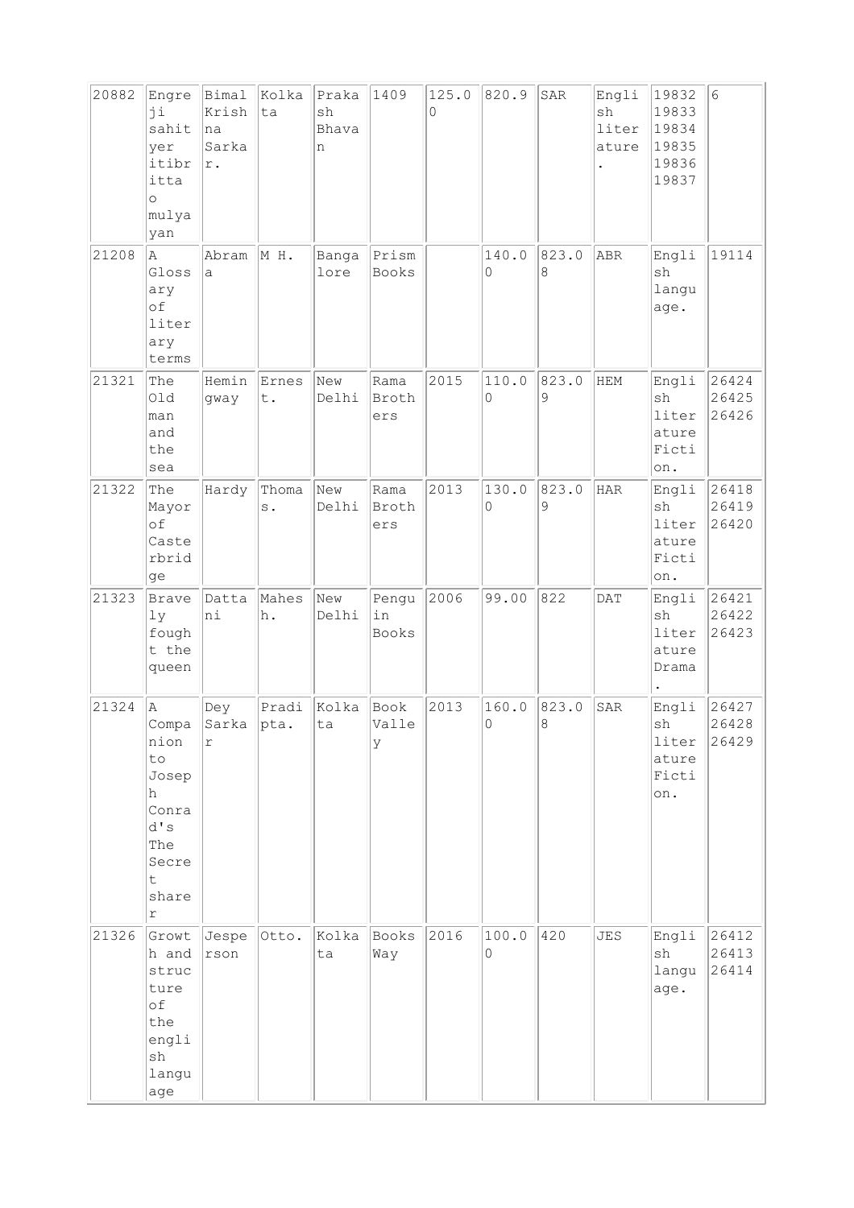| 20882 | Engreji sahityer itibritta o mulyayan | Bimal Krishna Sarkar. | Kolkata | Prakash Bhavan | 1409 | 125.00 | 820.9 | SAR | English literature. | 19832 19833 19834 19835 19836 19837 | 6 |
|---|---|---|---|---|---|---|---|---|---|---|---|
| 21208 | A Glossary of literary terms | Abrama | M H. | Bangalore | Prism Books | | 140.00 | 823.08 | ABR | English language. | 19114 | |
| 21321 | The Old man and the sea | Hemingway | Ernest. | New Delhi | Rama Brothers | 2015 | 110.00 | 823.09 | HEM | English literature Fiction. | 26424 26425 26426 | |
| 21322 | The Mayor of Casterbridge | Hardy | Thomas. | New Delhi | Rama Brothers | 2013 | 130.00 | 823.09 | HAR | English literature Fiction. | 26418 26419 26420 | |
| 21323 | Bravely fought the queen | Dattani | Mahesh. | New Delhi | Penguin Books | 2006 | 99.00 | 822 | DAT | English literature Drama. | 26421 26422 26423 | |
| 21324 | A Companion to Joseph Conrad's The Secret sharer | Dey Sarkar | Pradipta. | Kolkata | Book Valley | 2013 | 160.00 | 823.08 | SAR | English literature Fiction. | 26427 26428 26429 | |
| 21326 | Growth and structure of the english language | Jesperson | Otto. | Kolkata | Books Way | 2016 | 100.00 | 420 | JES | English language. | 26412 26413 26414 | |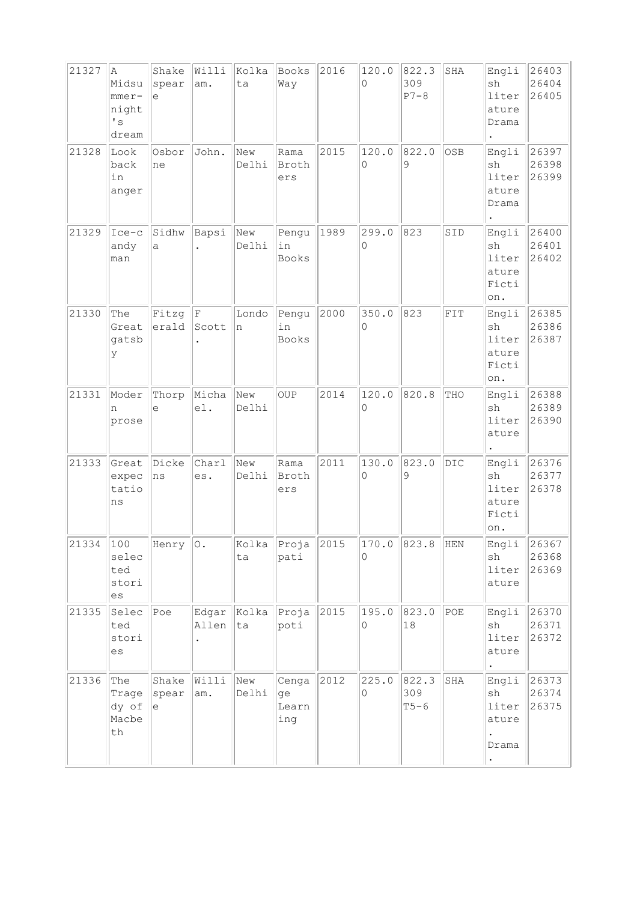| 21327 | A Midsummer-night's dream | Shakespeare | William. | Kolkata | Books Way | 2016 | 120.00 | 822.3309 P7-8 | SHA | English literature Drama. | 26403 26404 26405 |
|---|---|---|---|---|---|---|---|---|---|---|---|
| 21328 | Look back in anger | Osborne | John. | New Delhi | Rama Brothers | 2015 | 120.00 | 822.09 | OSB | English literature Drama. | 26397 26398 26399 |
| 21329 | Ice-candy man | Sidhwa | Bapsi. | New Delhi | Penguin Books | 1989 | 299.00 | 823 | SID | English literature Fiction. | 26400 26401 26402 |
| 21330 | The Great gatsby | Fitzgerald | F Scott. | London | Penguin Books | 2000 | 350.00 | 823 | FIT | English literature Fiction. | 26385 26386 26387 |
| 21331 | Modern prose | Thorpe | Michael. | New Delhi | OUP | 2014 | 120.00 | 820.8 | THO | English literature. | 26388 26389 26390 |
| 21333 | Great expectations | Dickens | Charles. | New Delhi | Rama Brothers | 2011 | 130.00 | 823.09 | DIC | English literature Fiction. | 26376 26377 26378 |
| 21334 | 100 selected stories | Henry | O. | Kolkata | Projapati | 2015 | 170.00 | 823.8 | HEN | English literature | 26367 26368 26369 |
| 21335 | Selected stories | Poe | Edgar Allen. | Kolkata | Projapoti | 2015 | 195.00 | 823.018 | POE | English literature. | 26370 26371 26372 |
| 21336 | The Tragedy of Macbeth | Shakespeare | William. | New Delhi | Cengage Learning | 2012 | 225.00 | 822.3309 T5-6 | SHA | English literature. Drama. | 26373 26374 26375 |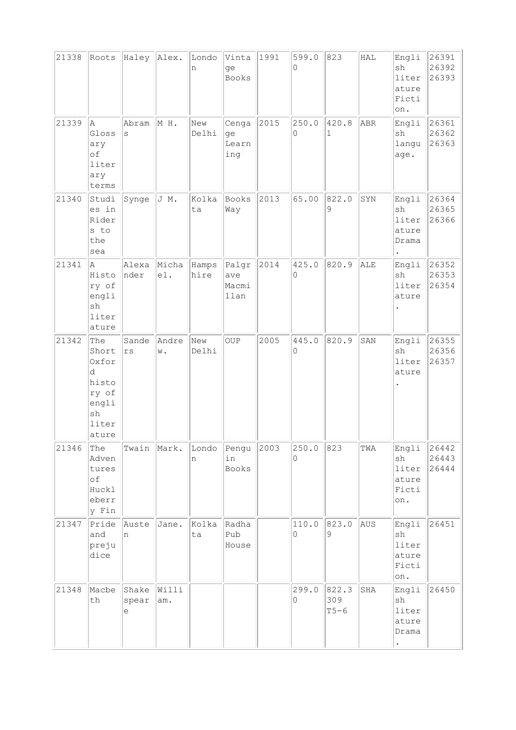| 21338 | Roots | Haley | Alex. | London | Vintage Books | 1991 | 599.00 | 823 | HAL | English literature Fiction. | 26391 26392 26393 |
|---|---|---|---|---|---|---|---|---|---|---|---|
| 21339 | A Glossary of literary terms | Abrams | M H. | New Delhi | Cengage Learning | 2015 | 250.00 | 420.81 | ABR | English language. | 26361 26362 26363 |
| 21340 | Studies in Riders to the sea | Synge | J M. | Kolkata | Books Way | 2013 | 65.00 | 822.09 | SYN | English literature Drama. | 26364 26365 26366 |
| 21341 | A History of english literature | Alexander | Michael. | Hampshire | Palgrave Macmillan | 2014 | 425.00 | 820.9 | ALE | English literature. | 26352 26353 26354 |
| 21342 | The Short Oxford history of english literature | Sanders | Andrew. | New Delhi | OUP | 2005 | 445.00 | 820.9 | SAN | English literature. | 26355 26356 26357 |
| 21346 | The Adventures of Huckleberry Fin | Twain | Mark. | London | Penguin Books | 2003 | 250.00 | 823 | TWA | English literature Fiction. | 26442 26443 26444 |
| 21347 | Pride and prejudice | Austen | Jane. | Kolkata | Radha Pub House | | 110.00 | 823.09 | AUS | English literature Fiction. | 26451 |
| 21348 | Macbeth | Shakespeare | William. | | | | 299.00 | 822.3309 T5-6 | SHA | English literature Drama. | 26450 |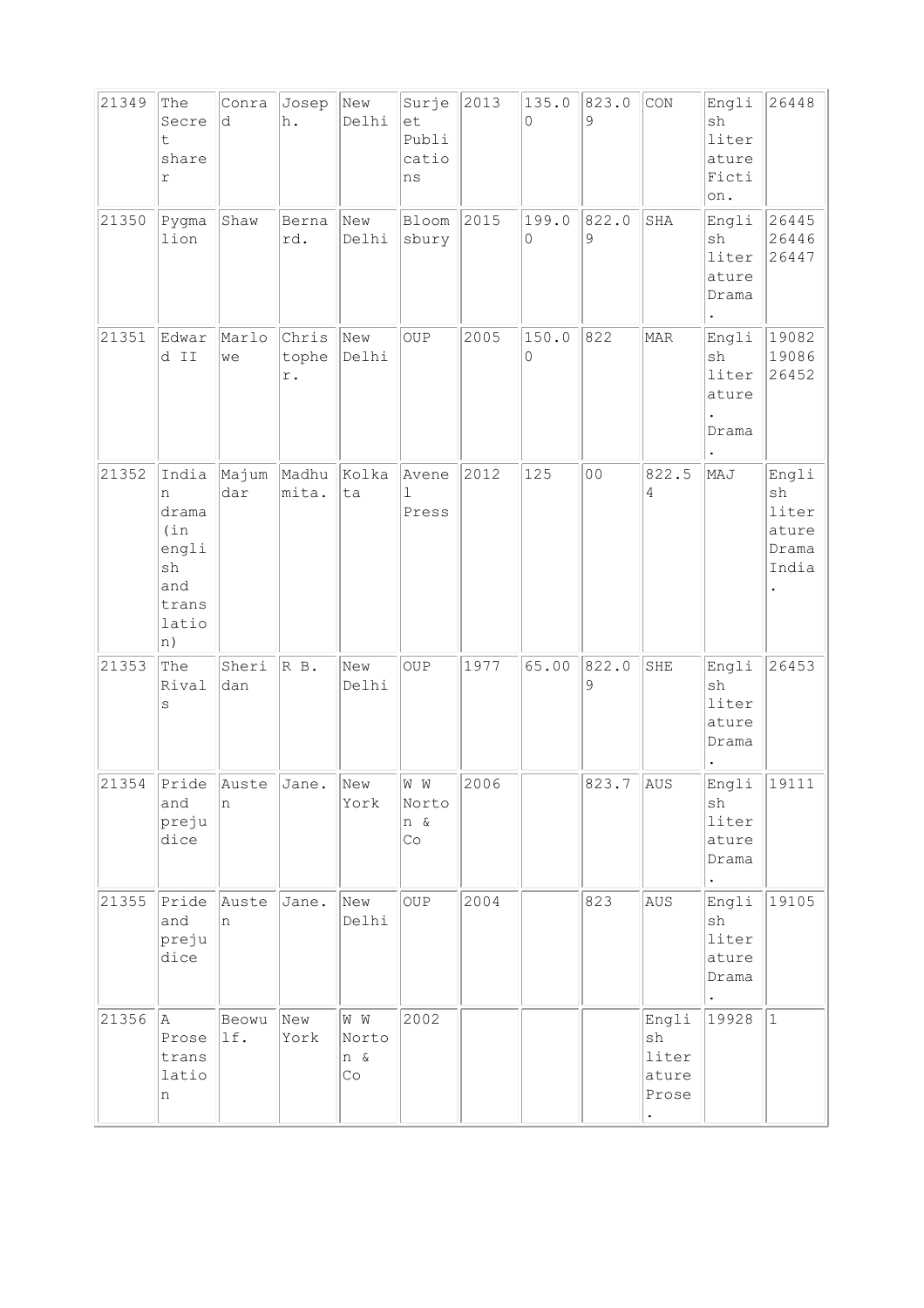| 21349 | The Secret sharer | Conrad | Joseph. | New Delhi | Surjeet Publications | 2013 | 135.00 | 823.09 | CON | English literature Fiction. | 26448 |
|---|---|---|---|---|---|---|---|---|---|---|---|
| 21350 | Pygmalion | Shaw | Bernard. | New Delhi | Bloomsbury | 2015 | 199.00 | 822.09 | SHA | English literature Drama. | 26445 26446 26447 |
| 21351 | Edward II | Marlowe | Christopher. | New Delhi | OUP | 2005 | 150.00 | 822 | MAR | English literature. Drama. | 19082 19086 26452 |
| 21352 | Indian drama (in english and translation) | Majumdar | Madhumita. | Kolkata | Avenel Press | 2012 | 125 | 00 | 822.54 | MAJ | English literature Drama India. |
| 21353 | The Rivals | Sheridan | R B. | New Delhi | OUP | 1977 | 65.00 | 822.09 | SHE | English literature Drama. | 26453 |
| 21354 | Pride and prejudice | Austen | Jane. | New York | W W Norton & Co | 2006 | | 823.7 | AUS | English literature Drama. | 19111 |
| 21355 | Pride and prejudice | Austen | Jane. | New Delhi | OUP | 2004 | | 823 | AUS | English literature Drama. | 19105 |
| 21356 | A Prose translation | Beowulf. | New York | W W Norton & Co | 2002 | | | | English literature Prose. | 19928 | 1 |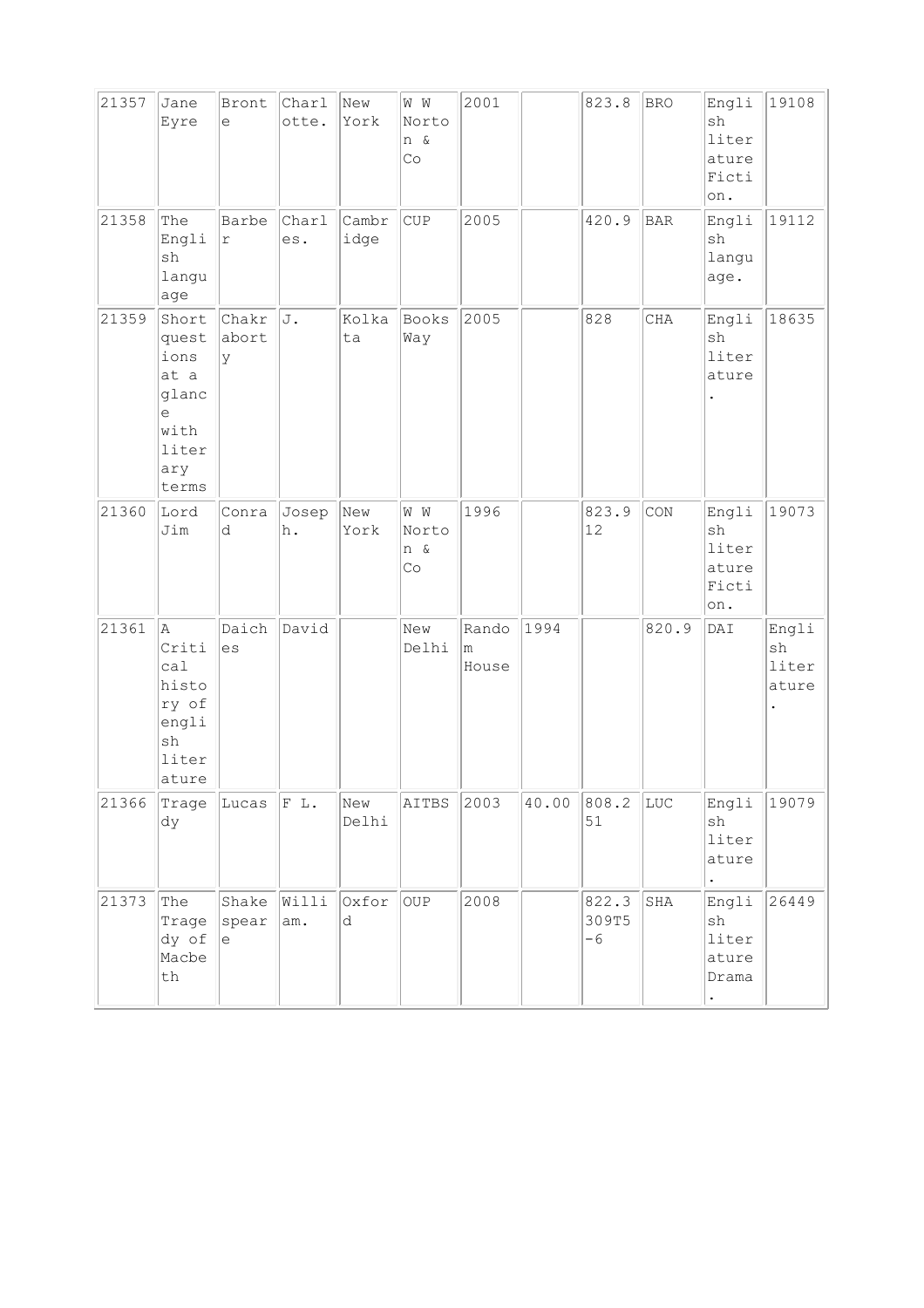| | | | | | | | | | | |
|---|---|---|---|---|---|---|---|---|---|---|
| 21357 | Jane Eyre | Bronte | Charlotte. | New York | W W Norton & Co | 2001 | | 823.8 | BRO | English literature Fiction. | 19108 |
| 21358 | The English language | Barber | Charles. | Cambridge | CUP | 2005 | | 420.9 | BAR | English language. | 19112 |
| 21359 | Short questions at a glance with literary terms | Chakraborty | J. | Kolkata | Books Way | 2005 | | 828 | CHA | English literature. | 18635 |
| 21360 | Lord Jim | Conrad | Joseph. | New York | W W Norton & Co | 1996 | | 823.912 | CON | English literature Fiction. | 19073 |
| 21361 | A Critical history of english literature | Daiches | David | | New Delhi | Random House | 1994 | | 820.9 | DAI | English literature. |
| 21366 | Tragedy | Lucas | F L. | New Delhi | AITBS | 2003 | 40.00 | 808.251 | LUC | English literature. | 19079 |
| 21373 | The Tragedy of Macbeth | Shakespeare | William. | Oxford | OUP | 2008 | | 822.3309T5-6 | SHA | English literature Drama. | 26449 |